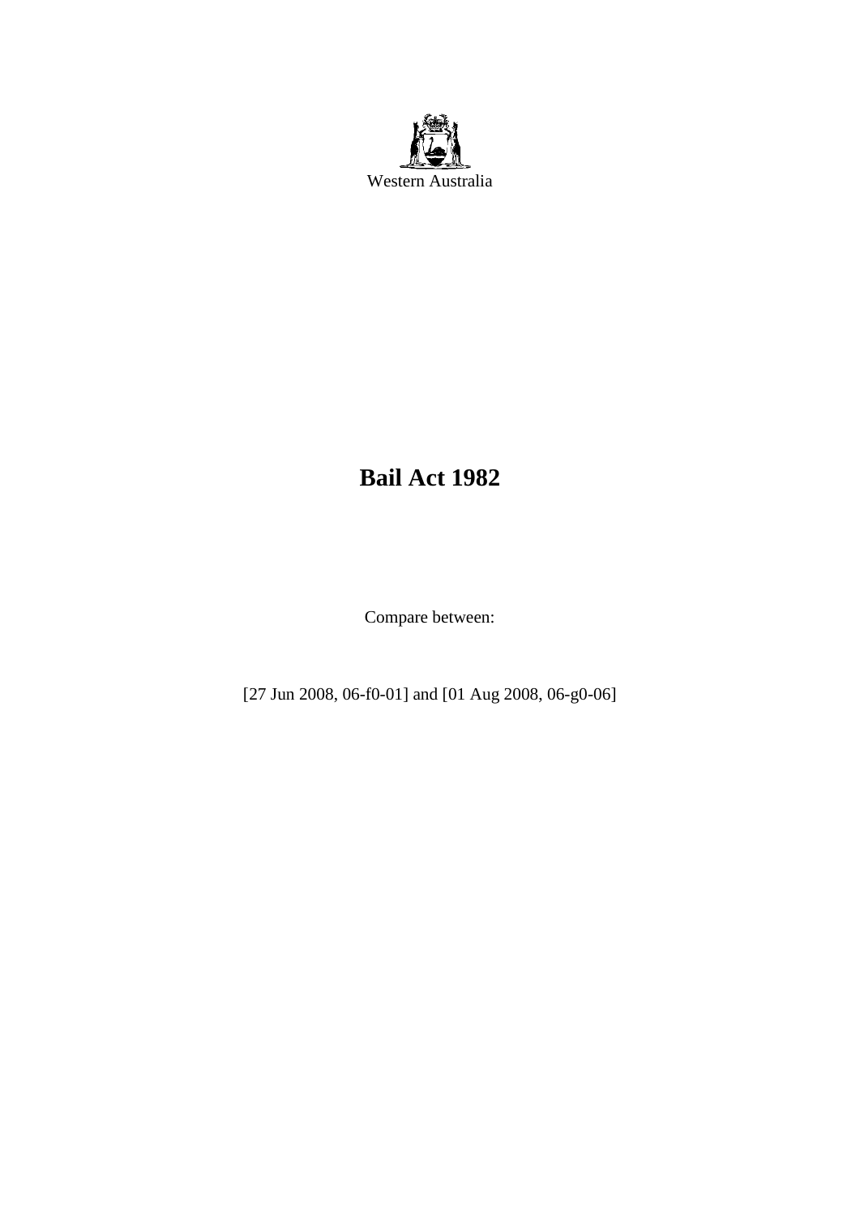Western Australia

# Bail Act 1982

Compare between:

[27 Jun 2008, 06-f0-01] and [01 Aug 2008, 06-g0-06]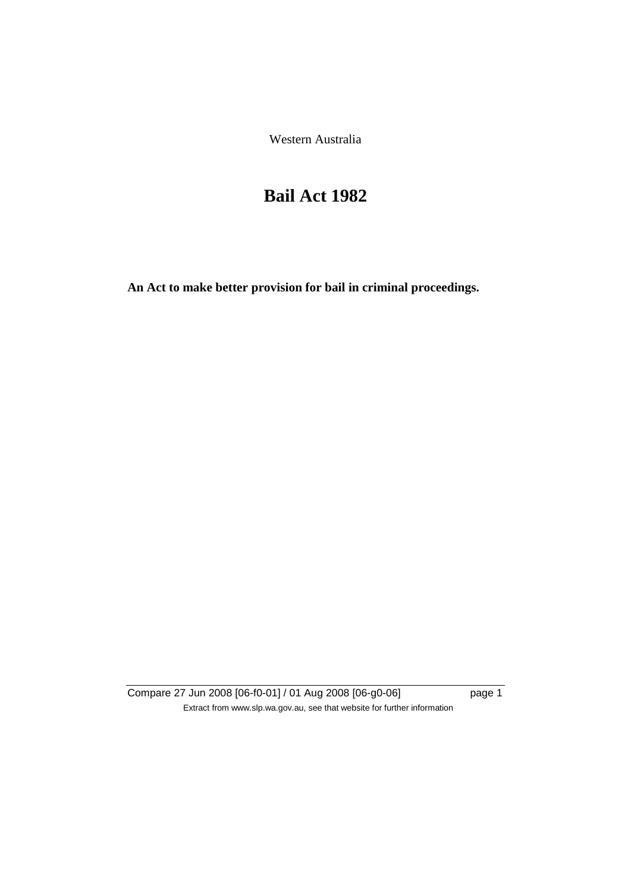Western Australia

# Bail Act 1982

**An Act to make better provision for bail in criminal proceedings.**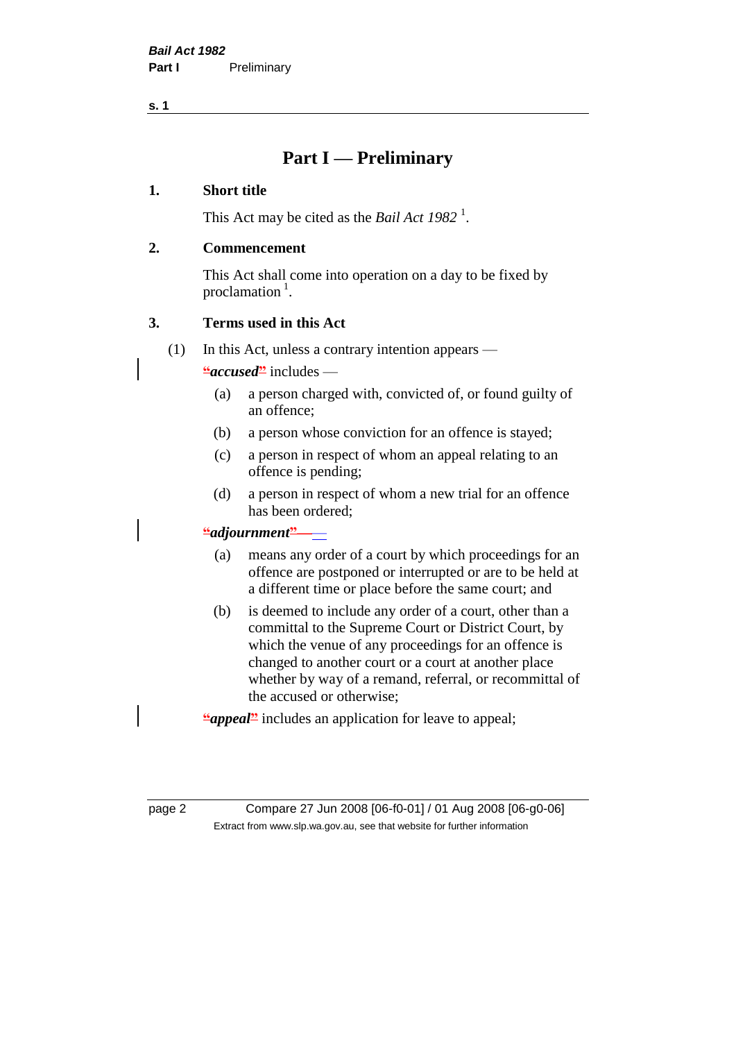# Part I — Preliminary

## 1. Short title

This Act may be cited as the *Bail Act 1982* [1].

## 2. Commencement

This Act shall come into operation on a day to be fixed by proclamation [1].

## 3. Terms used in this Act

(1) In this Act, unless a contrary intention appears —

"***accused***" includes —

(a) a person charged with, convicted of, or found guilty of an offence;

(b) a person whose conviction for an offence is stayed;

(c) a person in respect of whom an appeal relating to an offence is pending;

(d) a person in respect of whom a new trial for an offence has been ordered;

"***adjournment***" —

(a) means any order of a court by which proceedings for an offence are postponed or interrupted or are to be held at a different time or place before the same court; and

(b) is deemed to include any order of a court, other than a committal to the Supreme Court or District Court, by which the venue of any proceedings for an offence is changed to another court or a court at another place whether by way of a remand, referral, or recommittal of the accused or otherwise;

"***appeal***" includes an application for leave to appeal;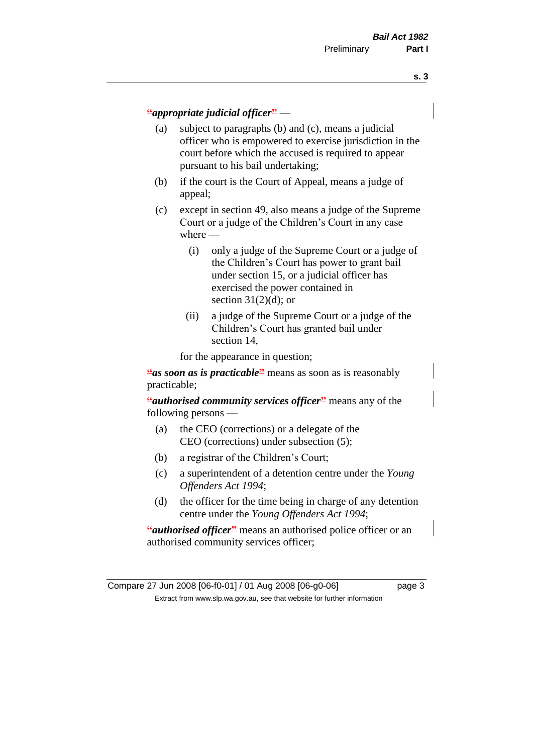"***appropriate judicial officer***" —

(a) subject to paragraphs (b) and (c), means a judicial officer who is empowered to exercise jurisdiction in the court before which the accused is required to appear pursuant to his bail undertaking;

(b) if the court is the Court of Appeal, means a judge of appeal;

(c) except in section 49, also means a judge of the Supreme Court or a judge of the Children's Court in any case where —

  (i) only a judge of the Supreme Court or a judge of the Children's Court has power to grant bail under section 15, or a judicial officer has exercised the power contained in section 31(2)(d); or

  (ii) a judge of the Supreme Court or a judge of the Children's Court has granted bail under section 14,

for the appearance in question;

"***as soon as is practicable***" means as soon as is reasonably practicable;

"***authorised community services officer***" means any of the following persons —

(a) the CEO (corrections) or a delegate of the CEO (corrections) under subsection (5);

(b) a registrar of the Children's Court;

(c) a superintendent of a detention centre under the *Young Offenders Act 1994*;

(d) the officer for the time being in charge of any detention centre under the *Young Offenders Act 1994*;

"***authorised officer***" means an authorised police officer or an authorised community services officer;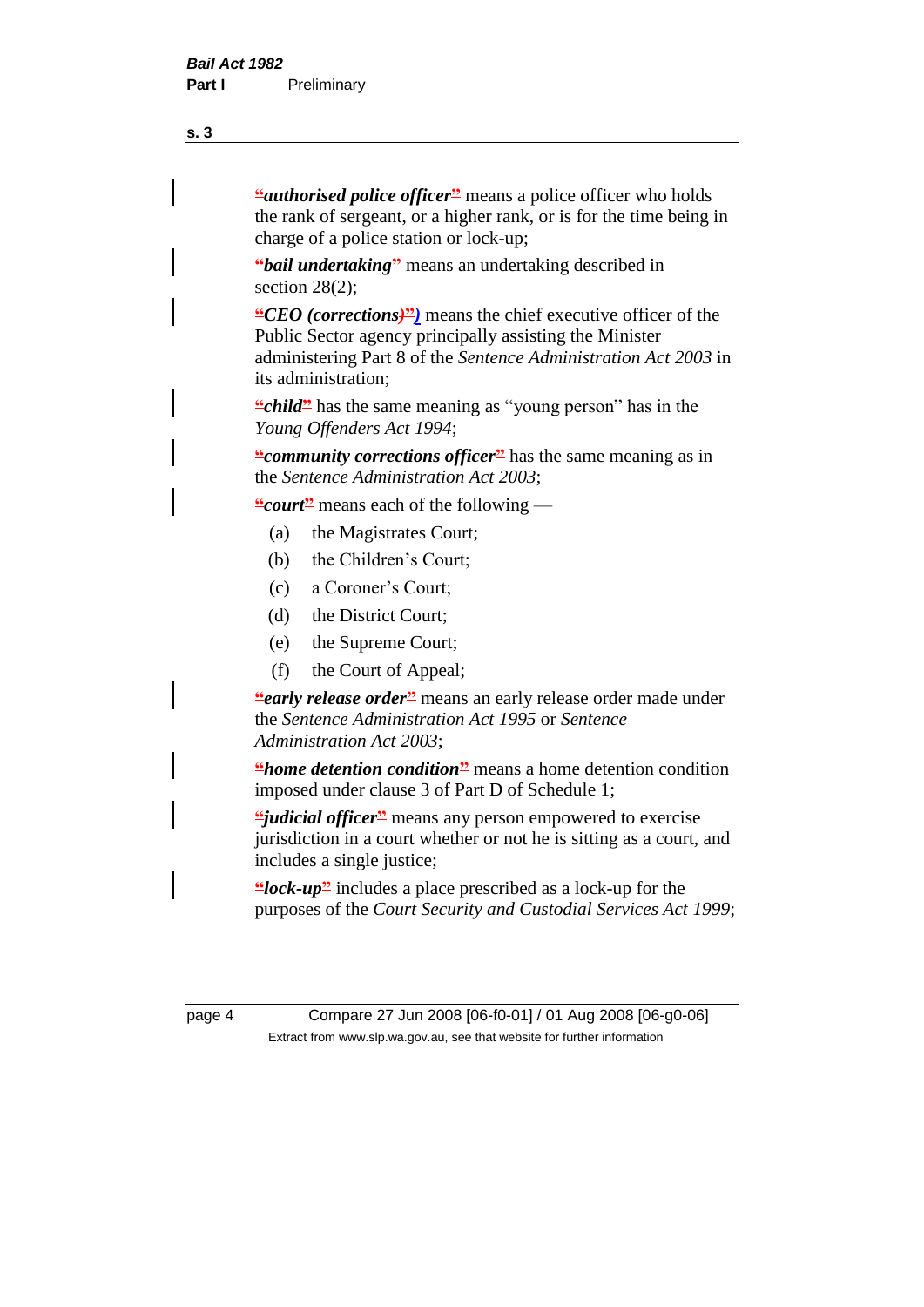"***authorised police officer***" means a police officer who holds the rank of sergeant, or a higher rank, or is for the time being in charge of a police station or lock-up;

"***bail undertaking***" means an undertaking described in section 28(2);

"***CEO (corrections)***"*)* means the chief executive officer of the Public Sector agency principally assisting the Minister administering Part 8 of the *Sentence Administration Act 2003* in its administration;

"***child***" has the same meaning as "young person" has in the *Young Offenders Act 1994*;

"***community corrections officer***" has the same meaning as in the *Sentence Administration Act 2003*;

"***court***" means each of the following —

(a) the Magistrates Court;

(b) the Children's Court;

(c) a Coroner's Court;

(d) the District Court;

(e) the Supreme Court;

(f) the Court of Appeal;

"***early release order***" means an early release order made under the *Sentence Administration Act 1995* or *Sentence Administration Act 2003*;

"***home detention condition***" means a home detention condition imposed under clause 3 of Part D of Schedule 1;

"***judicial officer***" means any person empowered to exercise jurisdiction in a court whether or not he is sitting as a court, and includes a single justice;

"***lock-up***" includes a place prescribed as a lock-up for the purposes of the *Court Security and Custodial Services Act 1999*;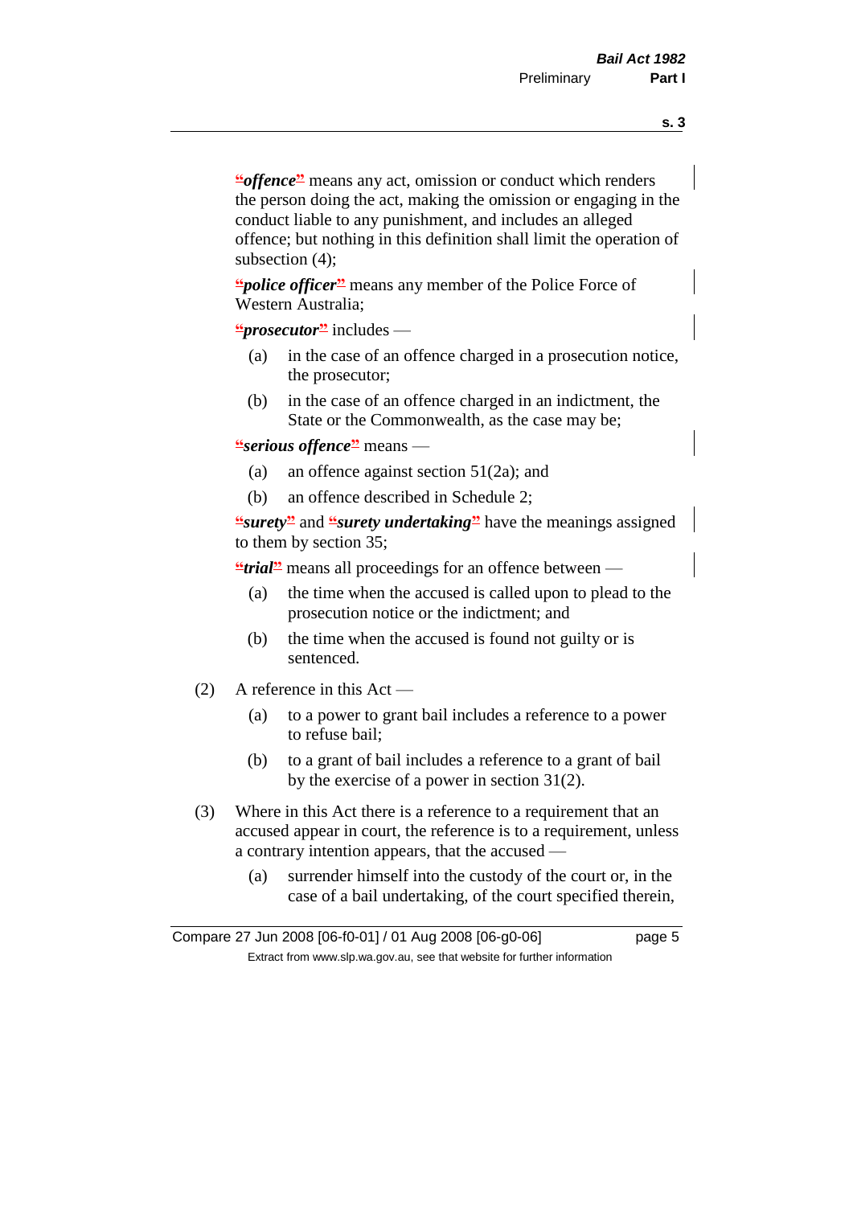"***offence***" means any act, omission or conduct which renders the person doing the act, making the omission or engaging in the conduct liable to any punishment, and includes an alleged offence; but nothing in this definition shall limit the operation of subsection (4);

"***police officer***" means any member of the Police Force of Western Australia;

"***prosecutor***" includes —

(a) in the case of an offence charged in a prosecution notice, the prosecutor;

(b) in the case of an offence charged in an indictment, the State or the Commonwealth, as the case may be;

"***serious offence***" means —

(a) an offence against section 51(2a); and

(b) an offence described in Schedule 2;

"***surety***" and "***surety undertaking***" have the meanings assigned to them by section 35;

"***trial***" means all proceedings for an offence between —

(a) the time when the accused is called upon to plead to the prosecution notice or the indictment; and

(b) the time when the accused is found not guilty or is sentenced.

(2) A reference in this Act —

(a) to a power to grant bail includes a reference to a power to refuse bail;

(b) to a grant of bail includes a reference to a grant of bail by the exercise of a power in section 31(2).

(3) Where in this Act there is a reference to a requirement that an accused appear in court, the reference is to a requirement, unless a contrary intention appears, that the accused —

(a) surrender himself into the custody of the court or, in the case of a bail undertaking, of the court specified therein,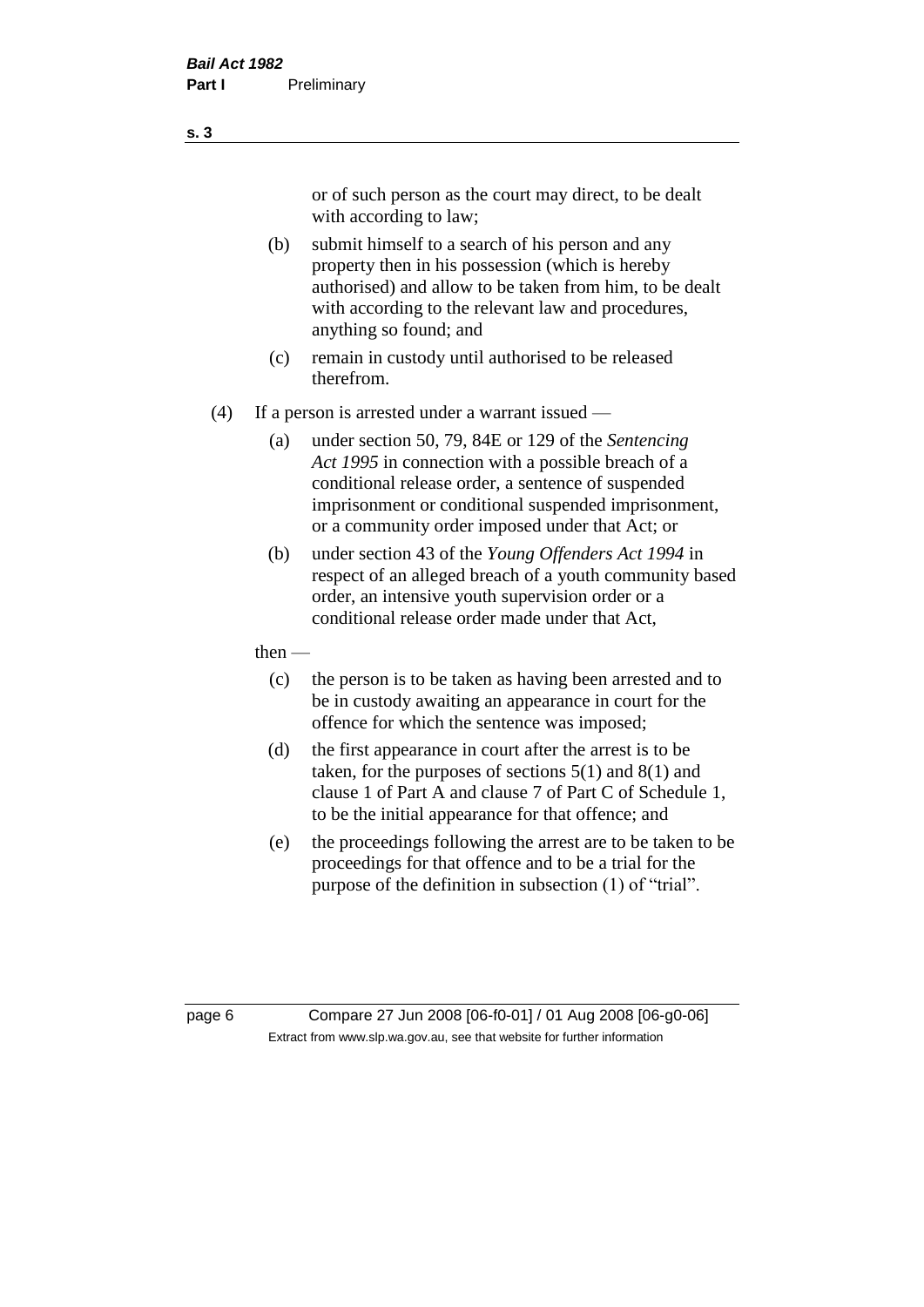or of such person as the court may direct, to be dealt with according to law;

(b) submit himself to a search of his person and any property then in his possession (which is hereby authorised) and allow to be taken from him, to be dealt with according to the relevant law and procedures, anything so found; and

(c) remain in custody until authorised to be released therefrom.

(4) If a person is arrested under a warrant issued —

(a) under section 50, 79, 84E or 129 of the *Sentencing Act 1995* in connection with a possible breach of a conditional release order, a sentence of suspended imprisonment or conditional suspended imprisonment, or a community order imposed under that Act; or

(b) under section 43 of the *Young Offenders Act 1994* in respect of an alleged breach of a youth community based order, an intensive youth supervision order or a conditional release order made under that Act,

then —

(c) the person is to be taken as having been arrested and to be in custody awaiting an appearance in court for the offence for which the sentence was imposed;

(d) the first appearance in court after the arrest is to be taken, for the purposes of sections 5(1) and 8(1) and clause 1 of Part A and clause 7 of Part C of Schedule 1, to be the initial appearance for that offence; and

(e) the proceedings following the arrest are to be taken to be proceedings for that offence and to be a trial for the purpose of the definition in subsection (1) of "trial".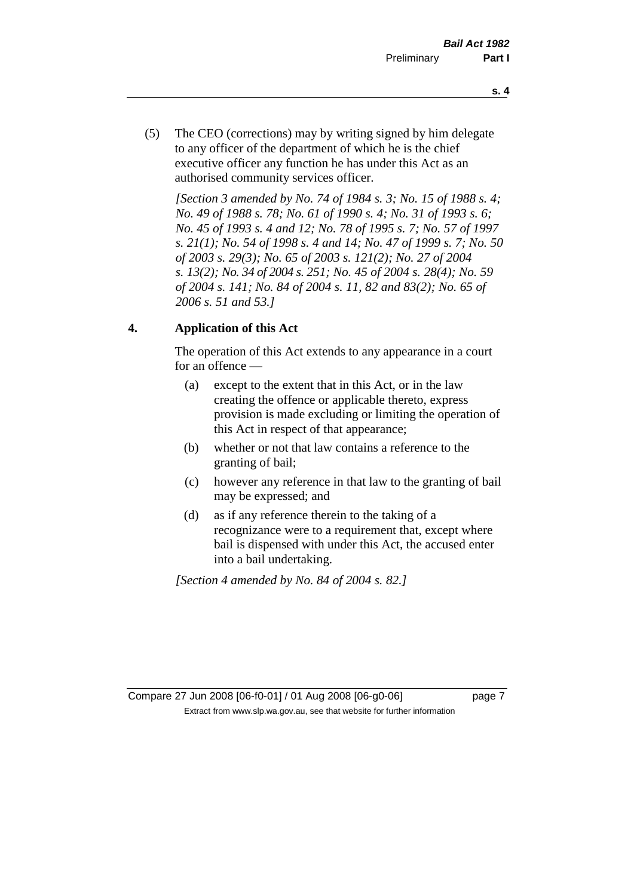(5) The CEO (corrections) may by writing signed by him delegate to any officer of the department of which he is the chief executive officer any function he has under this Act as an authorised community services officer.

*[Section 3 amended by No. 74 of 1984 s. 3; No. 15 of 1988 s. 4; No. 49 of 1988 s. 78; No. 61 of 1990 s. 4; No. 31 of 1993 s. 6; No. 45 of 1993 s. 4 and 12; No. 78 of 1995 s. 7; No. 57 of 1997 s. 21(1); No. 54 of 1998 s. 4 and 14; No. 47 of 1999 s. 7; No. 50 of 2003 s. 29(3); No. 65 of 2003 s. 121(2); No. 27 of 2004 s. 13(2); No. 34 of 2004 s. 251; No. 45 of 2004 s. 28(4); No. 59 of 2004 s. 141; No. 84 of 2004 s. 11, 82 and 83(2); No. 65 of 2006 s. 51 and 53.]*

## 4. Application of this Act

The operation of this Act extends to any appearance in a court for an offence —

(a) except to the extent that in this Act, or in the law creating the offence or applicable thereto, express provision is made excluding or limiting the operation of this Act in respect of that appearance;

(b) whether or not that law contains a reference to the granting of bail;

(c) however any reference in that law to the granting of bail may be expressed; and

(d) as if any reference therein to the taking of a recognizance were to a requirement that, except where bail is dispensed with under this Act, the accused enter into a bail undertaking.

*[Section 4 amended by No. 84 of 2004 s. 82.]*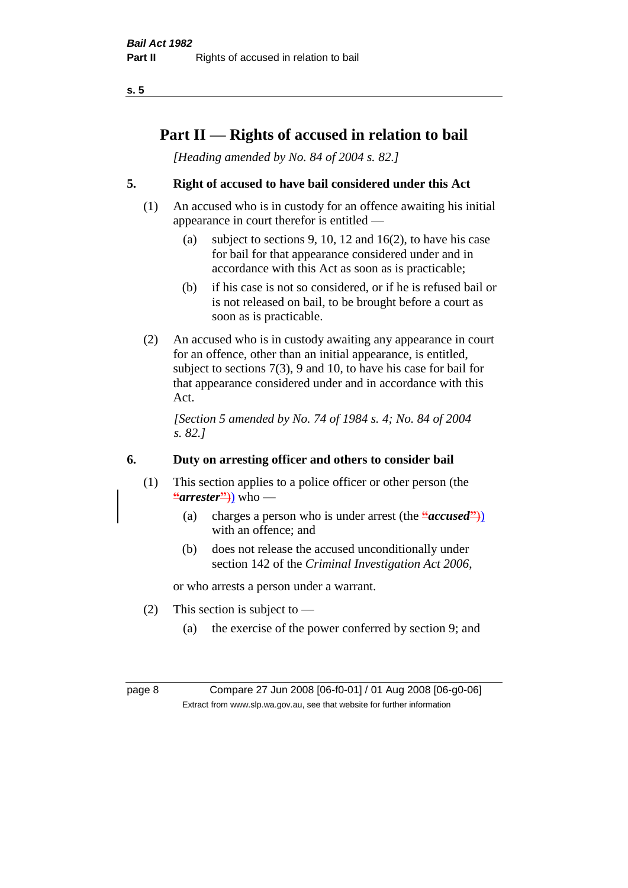# Part II — Rights of accused in relation to bail

*[Heading amended by No. 84 of 2004 s. 82.]*

## 5. Right of accused to have bail considered under this Act

(1) An accused who is in custody for an offence awaiting his initial appearance in court therefor is entitled —

(a) subject to sections 9, 10, 12 and 16(2), to have his case for bail for that appearance considered under and in accordance with this Act as soon as is practicable;

(b) if his case is not so considered, or if he is refused bail or is not released on bail, to be brought before a court as soon as is practicable.

(2) An accused who is in custody awaiting any appearance in court for an offence, other than an initial appearance, is entitled, subject to sections 7(3), 9 and 10, to have his case for bail for that appearance considered under and in accordance with this Act.

*[Section 5 amended by No. 74 of 1984 s. 4; No. 84 of 2004 s. 82.]*

## 6. Duty on arresting officer and others to consider bail

(1) This section applies to a police officer or other person (the "***arrester***")) who —

(a) charges a person who is under arrest (the "***accused***")) with an offence; and

(b) does not release the accused unconditionally under section 142 of the *Criminal Investigation Act 2006*,

or who arrests a person under a warrant.

(2) This section is subject to —

(a) the exercise of the power conferred by section 9; and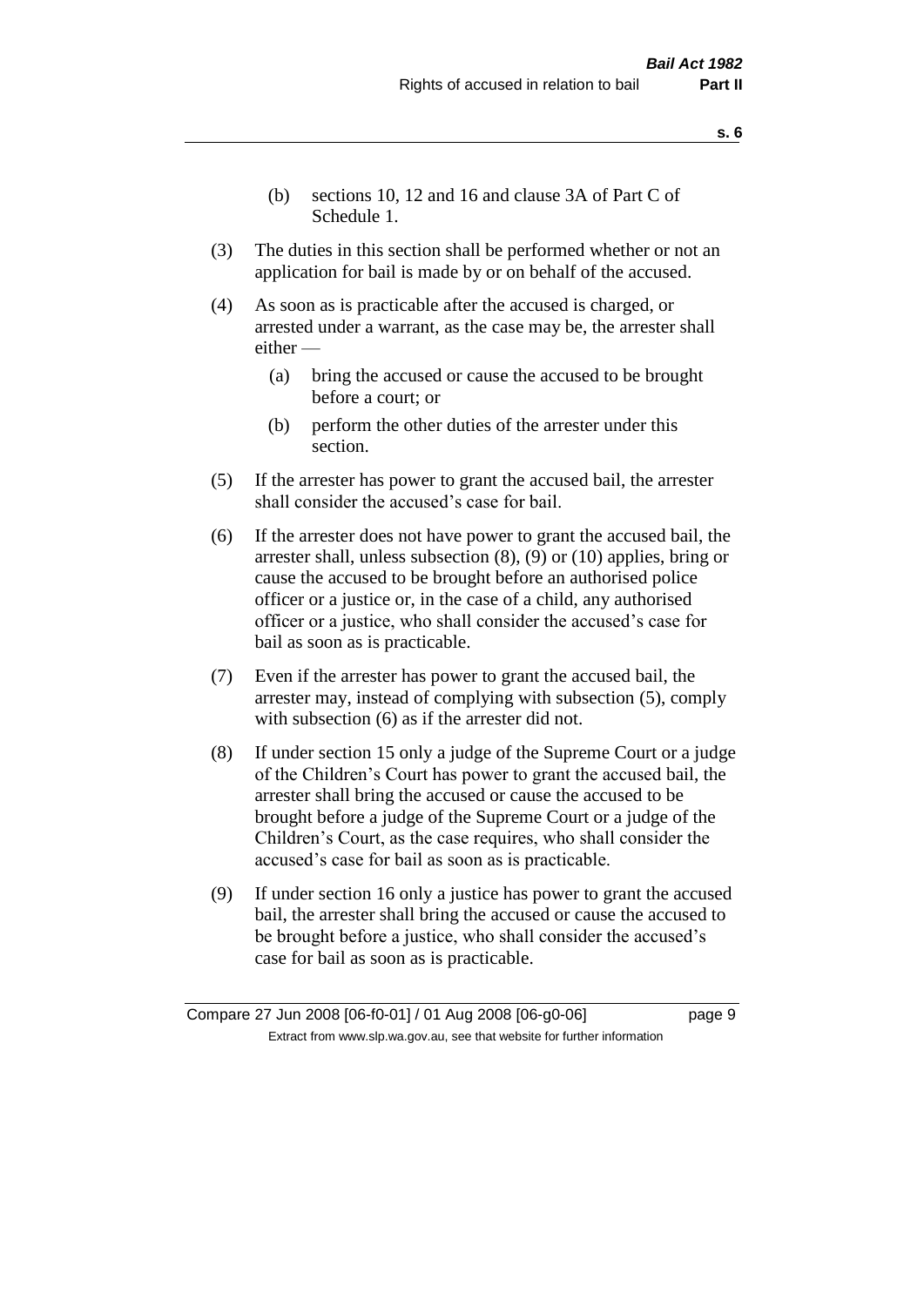(b) sections 10, 12 and 16 and clause 3A of Part C of Schedule 1.

(3) The duties in this section shall be performed whether or not an application for bail is made by or on behalf of the accused.

(4) As soon as is practicable after the accused is charged, or arrested under a warrant, as the case may be, the arrester shall either —

(a) bring the accused or cause the accused to be brought before a court; or

(b) perform the other duties of the arrester under this section.

(5) If the arrester has power to grant the accused bail, the arrester shall consider the accused's case for bail.

(6) If the arrester does not have power to grant the accused bail, the arrester shall, unless subsection (8), (9) or (10) applies, bring or cause the accused to be brought before an authorised police officer or a justice or, in the case of a child, any authorised officer or a justice, who shall consider the accused's case for bail as soon as is practicable.

(7) Even if the arrester has power to grant the accused bail, the arrester may, instead of complying with subsection (5), comply with subsection (6) as if the arrester did not.

(8) If under section 15 only a judge of the Supreme Court or a judge of the Children's Court has power to grant the accused bail, the arrester shall bring the accused or cause the accused to be brought before a judge of the Supreme Court or a judge of the Children's Court, as the case requires, who shall consider the accused's case for bail as soon as is practicable.

(9) If under section 16 only a justice has power to grant the accused bail, the arrester shall bring the accused or cause the accused to be brought before a justice, who shall consider the accused's case for bail as soon as is practicable.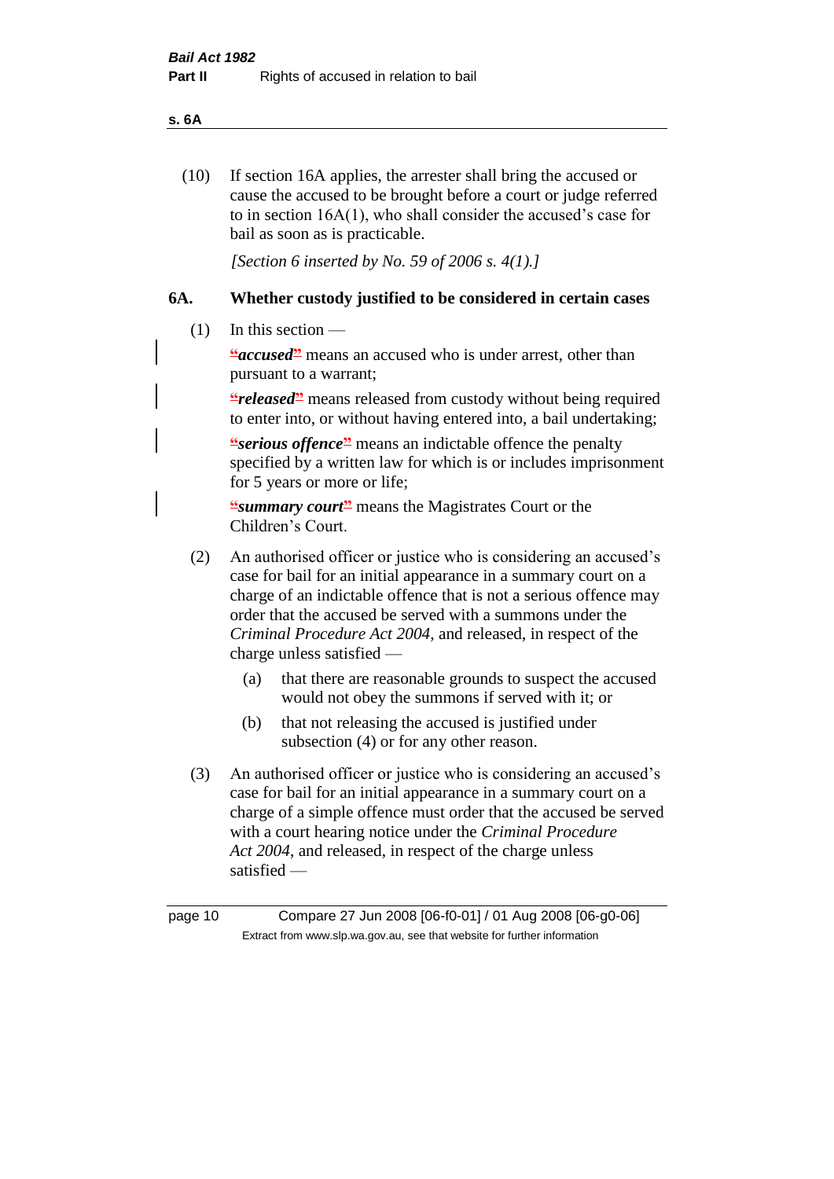(10) If section 16A applies, the arrester shall bring the accused or cause the accused to be brought before a court or judge referred to in section 16A(1), who shall consider the accused's case for bail as soon as is practicable.

*[Section 6 inserted by No. 59 of 2006 s. 4(1).]*

## 6A. Whether custody justified to be considered in certain cases

(1) In this section —

"***accused***" means an accused who is under arrest, other than pursuant to a warrant;

"***released***" means released from custody without being required to enter into, or without having entered into, a bail undertaking;

"***serious offence***" means an indictable offence the penalty specified by a written law for which is or includes imprisonment for 5 years or more or life;

"***summary court***" means the Magistrates Court or the Children's Court.

(2) An authorised officer or justice who is considering an accused's case for bail for an initial appearance in a summary court on a charge of an indictable offence that is not a serious offence may order that the accused be served with a summons under the *Criminal Procedure Act 2004*, and released, in respect of the charge unless satisfied —

(a) that there are reasonable grounds to suspect the accused would not obey the summons if served with it; or

(b) that not releasing the accused is justified under subsection (4) or for any other reason.

(3) An authorised officer or justice who is considering an accused's case for bail for an initial appearance in a summary court on a charge of a simple offence must order that the accused be served with a court hearing notice under the *Criminal Procedure Act 2004*, and released, in respect of the charge unless satisfied —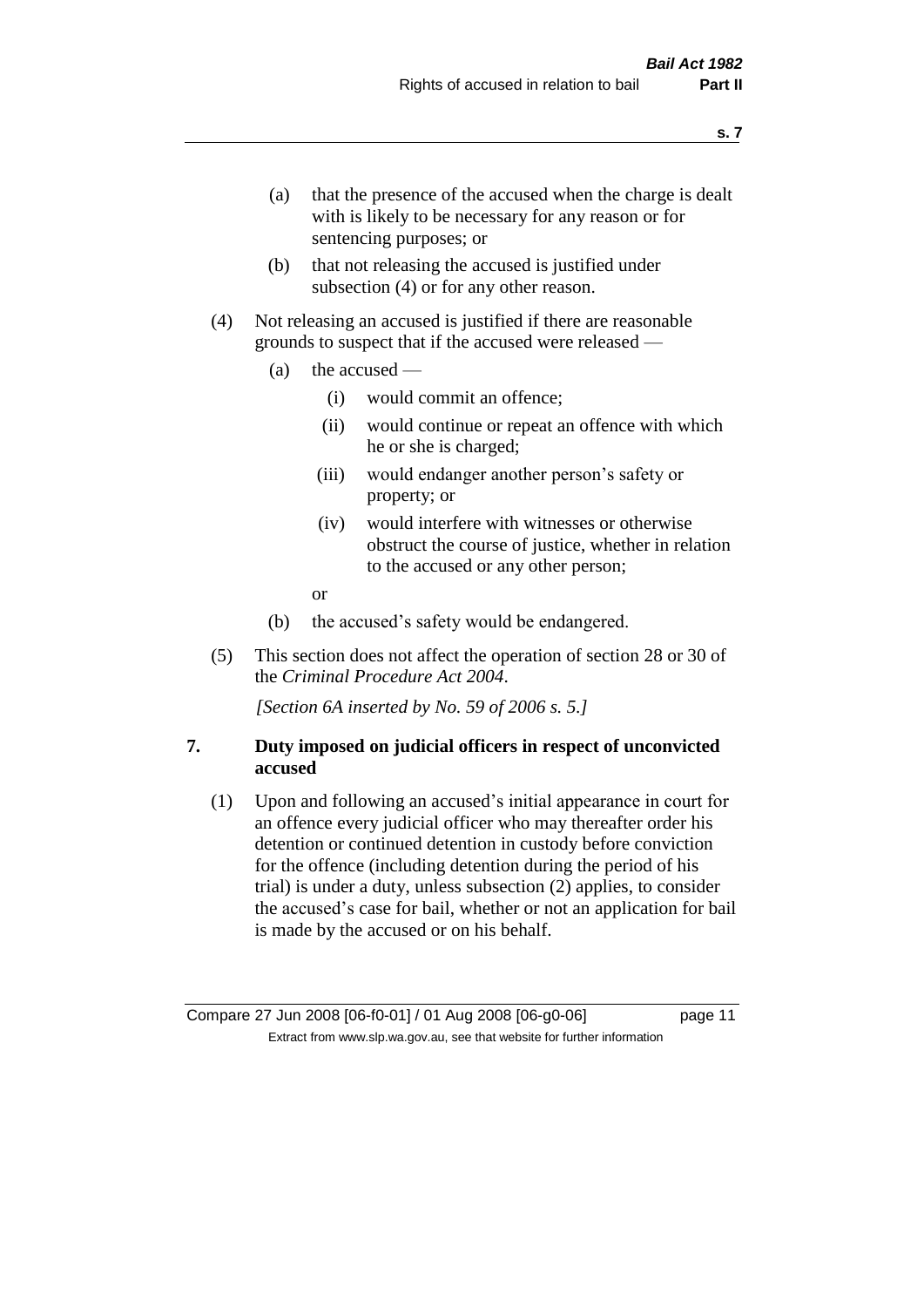(a) that the presence of the accused when the charge is dealt with is likely to be necessary for any reason or for sentencing purposes; or

(b) that not releasing the accused is justified under subsection (4) or for any other reason.

(4) Not releasing an accused is justified if there are reasonable grounds to suspect that if the accused were released —

(a) the accused —

(i) would commit an offence;

(ii) would continue or repeat an offence with which he or she is charged;

(iii) would endanger another person's safety or property; or

(iv) would interfere with witnesses or otherwise obstruct the course of justice, whether in relation to the accused or any other person;

or

(b) the accused's safety would be endangered.

(5) This section does not affect the operation of section 28 or 30 of the *Criminal Procedure Act 2004*.

*[Section 6A inserted by No. 59 of 2006 s. 5.]*

## 7. Duty imposed on judicial officers in respect of unconvicted accused

(1) Upon and following an accused's initial appearance in court for an offence every judicial officer who may thereafter order his detention or continued detention in custody before conviction for the offence (including detention during the period of his trial) is under a duty, unless subsection (2) applies, to consider the accused's case for bail, whether or not an application for bail is made by the accused or on his behalf.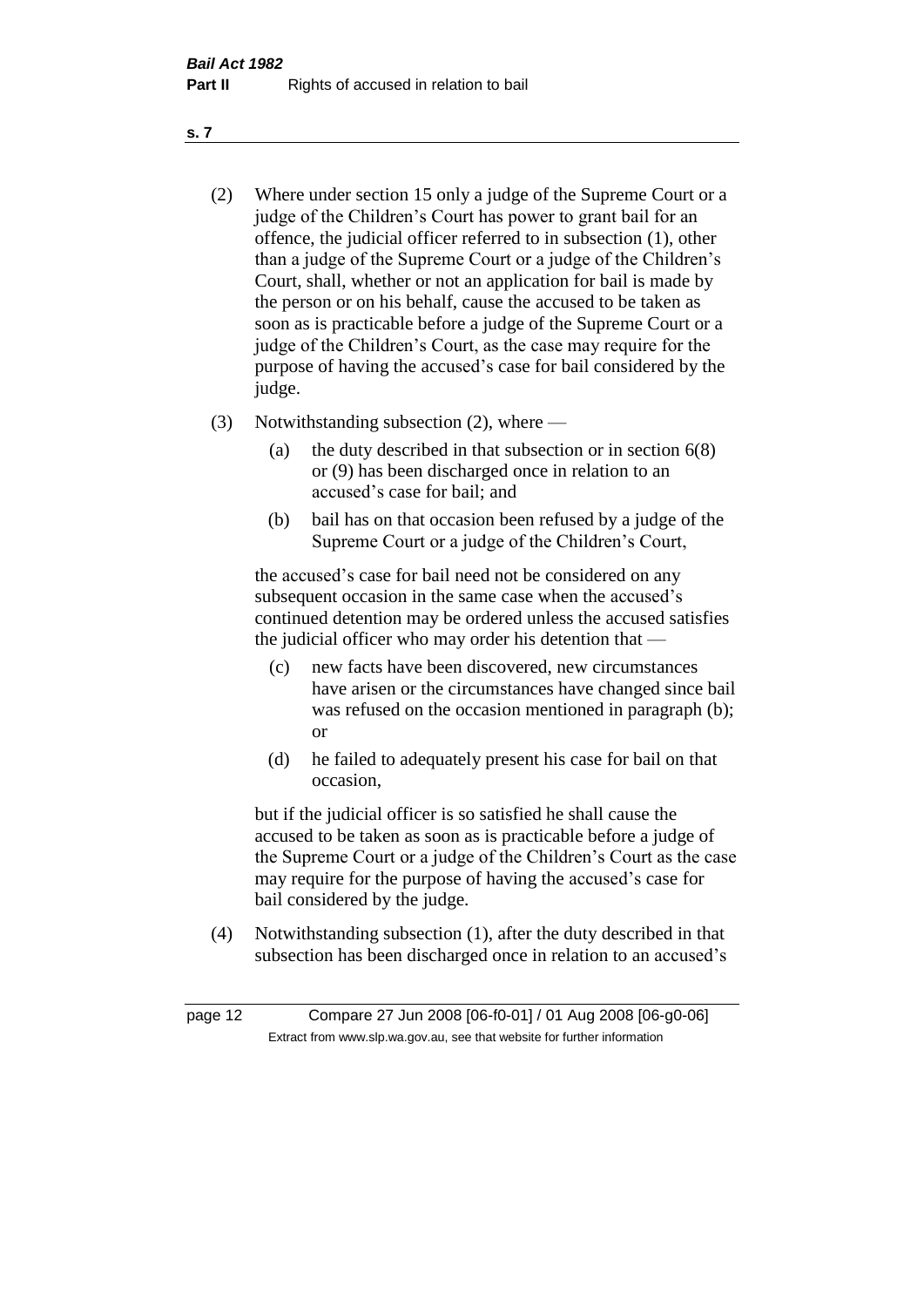(2) Where under section 15 only a judge of the Supreme Court or a judge of the Children's Court has power to grant bail for an offence, the judicial officer referred to in subsection (1), other than a judge of the Supreme Court or a judge of the Children's Court, shall, whether or not an application for bail is made by the person or on his behalf, cause the accused to be taken as soon as is practicable before a judge of the Supreme Court or a judge of the Children's Court, as the case may require for the purpose of having the accused's case for bail considered by the judge.

(3) Notwithstanding subsection (2), where —

(a) the duty described in that subsection or in section 6(8) or (9) has been discharged once in relation to an accused's case for bail; and

(b) bail has on that occasion been refused by a judge of the Supreme Court or a judge of the Children's Court,

the accused's case for bail need not be considered on any subsequent occasion in the same case when the accused's continued detention may be ordered unless the accused satisfies the judicial officer who may order his detention that —

(c) new facts have been discovered, new circumstances have arisen or the circumstances have changed since bail was refused on the occasion mentioned in paragraph (b); or

(d) he failed to adequately present his case for bail on that occasion,

but if the judicial officer is so satisfied he shall cause the accused to be taken as soon as is practicable before a judge of the Supreme Court or a judge of the Children's Court as the case may require for the purpose of having the accused's case for bail considered by the judge.

(4) Notwithstanding subsection (1), after the duty described in that subsection has been discharged once in relation to an accused's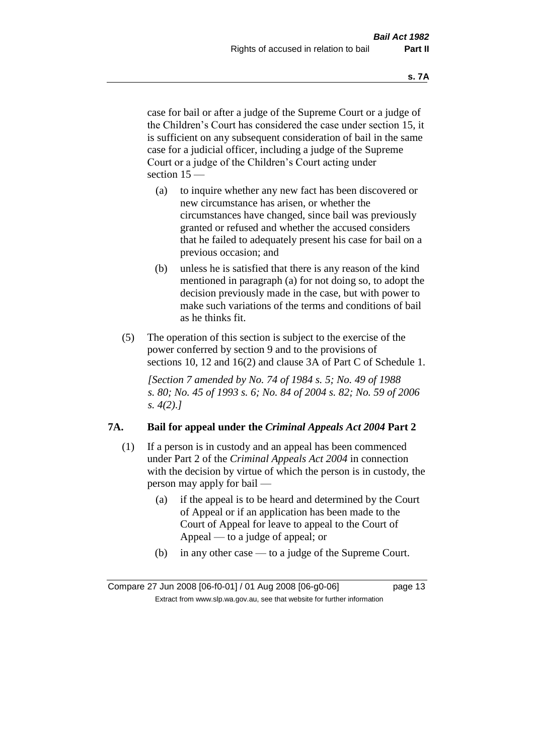case for bail or after a judge of the Supreme Court or a judge of the Children's Court has considered the case under section 15, it is sufficient on any subsequent consideration of bail in the same case for a judicial officer, including a judge of the Supreme Court or a judge of the Children's Court acting under section 15 —

(a) to inquire whether any new fact has been discovered or new circumstance has arisen, or whether the circumstances have changed, since bail was previously granted or refused and whether the accused considers that he failed to adequately present his case for bail on a previous occasion; and

(b) unless he is satisfied that there is any reason of the kind mentioned in paragraph (a) for not doing so, to adopt the decision previously made in the case, but with power to make such variations of the terms and conditions of bail as he thinks fit.

(5) The operation of this section is subject to the exercise of the power conferred by section 9 and to the provisions of sections 10, 12 and 16(2) and clause 3A of Part C of Schedule 1.

*[Section 7 amended by No. 74 of 1984 s. 5; No. 49 of 1988 s. 80; No. 45 of 1993 s. 6; No. 84 of 2004 s. 82; No. 59 of 2006 s. 4(2).]*

### 7A. Bail for appeal under the *Criminal Appeals Act 2004* Part 2

(1) If a person is in custody and an appeal has been commenced under Part 2 of the *Criminal Appeals Act 2004* in connection with the decision by virtue of which the person is in custody, the person may apply for bail —

(a) if the appeal is to be heard and determined by the Court of Appeal or if an application has been made to the Court of Appeal for leave to appeal to the Court of Appeal — to a judge of appeal; or

(b) in any other case — to a judge of the Supreme Court.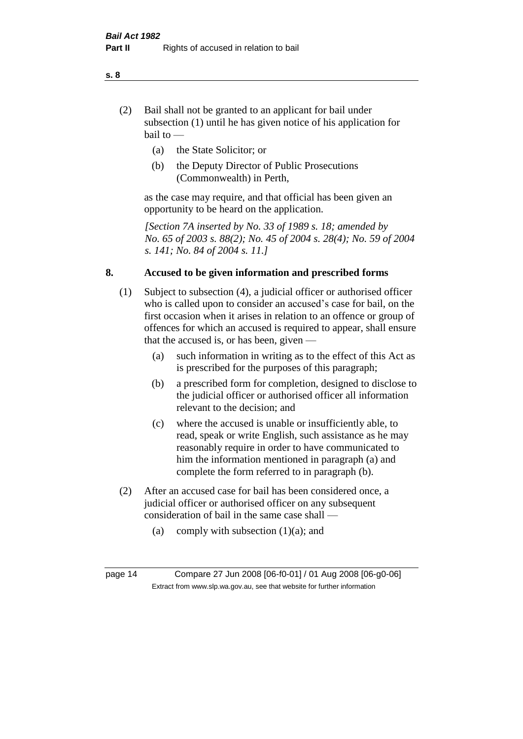(2) Bail shall not be granted to an applicant for bail under subsection (1) until he has given notice of his application for bail to —

(a) the State Solicitor; or

(b) the Deputy Director of Public Prosecutions (Commonwealth) in Perth,

as the case may require, and that official has been given an opportunity to be heard on the application.

*[Section 7A inserted by No. 33 of 1989 s. 18; amended by No. 65 of 2003 s. 88(2); No. 45 of 2004 s. 28(4); No. 59 of 2004 s. 141; No. 84 of 2004 s. 11.]*

## 8. Accused to be given information and prescribed forms

(1) Subject to subsection (4), a judicial officer or authorised officer who is called upon to consider an accused's case for bail, on the first occasion when it arises in relation to an offence or group of offences for which an accused is required to appear, shall ensure that the accused is, or has been, given —

(a) such information in writing as to the effect of this Act as is prescribed for the purposes of this paragraph;

(b) a prescribed form for completion, designed to disclose to the judicial officer or authorised officer all information relevant to the decision; and

(c) where the accused is unable or insufficiently able, to read, speak or write English, such assistance as he may reasonably require in order to have communicated to him the information mentioned in paragraph (a) and complete the form referred to in paragraph (b).

(2) After an accused case for bail has been considered once, a judicial officer or authorised officer on any subsequent consideration of bail in the same case shall —

(a) comply with subsection (1)(a); and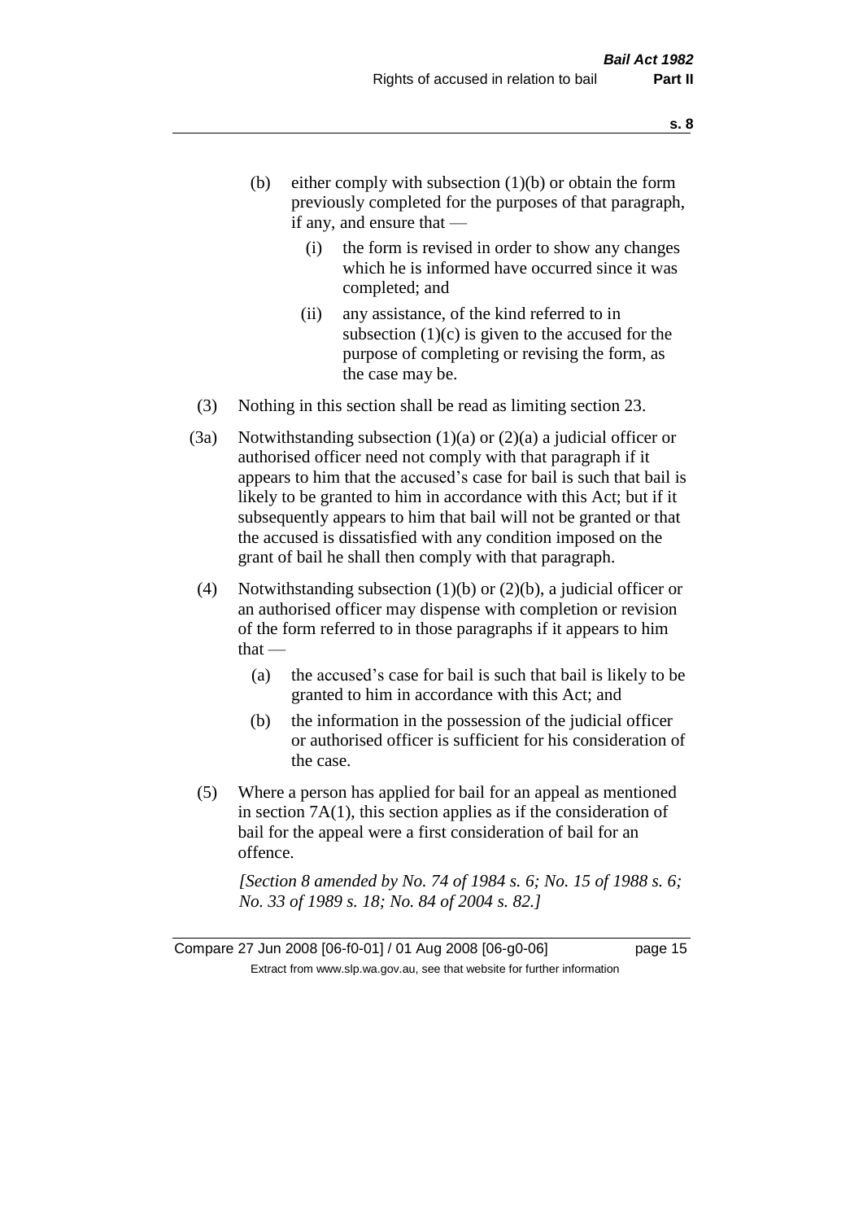(b) either comply with subsection (1)(b) or obtain the form previously completed for the purposes of that paragraph, if any, and ensure that —

   (i) the form is revised in order to show any changes which he is informed have occurred since it was completed; and

   (ii) any assistance, of the kind referred to in subsection (1)(c) is given to the accused for the purpose of completing or revising the form, as the case may be.

(3) Nothing in this section shall be read as limiting section 23.

(3a) Notwithstanding subsection (1)(a) or (2)(a) a judicial officer or authorised officer need not comply with that paragraph if it appears to him that the accused's case for bail is such that bail is likely to be granted to him in accordance with this Act; but if it subsequently appears to him that bail will not be granted or that the accused is dissatisfied with any condition imposed on the grant of bail he shall then comply with that paragraph.

(4) Notwithstanding subsection (1)(b) or (2)(b), a judicial officer or an authorised officer may dispense with completion or revision of the form referred to in those paragraphs if it appears to him that —

   (a) the accused's case for bail is such that bail is likely to be granted to him in accordance with this Act; and

   (b) the information in the possession of the judicial officer or authorised officer is sufficient for his consideration of the case.

(5) Where a person has applied for bail for an appeal as mentioned in section 7A(1), this section applies as if the consideration of bail for the appeal were a first consideration of bail for an offence.

*[Section 8 amended by No. 74 of 1984 s. 6; No. 15 of 1988 s. 6; No. 33 of 1989 s. 18; No. 84 of 2004 s. 82.]*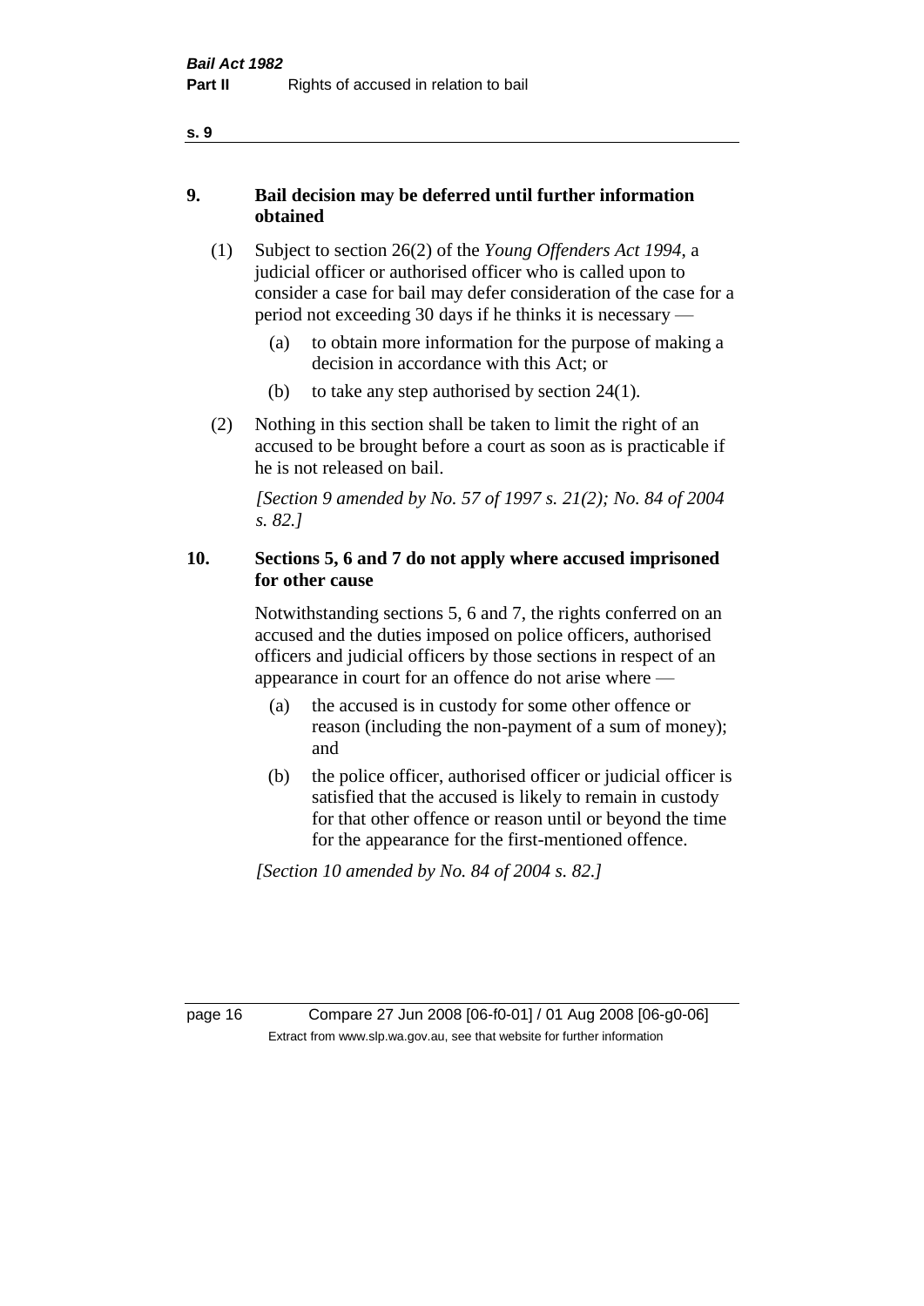## 9. Bail decision may be deferred until further information obtained

(1) Subject to section 26(2) of the *Young Offenders Act 1994*, a judicial officer or authorised officer who is called upon to consider a case for bail may defer consideration of the case for a period not exceeding 30 days if he thinks it is necessary —

(a) to obtain more information for the purpose of making a decision in accordance with this Act; or

(b) to take any step authorised by section 24(1).

(2) Nothing in this section shall be taken to limit the right of an accused to be brought before a court as soon as is practicable if he is not released on bail.

*[Section 9 amended by No. 57 of 1997 s. 21(2); No. 84 of 2004 s. 82.]*

## 10. Sections 5, 6 and 7 do not apply where accused imprisoned for other cause

Notwithstanding sections 5, 6 and 7, the rights conferred on an accused and the duties imposed on police officers, authorised officers and judicial officers by those sections in respect of an appearance in court for an offence do not arise where —

(a) the accused is in custody for some other offence or reason (including the non-payment of a sum of money); and

(b) the police officer, authorised officer or judicial officer is satisfied that the accused is likely to remain in custody for that other offence or reason until or beyond the time for the appearance for the first-mentioned offence.

*[Section 10 amended by No. 84 of 2004 s. 82.]*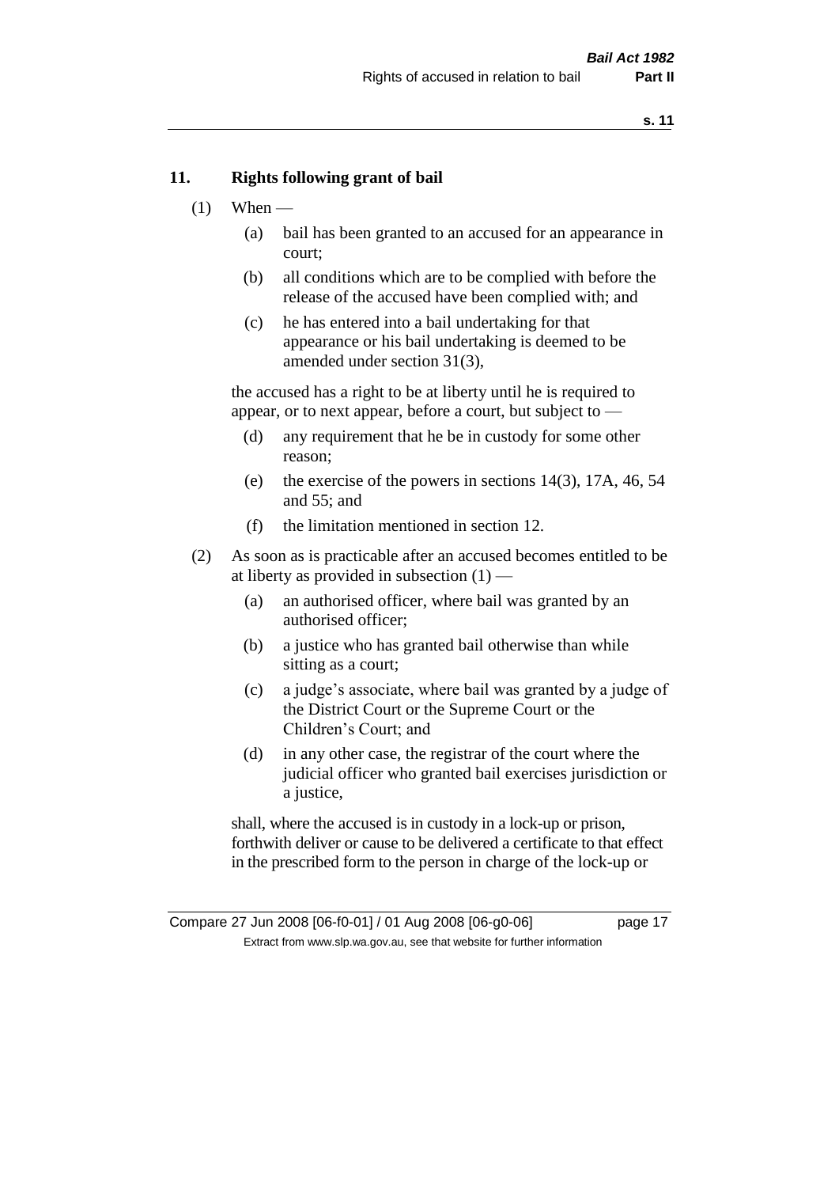## 11. Rights following grant of bail

(1) When —

  (a) bail has been granted to an accused for an appearance in court;

  (b) all conditions which are to be complied with before the release of the accused have been complied with; and

  (c) he has entered into a bail undertaking for that appearance or his bail undertaking is deemed to be amended under section 31(3),

the accused has a right to be at liberty until he is required to appear, or to next appear, before a court, but subject to —

  (d) any requirement that he be in custody for some other reason;

  (e) the exercise of the powers in sections 14(3), 17A, 46, 54 and 55; and

  (f) the limitation mentioned in section 12.

(2) As soon as is practicable after an accused becomes entitled to be at liberty as provided in subsection (1) —

  (a) an authorised officer, where bail was granted by an authorised officer;

  (b) a justice who has granted bail otherwise than while sitting as a court;

  (c) a judge's associate, where bail was granted by a judge of the District Court or the Supreme Court or the Children's Court; and

  (d) in any other case, the registrar of the court where the judicial officer who granted bail exercises jurisdiction or a justice,

shall, where the accused is in custody in a lock-up or prison, forthwith deliver or cause to be delivered a certificate to that effect in the prescribed form to the person in charge of the lock-up or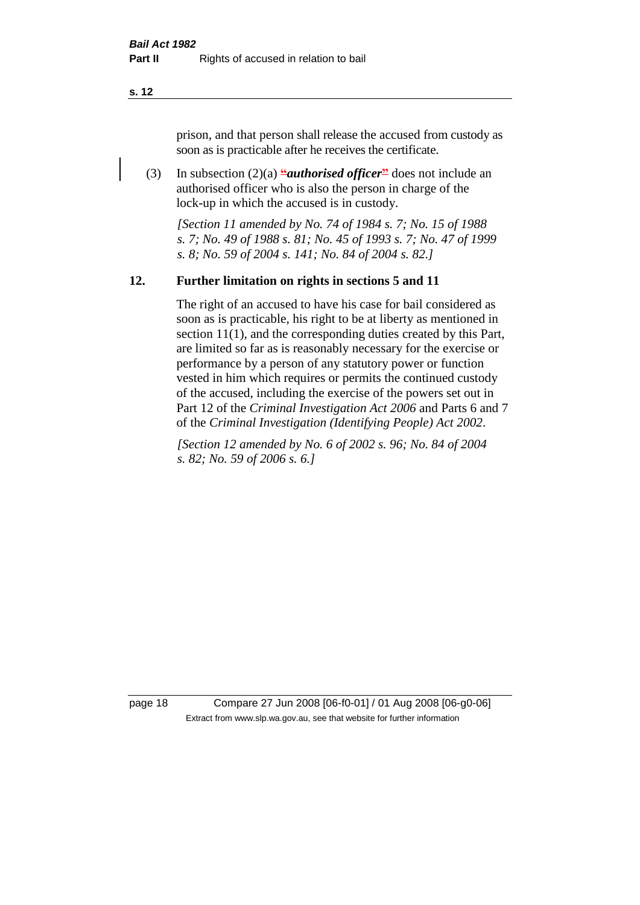prison, and that person shall release the accused from custody as soon as is practicable after he receives the certificate.

(3) In subsection (2)(a) "***authorised officer***" does not include an authorised officer who is also the person in charge of the lock-up in which the accused is in custody.

*[Section 11 amended by No. 74 of 1984 s. 7; No. 15 of 1988 s. 7; No. 49 of 1988 s. 81; No. 45 of 1993 s. 7; No. 47 of 1999 s. 8; No. 59 of 2004 s. 141; No. 84 of 2004 s. 82.]*

## 12. Further limitation on rights in sections 5 and 11

The right of an accused to have his case for bail considered as soon as is practicable, his right to be at liberty as mentioned in section 11(1), and the corresponding duties created by this Part, are limited so far as is reasonably necessary for the exercise or performance by a person of any statutory power or function vested in him which requires or permits the continued custody of the accused, including the exercise of the powers set out in Part 12 of the *Criminal Investigation Act 2006* and Parts 6 and 7 of the *Criminal Investigation (Identifying People) Act 2002*.

*[Section 12 amended by No. 6 of 2002 s. 96; No. 84 of 2004 s. 82; No. 59 of 2006 s. 6.]*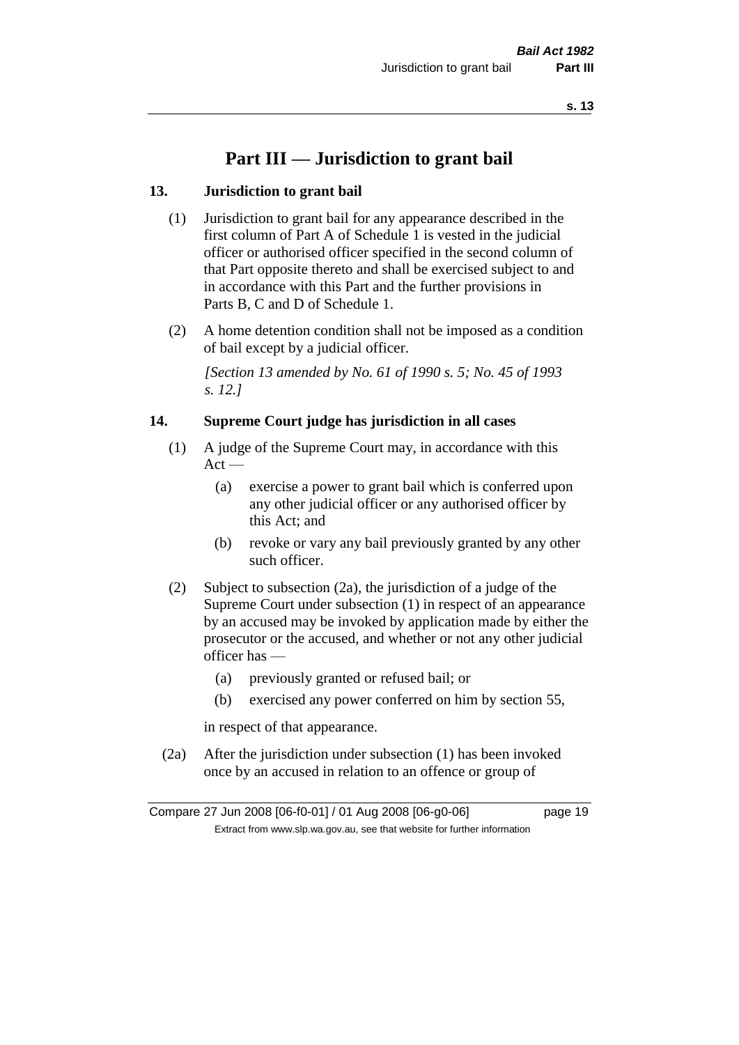# Part III — Jurisdiction to grant bail

## 13. Jurisdiction to grant bail

(1) Jurisdiction to grant bail for any appearance described in the first column of Part A of Schedule 1 is vested in the judicial officer or authorised officer specified in the second column of that Part opposite thereto and shall be exercised subject to and in accordance with this Part and the further provisions in Parts B, C and D of Schedule 1.

(2) A home detention condition shall not be imposed as a condition of bail except by a judicial officer.

*[Section 13 amended by No. 61 of 1990 s. 5; No. 45 of 1993 s. 12.]*

## 14. Supreme Court judge has jurisdiction in all cases

(1) A judge of the Supreme Court may, in accordance with this Act —

- (a) exercise a power to grant bail which is conferred upon any other judicial officer or any authorised officer by this Act; and
- (b) revoke or vary any bail previously granted by any other such officer.

(2) Subject to subsection (2a), the jurisdiction of a judge of the Supreme Court under subsection (1) in respect of an appearance by an accused may be invoked by application made by either the prosecutor or the accused, and whether or not any other judicial officer has —

- (a) previously granted or refused bail; or
- (b) exercised any power conferred on him by section 55,

in respect of that appearance.

(2a) After the jurisdiction under subsection (1) has been invoked once by an accused in relation to an offence or group of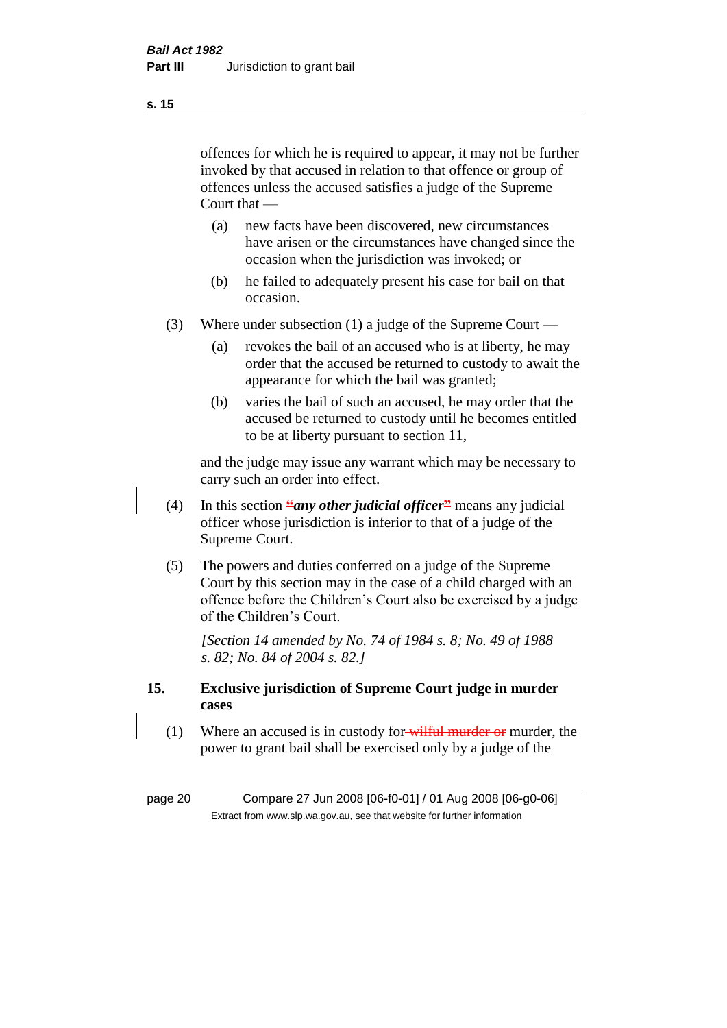offences for which he is required to appear, it may not be further invoked by that accused in relation to that offence or group of offences unless the accused satisfies a judge of the Supreme Court that —

(a) new facts have been discovered, new circumstances have arisen or the circumstances have changed since the occasion when the jurisdiction was invoked; or

(b) he failed to adequately present his case for bail on that occasion.

(3) Where under subsection (1) a judge of the Supreme Court —

(a) revokes the bail of an accused who is at liberty, he may order that the accused be returned to custody to await the appearance for which the bail was granted;

(b) varies the bail of such an accused, he may order that the accused be returned to custody until he becomes entitled to be at liberty pursuant to section 11,

and the judge may issue any warrant which may be necessary to carry such an order into effect.

(4) In this section "***any other judicial officer***" means any judicial officer whose jurisdiction is inferior to that of a judge of the Supreme Court.

(5) The powers and duties conferred on a judge of the Supreme Court by this section may in the case of a child charged with an offence before the Children's Court also be exercised by a judge of the Children's Court.

*[Section 14 amended by No. 74 of 1984 s. 8; No. 49 of 1988 s. 82; No. 84 of 2004 s. 82.]*

## 15. Exclusive jurisdiction of Supreme Court judge in murder cases

(1) Where an accused is in custody for ~~wilful murder or~~ murder, the power to grant bail shall be exercised only by a judge of the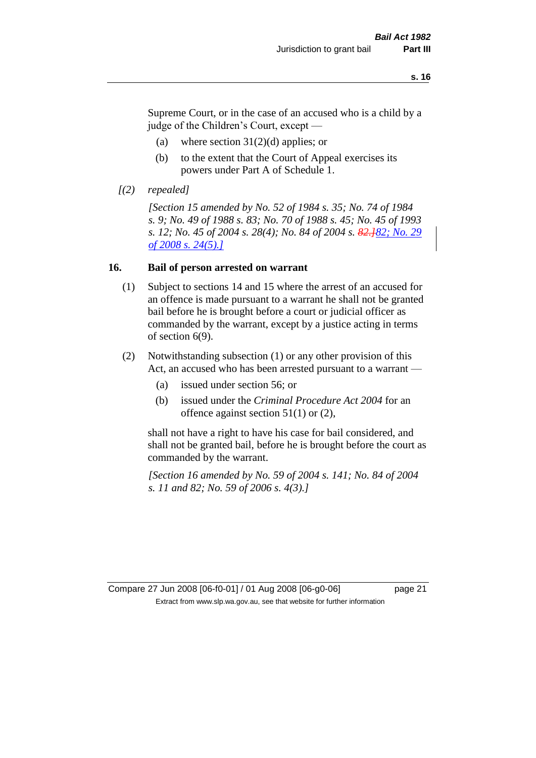Supreme Court, or in the case of an accused who is a child by a judge of the Children's Court, except —

(a) where section 31(2)(d) applies; or

(b) to the extent that the Court of Appeal exercises its powers under Part A of Schedule 1.

*[(2) repealed]*

*[Section 15 amended by No. 52 of 1984 s. 35; No. 74 of 1984 s. 9; No. 49 of 1988 s. 83; No. 70 of 1988 s. 45; No. 45 of 1993 s. 12; No. 45 of 2004 s. 28(4); No. 84 of 2004 s. ~~82.]~~82; No. 29 of 2008 s. 24(5).]*

## 16. Bail of person arrested on warrant

(1) Subject to sections 14 and 15 where the arrest of an accused for an offence is made pursuant to a warrant he shall not be granted bail before he is brought before a court or judicial officer as commanded by the warrant, except by a justice acting in terms of section 6(9).

(2) Notwithstanding subsection (1) or any other provision of this Act, an accused who has been arrested pursuant to a warrant —

(a) issued under section 56; or

(b) issued under the *Criminal Procedure Act 2004* for an offence against section 51(1) or (2),

shall not have a right to have his case for bail considered, and shall not be granted bail, before he is brought before the court as commanded by the warrant.

*[Section 16 amended by No. 59 of 2004 s. 141; No. 84 of 2004 s. 11 and 82; No. 59 of 2006 s. 4(3).]*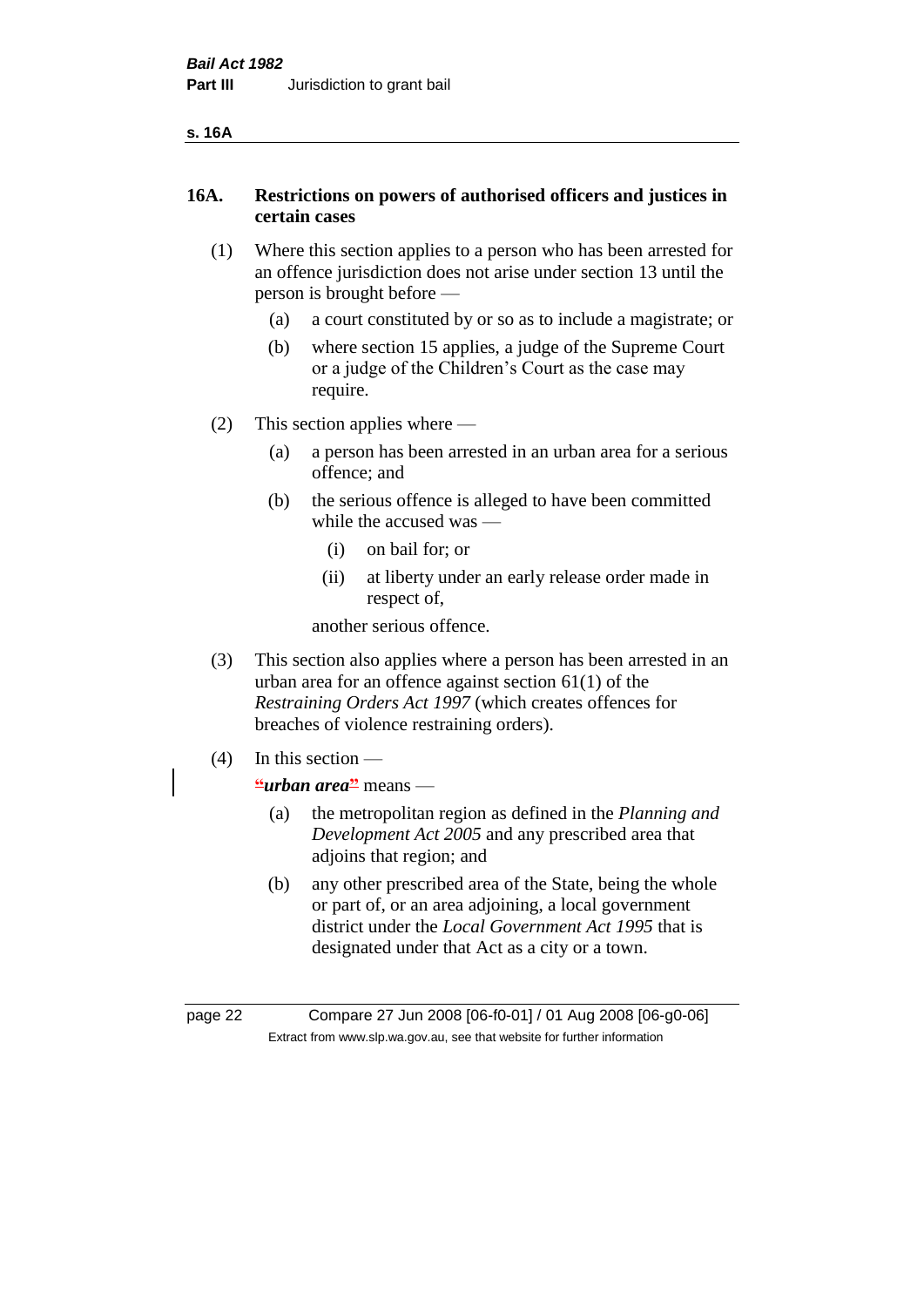## 16A. Restrictions on powers of authorised officers and justices in certain cases

(1) Where this section applies to a person who has been arrested for an offence jurisdiction does not arise under section 13 until the person is brought before —

  (a) a court constituted by or so as to include a magistrate; or

  (b) where section 15 applies, a judge of the Supreme Court or a judge of the Children's Court as the case may require.

(2) This section applies where —

  (a) a person has been arrested in an urban area for a serious offence; and

  (b) the serious offence is alleged to have been committed while the accused was —

    (i) on bail for; or

    (ii) at liberty under an early release order made in respect of,

  another serious offence.

(3) This section also applies where a person has been arrested in an urban area for an offence against section 61(1) of the *Restraining Orders Act 1997* (which creates offences for breaches of violence restraining orders).

(4) In this section —

**"*urban area*"** means —

  (a) the metropolitan region as defined in the *Planning and Development Act 2005* and any prescribed area that adjoins that region; and

  (b) any other prescribed area of the State, being the whole or part of, or an area adjoining, a local government district under the *Local Government Act 1995* that is designated under that Act as a city or a town.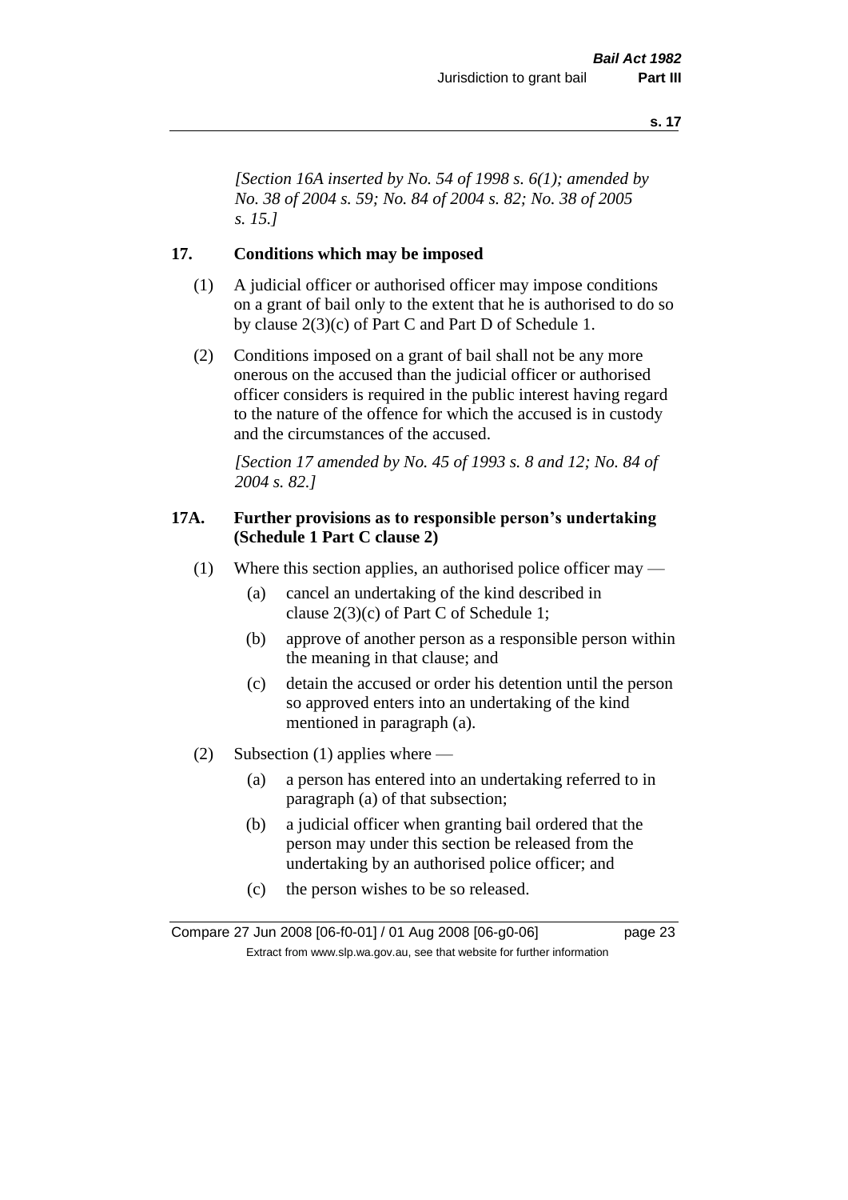*[Section 16A inserted by No. 54 of 1998 s. 6(1); amended by No. 38 of 2004 s. 59; No. 84 of 2004 s. 82; No. 38 of 2005 s. 15.]*

### 17. Conditions which may be imposed

(1) A judicial officer or authorised officer may impose conditions on a grant of bail only to the extent that he is authorised to do so by clause 2(3)(c) of Part C and Part D of Schedule 1.

(2) Conditions imposed on a grant of bail shall not be any more onerous on the accused than the judicial officer or authorised officer considers is required in the public interest having regard to the nature of the offence for which the accused is in custody and the circumstances of the accused.

*[Section 17 amended by No. 45 of 1993 s. 8 and 12; No. 84 of 2004 s. 82.]*

### 17A. Further provisions as to responsible person's undertaking (Schedule 1 Part C clause 2)

(1) Where this section applies, an authorised police officer may —

(a) cancel an undertaking of the kind described in clause 2(3)(c) of Part C of Schedule 1;

(b) approve of another person as a responsible person within the meaning in that clause; and

(c) detain the accused or order his detention until the person so approved enters into an undertaking of the kind mentioned in paragraph (a).

(2) Subsection (1) applies where —

(a) a person has entered into an undertaking referred to in paragraph (a) of that subsection;

(b) a judicial officer when granting bail ordered that the person may under this section be released from the undertaking by an authorised police officer; and

(c) the person wishes to be so released.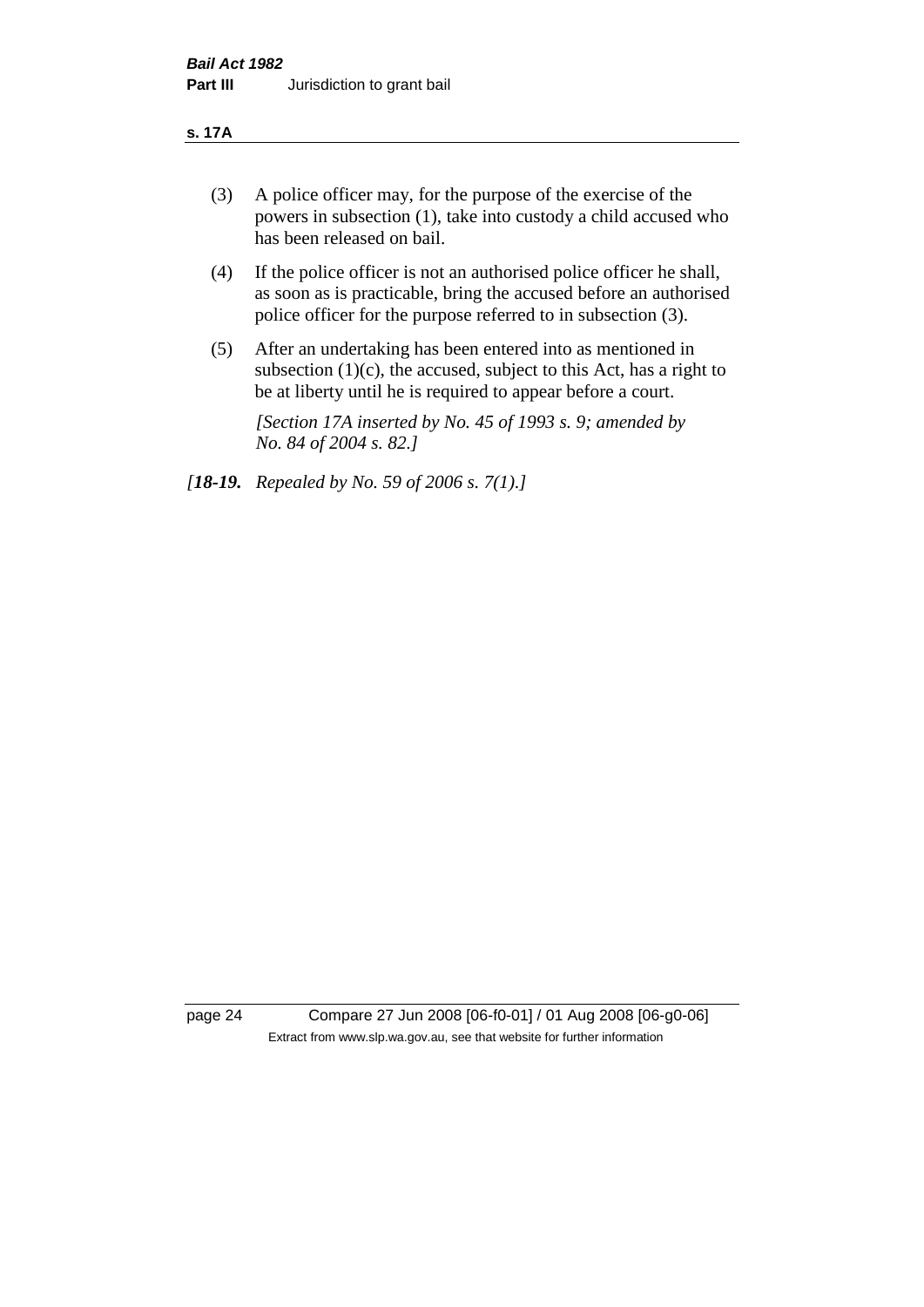(3) A police officer may, for the purpose of the exercise of the powers in subsection (1), take into custody a child accused who has been released on bail.

(4) If the police officer is not an authorised police officer he shall, as soon as is practicable, bring the accused before an authorised police officer for the purpose referred to in subsection (3).

(5) After an undertaking has been entered into as mentioned in subsection (1)(c), the accused, subject to this Act, has a right to be at liberty until he is required to appear before a court.

*[Section 17A inserted by No. 45 of 1993 s. 9; amended by No. 84 of 2004 s. 82.]*

*[**18-19.** Repealed by No. 59 of 2006 s. 7(1).]*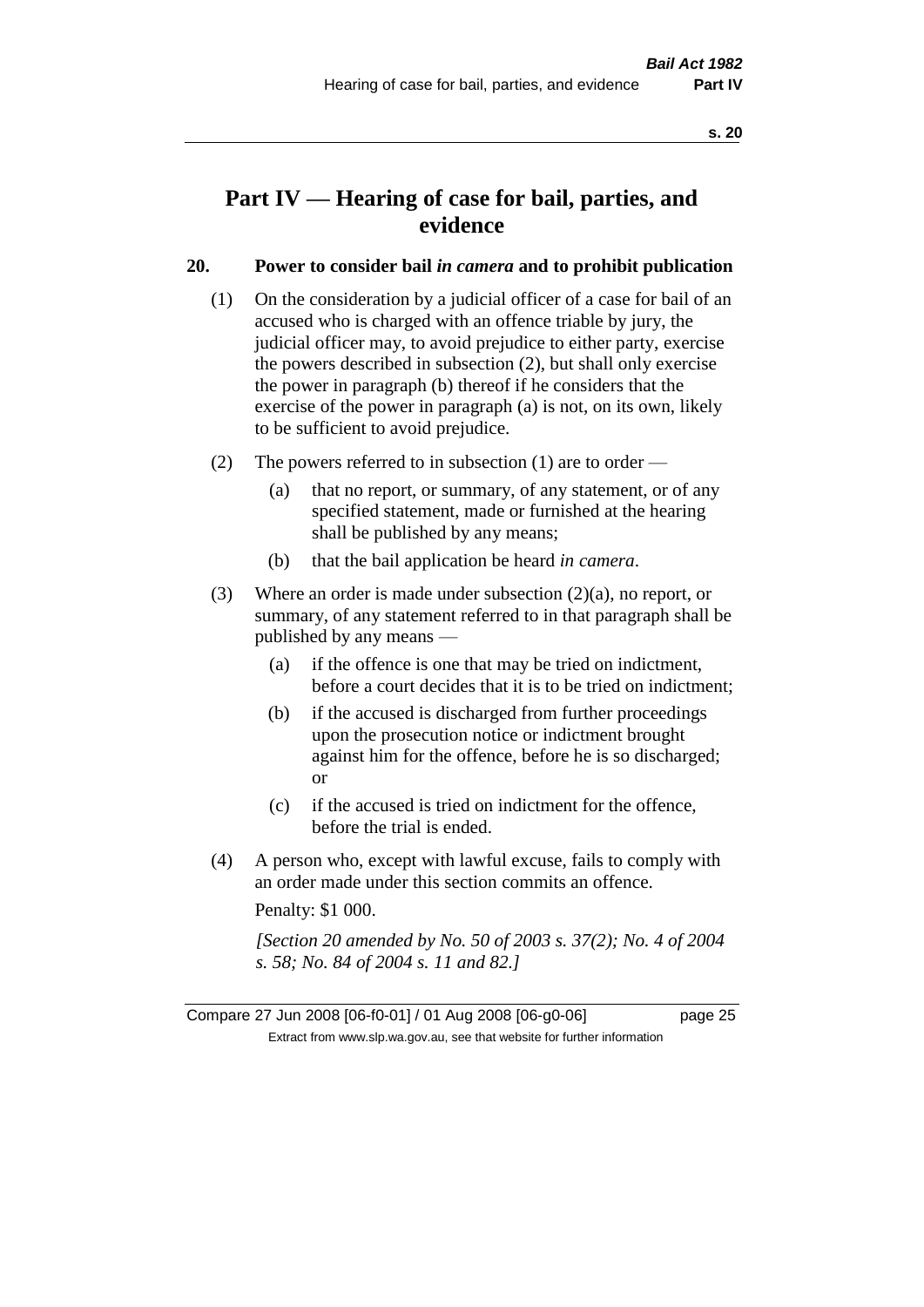# Part IV — Hearing of case for bail, parties, and evidence

## 20. Power to consider bail *in camera* and to prohibit publication

(1) On the consideration by a judicial officer of a case for bail of an accused who is charged with an offence triable by jury, the judicial officer may, to avoid prejudice to either party, exercise the powers described in subsection (2), but shall only exercise the power in paragraph (b) thereof if he considers that the exercise of the power in paragraph (a) is not, on its own, likely to be sufficient to avoid prejudice.

(2) The powers referred to in subsection (1) are to order —

- (a) that no report, or summary, of any statement, or of any specified statement, made or furnished at the hearing shall be published by any means;
- (b) that the bail application be heard *in camera*.

(3) Where an order is made under subsection (2)(a), no report, or summary, of any statement referred to in that paragraph shall be published by any means —

- (a) if the offence is one that may be tried on indictment, before a court decides that it is to be tried on indictment;
- (b) if the accused is discharged from further proceedings upon the prosecution notice or indictment brought against him for the offence, before he is so discharged; or
- (c) if the accused is tried on indictment for the offence, before the trial is ended.

(4) A person who, except with lawful excuse, fails to comply with an order made under this section commits an offence.

Penalty: $1 000.

*[Section 20 amended by No. 50 of 2003 s. 37(2); No. 4 of 2004 s. 58; No. 84 of 2004 s. 11 and 82.]*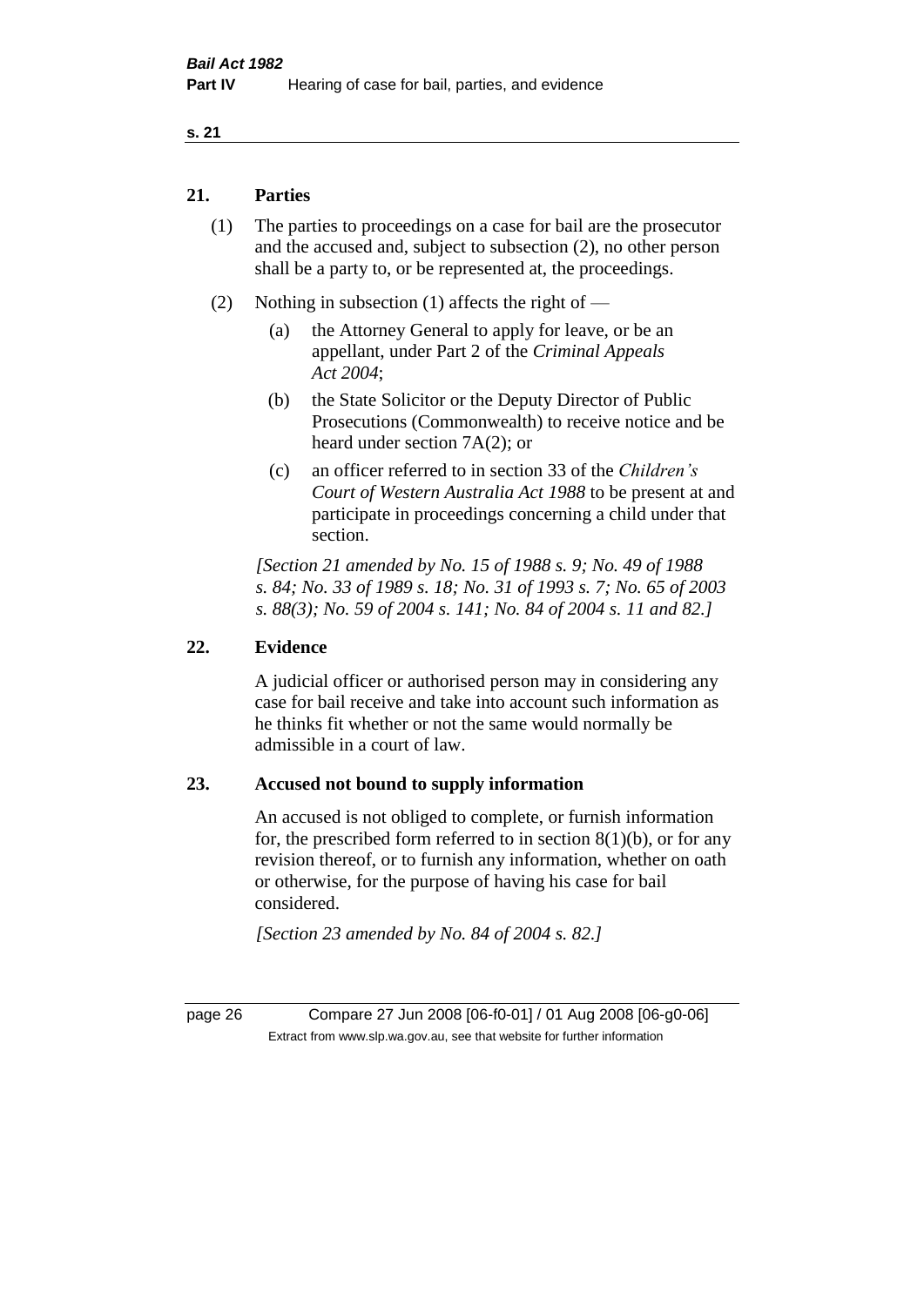## 21. Parties

(1) The parties to proceedings on a case for bail are the prosecutor and the accused and, subject to subsection (2), no other person shall be a party to, or be represented at, the proceedings.

(2) Nothing in subsection (1) affects the right of —

(a) the Attorney General to apply for leave, or be an appellant, under Part 2 of the *Criminal Appeals Act 2004*;

(b) the State Solicitor or the Deputy Director of Public Prosecutions (Commonwealth) to receive notice and be heard under section 7A(2); or

(c) an officer referred to in section 33 of the *Children's Court of Western Australia Act 1988* to be present at and participate in proceedings concerning a child under that section.

*[Section 21 amended by No. 15 of 1988 s. 9; No. 49 of 1988 s. 84; No. 33 of 1989 s. 18; No. 31 of 1993 s. 7; No. 65 of 2003 s. 88(3); No. 59 of 2004 s. 141; No. 84 of 2004 s. 11 and 82.]*

## 22. Evidence

A judicial officer or authorised person may in considering any case for bail receive and take into account such information as he thinks fit whether or not the same would normally be admissible in a court of law.

## 23. Accused not bound to supply information

An accused is not obliged to complete, or furnish information for, the prescribed form referred to in section 8(1)(b), or for any revision thereof, or to furnish any information, whether on oath or otherwise, for the purpose of having his case for bail considered.

*[Section 23 amended by No. 84 of 2004 s. 82.]*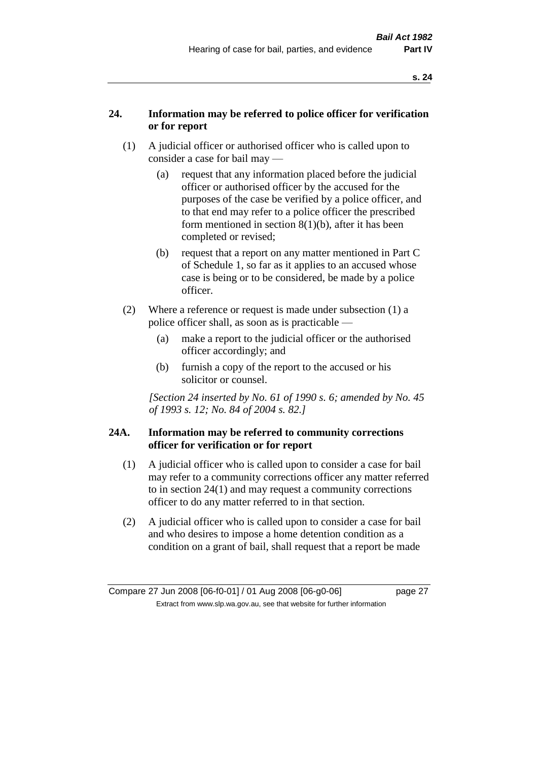## 24. Information may be referred to police officer for verification or for report

(1) A judicial officer or authorised officer who is called upon to consider a case for bail may —

(a) request that any information placed before the judicial officer or authorised officer by the accused for the purposes of the case be verified by a police officer, and to that end may refer to a police officer the prescribed form mentioned in section 8(1)(b), after it has been completed or revised;

(b) request that a report on any matter mentioned in Part C of Schedule 1, so far as it applies to an accused whose case is being or to be considered, be made by a police officer.

(2) Where a reference or request is made under subsection (1) a police officer shall, as soon as is practicable —

(a) make a report to the judicial officer or the authorised officer accordingly; and

(b) furnish a copy of the report to the accused or his solicitor or counsel.

*[Section 24 inserted by No. 61 of 1990 s. 6; amended by No. 45 of 1993 s. 12; No. 84 of 2004 s. 82.]*

## 24A. Information may be referred to community corrections officer for verification or for report

(1) A judicial officer who is called upon to consider a case for bail may refer to a community corrections officer any matter referred to in section 24(1) and may request a community corrections officer to do any matter referred to in that section.

(2) A judicial officer who is called upon to consider a case for bail and who desires to impose a home detention condition as a condition on a grant of bail, shall request that a report be made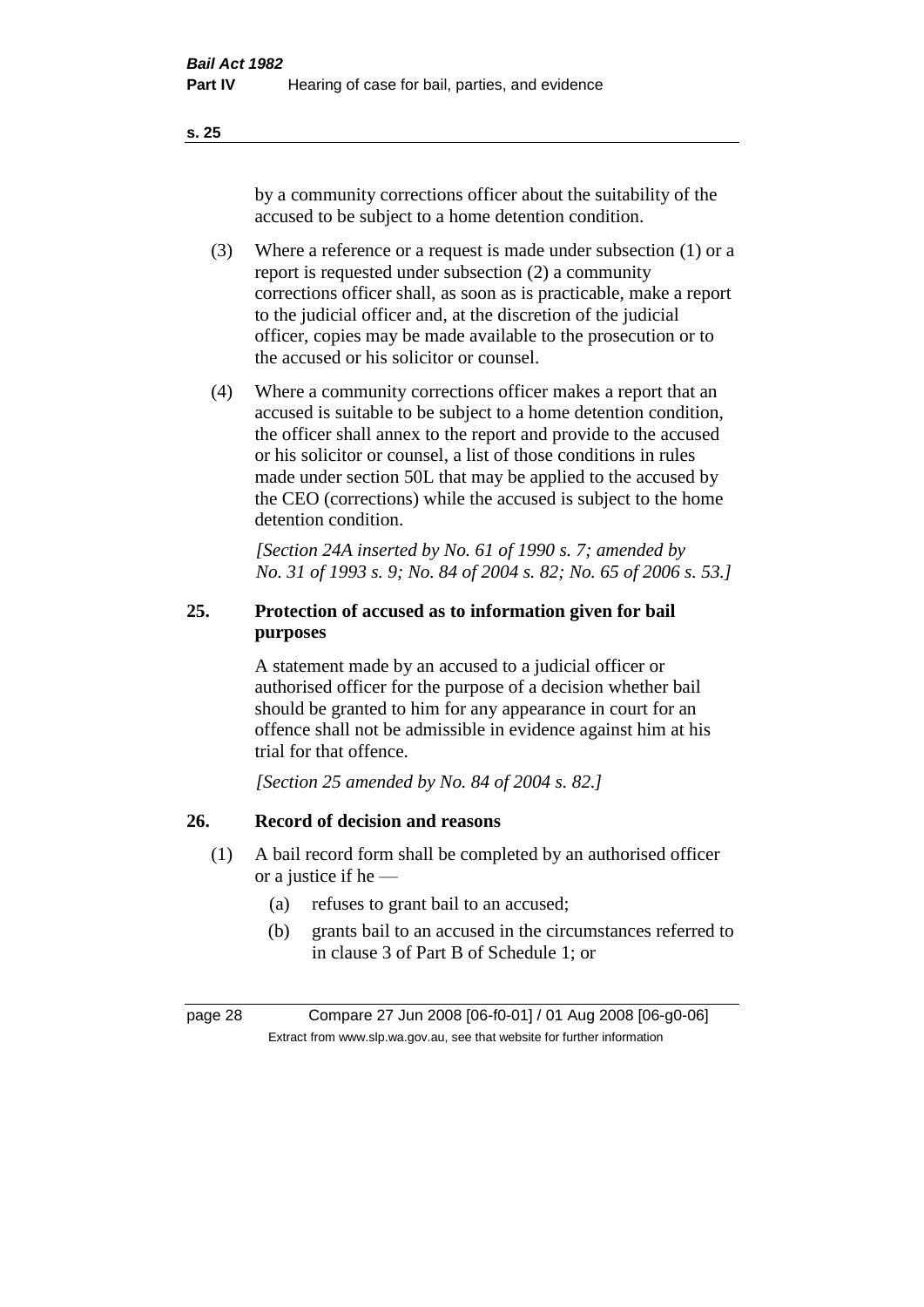by a community corrections officer about the suitability of the accused to be subject to a home detention condition.

(3) Where a reference or a request is made under subsection (1) or a report is requested under subsection (2) a community corrections officer shall, as soon as is practicable, make a report to the judicial officer and, at the discretion of the judicial officer, copies may be made available to the prosecution or to the accused or his solicitor or counsel.

(4) Where a community corrections officer makes a report that an accused is suitable to be subject to a home detention condition, the officer shall annex to the report and provide to the accused or his solicitor or counsel, a list of those conditions in rules made under section 50L that may be applied to the accused by the CEO (corrections) while the accused is subject to the home detention condition.

*[Section 24A inserted by No. 61 of 1990 s. 7; amended by No. 31 of 1993 s. 9; No. 84 of 2004 s. 82; No. 65 of 2006 s. 53.]*

### 25. Protection of accused as to information given for bail purposes

A statement made by an accused to a judicial officer or authorised officer for the purpose of a decision whether bail should be granted to him for any appearance in court for an offence shall not be admissible in evidence against him at his trial for that offence.

*[Section 25 amended by No. 84 of 2004 s. 82.]*

### 26. Record of decision and reasons

(1) A bail record form shall be completed by an authorised officer or a justice if he —

(a) refuses to grant bail to an accused;

(b) grants bail to an accused in the circumstances referred to in clause 3 of Part B of Schedule 1; or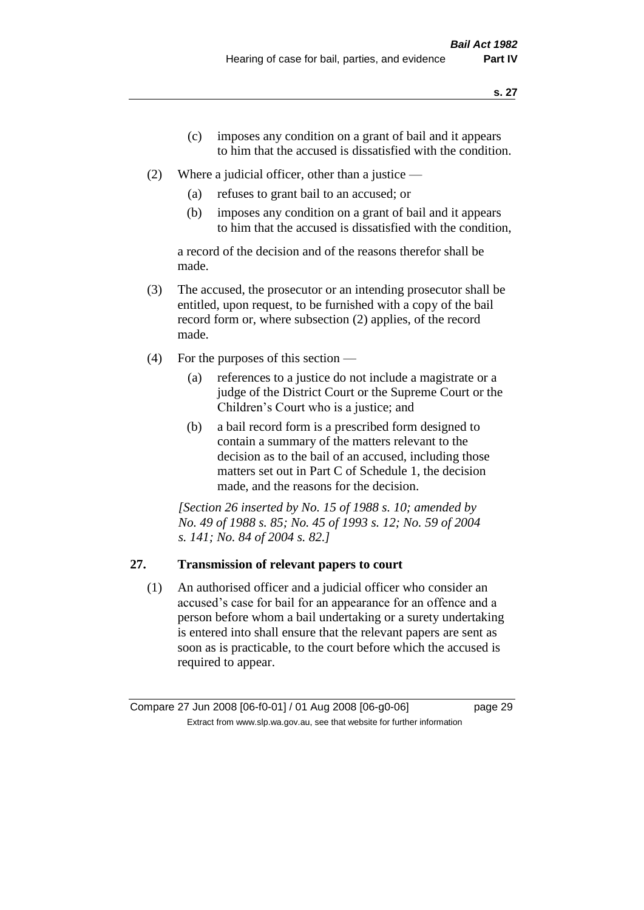(c) imposes any condition on a grant of bail and it appears to him that the accused is dissatisfied with the condition.

(2) Where a judicial officer, other than a justice —

(a) refuses to grant bail to an accused; or

(b) imposes any condition on a grant of bail and it appears to him that the accused is dissatisfied with the condition,

a record of the decision and of the reasons therefor shall be made.

(3) The accused, the prosecutor or an intending prosecutor shall be entitled, upon request, to be furnished with a copy of the bail record form or, where subsection (2) applies, of the record made.

(4) For the purposes of this section —

(a) references to a justice do not include a magistrate or a judge of the District Court or the Supreme Court or the Children's Court who is a justice; and

(b) a bail record form is a prescribed form designed to contain a summary of the matters relevant to the decision as to the bail of an accused, including those matters set out in Part C of Schedule 1, the decision made, and the reasons for the decision.

*[Section 26 inserted by No. 15 of 1988 s. 10; amended by No. 49 of 1988 s. 85; No. 45 of 1993 s. 12; No. 59 of 2004 s. 141; No. 84 of 2004 s. 82.]*

## 27. Transmission of relevant papers to court

(1) An authorised officer and a judicial officer who consider an accused's case for bail for an appearance for an offence and a person before whom a bail undertaking or a surety undertaking is entered into shall ensure that the relevant papers are sent as soon as is practicable, to the court before which the accused is required to appear.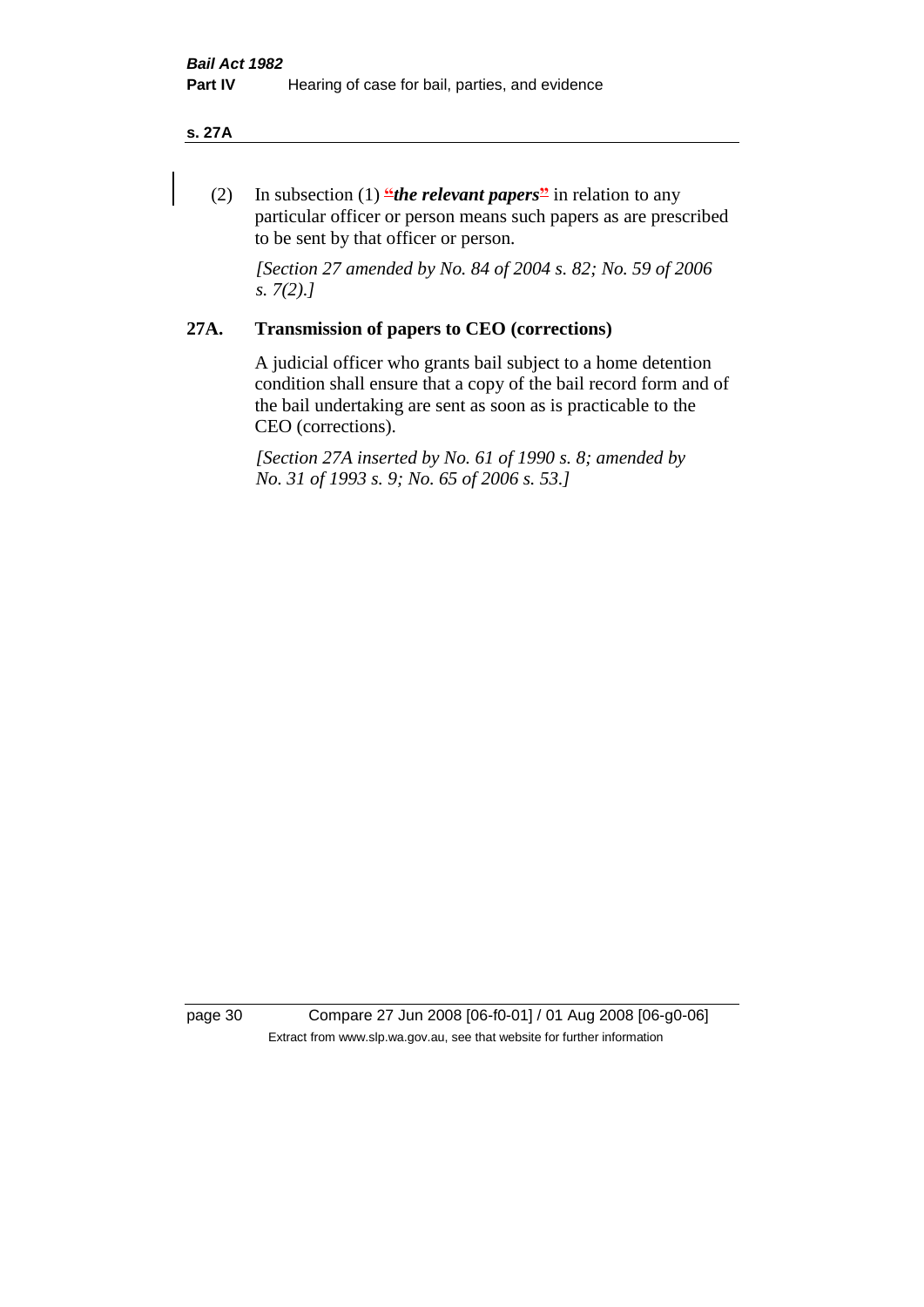(2) In subsection (1) "***the relevant papers***" in relation to any particular officer or person means such papers as are prescribed to be sent by that officer or person.

*[Section 27 amended by No. 84 of 2004 s. 82; No. 59 of 2006 s. 7(2).]*

## 27A. Transmission of papers to CEO (corrections)

A judicial officer who grants bail subject to a home detention condition shall ensure that a copy of the bail record form and of the bail undertaking are sent as soon as is practicable to the CEO (corrections).

*[Section 27A inserted by No. 61 of 1990 s. 8; amended by No. 31 of 1993 s. 9; No. 65 of 2006 s. 53.]*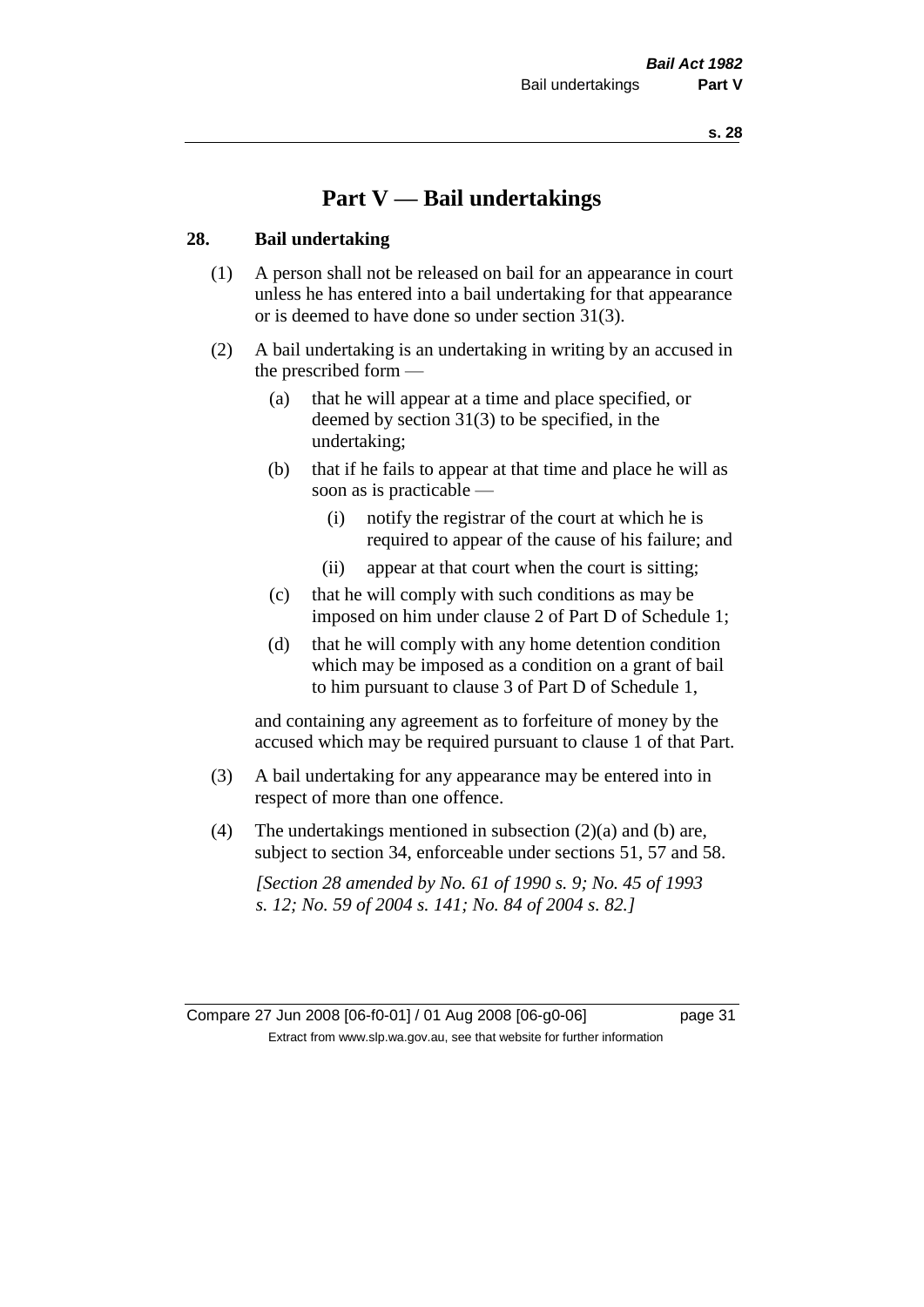# Part V — Bail undertakings

## 28. Bail undertaking

(1) A person shall not be released on bail for an appearance in court unless he has entered into a bail undertaking for that appearance or is deemed to have done so under section 31(3).

(2) A bail undertaking is an undertaking in writing by an accused in the prescribed form —

- (a) that he will appear at a time and place specified, or deemed by section 31(3) to be specified, in the undertaking;
- (b) that if he fails to appear at that time and place he will as soon as is practicable —
  - (i) notify the registrar of the court at which he is required to appear of the cause of his failure; and
  - (ii) appear at that court when the court is sitting;
- (c) that he will comply with such conditions as may be imposed on him under clause 2 of Part D of Schedule 1;
- (d) that he will comply with any home detention condition which may be imposed as a condition on a grant of bail to him pursuant to clause 3 of Part D of Schedule 1,

and containing any agreement as to forfeiture of money by the accused which may be required pursuant to clause 1 of that Part.

(3) A bail undertaking for any appearance may be entered into in respect of more than one offence.

(4) The undertakings mentioned in subsection (2)(a) and (b) are, subject to section 34, enforceable under sections 51, 57 and 58.

*[Section 28 amended by No. 61 of 1990 s. 9; No. 45 of 1993 s. 12; No. 59 of 2004 s. 141; No. 84 of 2004 s. 82.]*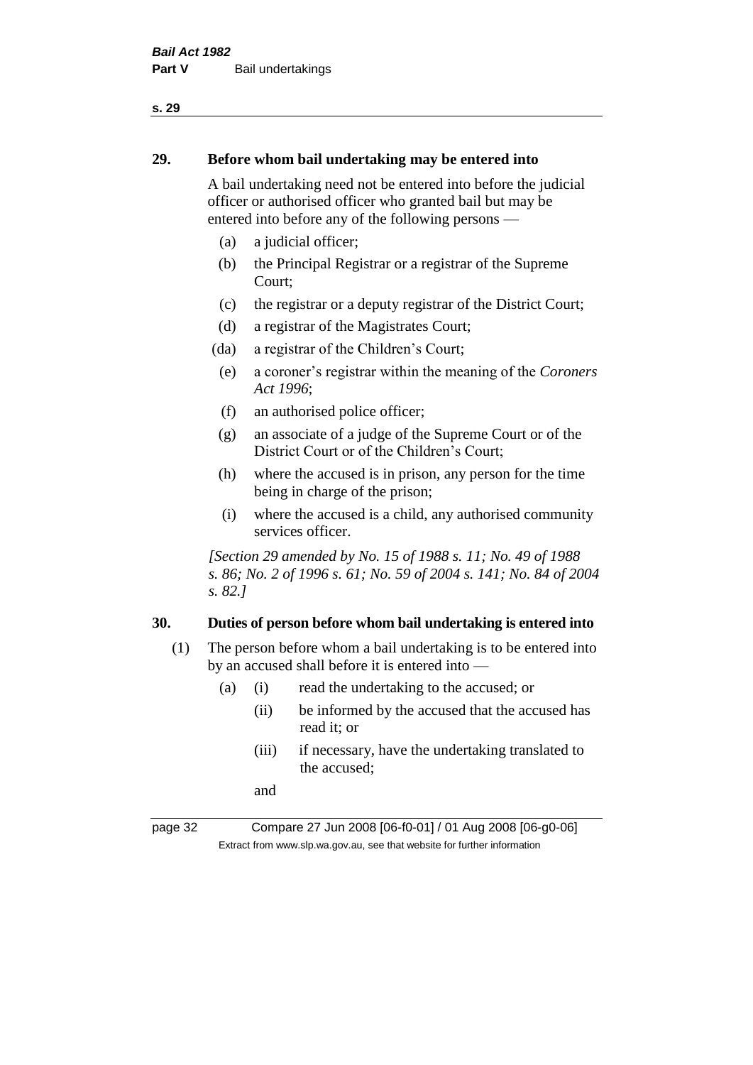## 29. Before whom bail undertaking may be entered into

A bail undertaking need not be entered into before the judicial officer or authorised officer who granted bail but may be entered into before any of the following persons —

- (a) a judicial officer;
- (b) the Principal Registrar or a registrar of the Supreme Court;
- (c) the registrar or a deputy registrar of the District Court;
- (d) a registrar of the Magistrates Court;
- (da) a registrar of the Children's Court;
- (e) a coroner's registrar within the meaning of the *Coroners Act 1996*;
- (f) an authorised police officer;
- (g) an associate of a judge of the Supreme Court or of the District Court or of the Children's Court;
- (h) where the accused is in prison, any person for the time being in charge of the prison;
- (i) where the accused is a child, any authorised community services officer.

*[Section 29 amended by No. 15 of 1988 s. 11; No. 49 of 1988 s. 86; No. 2 of 1996 s. 61; No. 59 of 2004 s. 141; No. 84 of 2004 s. 82.]*

## 30. Duties of person before whom bail undertaking is entered into

(1) The person before whom a bail undertaking is to be entered into by an accused shall before it is entered into —

- (a)
  - (i) read the undertaking to the accused; or
  - (ii) be informed by the accused that the accused has read it; or
  - (iii) if necessary, have the undertaking translated to the accused;

  and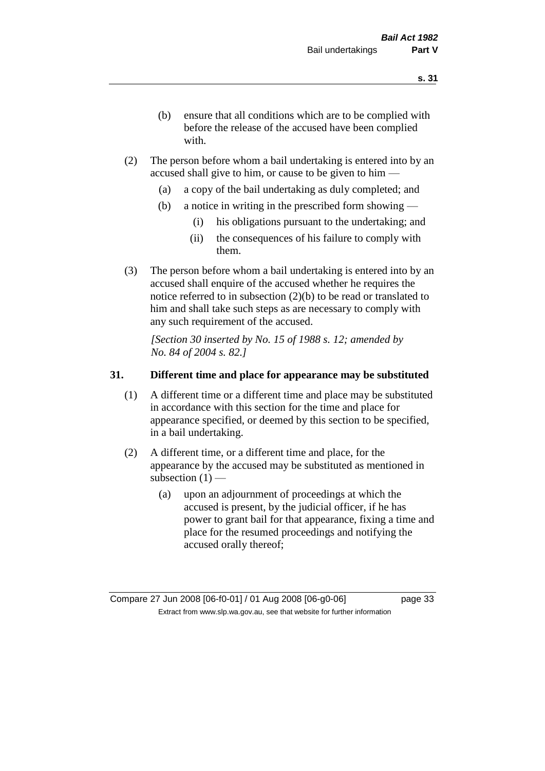(b) ensure that all conditions which are to be complied with before the release of the accused have been complied with.

(2) The person before whom a bail undertaking is entered into by an accused shall give to him, or cause to be given to him —

(a) a copy of the bail undertaking as duly completed; and

(b) a notice in writing in the prescribed form showing —

(i) his obligations pursuant to the undertaking; and

(ii) the consequences of his failure to comply with them.

(3) The person before whom a bail undertaking is entered into by an accused shall enquire of the accused whether he requires the notice referred to in subsection (2)(b) to be read or translated to him and shall take such steps as are necessary to comply with any such requirement of the accused.

*[Section 30 inserted by No. 15 of 1988 s. 12; amended by No. 84 of 2004 s. 82.]*

## 31. Different time and place for appearance may be substituted

(1) A different time or a different time and place may be substituted in accordance with this section for the time and place for appearance specified, or deemed by this section to be specified, in a bail undertaking.

(2) A different time, or a different time and place, for the appearance by the accused may be substituted as mentioned in subsection (1) —

(a) upon an adjournment of proceedings at which the accused is present, by the judicial officer, if he has power to grant bail for that appearance, fixing a time and place for the resumed proceedings and notifying the accused orally thereof;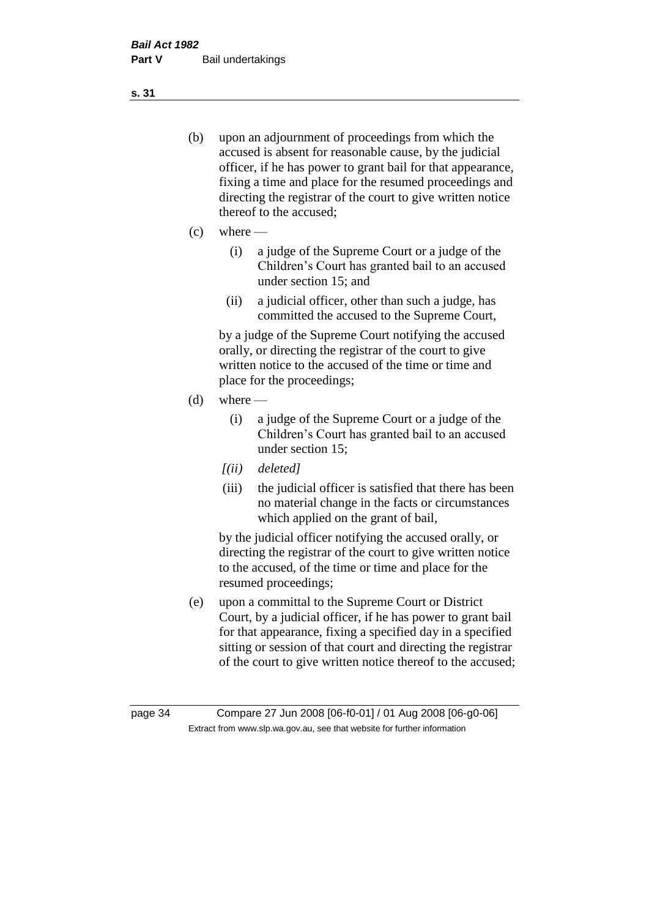(b) upon an adjournment of proceedings from which the accused is absent for reasonable cause, by the judicial officer, if he has power to grant bail for that appearance, fixing a time and place for the resumed proceedings and directing the registrar of the court to give written notice thereof to the accused;

(c) where —

  (i) a judge of the Supreme Court or a judge of the Children's Court has granted bail to an accused under section 15; and

  (ii) a judicial officer, other than such a judge, has committed the accused to the Supreme Court,

  by a judge of the Supreme Court notifying the accused orally, or directing the registrar of the court to give written notice to the accused of the time or time and place for the proceedings;

(d) where —

  (i) a judge of the Supreme Court or a judge of the Children's Court has granted bail to an accused under section 15;

  *[(ii) deleted]*

  (iii) the judicial officer is satisfied that there has been no material change in the facts or circumstances which applied on the grant of bail,

  by the judicial officer notifying the accused orally, or directing the registrar of the court to give written notice to the accused, of the time or time and place for the resumed proceedings;

(e) upon a committal to the Supreme Court or District Court, by a judicial officer, if he has power to grant bail for that appearance, fixing a specified day in a specified sitting or session of that court and directing the registrar of the court to give written notice thereof to the accused;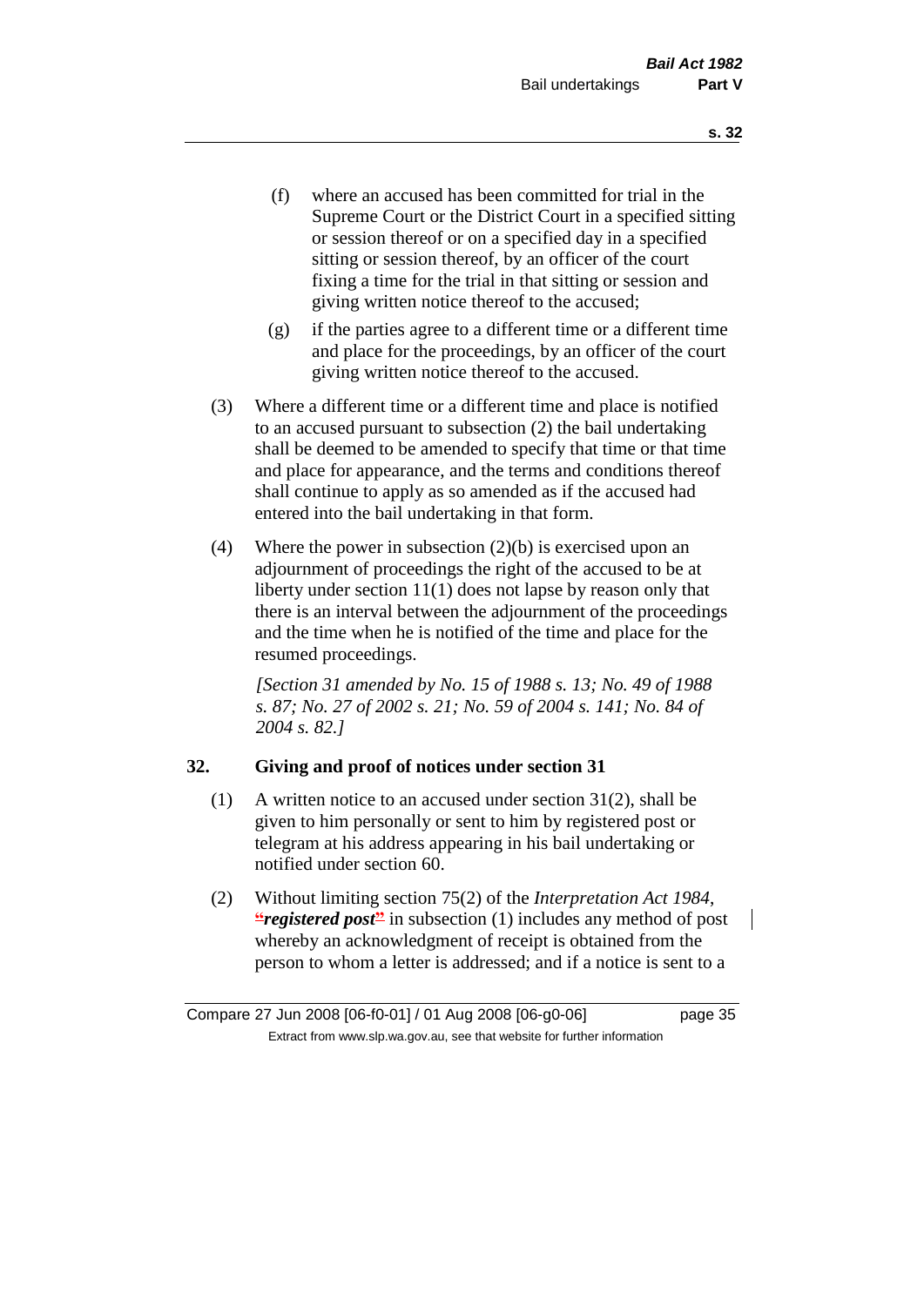(f) where an accused has been committed for trial in the Supreme Court or the District Court in a specified sitting or session thereof or on a specified day in a specified sitting or session thereof, by an officer of the court fixing a time for the trial in that sitting or session and giving written notice thereof to the accused;

(g) if the parties agree to a different time or a different time and place for the proceedings, by an officer of the court giving written notice thereof to the accused.

(3) Where a different time or a different time and place is notified to an accused pursuant to subsection (2) the bail undertaking shall be deemed to be amended to specify that time or that time and place for appearance, and the terms and conditions thereof shall continue to apply as so amended as if the accused had entered into the bail undertaking in that form.

(4) Where the power in subsection (2)(b) is exercised upon an adjournment of proceedings the right of the accused to be at liberty under section 11(1) does not lapse by reason only that there is an interval between the adjournment of the proceedings and the time when he is notified of the time and place for the resumed proceedings.

*[Section 31 amended by No. 15 of 1988 s. 13; No. 49 of 1988 s. 87; No. 27 of 2002 s. 21; No. 59 of 2004 s. 141; No. 84 of 2004 s. 82.]*

## 32. Giving and proof of notices under section 31

(1) A written notice to an accused under section 31(2), shall be given to him personally or sent to him by registered post or telegram at his address appearing in his bail undertaking or notified under section 60.

(2) Without limiting section 75(2) of the *Interpretation Act 1984*, "***registered post***" in subsection (1) includes any method of post whereby an acknowledgment of receipt is obtained from the person to whom a letter is addressed; and if a notice is sent to a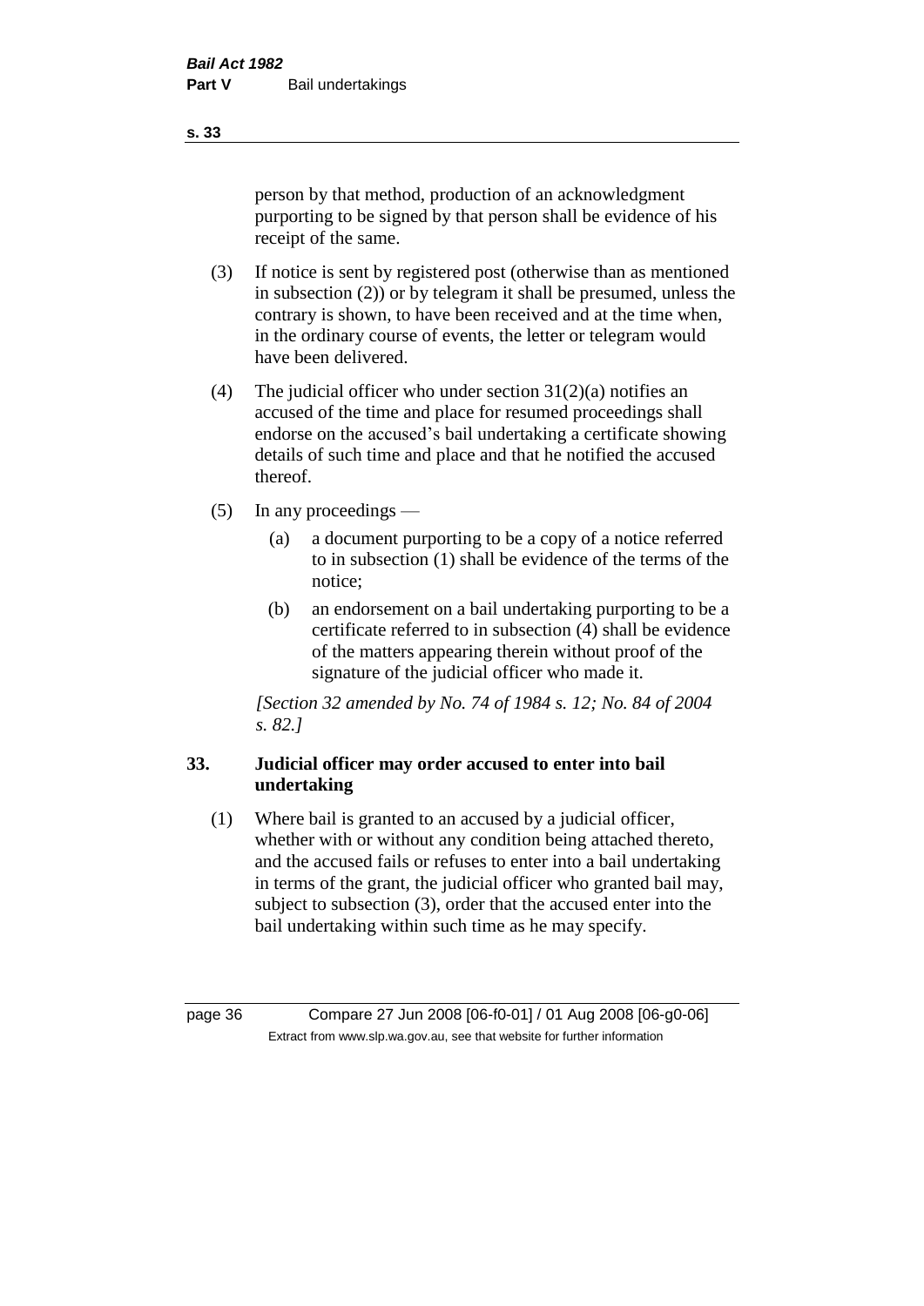person by that method, production of an acknowledgment purporting to be signed by that person shall be evidence of his receipt of the same.

(3) If notice is sent by registered post (otherwise than as mentioned in subsection (2)) or by telegram it shall be presumed, unless the contrary is shown, to have been received and at the time when, in the ordinary course of events, the letter or telegram would have been delivered.

(4) The judicial officer who under section 31(2)(a) notifies an accused of the time and place for resumed proceedings shall endorse on the accused's bail undertaking a certificate showing details of such time and place and that he notified the accused thereof.

(5) In any proceedings —

(a) a document purporting to be a copy of a notice referred to in subsection (1) shall be evidence of the terms of the notice;

(b) an endorsement on a bail undertaking purporting to be a certificate referred to in subsection (4) shall be evidence of the matters appearing therein without proof of the signature of the judicial officer who made it.

*[Section 32 amended by No. 74 of 1984 s. 12; No. 84 of 2004 s. 82.]*

## 33. Judicial officer may order accused to enter into bail undertaking

(1) Where bail is granted to an accused by a judicial officer, whether with or without any condition being attached thereto, and the accused fails or refuses to enter into a bail undertaking in terms of the grant, the judicial officer who granted bail may, subject to subsection (3), order that the accused enter into the bail undertaking within such time as he may specify.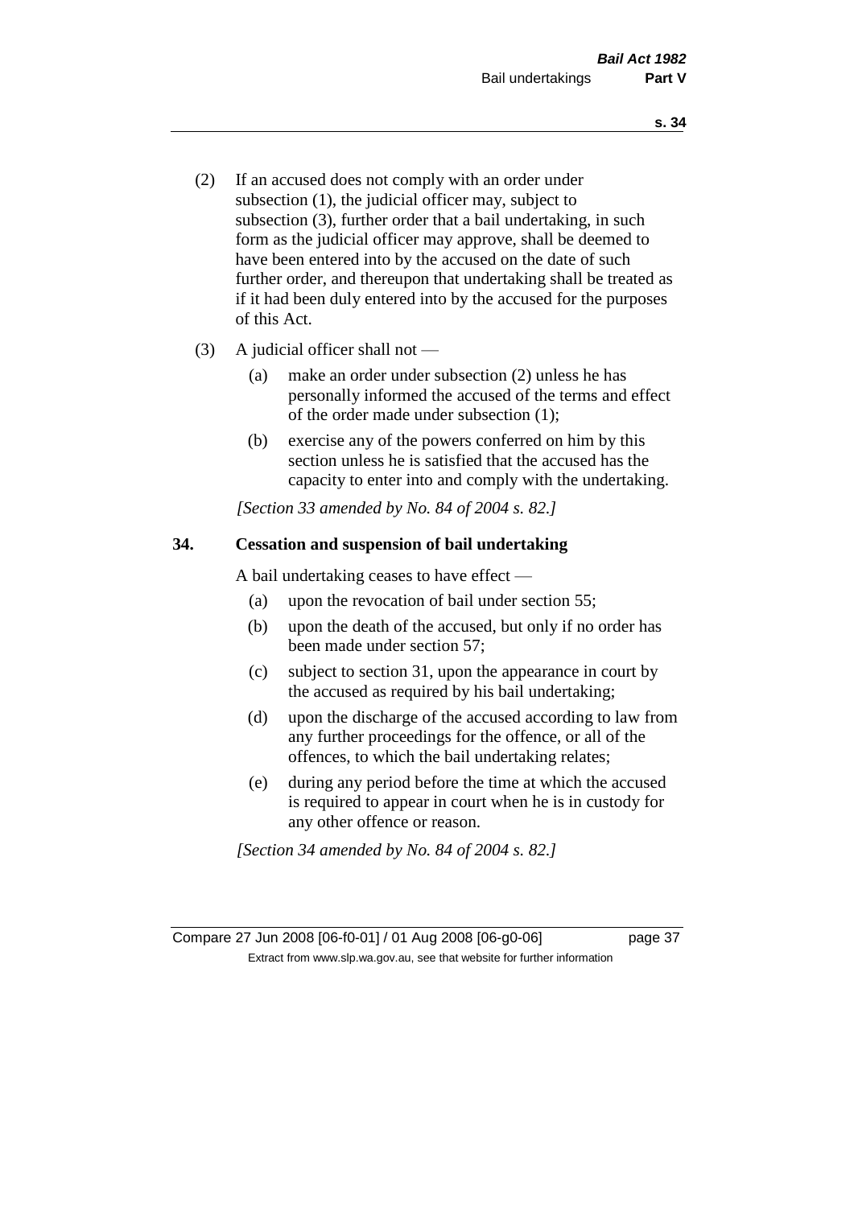(2) If an accused does not comply with an order under subsection (1), the judicial officer may, subject to subsection (3), further order that a bail undertaking, in such form as the judicial officer may approve, shall be deemed to have been entered into by the accused on the date of such further order, and thereupon that undertaking shall be treated as if it had been duly entered into by the accused for the purposes of this Act.

(3) A judicial officer shall not —

(a) make an order under subsection (2) unless he has personally informed the accused of the terms and effect of the order made under subsection (1);

(b) exercise any of the powers conferred on him by this section unless he is satisfied that the accused has the capacity to enter into and comply with the undertaking.

*[Section 33 amended by No. 84 of 2004 s. 82.]*

## 34. Cessation and suspension of bail undertaking

A bail undertaking ceases to have effect —

(a) upon the revocation of bail under section 55;

(b) upon the death of the accused, but only if no order has been made under section 57;

(c) subject to section 31, upon the appearance in court by the accused as required by his bail undertaking;

(d) upon the discharge of the accused according to law from any further proceedings for the offence, or all of the offences, to which the bail undertaking relates;

(e) during any period before the time at which the accused is required to appear in court when he is in custody for any other offence or reason.

*[Section 34 amended by No. 84 of 2004 s. 82.]*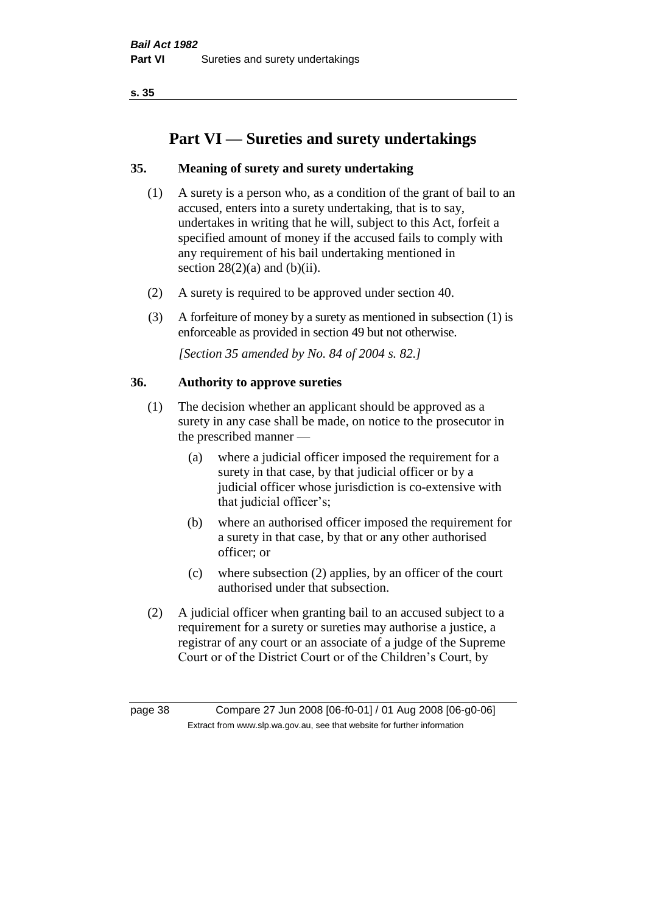# Part VI — Sureties and surety undertakings

## 35. Meaning of surety and surety undertaking

(1) A surety is a person who, as a condition of the grant of bail to an accused, enters into a surety undertaking, that is to say, undertakes in writing that he will, subject to this Act, forfeit a specified amount of money if the accused fails to comply with any requirement of his bail undertaking mentioned in section 28(2)(a) and (b)(ii).

(2) A surety is required to be approved under section 40.

(3) A forfeiture of money by a surety as mentioned in subsection (1) is enforceable as provided in section 49 but not otherwise.

*[Section 35 amended by No. 84 of 2004 s. 82.]*

## 36. Authority to approve sureties

(1) The decision whether an applicant should be approved as a surety in any case shall be made, on notice to the prosecutor in the prescribed manner —

- (a) where a judicial officer imposed the requirement for a surety in that case, by that judicial officer or by a judicial officer whose jurisdiction is co-extensive with that judicial officer's;
- (b) where an authorised officer imposed the requirement for a surety in that case, by that or any other authorised officer; or
- (c) where subsection (2) applies, by an officer of the court authorised under that subsection.

(2) A judicial officer when granting bail to an accused subject to a requirement for a surety or sureties may authorise a justice, a registrar of any court or an associate of a judge of the Supreme Court or of the District Court or of the Children's Court, by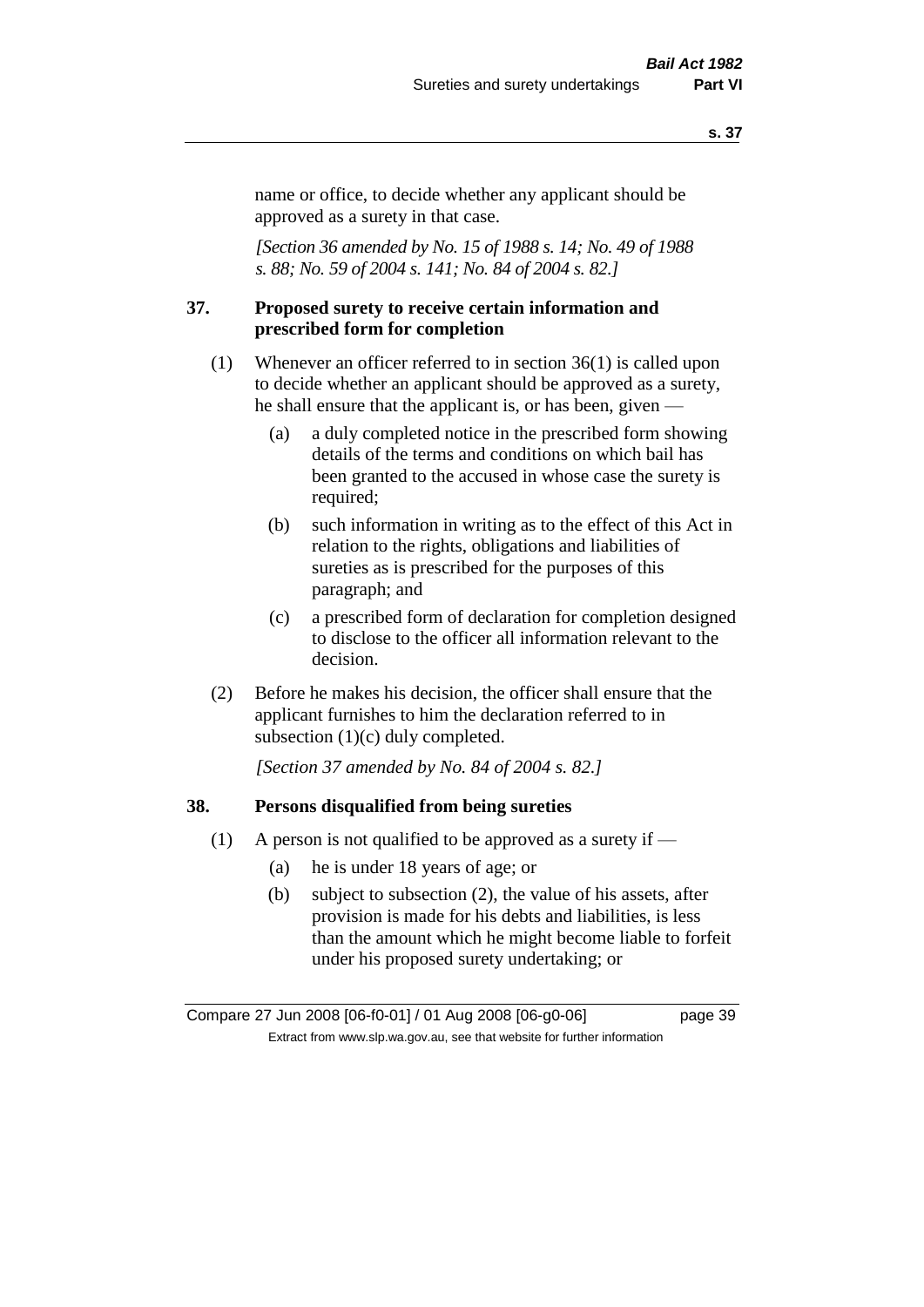name or office, to decide whether any applicant should be approved as a surety in that case.

*[Section 36 amended by No. 15 of 1988 s. 14; No. 49 of 1988 s. 88; No. 59 of 2004 s. 141; No. 84 of 2004 s. 82.]*

## 37. Proposed surety to receive certain information and prescribed form for completion

(1) Whenever an officer referred to in section 36(1) is called upon to decide whether an applicant should be approved as a surety, he shall ensure that the applicant is, or has been, given —

- (a) a duly completed notice in the prescribed form showing details of the terms and conditions on which bail has been granted to the accused in whose case the surety is required;
- (b) such information in writing as to the effect of this Act in relation to the rights, obligations and liabilities of sureties as is prescribed for the purposes of this paragraph; and
- (c) a prescribed form of declaration for completion designed to disclose to the officer all information relevant to the decision.

(2) Before he makes his decision, the officer shall ensure that the applicant furnishes to him the declaration referred to in subsection (1)(c) duly completed.

*[Section 37 amended by No. 84 of 2004 s. 82.]*

## 38. Persons disqualified from being sureties

(1) A person is not qualified to be approved as a surety if —

- (a) he is under 18 years of age; or
- (b) subject to subsection (2), the value of his assets, after provision is made for his debts and liabilities, is less than the amount which he might become liable to forfeit under his proposed surety undertaking; or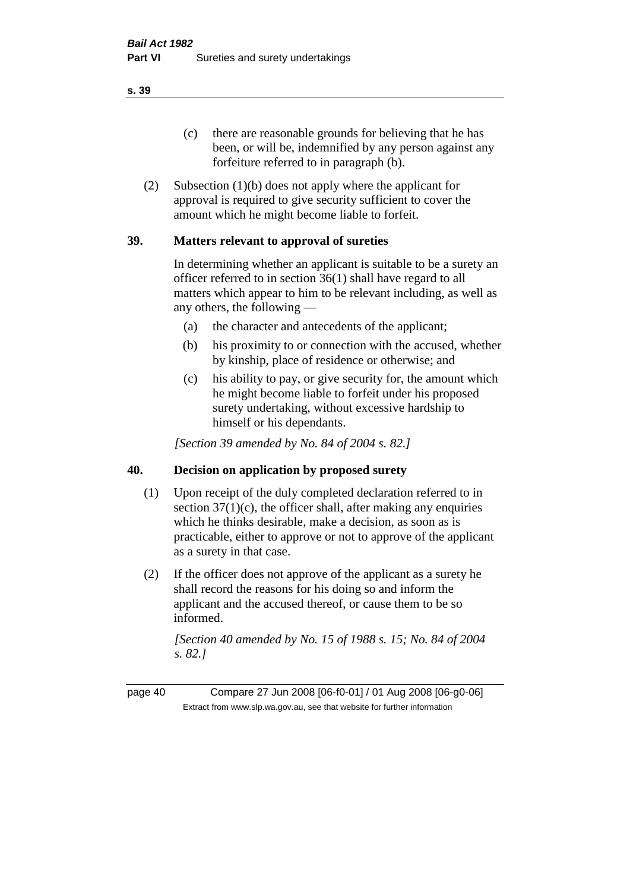(c) there are reasonable grounds for believing that he has been, or will be, indemnified by any person against any forfeiture referred to in paragraph (b).

(2) Subsection (1)(b) does not apply where the applicant for approval is required to give security sufficient to cover the amount which he might become liable to forfeit.

## 39. Matters relevant to approval of sureties

In determining whether an applicant is suitable to be a surety an officer referred to in section 36(1) shall have regard to all matters which appear to him to be relevant including, as well as any others, the following —

(a) the character and antecedents of the applicant;

(b) his proximity to or connection with the accused, whether by kinship, place of residence or otherwise; and

(c) his ability to pay, or give security for, the amount which he might become liable to forfeit under his proposed surety undertaking, without excessive hardship to himself or his dependants.

*[Section 39 amended by No. 84 of 2004 s. 82.]*

## 40. Decision on application by proposed surety

(1) Upon receipt of the duly completed declaration referred to in section 37(1)(c), the officer shall, after making any enquiries which he thinks desirable, make a decision, as soon as is practicable, either to approve or not to approve of the applicant as a surety in that case.

(2) If the officer does not approve of the applicant as a surety he shall record the reasons for his doing so and inform the applicant and the accused thereof, or cause them to be so informed.

*[Section 40 amended by No. 15 of 1988 s. 15; No. 84 of 2004 s. 82.]*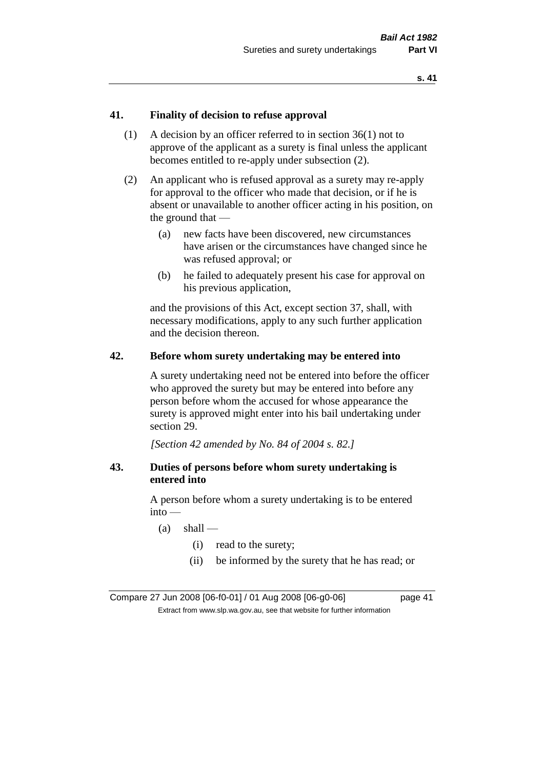## 41. Finality of decision to refuse approval

(1) A decision by an officer referred to in section 36(1) not to approve of the applicant as a surety is final unless the applicant becomes entitled to re-apply under subsection (2).

(2) An applicant who is refused approval as a surety may re-apply for approval to the officer who made that decision, or if he is absent or unavailable to another officer acting in his position, on the ground that —

   (a) new facts have been discovered, new circumstances have arisen or the circumstances have changed since he was refused approval; or

   (b) he failed to adequately present his case for approval on his previous application,

and the provisions of this Act, except section 37, shall, with necessary modifications, apply to any such further application and the decision thereon.

## 42. Before whom surety undertaking may be entered into

A surety undertaking need not be entered into before the officer who approved the surety but may be entered into before any person before whom the accused for whose appearance the surety is approved might enter into his bail undertaking under section 29.

*[Section 42 amended by No. 84 of 2004 s. 82.]*

## 43. Duties of persons before whom surety undertaking is entered into

A person before whom a surety undertaking is to be entered into —

(a) shall —

   (i) read to the surety;

   (ii) be informed by the surety that he has read; or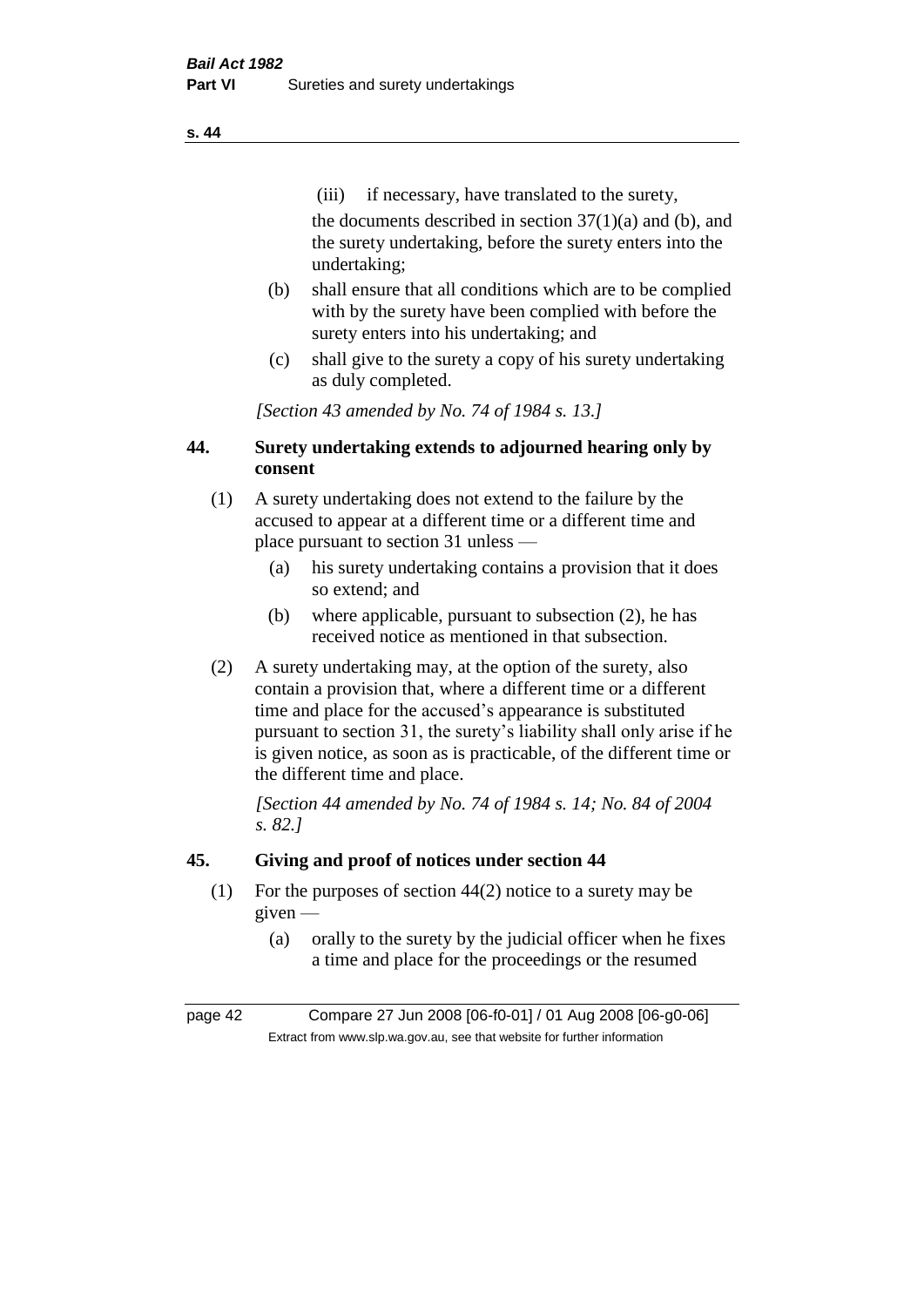(iii) if necessary, have translated to the surety,

the documents described in section 37(1)(a) and (b), and the surety undertaking, before the surety enters into the undertaking;

(b) shall ensure that all conditions which are to be complied with by the surety have been complied with before the surety enters into his undertaking; and

(c) shall give to the surety a copy of his surety undertaking as duly completed.

*[Section 43 amended by No. 74 of 1984 s. 13.]*

## 44. Surety undertaking extends to adjourned hearing only by consent

(1) A surety undertaking does not extend to the failure by the accused to appear at a different time or a different time and place pursuant to section 31 unless —

(a) his surety undertaking contains a provision that it does so extend; and

(b) where applicable, pursuant to subsection (2), he has received notice as mentioned in that subsection.

(2) A surety undertaking may, at the option of the surety, also contain a provision that, where a different time or a different time and place for the accused's appearance is substituted pursuant to section 31, the surety's liability shall only arise if he is given notice, as soon as is practicable, of the different time or the different time and place.

*[Section 44 amended by No. 74 of 1984 s. 14; No. 84 of 2004 s. 82.]*

## 45. Giving and proof of notices under section 44

(1) For the purposes of section 44(2) notice to a surety may be given —

(a) orally to the surety by the judicial officer when he fixes a time and place for the proceedings or the resumed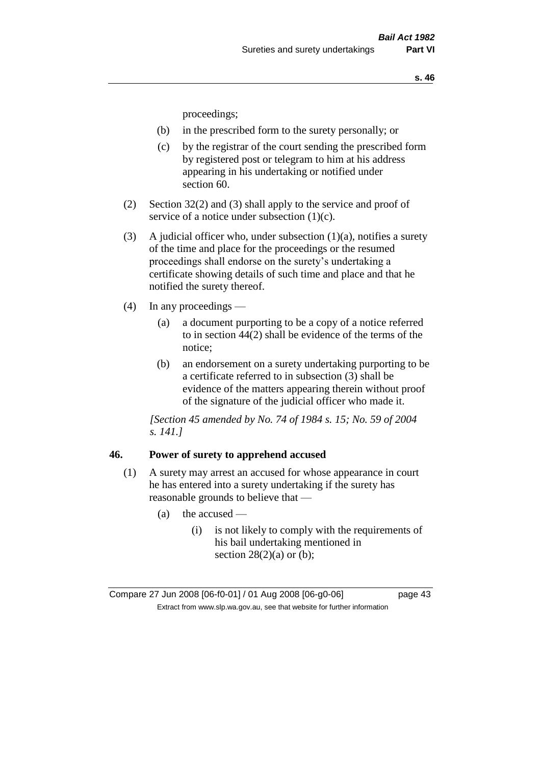proceedings;

(b) in the prescribed form to the surety personally; or

(c) by the registrar of the court sending the prescribed form by registered post or telegram to him at his address appearing in his undertaking or notified under section 60.

(2) Section 32(2) and (3) shall apply to the service and proof of service of a notice under subsection (1)(c).

(3) A judicial officer who, under subsection (1)(a), notifies a surety of the time and place for the proceedings or the resumed proceedings shall endorse on the surety's undertaking a certificate showing details of such time and place and that he notified the surety thereof.

(4) In any proceedings —

(a) a document purporting to be a copy of a notice referred to in section 44(2) shall be evidence of the terms of the notice;

(b) an endorsement on a surety undertaking purporting to be a certificate referred to in subsection (3) shall be evidence of the matters appearing therein without proof of the signature of the judicial officer who made it.

*[Section 45 amended by No. 74 of 1984 s. 15; No. 59 of 2004 s. 141.]*

## 46. Power of surety to apprehend accused

(1) A surety may arrest an accused for whose appearance in court he has entered into a surety undertaking if the surety has reasonable grounds to believe that —

(a) the accused —

(i) is not likely to comply with the requirements of his bail undertaking mentioned in section 28(2)(a) or (b);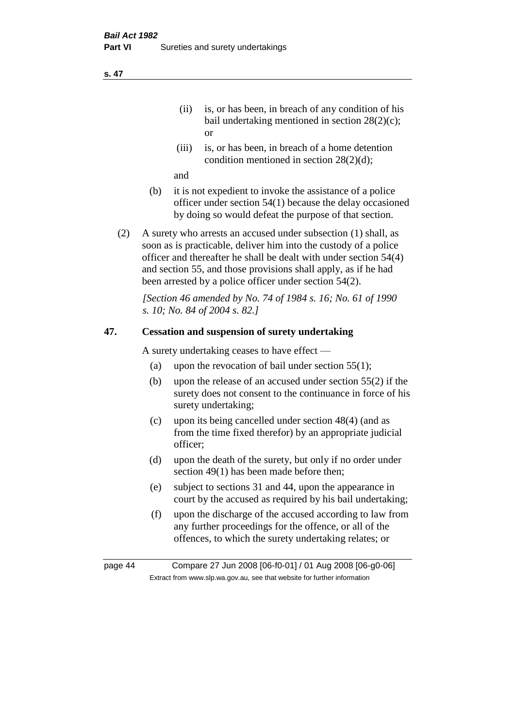(ii) is, or has been, in breach of any condition of his bail undertaking mentioned in section 28(2)(c); or

(iii) is, or has been, in breach of a home detention condition mentioned in section 28(2)(d);

and

(b) it is not expedient to invoke the assistance of a police officer under section 54(1) because the delay occasioned by doing so would defeat the purpose of that section.

(2) A surety who arrests an accused under subsection (1) shall, as soon as is practicable, deliver him into the custody of a police officer and thereafter he shall be dealt with under section 54(4) and section 55, and those provisions shall apply, as if he had been arrested by a police officer under section 54(2).

*[Section 46 amended by No. 74 of 1984 s. 16; No. 61 of 1990 s. 10; No. 84 of 2004 s. 82.]*

## 47. Cessation and suspension of surety undertaking

A surety undertaking ceases to have effect —

(a) upon the revocation of bail under section 55(1);

(b) upon the release of an accused under section 55(2) if the surety does not consent to the continuance in force of his surety undertaking;

(c) upon its being cancelled under section 48(4) (and as from the time fixed therefor) by an appropriate judicial officer;

(d) upon the death of the surety, but only if no order under section 49(1) has been made before then;

(e) subject to sections 31 and 44, upon the appearance in court by the accused as required by his bail undertaking;

(f) upon the discharge of the accused according to law from any further proceedings for the offence, or all of the offences, to which the surety undertaking relates; or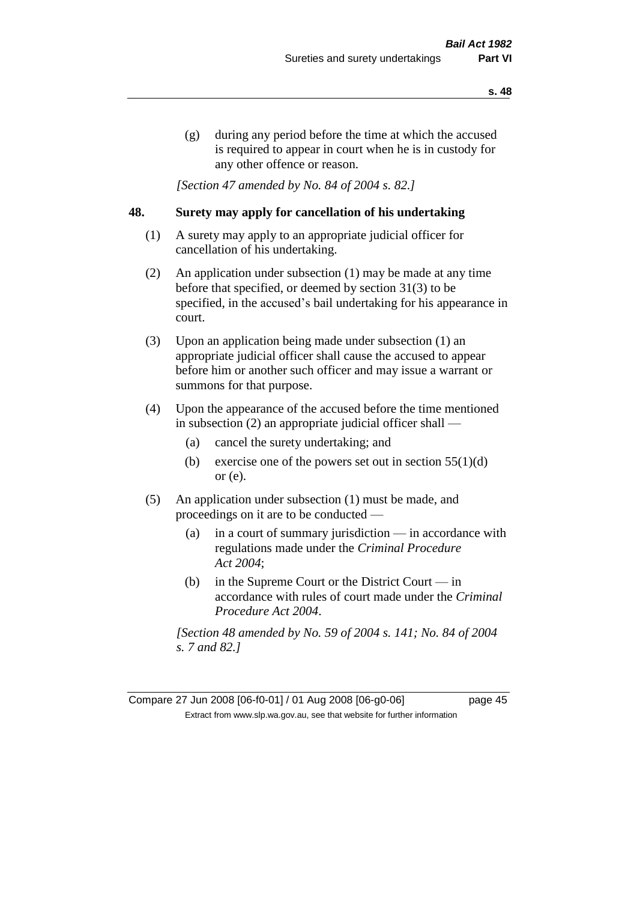(g) during any period before the time at which the accused is required to appear in court when he is in custody for any other offence or reason.

*[Section 47 amended by No. 84 of 2004 s. 82.]*

## 48. Surety may apply for cancellation of his undertaking

(1) A surety may apply to an appropriate judicial officer for cancellation of his undertaking.

(2) An application under subsection (1) may be made at any time before that specified, or deemed by section 31(3) to be specified, in the accused's bail undertaking for his appearance in court.

(3) Upon an application being made under subsection (1) an appropriate judicial officer shall cause the accused to appear before him or another such officer and may issue a warrant or summons for that purpose.

(4) Upon the appearance of the accused before the time mentioned in subsection (2) an appropriate judicial officer shall —

- (a) cancel the surety undertaking; and
- (b) exercise one of the powers set out in section 55(1)(d) or (e).

(5) An application under subsection (1) must be made, and proceedings on it are to be conducted —

- (a) in a court of summary jurisdiction — in accordance with regulations made under the *Criminal Procedure Act 2004*;
- (b) in the Supreme Court or the District Court — in accordance with rules of court made under the *Criminal Procedure Act 2004*.

*[Section 48 amended by No. 59 of 2004 s. 141; No. 84 of 2004 s. 7 and 82.]*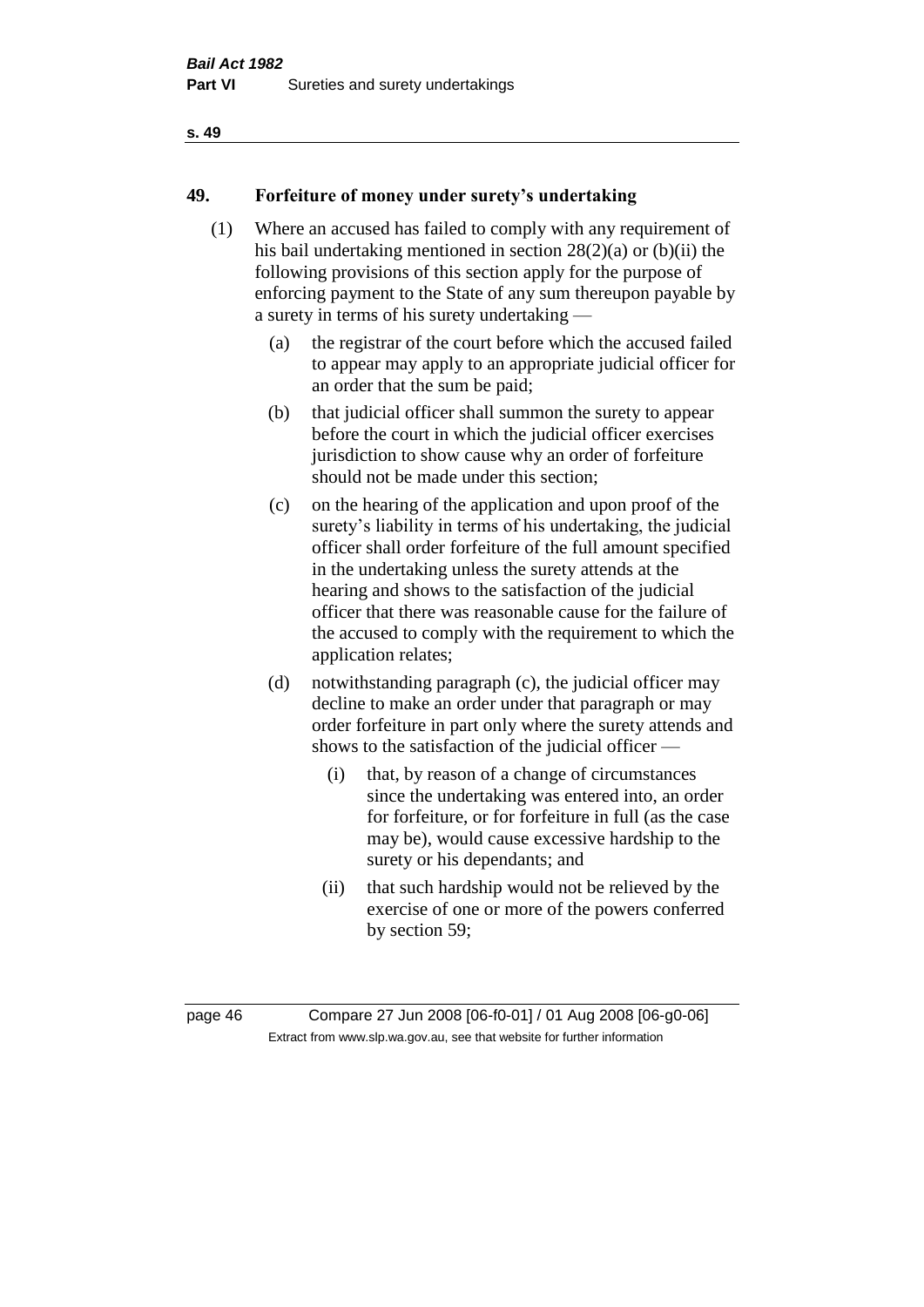## 49. Forfeiture of money under surety's undertaking

(1) Where an accused has failed to comply with any requirement of his bail undertaking mentioned in section 28(2)(a) or (b)(ii) the following provisions of this section apply for the purpose of enforcing payment to the State of any sum thereupon payable by a surety in terms of his surety undertaking —

(a) the registrar of the court before which the accused failed to appear may apply to an appropriate judicial officer for an order that the sum be paid;

(b) that judicial officer shall summon the surety to appear before the court in which the judicial officer exercises jurisdiction to show cause why an order of forfeiture should not be made under this section;

(c) on the hearing of the application and upon proof of the surety's liability in terms of his undertaking, the judicial officer shall order forfeiture of the full amount specified in the undertaking unless the surety attends at the hearing and shows to the satisfaction of the judicial officer that there was reasonable cause for the failure of the accused to comply with the requirement to which the application relates;

(d) notwithstanding paragraph (c), the judicial officer may decline to make an order under that paragraph or may order forfeiture in part only where the surety attends and shows to the satisfaction of the judicial officer —

(i) that, by reason of a change of circumstances since the undertaking was entered into, an order for forfeiture, or for forfeiture in full (as the case may be), would cause excessive hardship to the surety or his dependants; and

(ii) that such hardship would not be relieved by the exercise of one or more of the powers conferred by section 59;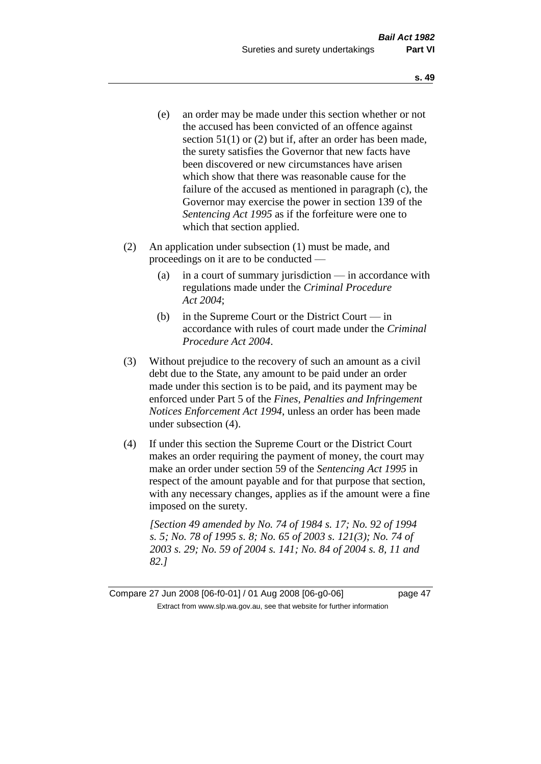(e) an order may be made under this section whether or not the accused has been convicted of an offence against section 51(1) or (2) but if, after an order has been made, the surety satisfies the Governor that new facts have been discovered or new circumstances have arisen which show that there was reasonable cause for the failure of the accused as mentioned in paragraph (c), the Governor may exercise the power in section 139 of the *Sentencing Act 1995* as if the forfeiture were one to which that section applied.

(2) An application under subsection (1) must be made, and proceedings on it are to be conducted —

(a) in a court of summary jurisdiction — in accordance with regulations made under the *Criminal Procedure Act 2004*;

(b) in the Supreme Court or the District Court — in accordance with rules of court made under the *Criminal Procedure Act 2004*.

(3) Without prejudice to the recovery of such an amount as a civil debt due to the State, any amount to be paid under an order made under this section is to be paid, and its payment may be enforced under Part 5 of the *Fines, Penalties and Infringement Notices Enforcement Act 1994*, unless an order has been made under subsection (4).

(4) If under this section the Supreme Court or the District Court makes an order requiring the payment of money, the court may make an order under section 59 of the *Sentencing Act 1995* in respect of the amount payable and for that purpose that section, with any necessary changes, applies as if the amount were a fine imposed on the surety.

*[Section 49 amended by No. 74 of 1984 s. 17; No. 92 of 1994 s. 5; No. 78 of 1995 s. 8; No. 65 of 2003 s. 121(3); No. 74 of 2003 s. 29; No. 59 of 2004 s. 141; No. 84 of 2004 s. 8, 11 and 82.]*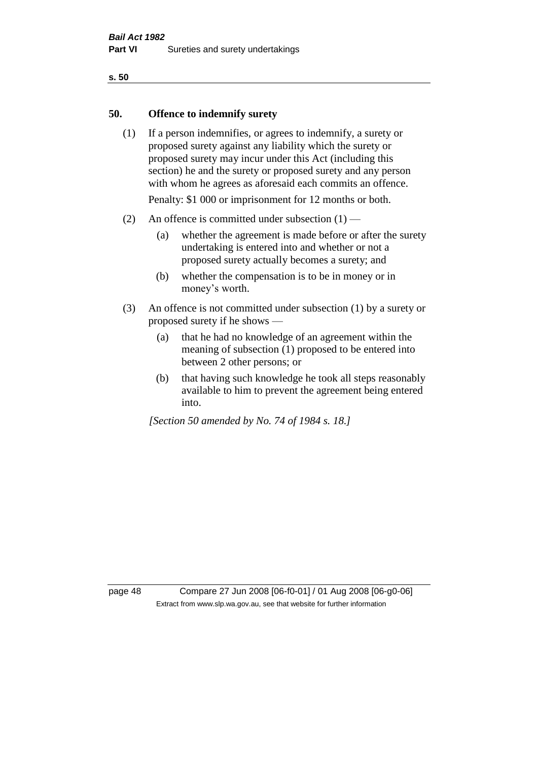## 50. Offence to indemnify surety

(1) If a person indemnifies, or agrees to indemnify, a surety or proposed surety against any liability which the surety or proposed surety may incur under this Act (including this section) he and the surety or proposed surety and any person with whom he agrees as aforesaid each commits an offence.

Penalty: $1 000 or imprisonment for 12 months or both.

(2) An offence is committed under subsection (1) —

(a) whether the agreement is made before or after the surety undertaking is entered into and whether or not a proposed surety actually becomes a surety; and

(b) whether the compensation is to be in money or in money's worth.

(3) An offence is not committed under subsection (1) by a surety or proposed surety if he shows —

(a) that he had no knowledge of an agreement within the meaning of subsection (1) proposed to be entered into between 2 other persons; or

(b) that having such knowledge he took all steps reasonably available to him to prevent the agreement being entered into.

*[Section 50 amended by No. 74 of 1984 s. 18.]*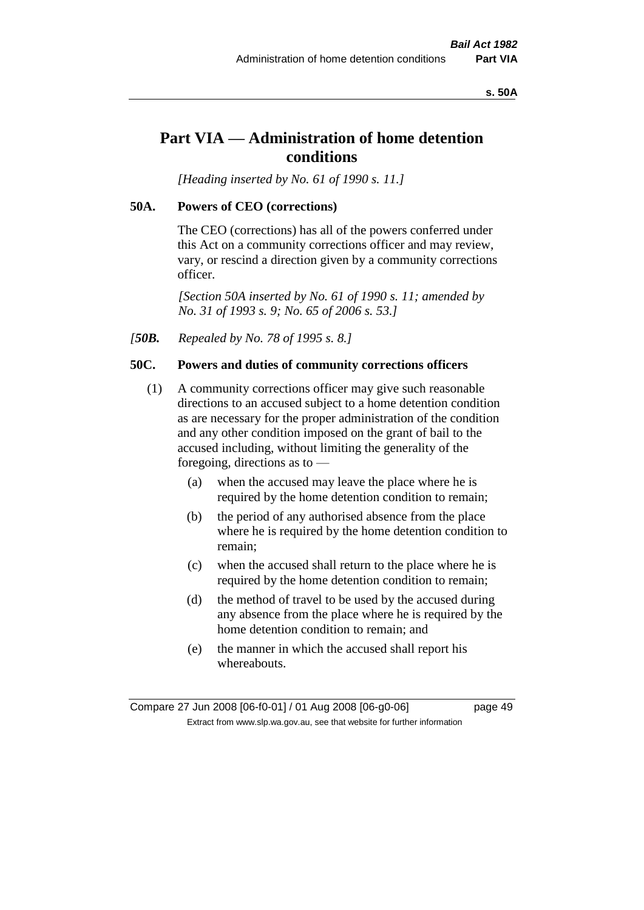# Part VIA — Administration of home detention conditions

*[Heading inserted by No. 61 of 1990 s. 11.]*

### 50A. Powers of CEO (corrections)

The CEO (corrections) has all of the powers conferred under this Act on a community corrections officer and may review, vary, or rescind a direction given by a community corrections officer.

*[Section 50A inserted by No. 61 of 1990 s. 11; amended by No. 31 of 1993 s. 9; No. 65 of 2006 s. 53.]*

*[**50B.** Repealed by No. 78 of 1995 s. 8.]*

### 50C. Powers and duties of community corrections officers

(1) A community corrections officer may give such reasonable directions to an accused subject to a home detention condition as are necessary for the proper administration of the condition and any other condition imposed on the grant of bail to the accused including, without limiting the generality of the foregoing, directions as to —

- (a) when the accused may leave the place where he is required by the home detention condition to remain;
- (b) the period of any authorised absence from the place where he is required by the home detention condition to remain;
- (c) when the accused shall return to the place where he is required by the home detention condition to remain;
- (d) the method of travel to be used by the accused during any absence from the place where he is required by the home detention condition to remain; and
- (e) the manner in which the accused shall report his whereabouts.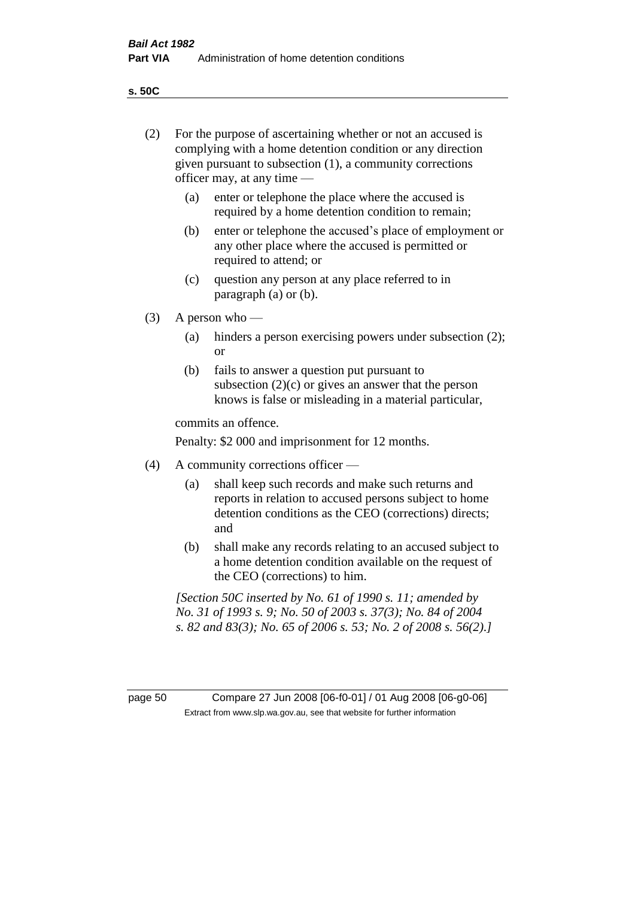(2) For the purpose of ascertaining whether or not an accused is complying with a home detention condition or any direction given pursuant to subsection (1), a community corrections officer may, at any time —

   (a) enter or telephone the place where the accused is required by a home detention condition to remain;

   (b) enter or telephone the accused's place of employment or any other place where the accused is permitted or required to attend; or

   (c) question any person at any place referred to in paragraph (a) or (b).

(3) A person who —

   (a) hinders a person exercising powers under subsection (2); or

   (b) fails to answer a question put pursuant to subsection (2)(c) or gives an answer that the person knows is false or misleading in a material particular,

commits an offence.

Penalty: $2 000 and imprisonment for 12 months.

(4) A community corrections officer —

   (a) shall keep such records and make such returns and reports in relation to accused persons subject to home detention conditions as the CEO (corrections) directs; and

   (b) shall make any records relating to an accused subject to a home detention condition available on the request of the CEO (corrections) to him.

*[Section 50C inserted by No. 61 of 1990 s. 11; amended by No. 31 of 1993 s. 9; No. 50 of 2003 s. 37(3); No. 84 of 2004 s. 82 and 83(3); No. 65 of 2006 s. 53; No. 2 of 2008 s. 56(2).]*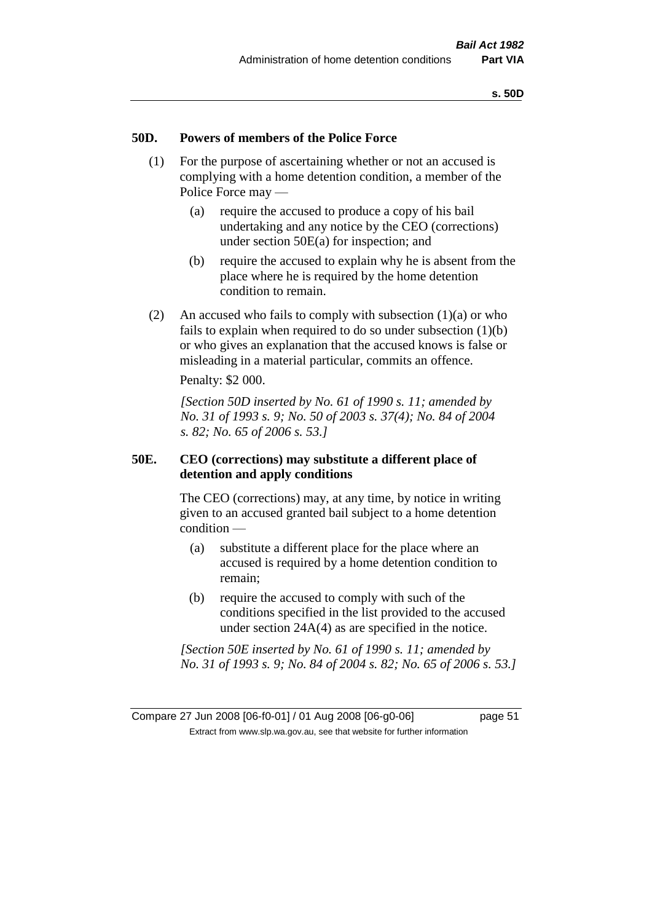### 50D. Powers of members of the Police Force

(1) For the purpose of ascertaining whether or not an accused is complying with a home detention condition, a member of the Police Force may —

(a) require the accused to produce a copy of his bail undertaking and any notice by the CEO (corrections) under section 50E(a) for inspection; and

(b) require the accused to explain why he is absent from the place where he is required by the home detention condition to remain.

(2) An accused who fails to comply with subsection (1)(a) or who fails to explain when required to do so under subsection (1)(b) or who gives an explanation that the accused knows is false or misleading in a material particular, commits an offence.

Penalty: $2 000.

*[Section 50D inserted by No. 61 of 1990 s. 11; amended by No. 31 of 1993 s. 9; No. 50 of 2003 s. 37(4); No. 84 of 2004 s. 82; No. 65 of 2006 s. 53.]*

### 50E. CEO (corrections) may substitute a different place of detention and apply conditions

The CEO (corrections) may, at any time, by notice in writing given to an accused granted bail subject to a home detention condition —

(a) substitute a different place for the place where an accused is required by a home detention condition to remain;

(b) require the accused to comply with such of the conditions specified in the list provided to the accused under section 24A(4) as are specified in the notice.

*[Section 50E inserted by No. 61 of 1990 s. 11; amended by No. 31 of 1993 s. 9; No. 84 of 2004 s. 82; No. 65 of 2006 s. 53.]*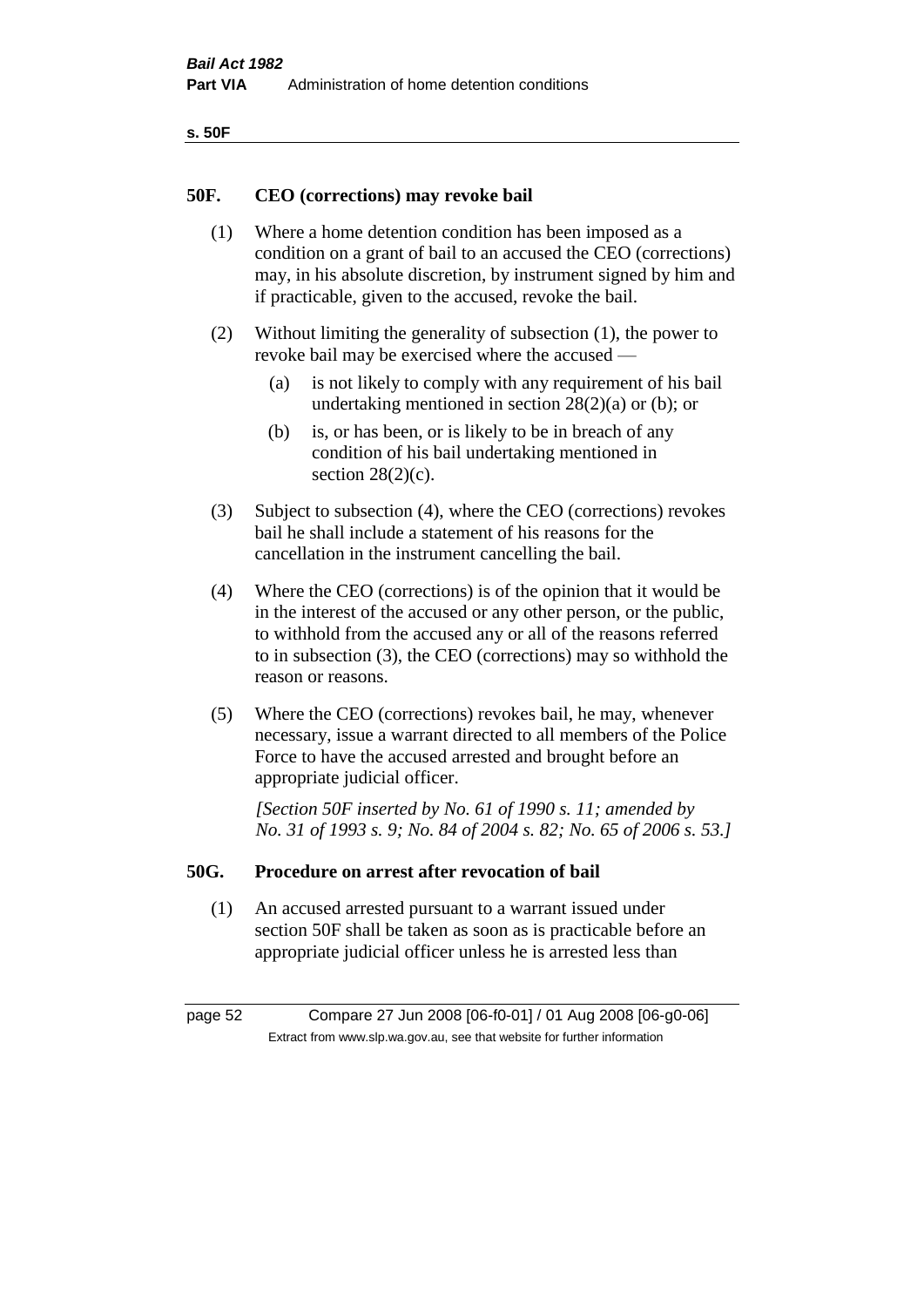## 50F. CEO (corrections) may revoke bail

(1) Where a home detention condition has been imposed as a condition on a grant of bail to an accused the CEO (corrections) may, in his absolute discretion, by instrument signed by him and if practicable, given to the accused, revoke the bail.

(2) Without limiting the generality of subsection (1), the power to revoke bail may be exercised where the accused —

- (a) is not likely to comply with any requirement of his bail undertaking mentioned in section 28(2)(a) or (b); or
- (b) is, or has been, or is likely to be in breach of any condition of his bail undertaking mentioned in section 28(2)(c).

(3) Subject to subsection (4), where the CEO (corrections) revokes bail he shall include a statement of his reasons for the cancellation in the instrument cancelling the bail.

(4) Where the CEO (corrections) is of the opinion that it would be in the interest of the accused or any other person, or the public, to withhold from the accused any or all of the reasons referred to in subsection (3), the CEO (corrections) may so withhold the reason or reasons.

(5) Where the CEO (corrections) revokes bail, he may, whenever necessary, issue a warrant directed to all members of the Police Force to have the accused arrested and brought before an appropriate judicial officer.

*[Section 50F inserted by No. 61 of 1990 s. 11; amended by No. 31 of 1993 s. 9; No. 84 of 2004 s. 82; No. 65 of 2006 s. 53.]*

## 50G. Procedure on arrest after revocation of bail

(1) An accused arrested pursuant to a warrant issued under section 50F shall be taken as soon as is practicable before an appropriate judicial officer unless he is arrested less than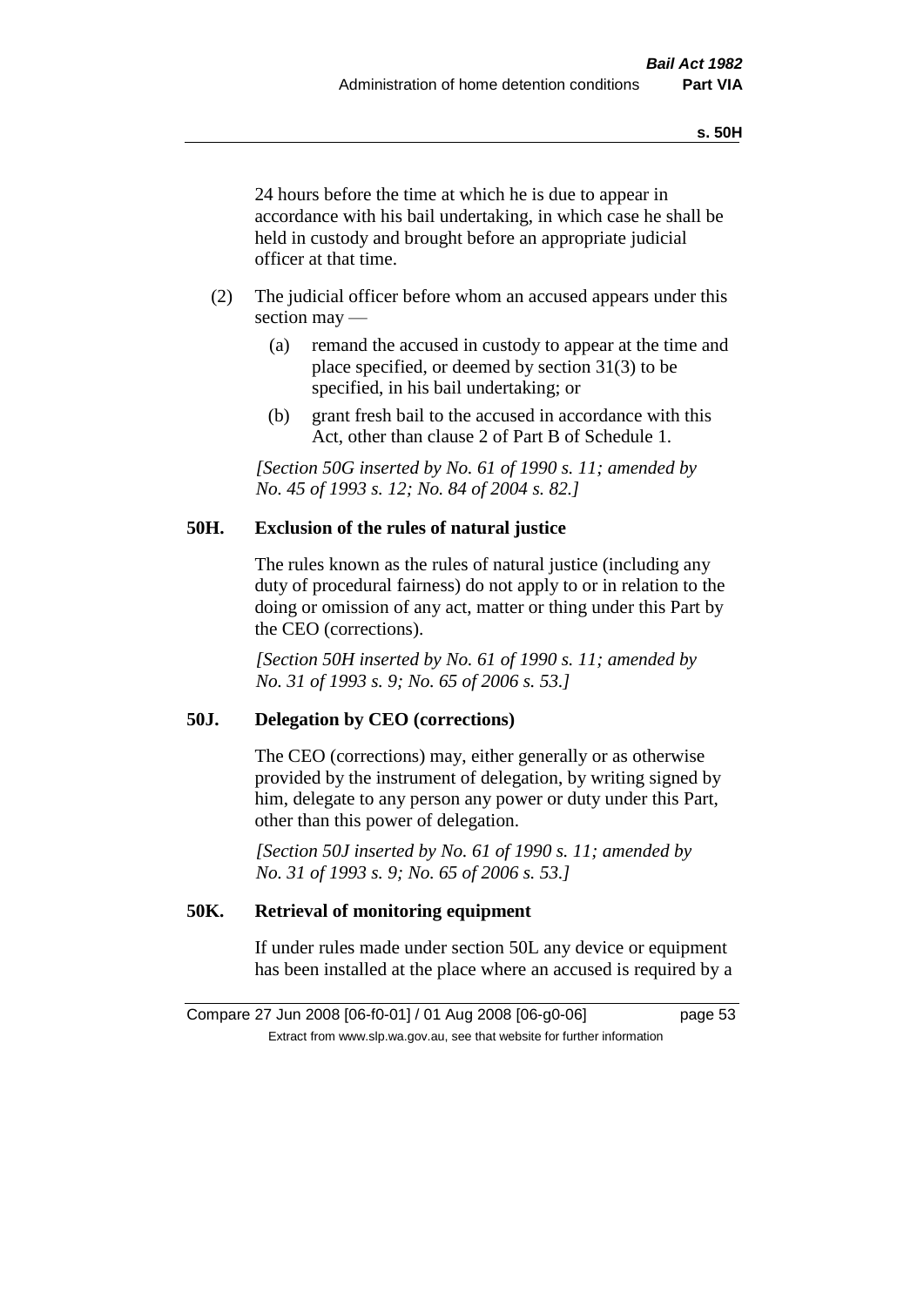24 hours before the time at which he is due to appear in accordance with his bail undertaking, in which case he shall be held in custody and brought before an appropriate judicial officer at that time.

(2) The judicial officer before whom an accused appears under this section may —

(a) remand the accused in custody to appear at the time and place specified, or deemed by section 31(3) to be specified, in his bail undertaking; or

(b) grant fresh bail to the accused in accordance with this Act, other than clause 2 of Part B of Schedule 1.

*[Section 50G inserted by No. 61 of 1990 s. 11; amended by No. 45 of 1993 s. 12; No. 84 of 2004 s. 82.]*

### 50H. Exclusion of the rules of natural justice

The rules known as the rules of natural justice (including any duty of procedural fairness) do not apply to or in relation to the doing or omission of any act, matter or thing under this Part by the CEO (corrections).

*[Section 50H inserted by No. 61 of 1990 s. 11; amended by No. 31 of 1993 s. 9; No. 65 of 2006 s. 53.]*

### 50J. Delegation by CEO (corrections)

The CEO (corrections) may, either generally or as otherwise provided by the instrument of delegation, by writing signed by him, delegate to any person any power or duty under this Part, other than this power of delegation.

*[Section 50J inserted by No. 61 of 1990 s. 11; amended by No. 31 of 1993 s. 9; No. 65 of 2006 s. 53.]*

### 50K. Retrieval of monitoring equipment

If under rules made under section 50L any device or equipment has been installed at the place where an accused is required by a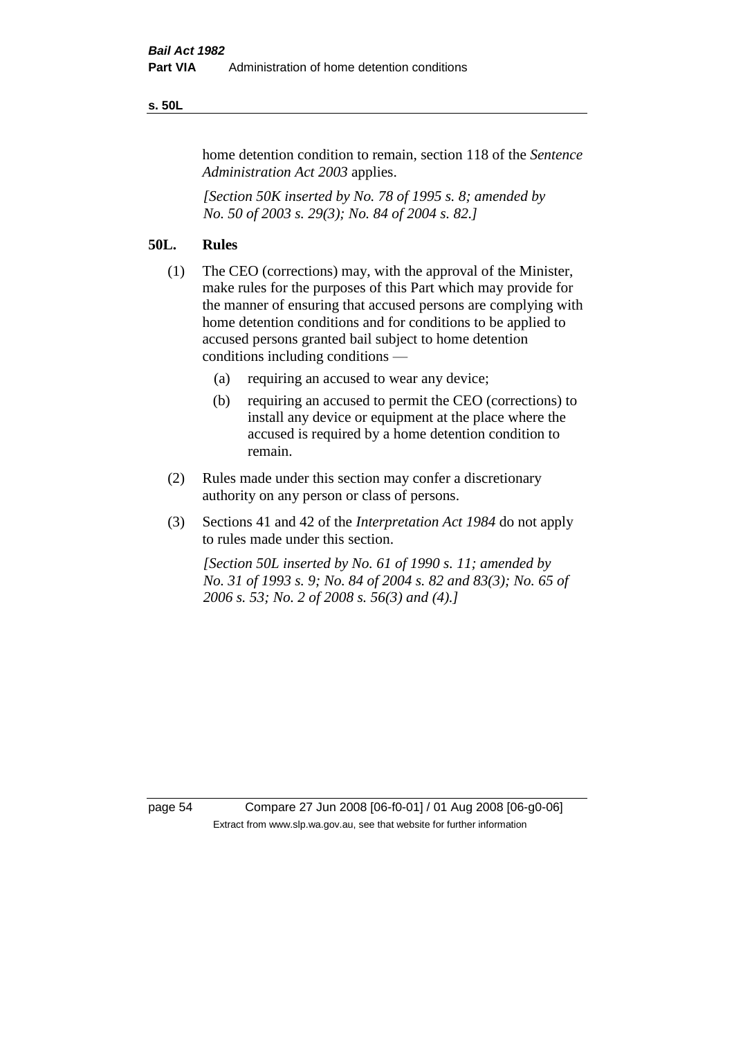home detention condition to remain, section 118 of the *Sentence Administration Act 2003* applies.

*[Section 50K inserted by No. 78 of 1995 s. 8; amended by No. 50 of 2003 s. 29(3); No. 84 of 2004 s. 82.]*

## 50L. Rules

(1) The CEO (corrections) may, with the approval of the Minister, make rules for the purposes of this Part which may provide for the manner of ensuring that accused persons are complying with home detention conditions and for conditions to be applied to accused persons granted bail subject to home detention conditions including conditions —

(a) requiring an accused to wear any device;

(b) requiring an accused to permit the CEO (corrections) to install any device or equipment at the place where the accused is required by a home detention condition to remain.

(2) Rules made under this section may confer a discretionary authority on any person or class of persons.

(3) Sections 41 and 42 of the *Interpretation Act 1984* do not apply to rules made under this section.

*[Section 50L inserted by No. 61 of 1990 s. 11; amended by No. 31 of 1993 s. 9; No. 84 of 2004 s. 82 and 83(3); No. 65 of 2006 s. 53; No. 2 of 2008 s. 56(3) and (4).]*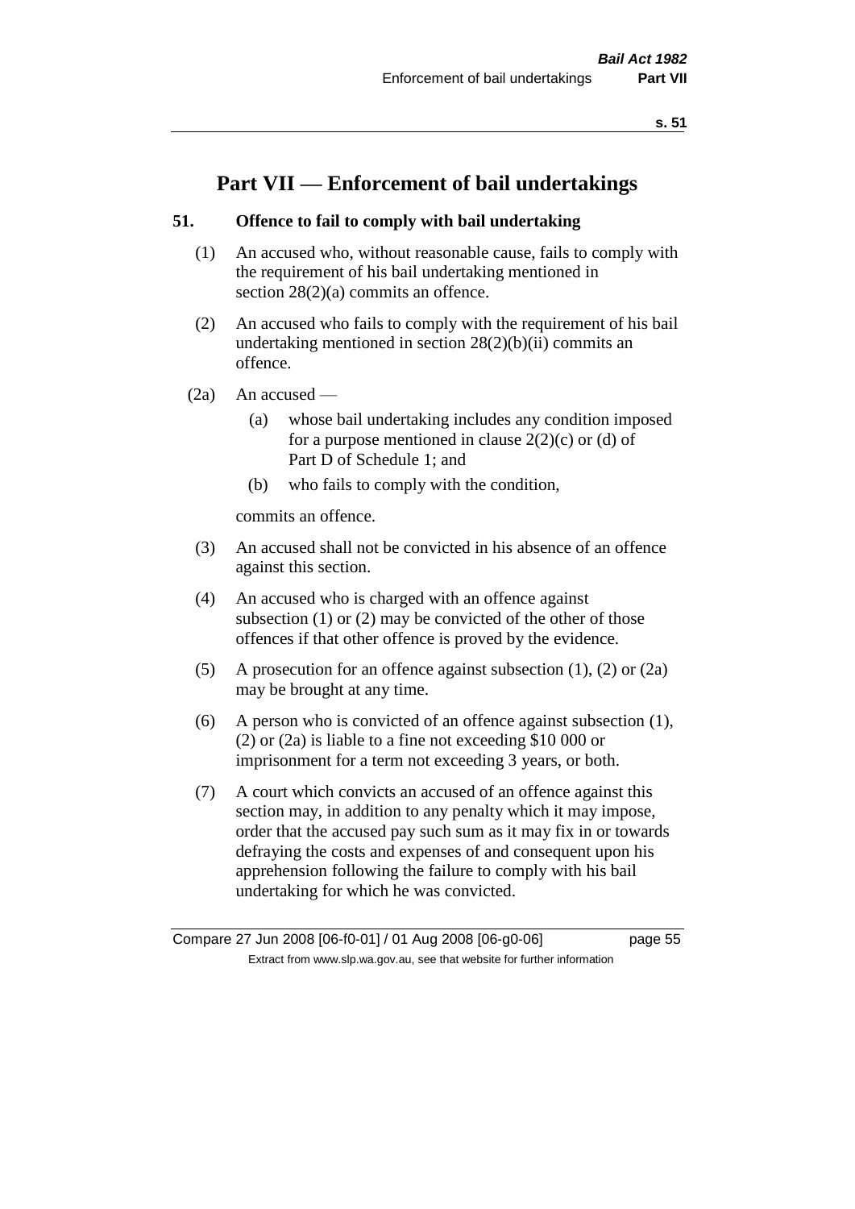# Part VII — Enforcement of bail undertakings

### 51. Offence to fail to comply with bail undertaking

(1) An accused who, without reasonable cause, fails to comply with the requirement of his bail undertaking mentioned in section 28(2)(a) commits an offence.

(2) An accused who fails to comply with the requirement of his bail undertaking mentioned in section 28(2)(b)(ii) commits an offence.

(2a) An accused —

  (a) whose bail undertaking includes any condition imposed for a purpose mentioned in clause 2(2)(c) or (d) of Part D of Schedule 1; and

  (b) who fails to comply with the condition,

commits an offence.

(3) An accused shall not be convicted in his absence of an offence against this section.

(4) An accused who is charged with an offence against subsection (1) or (2) may be convicted of the other of those offences if that other offence is proved by the evidence.

(5) A prosecution for an offence against subsection (1), (2) or (2a) may be brought at any time.

(6) A person who is convicted of an offence against subsection (1), (2) or (2a) is liable to a fine not exceeding $10 000 or imprisonment for a term not exceeding 3 years, or both.

(7) A court which convicts an accused of an offence against this section may, in addition to any penalty which it may impose, order that the accused pay such sum as it may fix in or towards defraying the costs and expenses of and consequent upon his apprehension following the failure to comply with his bail undertaking for which he was convicted.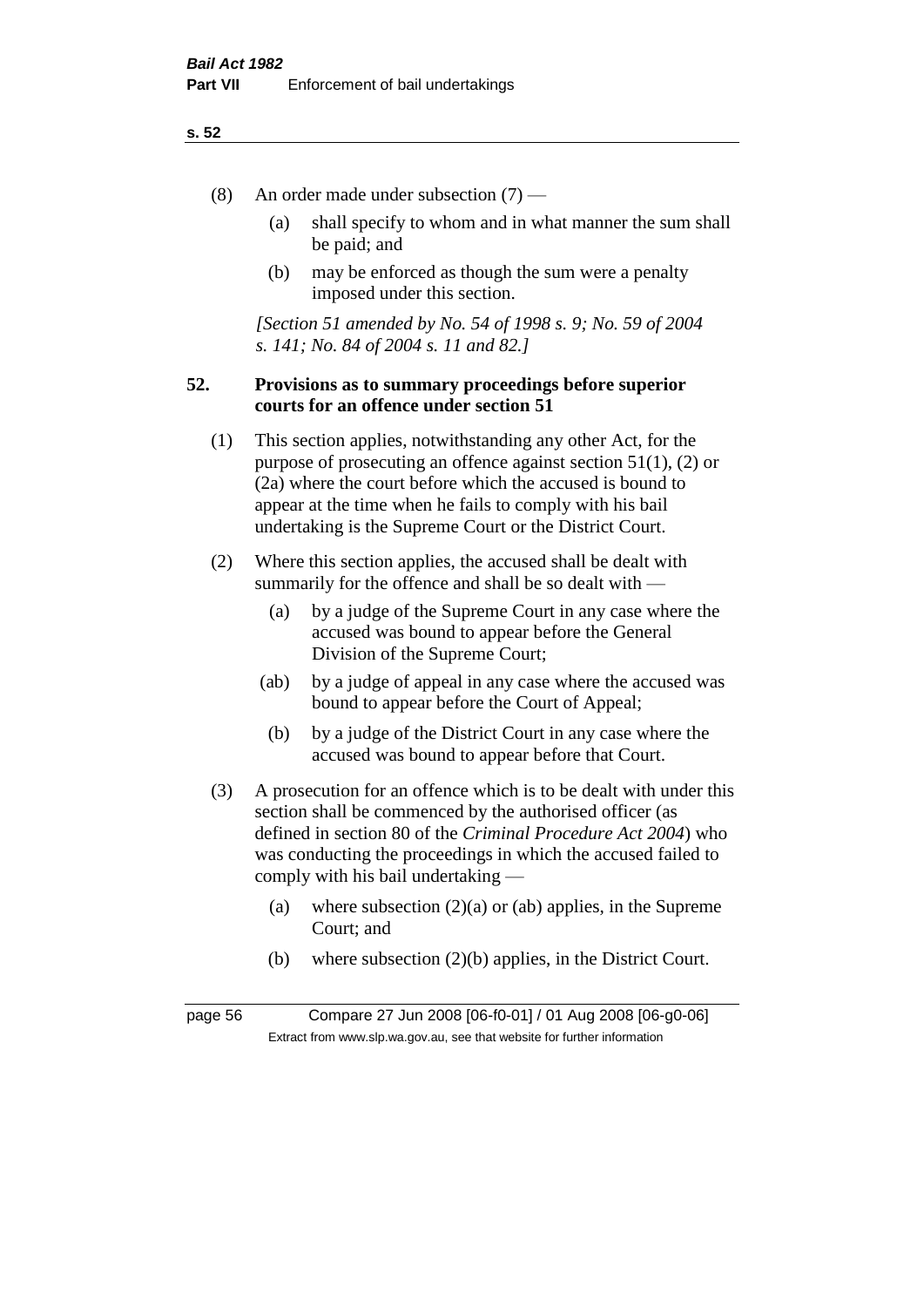(8) An order made under subsection (7) —

(a) shall specify to whom and in what manner the sum shall be paid; and

(b) may be enforced as though the sum were a penalty imposed under this section.

*[Section 51 amended by No. 54 of 1998 s. 9; No. 59 of 2004 s. 141; No. 84 of 2004 s. 11 and 82.]*

## 52. Provisions as to summary proceedings before superior courts for an offence under section 51

(1) This section applies, notwithstanding any other Act, for the purpose of prosecuting an offence against section 51(1), (2) or (2a) where the court before which the accused is bound to appear at the time when he fails to comply with his bail undertaking is the Supreme Court or the District Court.

(2) Where this section applies, the accused shall be dealt with summarily for the offence and shall be so dealt with —

(a) by a judge of the Supreme Court in any case where the accused was bound to appear before the General Division of the Supreme Court;

(ab) by a judge of appeal in any case where the accused was bound to appear before the Court of Appeal;

(b) by a judge of the District Court in any case where the accused was bound to appear before that Court.

(3) A prosecution for an offence which is to be dealt with under this section shall be commenced by the authorised officer (as defined in section 80 of the *Criminal Procedure Act 2004*) who was conducting the proceedings in which the accused failed to comply with his bail undertaking —

(a) where subsection (2)(a) or (ab) applies, in the Supreme Court; and

(b) where subsection (2)(b) applies, in the District Court.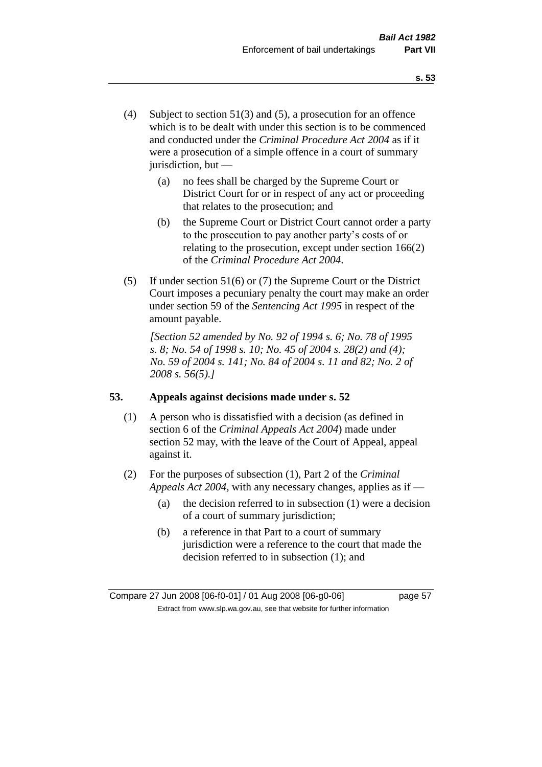(4) Subject to section 51(3) and (5), a prosecution for an offence which is to be dealt with under this section is to be commenced and conducted under the *Criminal Procedure Act 2004* as if it were a prosecution of a simple offence in a court of summary jurisdiction, but —

  (a) no fees shall be charged by the Supreme Court or District Court for or in respect of any act or proceeding that relates to the prosecution; and

  (b) the Supreme Court or District Court cannot order a party to the prosecution to pay another party's costs of or relating to the prosecution, except under section 166(2) of the *Criminal Procedure Act 2004*.

(5) If under section 51(6) or (7) the Supreme Court or the District Court imposes a pecuniary penalty the court may make an order under section 59 of the *Sentencing Act 1995* in respect of the amount payable.

*[Section 52 amended by No. 92 of 1994 s. 6; No. 78 of 1995 s. 8; No. 54 of 1998 s. 10; No. 45 of 2004 s. 28(2) and (4); No. 59 of 2004 s. 141; No. 84 of 2004 s. 11 and 82; No. 2 of 2008 s. 56(5).]*

## 53. Appeals against decisions made under s. 52

(1) A person who is dissatisfied with a decision (as defined in section 6 of the *Criminal Appeals Act 2004*) made under section 52 may, with the leave of the Court of Appeal, appeal against it.

(2) For the purposes of subsection (1), Part 2 of the *Criminal Appeals Act 2004*, with any necessary changes, applies as if —

  (a) the decision referred to in subsection (1) were a decision of a court of summary jurisdiction;

  (b) a reference in that Part to a court of summary jurisdiction were a reference to the court that made the decision referred to in subsection (1); and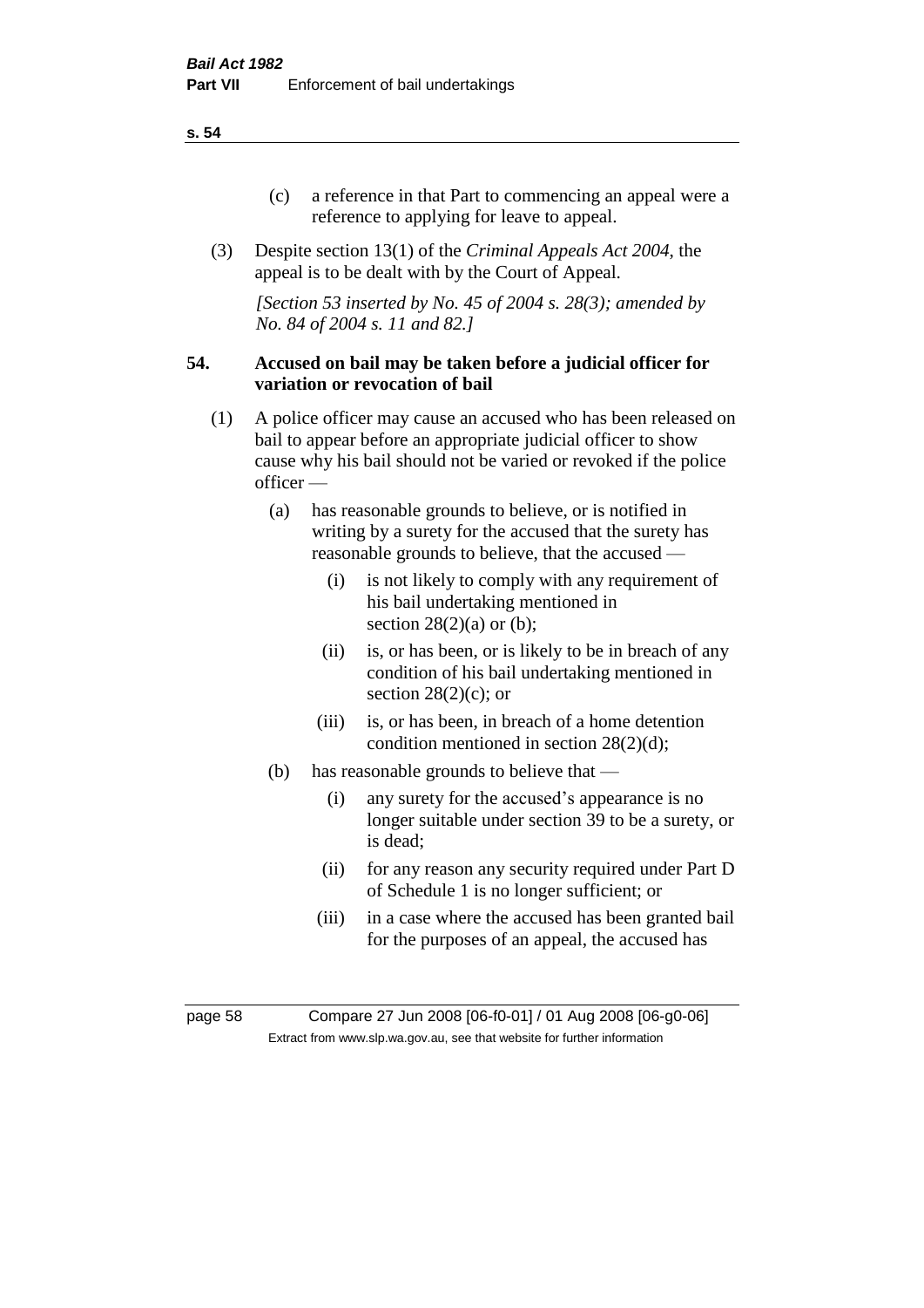(c) a reference in that Part to commencing an appeal were a reference to applying for leave to appeal.

(3) Despite section 13(1) of the *Criminal Appeals Act 2004*, the appeal is to be dealt with by the Court of Appeal.

*[Section 53 inserted by No. 45 of 2004 s. 28(3); amended by No. 84 of 2004 s. 11 and 82.]*

## 54. Accused on bail may be taken before a judicial officer for variation or revocation of bail

(1) A police officer may cause an accused who has been released on bail to appear before an appropriate judicial officer to show cause why his bail should not be varied or revoked if the police officer —

(a) has reasonable grounds to believe, or is notified in writing by a surety for the accused that the surety has reasonable grounds to believe, that the accused —

(i) is not likely to comply with any requirement of his bail undertaking mentioned in section 28(2)(a) or (b);

(ii) is, or has been, or is likely to be in breach of any condition of his bail undertaking mentioned in section 28(2)(c); or

(iii) is, or has been, in breach of a home detention condition mentioned in section 28(2)(d);

(b) has reasonable grounds to believe that —

(i) any surety for the accused's appearance is no longer suitable under section 39 to be a surety, or is dead;

(ii) for any reason any security required under Part D of Schedule 1 is no longer sufficient; or

(iii) in a case where the accused has been granted bail for the purposes of an appeal, the accused has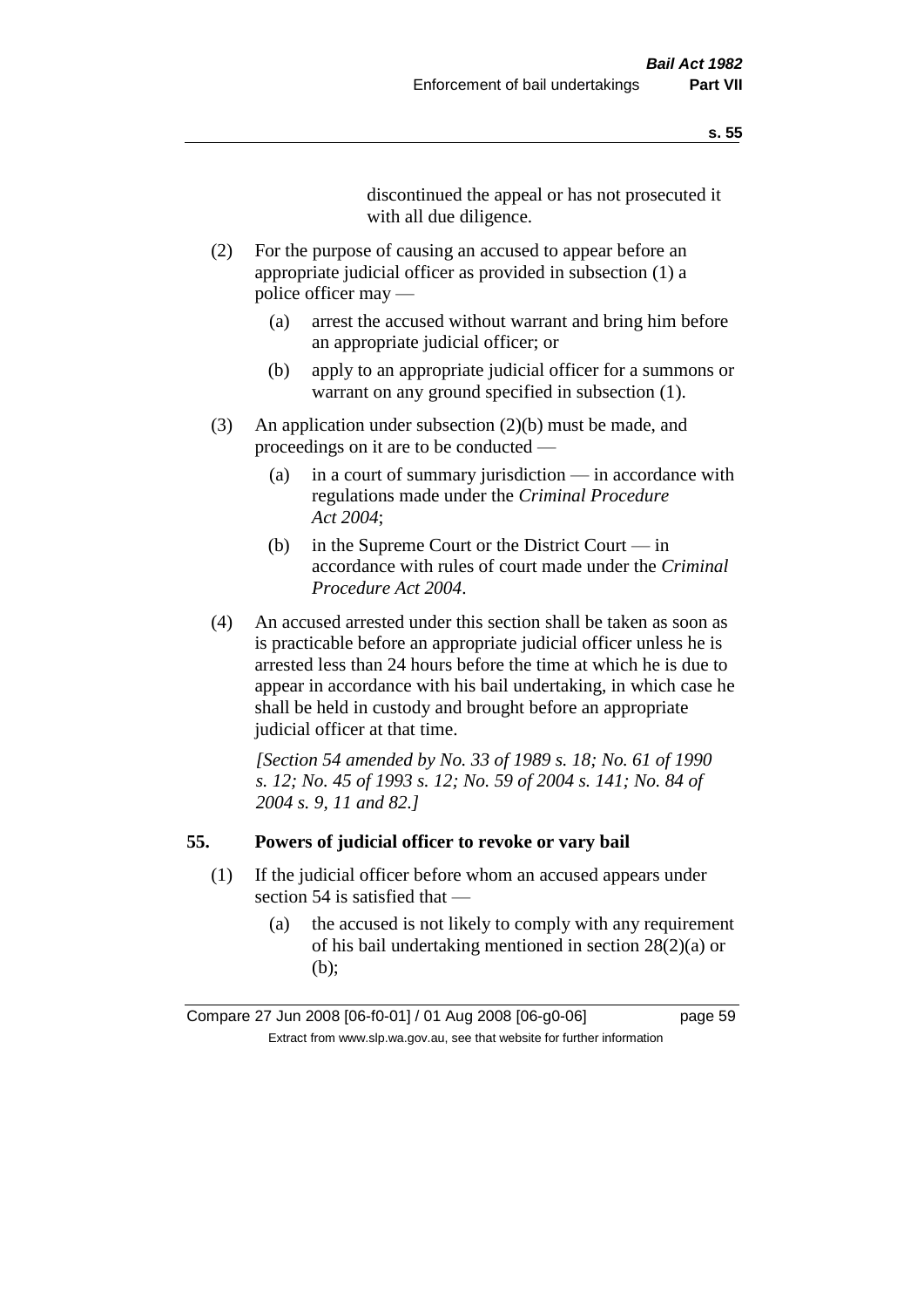discontinued the appeal or has not prosecuted it with all due diligence.

(2) For the purpose of causing an accused to appear before an appropriate judicial officer as provided in subsection (1) a police officer may —

(a) arrest the accused without warrant and bring him before an appropriate judicial officer; or

(b) apply to an appropriate judicial officer for a summons or warrant on any ground specified in subsection (1).

(3) An application under subsection (2)(b) must be made, and proceedings on it are to be conducted —

(a) in a court of summary jurisdiction — in accordance with regulations made under the *Criminal Procedure Act 2004*;

(b) in the Supreme Court or the District Court — in accordance with rules of court made under the *Criminal Procedure Act 2004*.

(4) An accused arrested under this section shall be taken as soon as is practicable before an appropriate judicial officer unless he is arrested less than 24 hours before the time at which he is due to appear in accordance with his bail undertaking, in which case he shall be held in custody and brought before an appropriate judicial officer at that time.

*[Section 54 amended by No. 33 of 1989 s. 18; No. 61 of 1990 s. 12; No. 45 of 1993 s. 12; No. 59 of 2004 s. 141; No. 84 of 2004 s. 9, 11 and 82.]*

## 55. Powers of judicial officer to revoke or vary bail

(1) If the judicial officer before whom an accused appears under section 54 is satisfied that —

(a) the accused is not likely to comply with any requirement of his bail undertaking mentioned in section 28(2)(a) or (b);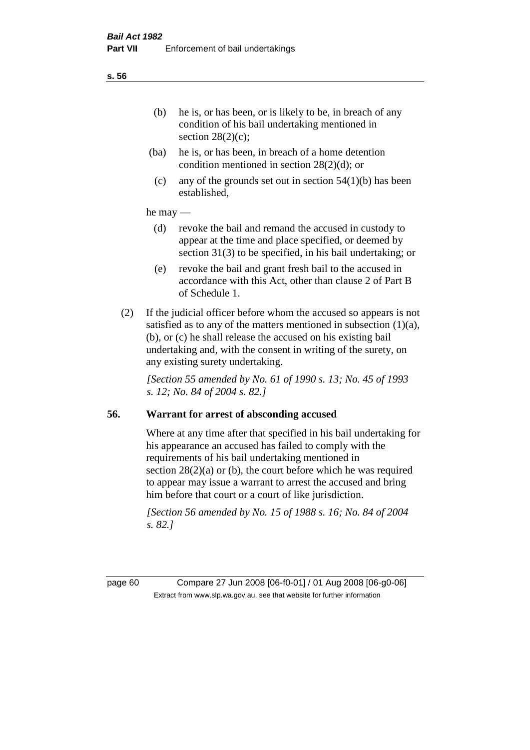(b) he is, or has been, or is likely to be, in breach of any condition of his bail undertaking mentioned in section 28(2)(c);

(ba) he is, or has been, in breach of a home detention condition mentioned in section 28(2)(d); or

(c) any of the grounds set out in section 54(1)(b) has been established,

he may —

(d) revoke the bail and remand the accused in custody to appear at the time and place specified, or deemed by section 31(3) to be specified, in his bail undertaking; or

(e) revoke the bail and grant fresh bail to the accused in accordance with this Act, other than clause 2 of Part B of Schedule 1.

(2) If the judicial officer before whom the accused so appears is not satisfied as to any of the matters mentioned in subsection (1)(a), (b), or (c) he shall release the accused on his existing bail undertaking and, with the consent in writing of the surety, on any existing surety undertaking.

*[Section 55 amended by No. 61 of 1990 s. 13; No. 45 of 1993 s. 12; No. 84 of 2004 s. 82.]*

## 56. Warrant for arrest of absconding accused

Where at any time after that specified in his bail undertaking for his appearance an accused has failed to comply with the requirements of his bail undertaking mentioned in section 28(2)(a) or (b), the court before which he was required to appear may issue a warrant to arrest the accused and bring him before that court or a court of like jurisdiction.

*[Section 56 amended by No. 15 of 1988 s. 16; No. 84 of 2004 s. 82.]*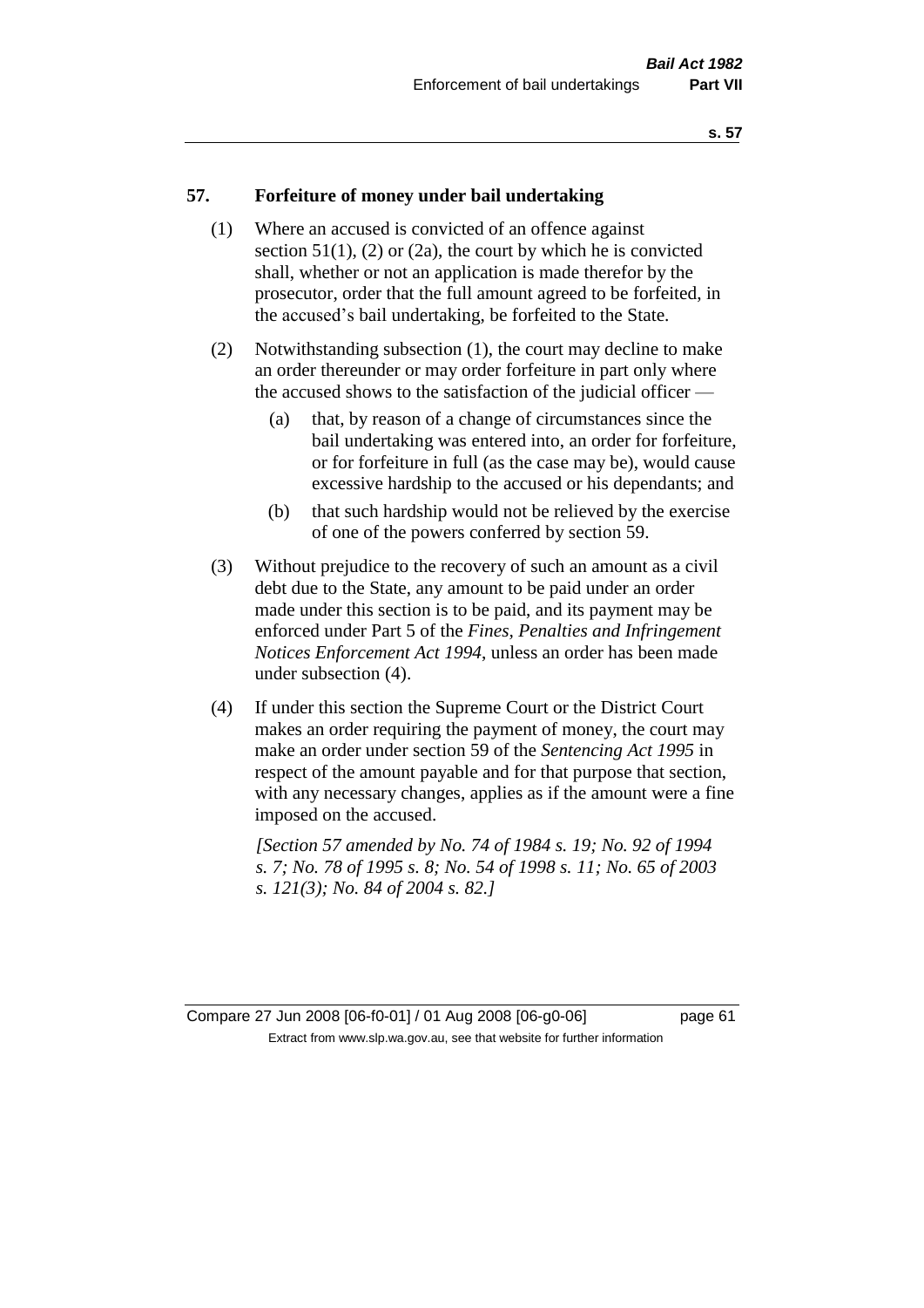## 57. Forfeiture of money under bail undertaking

(1) Where an accused is convicted of an offence against section 51(1), (2) or (2a), the court by which he is convicted shall, whether or not an application is made therefor by the prosecutor, order that the full amount agreed to be forfeited, in the accused's bail undertaking, be forfeited to the State.

(2) Notwithstanding subsection (1), the court may decline to make an order thereunder or may order forfeiture in part only where the accused shows to the satisfaction of the judicial officer —

- (a) that, by reason of a change of circumstances since the bail undertaking was entered into, an order for forfeiture, or for forfeiture in full (as the case may be), would cause excessive hardship to the accused or his dependants; and
- (b) that such hardship would not be relieved by the exercise of one of the powers conferred by section 59.

(3) Without prejudice to the recovery of such an amount as a civil debt due to the State, any amount to be paid under an order made under this section is to be paid, and its payment may be enforced under Part 5 of the *Fines, Penalties and Infringement Notices Enforcement Act 1994*, unless an order has been made under subsection (4).

(4) If under this section the Supreme Court or the District Court makes an order requiring the payment of money, the court may make an order under section 59 of the *Sentencing Act 1995* in respect of the amount payable and for that purpose that section, with any necessary changes, applies as if the amount were a fine imposed on the accused.

*[Section 57 amended by No. 74 of 1984 s. 19; No. 92 of 1994 s. 7; No. 78 of 1995 s. 8; No. 54 of 1998 s. 11; No. 65 of 2003 s. 121(3); No. 84 of 2004 s. 82.]*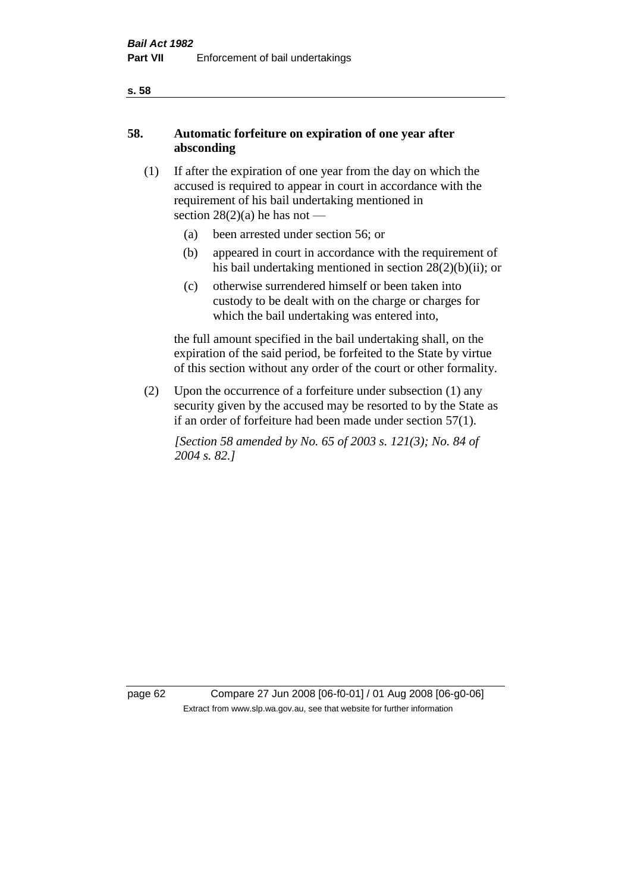## 58. Automatic forfeiture on expiration of one year after absconding

(1) If after the expiration of one year from the day on which the accused is required to appear in court in accordance with the requirement of his bail undertaking mentioned in section 28(2)(a) he has not —

- (a) been arrested under section 56; or
- (b) appeared in court in accordance with the requirement of his bail undertaking mentioned in section 28(2)(b)(ii); or
- (c) otherwise surrendered himself or been taken into custody to be dealt with on the charge or charges for which the bail undertaking was entered into,

the full amount specified in the bail undertaking shall, on the expiration of the said period, be forfeited to the State by virtue of this section without any order of the court or other formality.

(2) Upon the occurrence of a forfeiture under subsection (1) any security given by the accused may be resorted to by the State as if an order of forfeiture had been made under section 57(1).

*[Section 58 amended by No. 65 of 2003 s. 121(3); No. 84 of 2004 s. 82.]*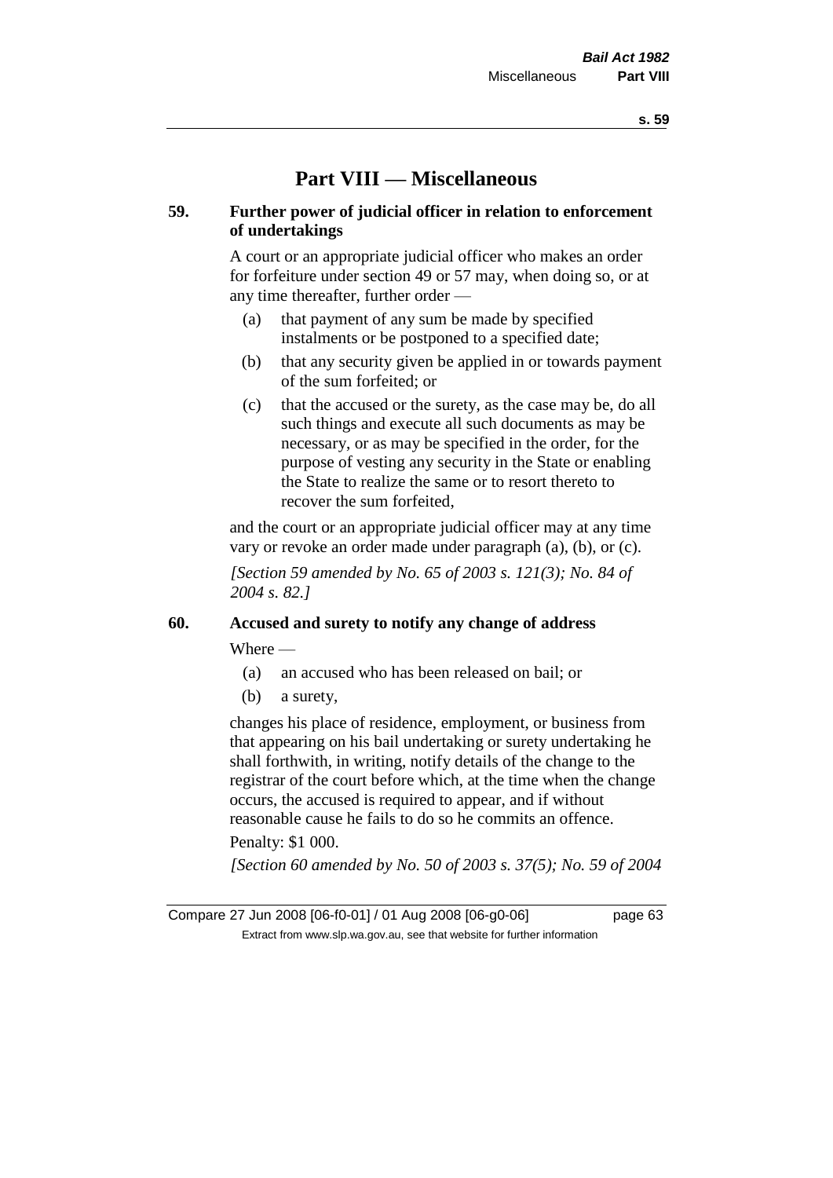# Part VIII — Miscellaneous

## 59. Further power of judicial officer in relation to enforcement of undertakings

A court or an appropriate judicial officer who makes an order for forfeiture under section 49 or 57 may, when doing so, or at any time thereafter, further order —

- (a) that payment of any sum be made by specified instalments or be postponed to a specified date;
- (b) that any security given be applied in or towards payment of the sum forfeited; or
- (c) that the accused or the surety, as the case may be, do all such things and execute all such documents as may be necessary, or as may be specified in the order, for the purpose of vesting any security in the State or enabling the State to realize the same or to resort thereto to recover the sum forfeited,

and the court or an appropriate judicial officer may at any time vary or revoke an order made under paragraph (a), (b), or (c).

*[Section 59 amended by No. 65 of 2003 s. 121(3); No. 84 of 2004 s. 82.]*

## 60. Accused and surety to notify any change of address

Where —

- (a) an accused who has been released on bail; or
- (b) a surety,

changes his place of residence, employment, or business from that appearing on his bail undertaking or surety undertaking he shall forthwith, in writing, notify details of the change to the registrar of the court before which, at the time when the change occurs, the accused is required to appear, and if without reasonable cause he fails to do so he commits an offence.

Penalty: $1 000.

*[Section 60 amended by No. 50 of 2003 s. 37(5); No. 59 of 2004*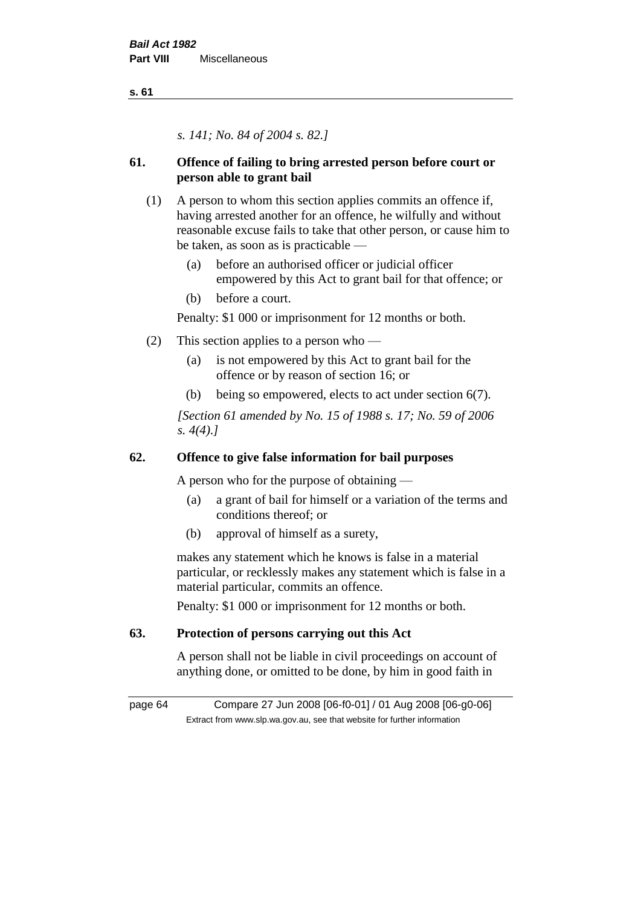*s. 141; No. 84 of 2004 s. 82.]*

## 61. Offence of failing to bring arrested person before court or person able to grant bail

(1) A person to whom this section applies commits an offence if, having arrested another for an offence, he wilfully and without reasonable excuse fails to take that other person, or cause him to be taken, as soon as is practicable —

- (a) before an authorised officer or judicial officer empowered by this Act to grant bail for that offence; or
- (b) before a court.

Penalty: $1 000 or imprisonment for 12 months or both.

(2) This section applies to a person who —

- (a) is not empowered by this Act to grant bail for the offence or by reason of section 16; or
- (b) being so empowered, elects to act under section 6(7).

*[Section 61 amended by No. 15 of 1988 s. 17; No. 59 of 2006 s. 4(4).]*

## 62. Offence to give false information for bail purposes

A person who for the purpose of obtaining —

- (a) a grant of bail for himself or a variation of the terms and conditions thereof; or
- (b) approval of himself as a surety,

makes any statement which he knows is false in a material particular, or recklessly makes any statement which is false in a material particular, commits an offence.

Penalty: $1 000 or imprisonment for 12 months or both.

## 63. Protection of persons carrying out this Act

A person shall not be liable in civil proceedings on account of anything done, or omitted to be done, by him in good faith in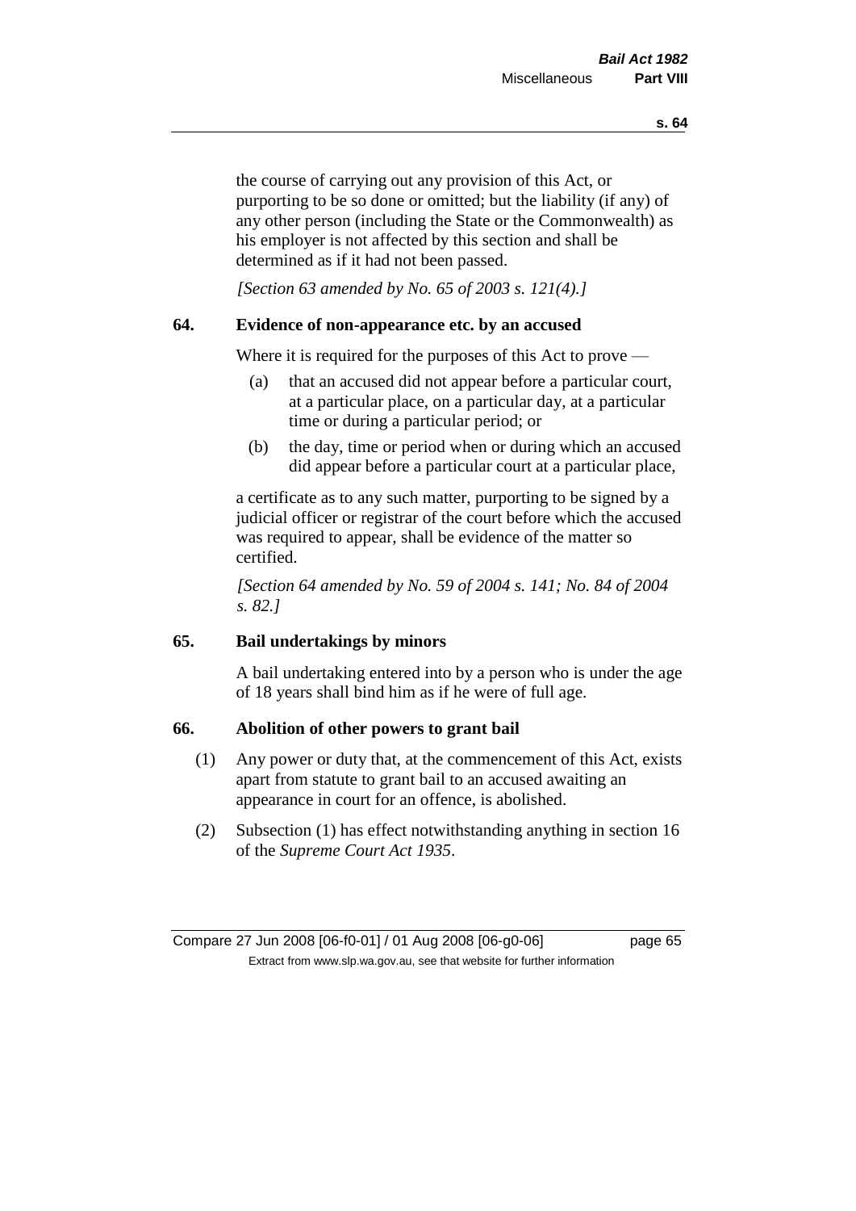the course of carrying out any provision of this Act, or purporting to be so done or omitted; but the liability (if any) of any other person (including the State or the Commonwealth) as his employer is not affected by this section and shall be determined as if it had not been passed.

*[Section 63 amended by No. 65 of 2003 s. 121(4).]*

### 64. Evidence of non-appearance etc. by an accused

Where it is required for the purposes of this Act to prove —

(a) that an accused did not appear before a particular court, at a particular place, on a particular day, at a particular time or during a particular period; or

(b) the day, time or period when or during which an accused did appear before a particular court at a particular place,

a certificate as to any such matter, purporting to be signed by a judicial officer or registrar of the court before which the accused was required to appear, shall be evidence of the matter so certified.

*[Section 64 amended by No. 59 of 2004 s. 141; No. 84 of 2004 s. 82.]*

### 65. Bail undertakings by minors

A bail undertaking entered into by a person who is under the age of 18 years shall bind him as if he were of full age.

### 66. Abolition of other powers to grant bail

(1) Any power or duty that, at the commencement of this Act, exists apart from statute to grant bail to an accused awaiting an appearance in court for an offence, is abolished.

(2) Subsection (1) has effect notwithstanding anything in section 16 of the *Supreme Court Act 1935*.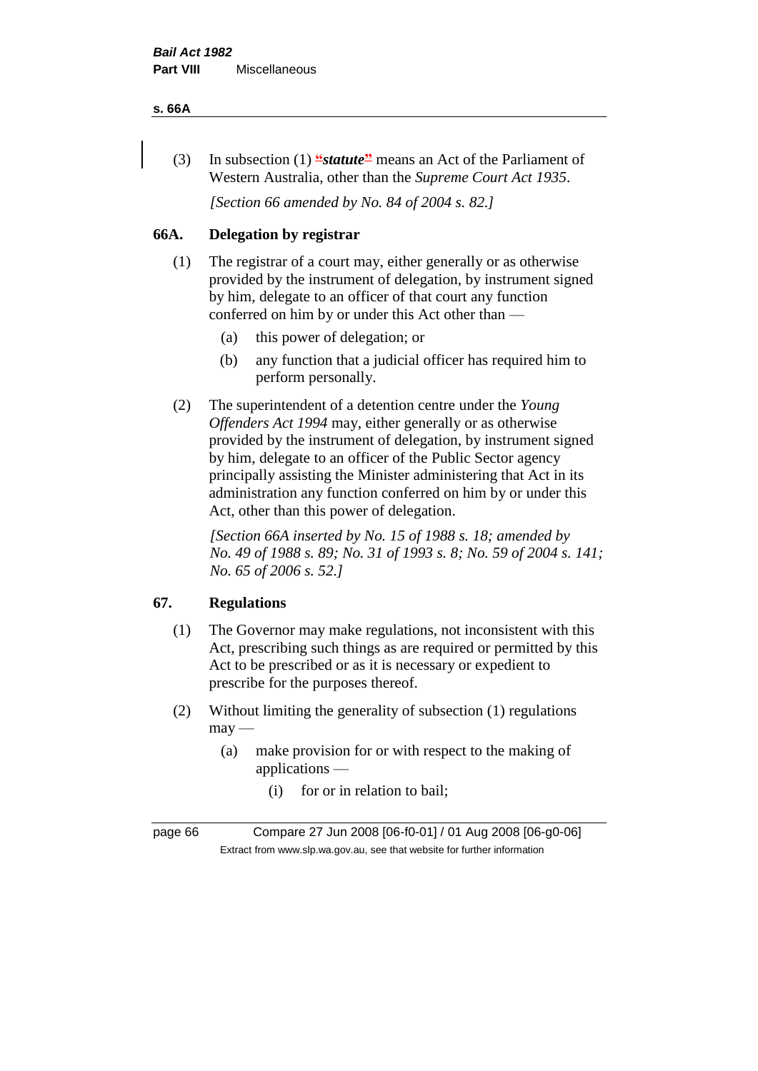(3) In subsection (1) "***statute***" means an Act of the Parliament of Western Australia, other than the *Supreme Court Act 1935*.

*[Section 66 amended by No. 84 of 2004 s. 82.]*

## 66A. Delegation by registrar

(1) The registrar of a court may, either generally or as otherwise provided by the instrument of delegation, by instrument signed by him, delegate to an officer of that court any function conferred on him by or under this Act other than —

- (a) this power of delegation; or
- (b) any function that a judicial officer has required him to perform personally.

(2) The superintendent of a detention centre under the *Young Offenders Act 1994* may, either generally or as otherwise provided by the instrument of delegation, by instrument signed by him, delegate to an officer of the Public Sector agency principally assisting the Minister administering that Act in its administration any function conferred on him by or under this Act, other than this power of delegation.

*[Section 66A inserted by No. 15 of 1988 s. 18; amended by No. 49 of 1988 s. 89; No. 31 of 1993 s. 8; No. 59 of 2004 s. 141; No. 65 of 2006 s. 52.]*

## 67. Regulations

(1) The Governor may make regulations, not inconsistent with this Act, prescribing such things as are required or permitted by this Act to be prescribed or as it is necessary or expedient to prescribe for the purposes thereof.

(2) Without limiting the generality of subsection (1) regulations may —

- (a) make provision for or with respect to the making of applications —
  - (i) for or in relation to bail;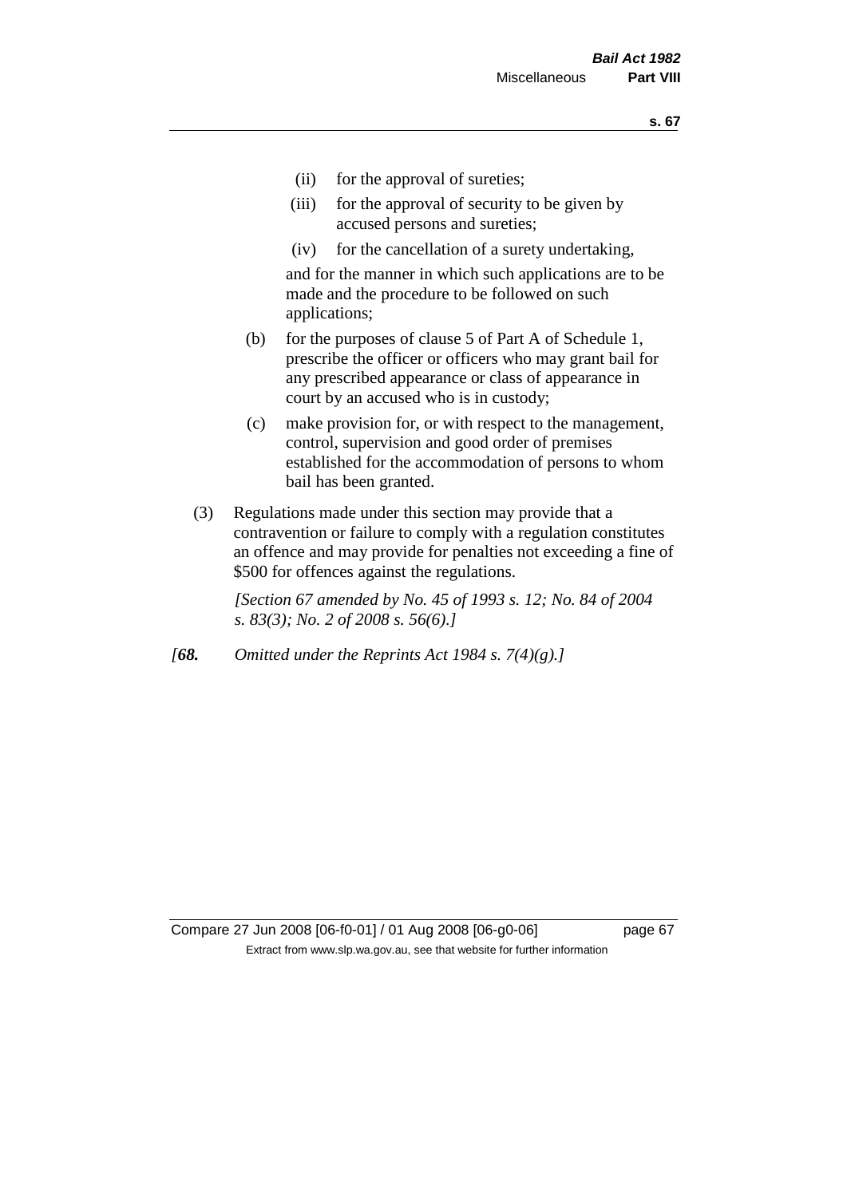(ii) for the approval of sureties;

(iii) for the approval of security to be given by accused persons and sureties;

(iv) for the cancellation of a surety undertaking,

and for the manner in which such applications are to be made and the procedure to be followed on such applications;

(b) for the purposes of clause 5 of Part A of Schedule 1, prescribe the officer or officers who may grant bail for any prescribed appearance or class of appearance in court by an accused who is in custody;

(c) make provision for, or with respect to the management, control, supervision and good order of premises established for the accommodation of persons to whom bail has been granted.

(3) Regulations made under this section may provide that a contravention or failure to comply with a regulation constitutes an offence and may provide for penalties not exceeding a fine of $500 for offences against the regulations.

*[Section 67 amended by No. 45 of 1993 s. 12; No. 84 of 2004 s. 83(3); No. 2 of 2008 s. 56(6).]*

*[**68.** Omitted under the Reprints Act 1984 s. 7(4)(g).]*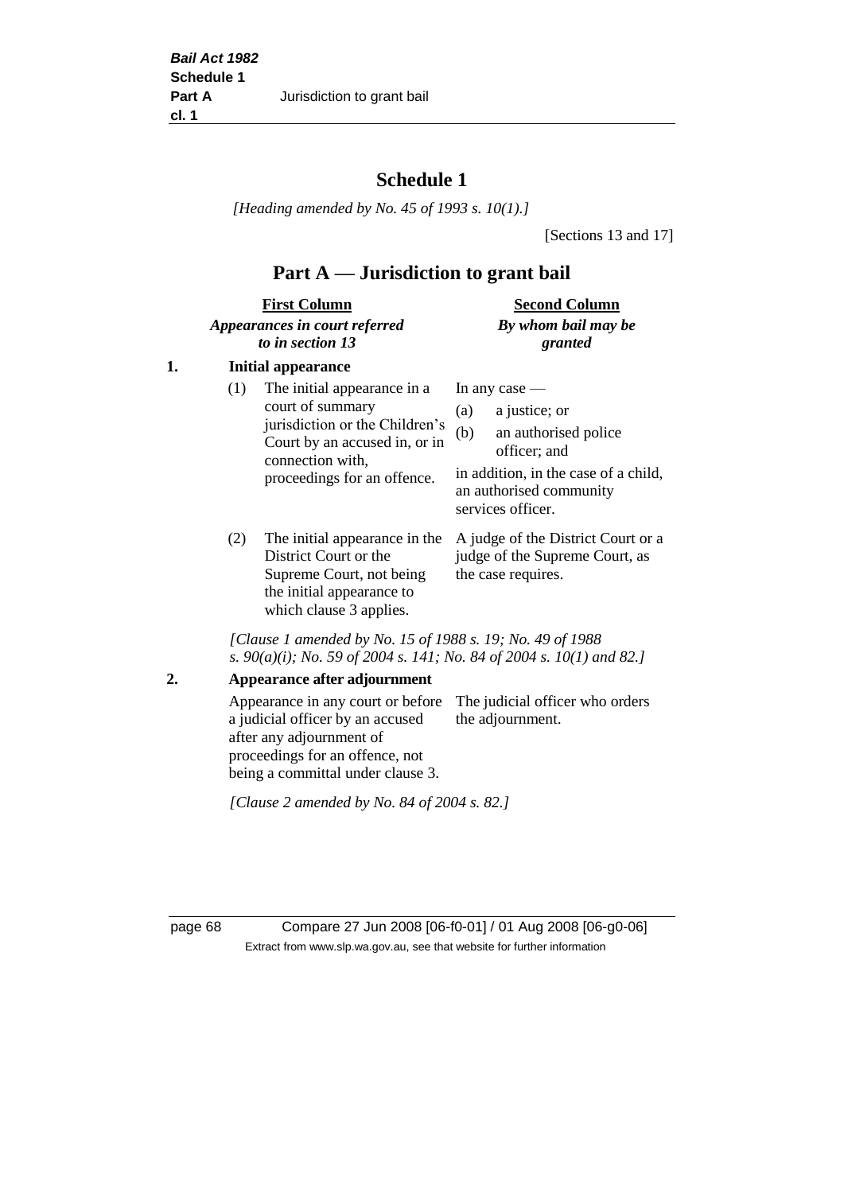# Schedule 1

*[Heading amended by No. 45 of 1993 s. 10(1).]*

[Sections 13 and 17]

## Part A — Jurisdiction to grant bail

| **First Column** *Appearances in court referred to in section 13* | **Second Column** *By whom bail may be granted* |
|---|---|
| **1. Initial appearance** | |
| (1) The initial appearance in a court of summary jurisdiction or the Children's Court by an accused in, or in connection with, proceedings for an offence. | In any case — (a) a justice; or (b) an authorised police officer; and in addition, in the case of a child, an authorised community services officer. |
| (2) The initial appearance in the District Court or the Supreme Court, not being the initial appearance to which clause 3 applies. | A judge of the District Court or a judge of the Supreme Court, as the case requires. |

*[Clause 1 amended by No. 15 of 1988 s. 19; No. 49 of 1988 s. 90(a)(i); No. 59 of 2004 s. 141; No. 84 of 2004 s. 10(1) and 82.]*

| | |
|---|---|
| **2. Appearance after adjournment** | |
| Appearance in any court or before a judicial officer by an accused after any adjournment of proceedings for an offence, not being a committal under clause 3. | The judicial officer who orders the adjournment. |

*[Clause 2 amended by No. 84 of 2004 s. 82.]*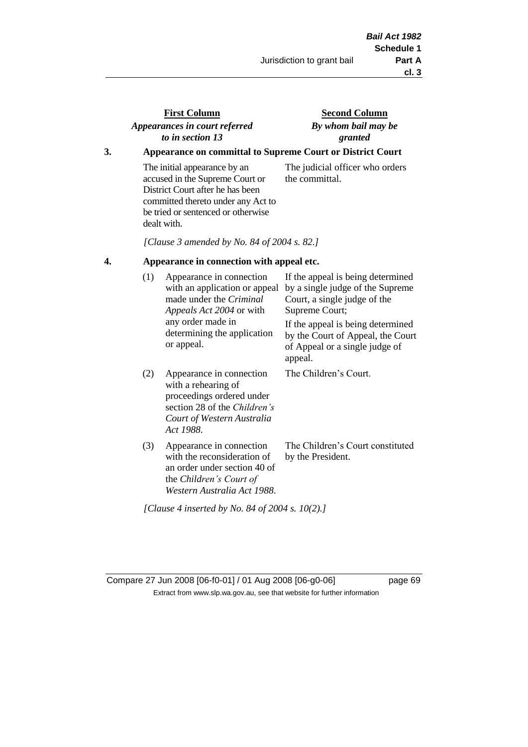| First Column<br>*Appearances in court referred to in section 13* | Second Column<br>*By whom bail may be granted* |
|---|---|

**3. Appearance on committal to Supreme Court or District Court**

| | |
|---|---|
| The initial appearance by an accused in the Supreme Court or District Court after he has been committed thereto under any Act to be tried or sentenced or otherwise dealt with. | The judicial officer who orders the committal. |

*[Clause 3 amended by No. 84 of 2004 s. 82.]*

**4. Appearance in connection with appeal etc.**

| | |
|---|---|
| (1) Appearance in connection with an application or appeal made under the *Criminal Appeals Act 2004* or with any order made in determining the application or appeal. | If the appeal is being determined by a single judge of the Supreme Court, a single judge of the Supreme Court;<br>If the appeal is being determined by the Court of Appeal, the Court of Appeal or a single judge of appeal. |
| (2) Appearance in connection with a rehearing of proceedings ordered under section 28 of the *Children's Court of Western Australia Act 1988*. | The Children's Court. |
| (3) Appearance in connection with the reconsideration of an order under section 40 of the *Children's Court of Western Australia Act 1988*. | The Children's Court constituted by the President. |

*[Clause 4 inserted by No. 84 of 2004 s. 10(2).]*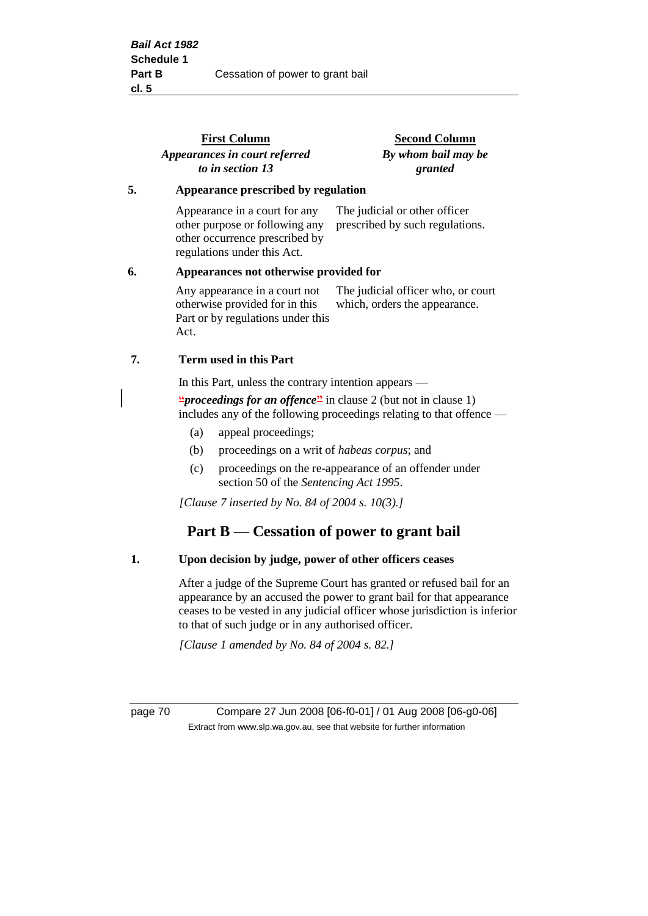| First Column<br>*Appearances in court referred to in section 13* | Second Column<br>*By whom bail may be granted* |
|---|---|
| **5. Appearance prescribed by regulation** | |
| Appearance in a court for any other purpose or following any other occurrence prescribed by regulations under this Act. | The judicial or other officer prescribed by such regulations. |
| **6. Appearances not otherwise provided for** | |
| Any appearance in a court not otherwise provided for in this Part or by regulations under this Act. | The judicial officer who, or court which, orders the appearance. |

### 7. Term used in this Part

In this Part, unless the contrary intention appears —

"***proceedings for an offence***" in clause 2 (but not in clause 1) includes any of the following proceedings relating to that offence —

(a) appeal proceedings;

(b) proceedings on a writ of *habeas corpus*; and

(c) proceedings on the re-appearance of an offender under section 50 of the *Sentencing Act 1995*.

*[Clause 7 inserted by No. 84 of 2004 s. 10(3).]*

## Part B — Cessation of power to grant bail

### 1. Upon decision by judge, power of other officers ceases

After a judge of the Supreme Court has granted or refused bail for an appearance by an accused the power to grant bail for that appearance ceases to be vested in any judicial officer whose jurisdiction is inferior to that of such judge or in any authorised officer.

*[Clause 1 amended by No. 84 of 2004 s. 82.]*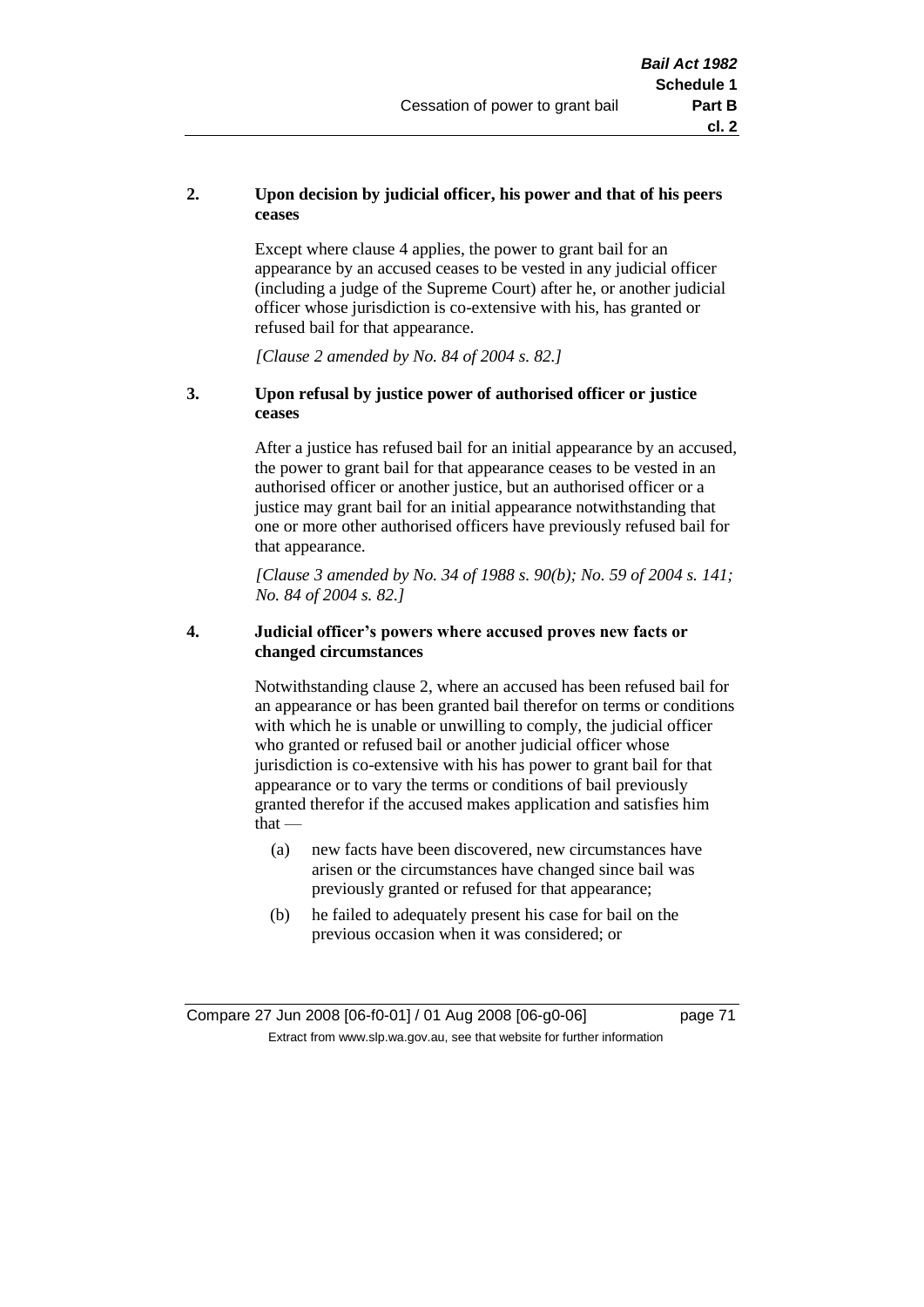**2. Upon decision by judicial officer, his power and that of his peers ceases**

Except where clause 4 applies, the power to grant bail for an appearance by an accused ceases to be vested in any judicial officer (including a judge of the Supreme Court) after he, or another judicial officer whose jurisdiction is co-extensive with his, has granted or refused bail for that appearance.

*[Clause 2 amended by No. 84 of 2004 s. 82.]*

**3. Upon refusal by justice power of authorised officer or justice ceases**

After a justice has refused bail for an initial appearance by an accused, the power to grant bail for that appearance ceases to be vested in an authorised officer or another justice, but an authorised officer or a justice may grant bail for an initial appearance notwithstanding that one or more other authorised officers have previously refused bail for that appearance.

*[Clause 3 amended by No. 34 of 1988 s. 90(b); No. 59 of 2004 s. 141; No. 84 of 2004 s. 82.]*

**4. Judicial officer's powers where accused proves new facts or changed circumstances**

Notwithstanding clause 2, where an accused has been refused bail for an appearance or has been granted bail therefor on terms or conditions with which he is unable or unwilling to comply, the judicial officer who granted or refused bail or another judicial officer whose jurisdiction is co-extensive with his has power to grant bail for that appearance or to vary the terms or conditions of bail previously granted therefor if the accused makes application and satisfies him that —

(a) new facts have been discovered, new circumstances have arisen or the circumstances have changed since bail was previously granted or refused for that appearance;

(b) he failed to adequately present his case for bail on the previous occasion when it was considered; or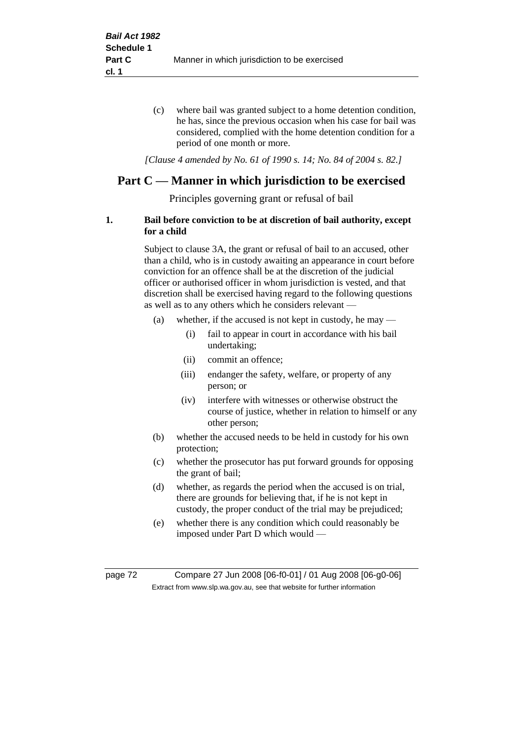(c) where bail was granted subject to a home detention condition, he has, since the previous occasion when his case for bail was considered, complied with the home detention condition for a period of one month or more.

*[Clause 4 amended by No. 61 of 1990 s. 14; No. 84 of 2004 s. 82.]*

## Part C — Manner in which jurisdiction to be exercised

Principles governing grant or refusal of bail

**1. Bail before conviction to be at discretion of bail authority, except for a child**

Subject to clause 3A, the grant or refusal of bail to an accused, other than a child, who is in custody awaiting an appearance in court before conviction for an offence shall be at the discretion of the judicial officer or authorised officer in whom jurisdiction is vested, and that discretion shall be exercised having regard to the following questions as well as to any others which he considers relevant —

- (a) whether, if the accused is not kept in custody, he may —
  - (i) fail to appear in court in accordance with his bail undertaking;
  - (ii) commit an offence;
  - (iii) endanger the safety, welfare, or property of any person; or
  - (iv) interfere with witnesses or otherwise obstruct the course of justice, whether in relation to himself or any other person;
- (b) whether the accused needs to be held in custody for his own protection;
- (c) whether the prosecutor has put forward grounds for opposing the grant of bail;
- (d) whether, as regards the period when the accused is on trial, there are grounds for believing that, if he is not kept in custody, the proper conduct of the trial may be prejudiced;
- (e) whether there is any condition which could reasonably be imposed under Part D which would —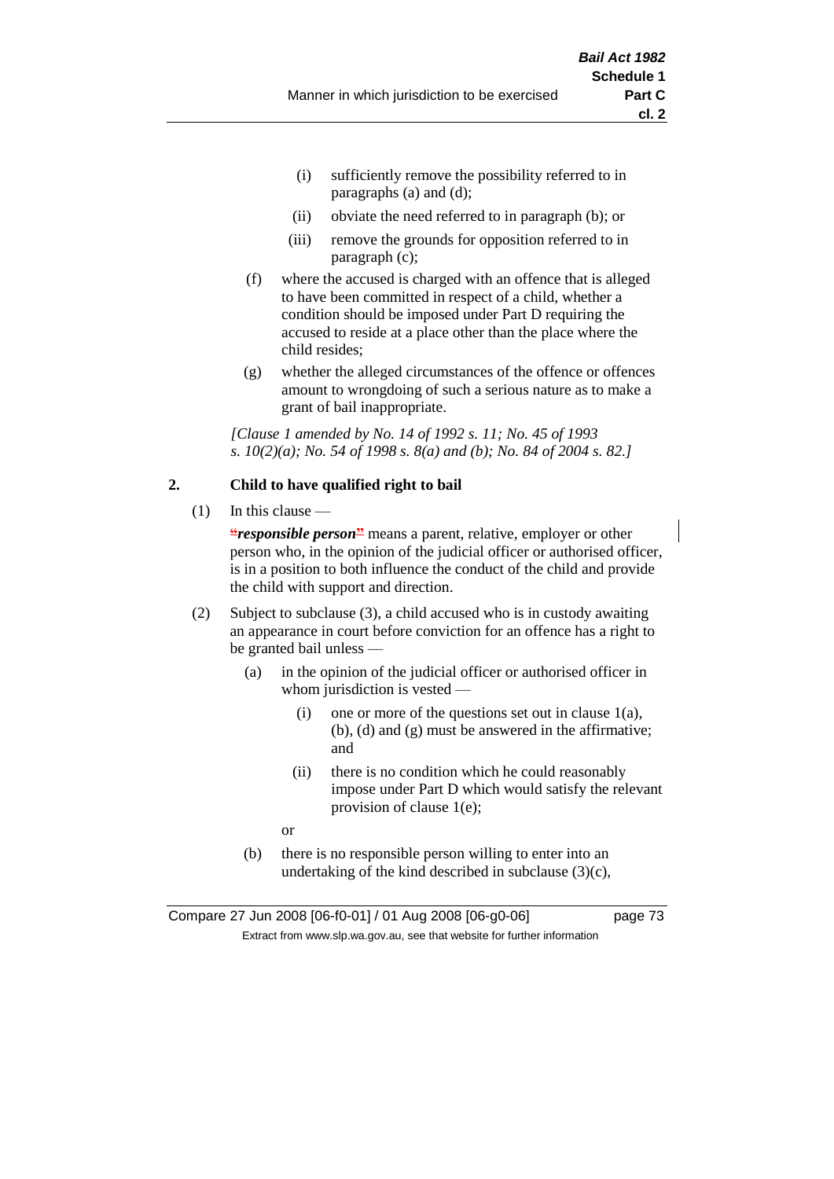(i) sufficiently remove the possibility referred to in paragraphs (a) and (d);

(ii) obviate the need referred to in paragraph (b); or

(iii) remove the grounds for opposition referred to in paragraph (c);

(f) where the accused is charged with an offence that is alleged to have been committed in respect of a child, whether a condition should be imposed under Part D requiring the accused to reside at a place other than the place where the child resides;

(g) whether the alleged circumstances of the offence or offences amount to wrongdoing of such a serious nature as to make a grant of bail inappropriate.

*[Clause 1 amended by No. 14 of 1992 s. 11; No. 45 of 1993 s. 10(2)(a); No. 54 of 1998 s. 8(a) and (b); No. 84 of 2004 s. 82.]*

## 2. Child to have qualified right to bail

(1) In this clause —

"***responsible person***" means a parent, relative, employer or other person who, in the opinion of the judicial officer or authorised officer, is in a position to both influence the conduct of the child and provide the child with support and direction.

(2) Subject to subclause (3), a child accused who is in custody awaiting an appearance in court before conviction for an offence has a right to be granted bail unless —

(a) in the opinion of the judicial officer or authorised officer in whom jurisdiction is vested —

(i) one or more of the questions set out in clause 1(a), (b), (d) and (g) must be answered in the affirmative; and

(ii) there is no condition which he could reasonably impose under Part D which would satisfy the relevant provision of clause 1(e);

or

(b) there is no responsible person willing to enter into an undertaking of the kind described in subclause (3)(c),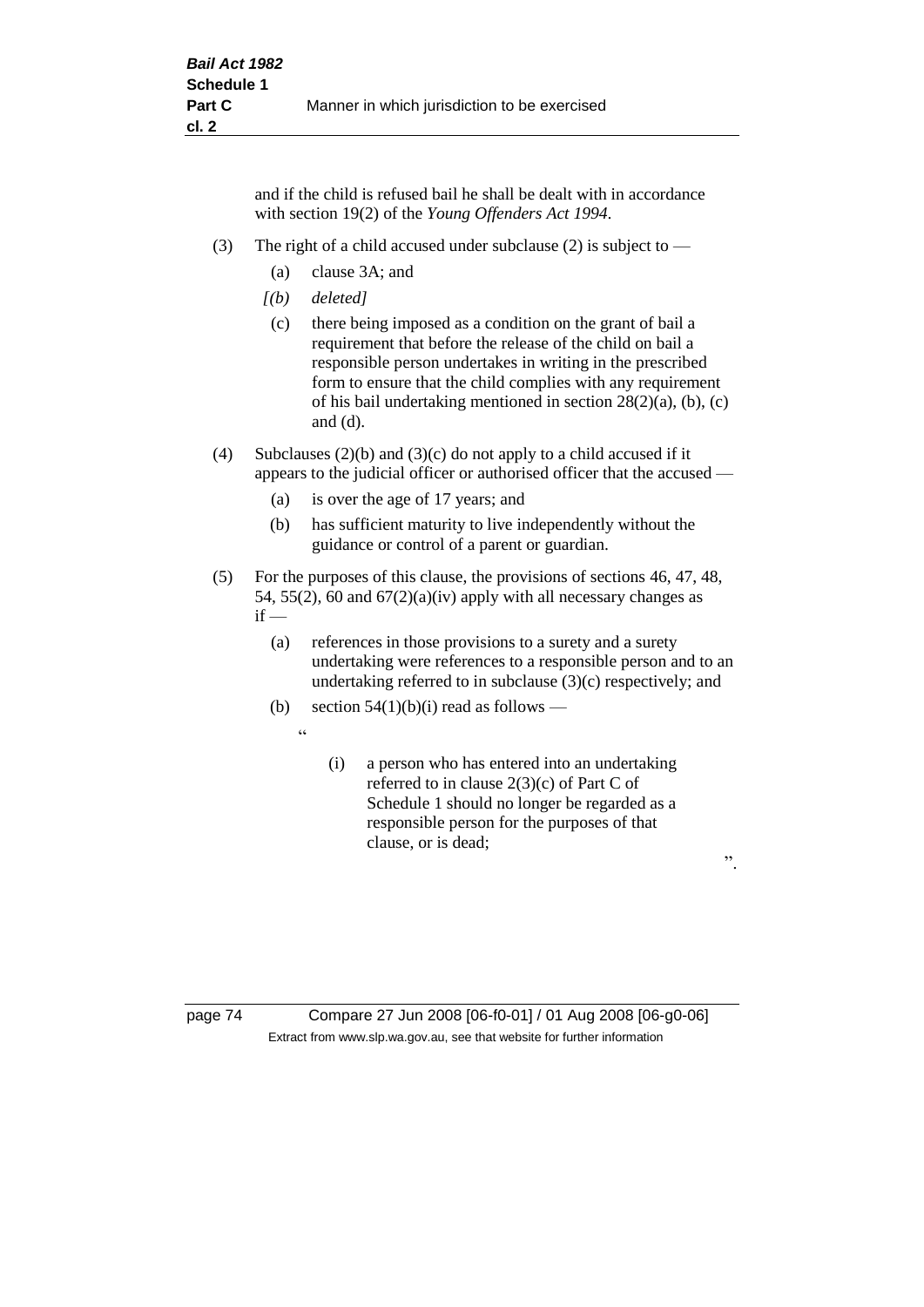and if the child is refused bail he shall be dealt with in accordance with section 19(2) of the *Young Offenders Act 1994*.

(3) The right of a child accused under subclause (2) is subject to —

(a) clause 3A; and

*[(b) deleted]*

(c) there being imposed as a condition on the grant of bail a requirement that before the release of the child on bail a responsible person undertakes in writing in the prescribed form to ensure that the child complies with any requirement of his bail undertaking mentioned in section 28(2)(a), (b), (c) and (d).

(4) Subclauses (2)(b) and (3)(c) do not apply to a child accused if it appears to the judicial officer or authorised officer that the accused —

(a) is over the age of 17 years; and

(b) has sufficient maturity to live independently without the guidance or control of a parent or guardian.

(5) For the purposes of this clause, the provisions of sections 46, 47, 48, 54, 55(2), 60 and 67(2)(a)(iv) apply with all necessary changes as if —

(a) references in those provisions to a surety and a surety undertaking were references to a responsible person and to an undertaking referred to in subclause (3)(c) respectively; and

(b) section 54(1)(b)(i) read as follows —

"

(i) a person who has entered into an undertaking referred to in clause 2(3)(c) of Part C of Schedule 1 should no longer be regarded as a responsible person for the purposes of that clause, or is dead;

".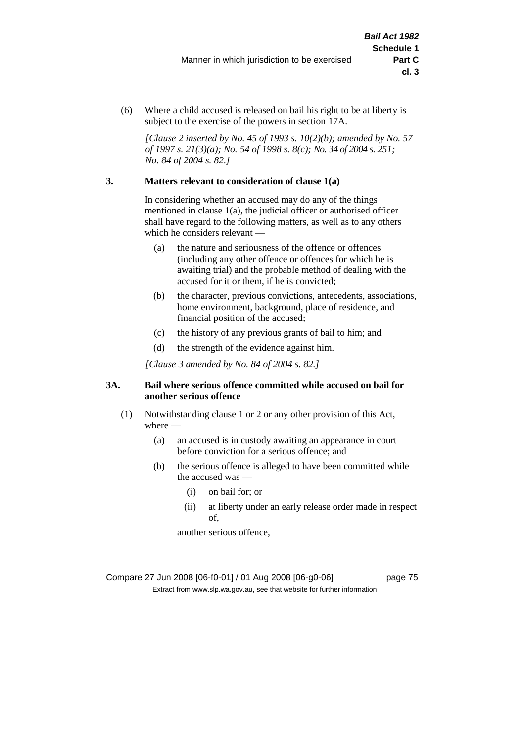(6) Where a child accused is released on bail his right to be at liberty is subject to the exercise of the powers in section 17A.

*[Clause 2 inserted by No. 45 of 1993 s. 10(2)(b); amended by No. 57 of 1997 s. 21(3)(a); No. 54 of 1998 s. 8(c); No. 34 of 2004 s. 251; No. 84 of 2004 s. 82.]*

### 3. Matters relevant to consideration of clause 1(a)

In considering whether an accused may do any of the things mentioned in clause 1(a), the judicial officer or authorised officer shall have regard to the following matters, as well as to any others which he considers relevant —

(a) the nature and seriousness of the offence or offences (including any other offence or offences for which he is awaiting trial) and the probable method of dealing with the accused for it or them, if he is convicted;

(b) the character, previous convictions, antecedents, associations, home environment, background, place of residence, and financial position of the accused;

(c) the history of any previous grants of bail to him; and

(d) the strength of the evidence against him.

*[Clause 3 amended by No. 84 of 2004 s. 82.]*

### 3A. Bail where serious offence committed while accused on bail for another serious offence

(1) Notwithstanding clause 1 or 2 or any other provision of this Act, where —

(a) an accused is in custody awaiting an appearance in court before conviction for a serious offence; and

(b) the serious offence is alleged to have been committed while the accused was —

(i) on bail for; or

(ii) at liberty under an early release order made in respect of,

another serious offence,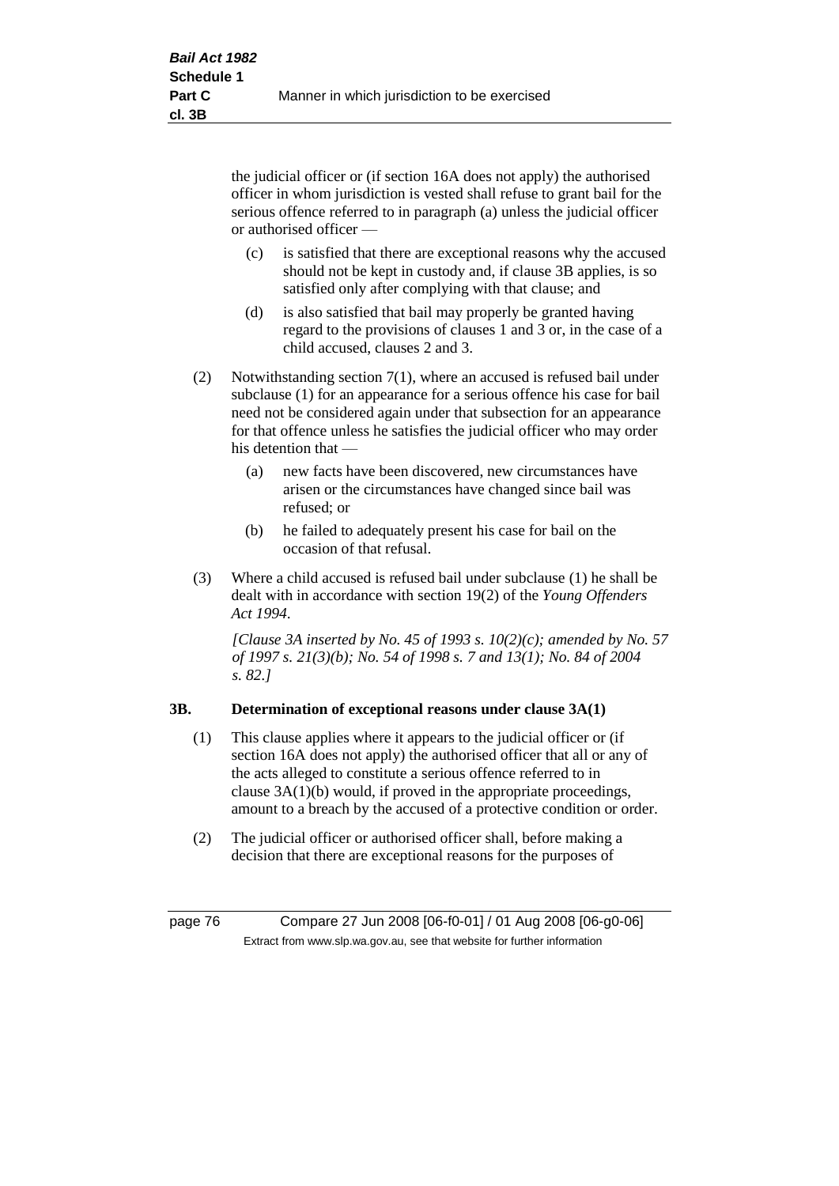the judicial officer or (if section 16A does not apply) the authorised officer in whom jurisdiction is vested shall refuse to grant bail for the serious offence referred to in paragraph (a) unless the judicial officer or authorised officer —

(c) is satisfied that there are exceptional reasons why the accused should not be kept in custody and, if clause 3B applies, is so satisfied only after complying with that clause; and

(d) is also satisfied that bail may properly be granted having regard to the provisions of clauses 1 and 3 or, in the case of a child accused, clauses 2 and 3.

(2) Notwithstanding section 7(1), where an accused is refused bail under subclause (1) for an appearance for a serious offence his case for bail need not be considered again under that subsection for an appearance for that offence unless he satisfies the judicial officer who may order his detention that —

(a) new facts have been discovered, new circumstances have arisen or the circumstances have changed since bail was refused; or

(b) he failed to adequately present his case for bail on the occasion of that refusal.

(3) Where a child accused is refused bail under subclause (1) he shall be dealt with in accordance with section 19(2) of the *Young Offenders Act 1994*.

*[Clause 3A inserted by No. 45 of 1993 s. 10(2)(c); amended by No. 57 of 1997 s. 21(3)(b); No. 54 of 1998 s. 7 and 13(1); No. 84 of 2004 s. 82.]*

### 3B. Determination of exceptional reasons under clause 3A(1)

(1) This clause applies where it appears to the judicial officer or (if section 16A does not apply) the authorised officer that all or any of the acts alleged to constitute a serious offence referred to in clause 3A(1)(b) would, if proved in the appropriate proceedings, amount to a breach by the accused of a protective condition or order.

(2) The judicial officer or authorised officer shall, before making a decision that there are exceptional reasons for the purposes of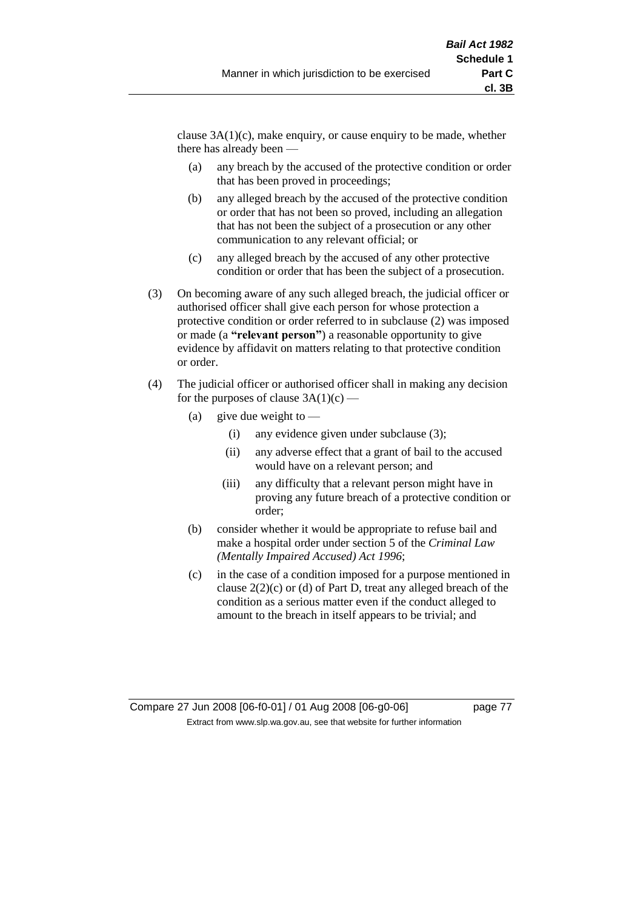clause 3A(1)(c), make enquiry, or cause enquiry to be made, whether there has already been —

(a) any breach by the accused of the protective condition or order that has been proved in proceedings;

(b) any alleged breach by the accused of the protective condition or order that has not been so proved, including an allegation that has not been the subject of a prosecution or any other communication to any relevant official; or

(c) any alleged breach by the accused of any other protective condition or order that has been the subject of a prosecution.

(3) On becoming aware of any such alleged breach, the judicial officer or authorised officer shall give each person for whose protection a protective condition or order referred to in subclause (2) was imposed or made (a **"relevant person"**) a reasonable opportunity to give evidence by affidavit on matters relating to that protective condition or order.

(4) The judicial officer or authorised officer shall in making any decision for the purposes of clause 3A(1)(c) —

(a) give due weight to —

(i) any evidence given under subclause (3);

(ii) any adverse effect that a grant of bail to the accused would have on a relevant person; and

(iii) any difficulty that a relevant person might have in proving any future breach of a protective condition or order;

(b) consider whether it would be appropriate to refuse bail and make a hospital order under section 5 of the *Criminal Law (Mentally Impaired Accused) Act 1996*;

(c) in the case of a condition imposed for a purpose mentioned in clause 2(2)(c) or (d) of Part D, treat any alleged breach of the condition as a serious matter even if the conduct alleged to amount to the breach in itself appears to be trivial; and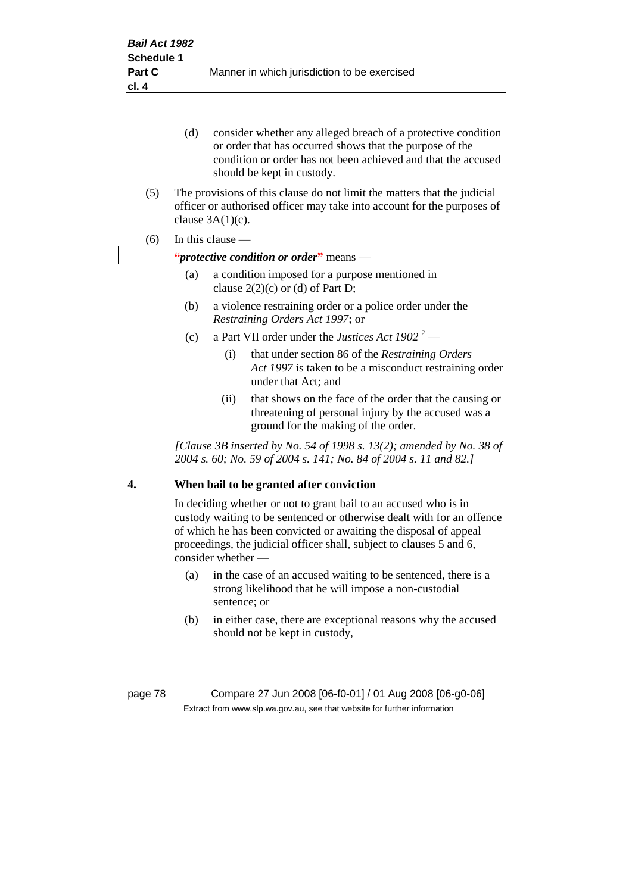(d) consider whether any alleged breach of a protective condition or order that has occurred shows that the purpose of the condition or order has not been achieved and that the accused should be kept in custody.

(5) The provisions of this clause do not limit the matters that the judicial officer or authorised officer may take into account for the purposes of clause 3A(1)(c).

(6) In this clause —

"***protective condition or order***" means —

(a) a condition imposed for a purpose mentioned in clause 2(2)(c) or (d) of Part D;

(b) a violence restraining order or a police order under the *Restraining Orders Act 1997*; or

(c) a Part VII order under the *Justices Act 1902* [2] —

(i) that under section 86 of the *Restraining Orders Act 1997* is taken to be a misconduct restraining order under that Act; and

(ii) that shows on the face of the order that the causing or threatening of personal injury by the accused was a ground for the making of the order.

*[Clause 3B inserted by No. 54 of 1998 s. 13(2); amended by No. 38 of 2004 s. 60; No. 59 of 2004 s. 141; No. 84 of 2004 s. 11 and 82.]*

## 4. When bail to be granted after conviction

In deciding whether or not to grant bail to an accused who is in custody waiting to be sentenced or otherwise dealt with for an offence of which he has been convicted or awaiting the disposal of appeal proceedings, the judicial officer shall, subject to clauses 5 and 6, consider whether —

(a) in the case of an accused waiting to be sentenced, there is a strong likelihood that he will impose a non-custodial sentence; or

(b) in either case, there are exceptional reasons why the accused should not be kept in custody,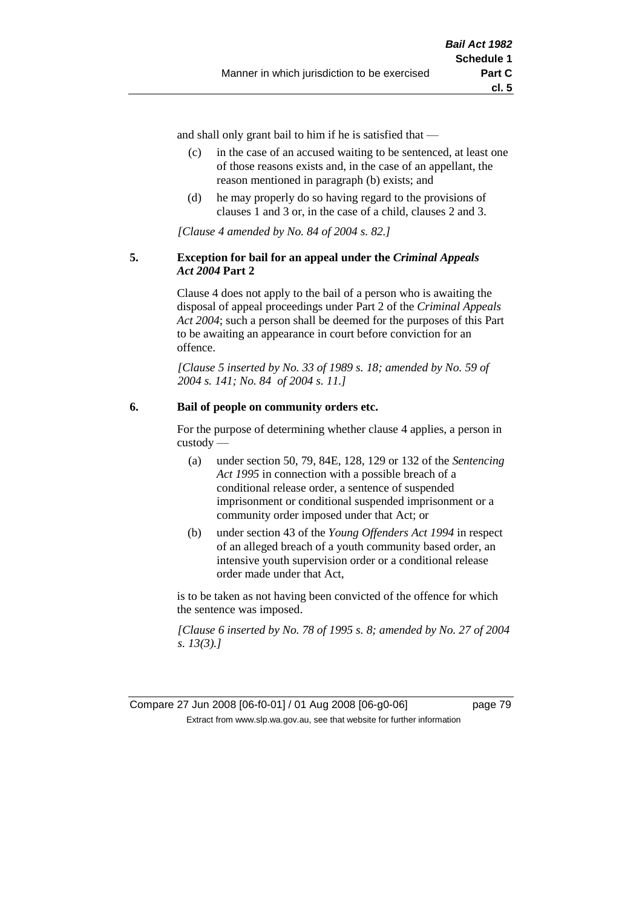and shall only grant bail to him if he is satisfied that —

(c) in the case of an accused waiting to be sentenced, at least one of those reasons exists and, in the case of an appellant, the reason mentioned in paragraph (b) exists; and

(d) he may properly do so having regard to the provisions of clauses 1 and 3 or, in the case of a child, clauses 2 and 3.

*[Clause 4 amended by No. 84 of 2004 s. 82.]*

**5. Exception for bail for an appeal under the *Criminal Appeals Act 2004* Part 2**

Clause 4 does not apply to the bail of a person who is awaiting the disposal of appeal proceedings under Part 2 of the *Criminal Appeals Act 2004*; such a person shall be deemed for the purposes of this Part to be awaiting an appearance in court before conviction for an offence.

*[Clause 5 inserted by No. 33 of 1989 s. 18; amended by No. 59 of 2004 s. 141; No. 84 of 2004 s. 11.]*

**6. Bail of people on community orders etc.**

For the purpose of determining whether clause 4 applies, a person in custody —

(a) under section 50, 79, 84E, 128, 129 or 132 of the *Sentencing Act 1995* in connection with a possible breach of a conditional release order, a sentence of suspended imprisonment or conditional suspended imprisonment or a community order imposed under that Act; or

(b) under section 43 of the *Young Offenders Act 1994* in respect of an alleged breach of a youth community based order, an intensive youth supervision order or a conditional release order made under that Act,

is to be taken as not having been convicted of the offence for which the sentence was imposed.

*[Clause 6 inserted by No. 78 of 1995 s. 8; amended by No. 27 of 2004 s. 13(3).]*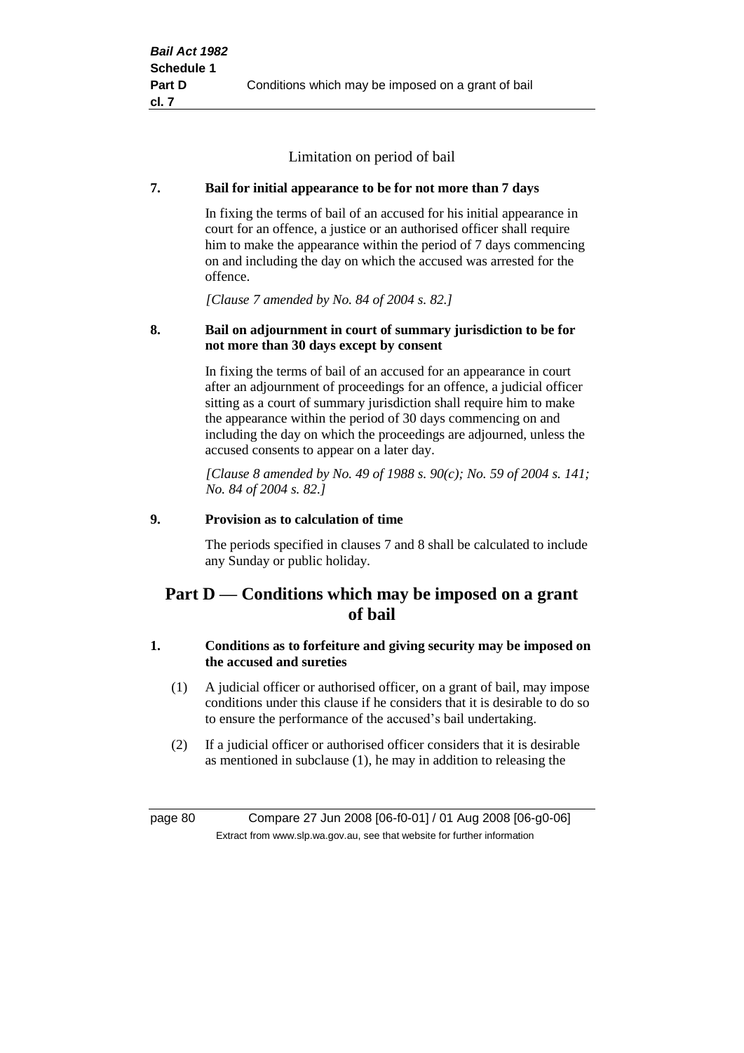Limitation on period of bail

**7. Bail for initial appearance to be for not more than 7 days**

In fixing the terms of bail of an accused for his initial appearance in court for an offence, a justice or an authorised officer shall require him to make the appearance within the period of 7 days commencing on and including the day on which the accused was arrested for the offence.

*[Clause 7 amended by No. 84 of 2004 s. 82.]*

**8. Bail on adjournment in court of summary jurisdiction to be for not more than 30 days except by consent**

In fixing the terms of bail of an accused for an appearance in court after an adjournment of proceedings for an offence, a judicial officer sitting as a court of summary jurisdiction shall require him to make the appearance within the period of 30 days commencing on and including the day on which the proceedings are adjourned, unless the accused consents to appear on a later day.

*[Clause 8 amended by No. 49 of 1988 s. 90(c); No. 59 of 2004 s. 141; No. 84 of 2004 s. 82.]*

**9. Provision as to calculation of time**

The periods specified in clauses 7 and 8 shall be calculated to include any Sunday or public holiday.

# Part D — Conditions which may be imposed on a grant of bail

**1. Conditions as to forfeiture and giving security may be imposed on the accused and sureties**

(1) A judicial officer or authorised officer, on a grant of bail, may impose conditions under this clause if he considers that it is desirable to do so to ensure the performance of the accused's bail undertaking.

(2) If a judicial officer or authorised officer considers that it is desirable as mentioned in subclause (1), he may in addition to releasing the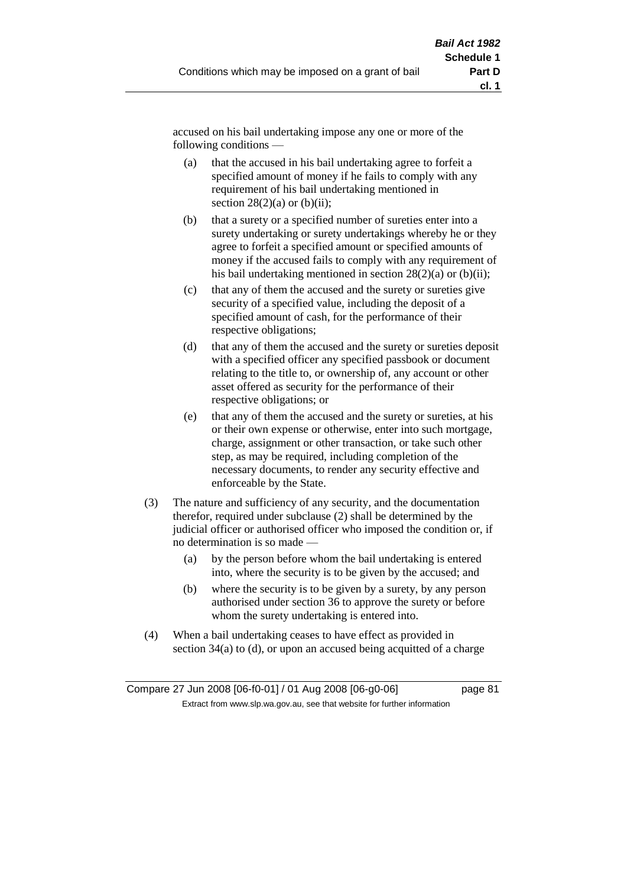accused on his bail undertaking impose any one or more of the following conditions —

(a) that the accused in his bail undertaking agree to forfeit a specified amount of money if he fails to comply with any requirement of his bail undertaking mentioned in section 28(2)(a) or (b)(ii);

(b) that a surety or a specified number of sureties enter into a surety undertaking or surety undertakings whereby he or they agree to forfeit a specified amount or specified amounts of money if the accused fails to comply with any requirement of his bail undertaking mentioned in section 28(2)(a) or (b)(ii);

(c) that any of them the accused and the surety or sureties give security of a specified value, including the deposit of a specified amount of cash, for the performance of their respective obligations;

(d) that any of them the accused and the surety or sureties deposit with a specified officer any specified passbook or document relating to the title to, or ownership of, any account or other asset offered as security for the performance of their respective obligations; or

(e) that any of them the accused and the surety or sureties, at his or their own expense or otherwise, enter into such mortgage, charge, assignment or other transaction, or take such other step, as may be required, including completion of the necessary documents, to render any security effective and enforceable by the State.

(3) The nature and sufficiency of any security, and the documentation therefor, required under subclause (2) shall be determined by the judicial officer or authorised officer who imposed the condition or, if no determination is so made —

(a) by the person before whom the bail undertaking is entered into, where the security is to be given by the accused; and

(b) where the security is to be given by a surety, by any person authorised under section 36 to approve the surety or before whom the surety undertaking is entered into.

(4) When a bail undertaking ceases to have effect as provided in section 34(a) to (d), or upon an accused being acquitted of a charge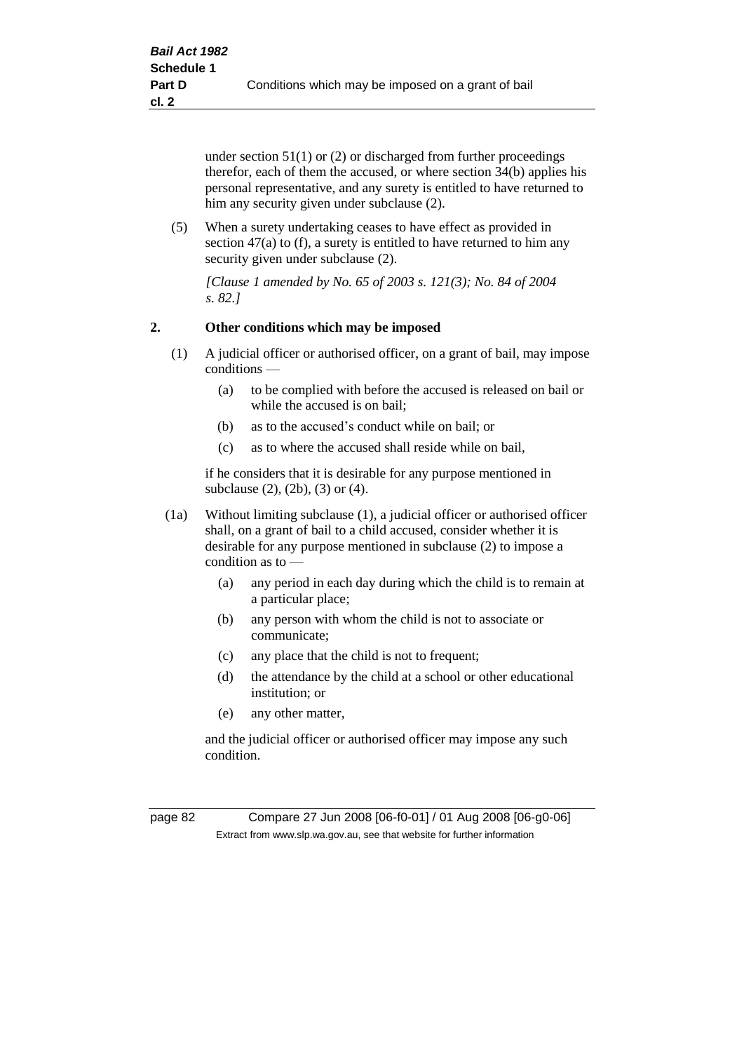under section 51(1) or (2) or discharged from further proceedings therefor, each of them the accused, or where section 34(b) applies his personal representative, and any surety is entitled to have returned to him any security given under subclause (2).

(5) When a surety undertaking ceases to have effect as provided in section 47(a) to (f), a surety is entitled to have returned to him any security given under subclause (2).

*[Clause 1 amended by No. 65 of 2003 s. 121(3); No. 84 of 2004 s. 82.]*

## 2. Other conditions which may be imposed

(1) A judicial officer or authorised officer, on a grant of bail, may impose conditions —

- (a) to be complied with before the accused is released on bail or while the accused is on bail;
- (b) as to the accused's conduct while on bail; or
- (c) as to where the accused shall reside while on bail,

if he considers that it is desirable for any purpose mentioned in subclause (2), (2b), (3) or (4).

(1a) Without limiting subclause (1), a judicial officer or authorised officer shall, on a grant of bail to a child accused, consider whether it is desirable for any purpose mentioned in subclause (2) to impose a condition as to —

- (a) any period in each day during which the child is to remain at a particular place;
- (b) any person with whom the child is not to associate or communicate;
- (c) any place that the child is not to frequent;
- (d) the attendance by the child at a school or other educational institution; or
- (e) any other matter,

and the judicial officer or authorised officer may impose any such condition.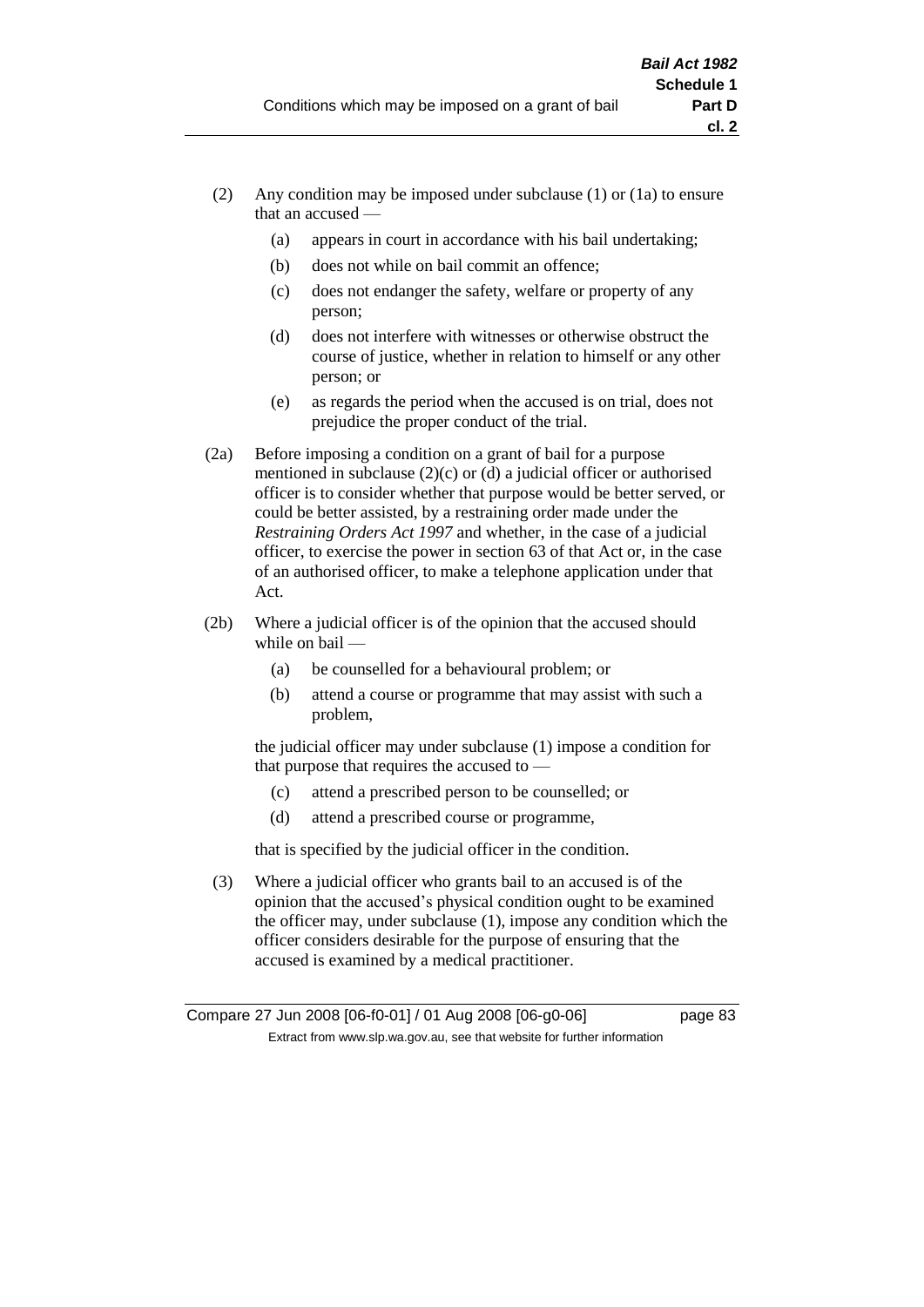(2) Any condition may be imposed under subclause (1) or (1a) to ensure that an accused —

(a) appears in court in accordance with his bail undertaking;

(b) does not while on bail commit an offence;

(c) does not endanger the safety, welfare or property of any person;

(d) does not interfere with witnesses or otherwise obstruct the course of justice, whether in relation to himself or any other person; or

(e) as regards the period when the accused is on trial, does not prejudice the proper conduct of the trial.

(2a) Before imposing a condition on a grant of bail for a purpose mentioned in subclause (2)(c) or (d) a judicial officer or authorised officer is to consider whether that purpose would be better served, or could be better assisted, by a restraining order made under the *Restraining Orders Act 1997* and whether, in the case of a judicial officer, to exercise the power in section 63 of that Act or, in the case of an authorised officer, to make a telephone application under that Act.

(2b) Where a judicial officer is of the opinion that the accused should while on bail —

(a) be counselled for a behavioural problem; or

(b) attend a course or programme that may assist with such a problem,

the judicial officer may under subclause (1) impose a condition for that purpose that requires the accused to —

(c) attend a prescribed person to be counselled; or

(d) attend a prescribed course or programme,

that is specified by the judicial officer in the condition.

(3) Where a judicial officer who grants bail to an accused is of the opinion that the accused's physical condition ought to be examined the officer may, under subclause (1), impose any condition which the officer considers desirable for the purpose of ensuring that the accused is examined by a medical practitioner.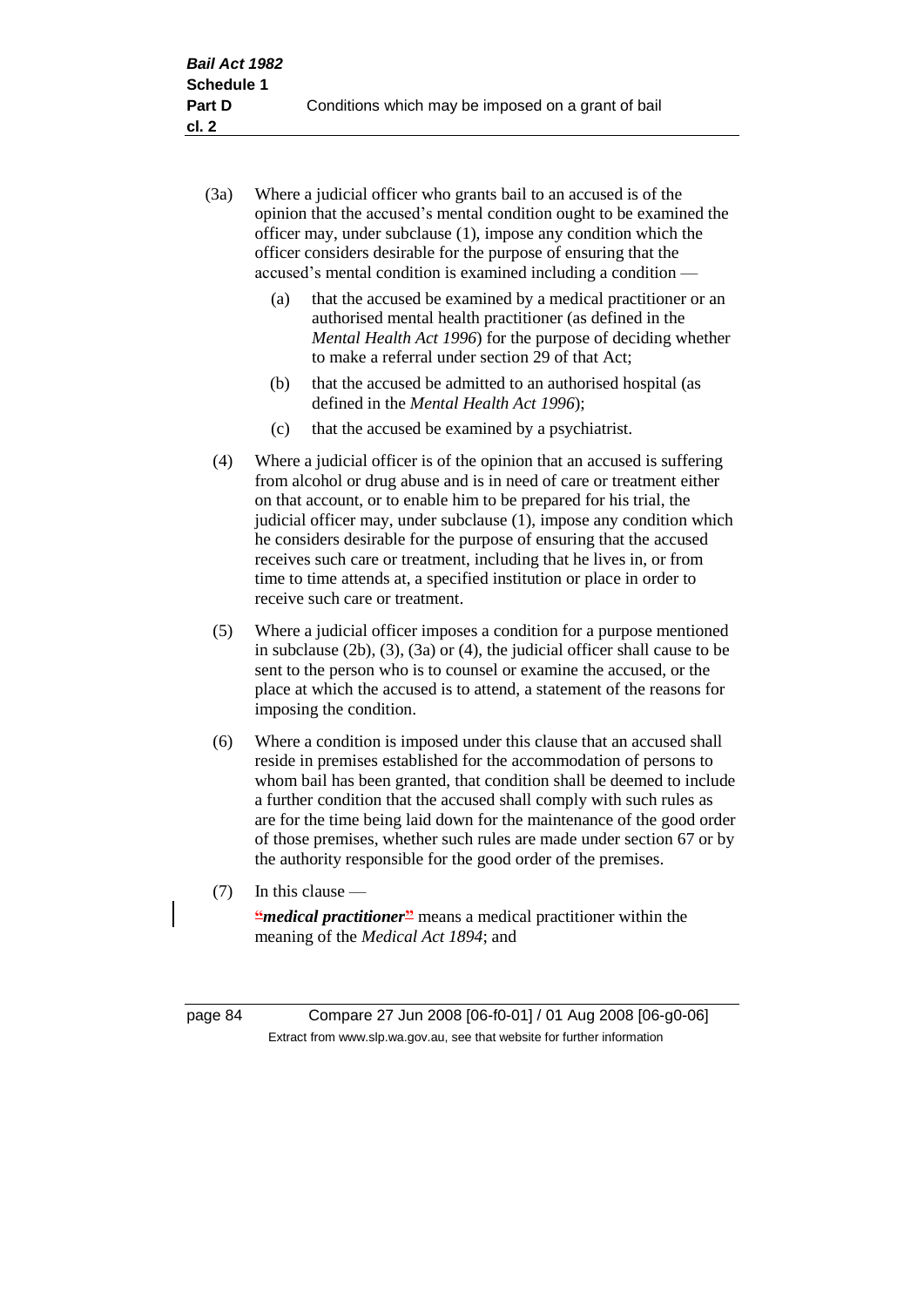(3a) Where a judicial officer who grants bail to an accused is of the opinion that the accused's mental condition ought to be examined the officer may, under subclause (1), impose any condition which the officer considers desirable for the purpose of ensuring that the accused's mental condition is examined including a condition —

(a) that the accused be examined by a medical practitioner or an authorised mental health practitioner (as defined in the *Mental Health Act 1996*) for the purpose of deciding whether to make a referral under section 29 of that Act;

(b) that the accused be admitted to an authorised hospital (as defined in the *Mental Health Act 1996*);

(c) that the accused be examined by a psychiatrist.

(4) Where a judicial officer is of the opinion that an accused is suffering from alcohol or drug abuse and is in need of care or treatment either on that account, or to enable him to be prepared for his trial, the judicial officer may, under subclause (1), impose any condition which he considers desirable for the purpose of ensuring that the accused receives such care or treatment, including that he lives in, or from time to time attends at, a specified institution or place in order to receive such care or treatment.

(5) Where a judicial officer imposes a condition for a purpose mentioned in subclause (2b), (3), (3a) or (4), the judicial officer shall cause to be sent to the person who is to counsel or examine the accused, or the place at which the accused is to attend, a statement of the reasons for imposing the condition.

(6) Where a condition is imposed under this clause that an accused shall reside in premises established for the accommodation of persons to whom bail has been granted, that condition shall be deemed to include a further condition that the accused shall comply with such rules as are for the time being laid down for the maintenance of the good order of those premises, whether such rules are made under section 67 or by the authority responsible for the good order of the premises.

(7) In this clause —

"***medical practitioner***" means a medical practitioner within the meaning of the *Medical Act 1894*; and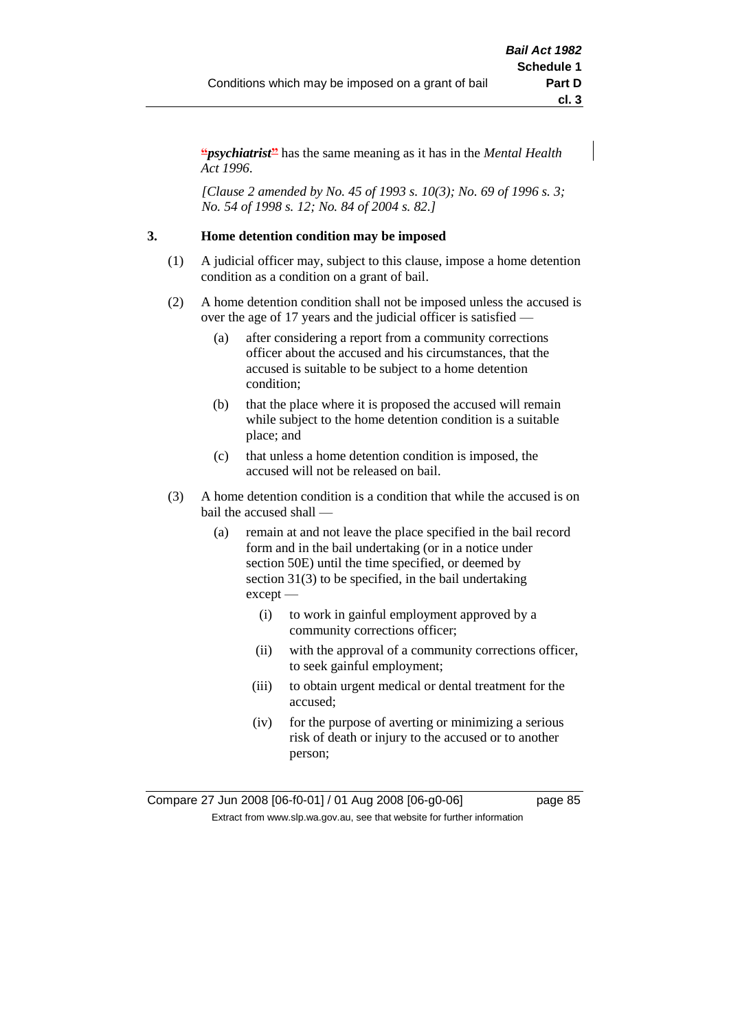"*psychiatrist*" has the same meaning as it has in the *Mental Health Act 1996*.

*[Clause 2 amended by No. 45 of 1993 s. 10(3); No. 69 of 1996 s. 3; No. 54 of 1998 s. 12; No. 84 of 2004 s. 82.]*

**3. Home detention condition may be imposed**

(1) A judicial officer may, subject to this clause, impose a home detention condition as a condition on a grant of bail.

(2) A home detention condition shall not be imposed unless the accused is over the age of 17 years and the judicial officer is satisfied —

(a) after considering a report from a community corrections officer about the accused and his circumstances, that the accused is suitable to be subject to a home detention condition;

(b) that the place where it is proposed the accused will remain while subject to the home detention condition is a suitable place; and

(c) that unless a home detention condition is imposed, the accused will not be released on bail.

(3) A home detention condition is a condition that while the accused is on bail the accused shall —

(a) remain at and not leave the place specified in the bail record form and in the bail undertaking (or in a notice under section 50E) until the time specified, or deemed by section 31(3) to be specified, in the bail undertaking except —

(i) to work in gainful employment approved by a community corrections officer;

(ii) with the approval of a community corrections officer, to seek gainful employment;

(iii) to obtain urgent medical or dental treatment for the accused;

(iv) for the purpose of averting or minimizing a serious risk of death or injury to the accused or to another person;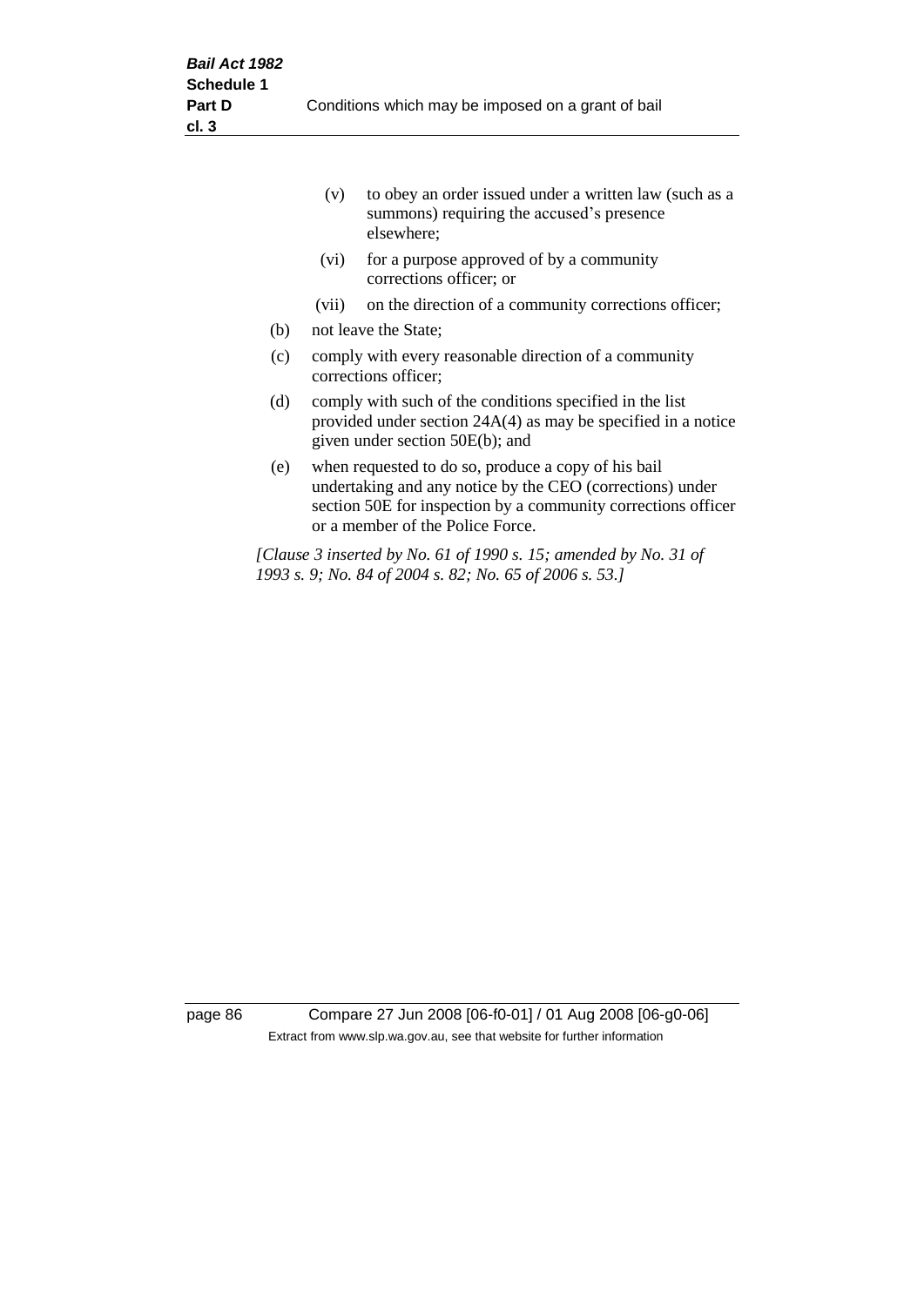(v) to obey an order issued under a written law (such as a summons) requiring the accused's presence elsewhere;

(vi) for a purpose approved of by a community corrections officer; or

(vii) on the direction of a community corrections officer;

(b) not leave the State;

(c) comply with every reasonable direction of a community corrections officer;

(d) comply with such of the conditions specified in the list provided under section 24A(4) as may be specified in a notice given under section 50E(b); and

(e) when requested to do so, produce a copy of his bail undertaking and any notice by the CEO (corrections) under section 50E for inspection by a community corrections officer or a member of the Police Force.

*[Clause 3 inserted by No. 61 of 1990 s. 15; amended by No. 31 of 1993 s. 9; No. 84 of 2004 s. 82; No. 65 of 2006 s. 53.]*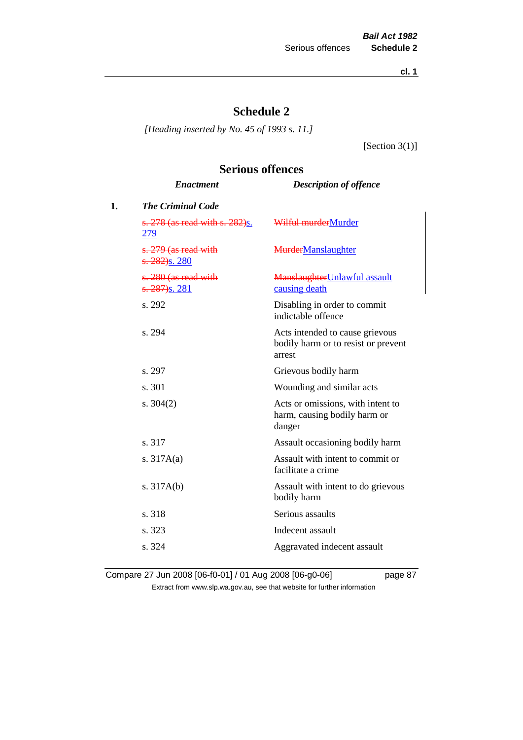# Schedule 2

*[Heading inserted by No. 45 of 1993 s. 11.]*

[Section 3(1)]

## Serious offences

| | *Enactment* | *Description of offence* |
|---|---|---|
| **1.** | ***The Criminal Code*** | |
| | ~~s. 278 (as read with s. 282)~~s. 279 | ~~Wilful murder~~Murder |
| | ~~s. 279 (as read with s. 282)~~s. 280 | ~~Murder~~Manslaughter |
| | ~~s. 280 (as read with s. 287)~~s. 281 | ~~Manslaughter~~Unlawful assault causing death |
| | s. 292 | Disabling in order to commit indictable offence |
| | s. 294 | Acts intended to cause grievous bodily harm or to resist or prevent arrest |
| | s. 297 | Grievous bodily harm |
| | s. 301 | Wounding and similar acts |
| | s. 304(2) | Acts or omissions, with intent to harm, causing bodily harm or danger |
| | s. 317 | Assault occasioning bodily harm |
| | s. 317A(a) | Assault with intent to commit or facilitate a crime |
| | s. 317A(b) | Assault with intent to do grievous bodily harm |
| | s. 318 | Serious assaults |
| | s. 323 | Indecent assault |
| | s. 324 | Aggravated indecent assault |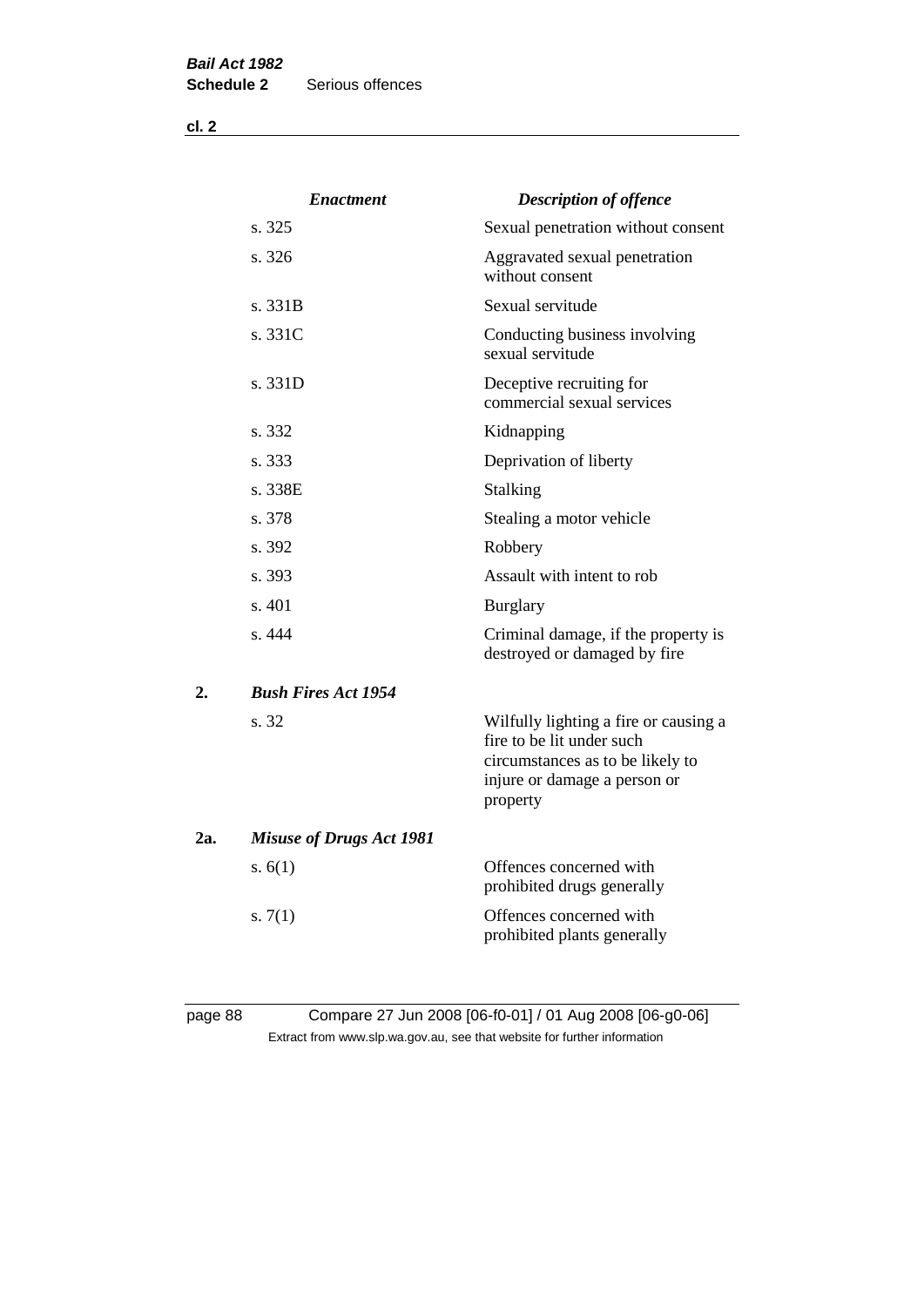| | *Enactment* | *Description of offence* |
|---|---|---|
| | s. 325 | Sexual penetration without consent |
| | s. 326 | Aggravated sexual penetration without consent |
| | s. 331B | Sexual servitude |
| | s. 331C | Conducting business involving sexual servitude |
| | s. 331D | Deceptive recruiting for commercial sexual services |
| | s. 332 | Kidnapping |
| | s. 333 | Deprivation of liberty |
| | s. 338E | Stalking |
| | s. 378 | Stealing a motor vehicle |
| | s. 392 | Robbery |
| | s. 393 | Assault with intent to rob |
| | s. 401 | Burglary |
| | s. 444 | Criminal damage, if the property is destroyed or damaged by fire |
| **2.** | ***Bush Fires Act 1954*** | |
| | s. 32 | Wilfully lighting a fire or causing a fire to be lit under such circumstances as to be likely to injure or damage a person or property |
| **2a.** | ***Misuse of Drugs Act 1981*** | |
| | s. 6(1) | Offences concerned with prohibited drugs generally |
| | s. 7(1) | Offences concerned with prohibited plants generally |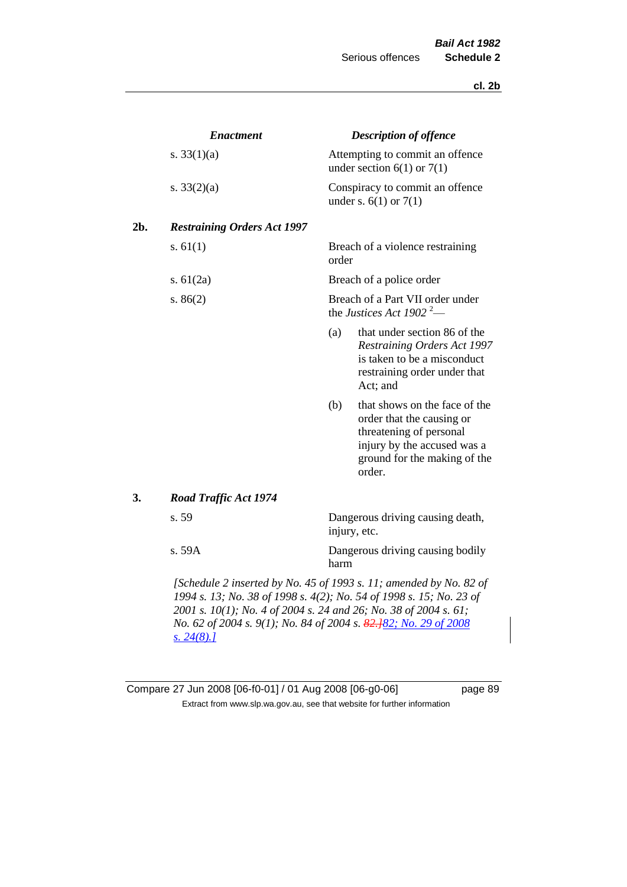| | *Enactment* | *Description of offence* |
|---|---|---|
| | s. 33(1)(a) | Attempting to commit an offence under section 6(1) or 7(1) |
| | s. 33(2)(a) | Conspiracy to commit an offence under s. 6(1) or 7(1) |
| **2b.** | ***Restraining Orders Act 1997*** | |
| | s. 61(1) | Breach of a violence restraining order |
| | s. 61(2a) | Breach of a police order |
| | s. 86(2) | Breach of a Part VII order under the *Justices Act 1902* [2]— (a) that under section 86 of the *Restraining Orders Act 1997* is taken to be a misconduct restraining order under that Act; and (b) that shows on the face of the order that the causing or threatening of personal injury by the accused was a ground for the making of the order. |
| **3.** | ***Road Traffic Act 1974*** | |
| | s. 59 | Dangerous driving causing death, injury, etc. |
| | s. 59A | Dangerous driving causing bodily harm |

*[Schedule 2 inserted by No. 45 of 1993 s. 11; amended by No. 82 of 1994 s. 13; No. 38 of 1998 s. 4(2); No. 54 of 1998 s. 15; No. 23 of 2001 s. 10(1); No. 4 of 2004 s. 24 and 26; No. 38 of 2004 s. 61; No. 62 of 2004 s. 9(1); No. 84 of 2004 s. ~~82.]~~82; No. 29 of 2008 s. 24(8).]*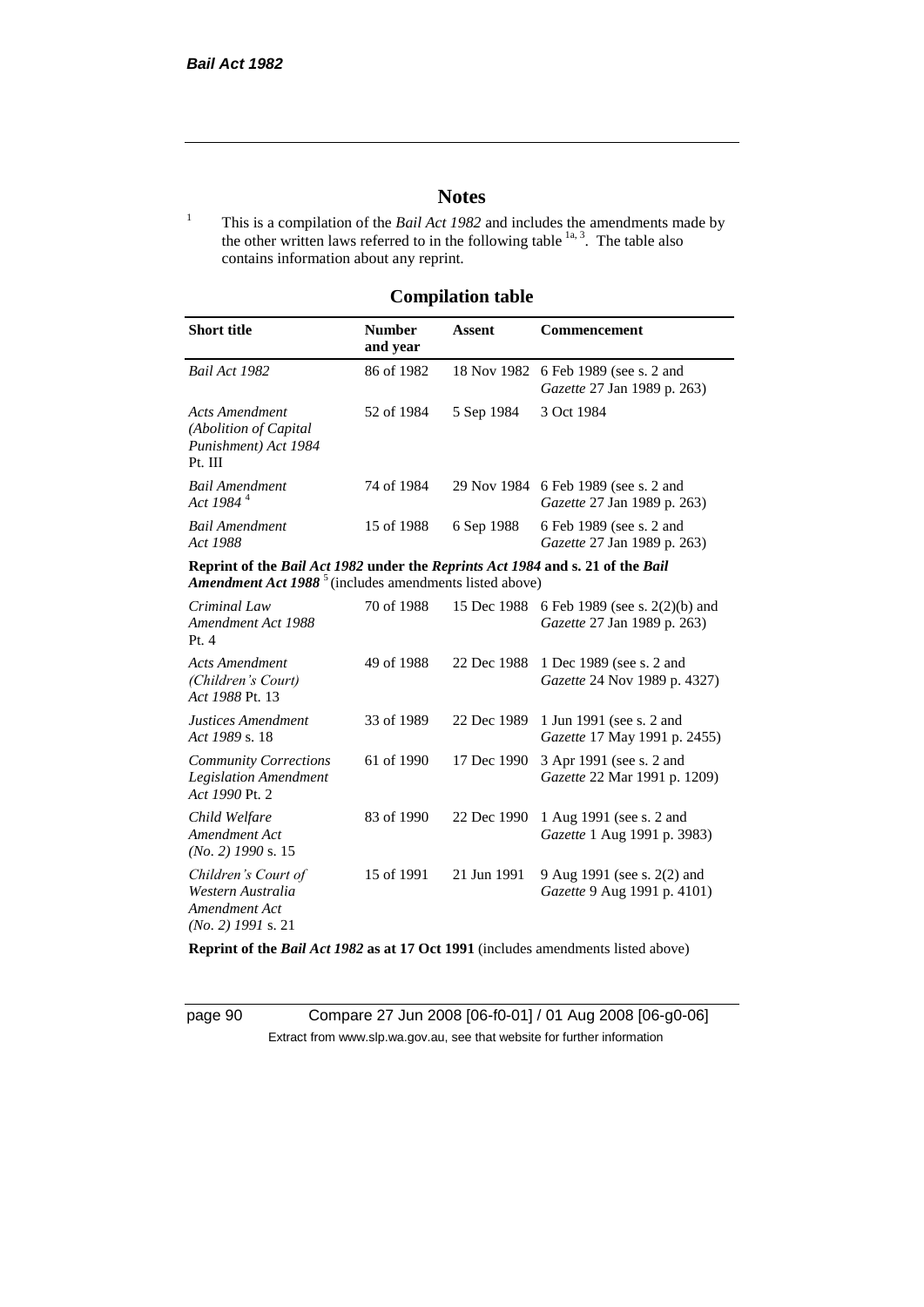# Notes

[1] This is a compilation of the *Bail Act 1982* and includes the amendments made by the other written laws referred to in the following table [1a, 3]. The table also contains information about any reprint.

## Compilation table

| Short title | Number and year | Assent | Commencement |
|---|---|---|---|
| *Bail Act 1982* | 86 of 1982 | 18 Nov 1982 | 6 Feb 1989 (see s. 2 and *Gazette* 27 Jan 1989 p. 263) |
| *Acts Amendment (Abolition of Capital Punishment) Act 1984* Pt. III | 52 of 1984 | 5 Sep 1984 | 3 Oct 1984 |
| *Bail Amendment Act 1984* [4] | 74 of 1984 | 29 Nov 1984 | 6 Feb 1989 (see s. 2 and *Gazette* 27 Jan 1989 p. 263) |
| *Bail Amendment Act 1988* | 15 of 1988 | 6 Sep 1988 | 6 Feb 1989 (see s. 2 and *Gazette* 27 Jan 1989 p. 263) |
| **Reprint of the *Bail Act 1982* under the *Reprints Act 1984* and s. 21 of the *Bail Amendment Act 1988*** [5] (includes amendments listed above) | | | |
| *Criminal Law Amendment Act 1988* Pt. 4 | 70 of 1988 | 15 Dec 1988 | 6 Feb 1989 (see s. 2(2)(b) and *Gazette* 27 Jan 1989 p. 263) |
| *Acts Amendment (Children's Court) Act 1988* Pt. 13 | 49 of 1988 | 22 Dec 1988 | 1 Dec 1989 (see s. 2 and *Gazette* 24 Nov 1989 p. 4327) |
| *Justices Amendment Act 1989* s. 18 | 33 of 1989 | 22 Dec 1989 | 1 Jun 1991 (see s. 2 and *Gazette* 17 May 1991 p. 2455) |
| *Community Corrections Legislation Amendment Act 1990* Pt. 2 | 61 of 1990 | 17 Dec 1990 | 3 Apr 1991 (see s. 2 and *Gazette* 22 Mar 1991 p. 1209) |
| *Child Welfare Amendment Act (No. 2) 1990* s. 15 | 83 of 1990 | 22 Dec 1990 | 1 Aug 1991 (see s. 2 and *Gazette* 1 Aug 1991 p. 3983) |
| *Children's Court of Western Australia Amendment Act (No. 2) 1991* s. 21 | 15 of 1991 | 21 Jun 1991 | 9 Aug 1991 (see s. 2(2) and *Gazette* 9 Aug 1991 p. 4101) |

**Reprint of the *Bail Act 1982* as at 17 Oct 1991** (includes amendments listed above)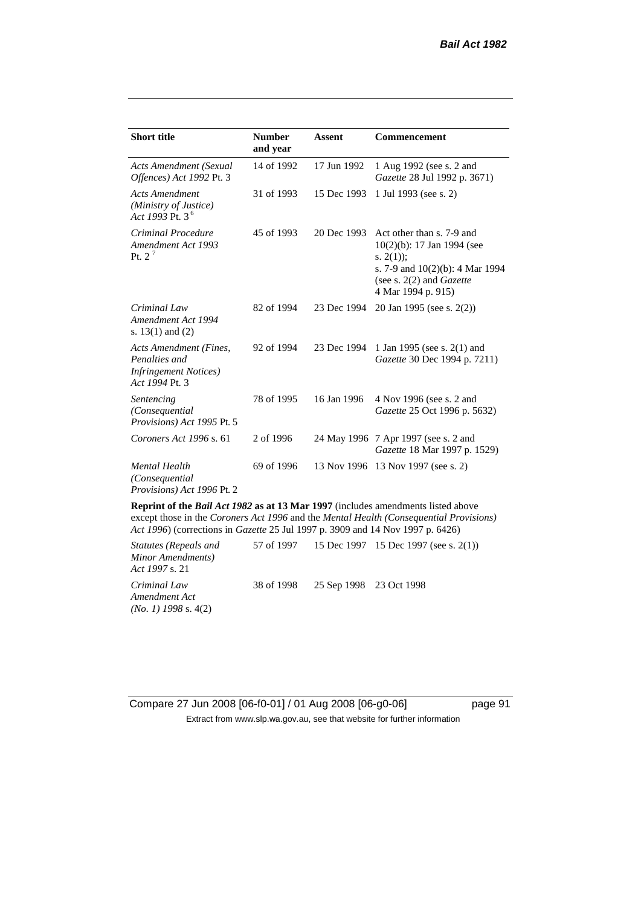| Short title | Number and year | Assent | Commencement |
|---|---|---|---|
| *Acts Amendment (Sexual Offences) Act 1992* Pt. 3 | 14 of 1992 | 17 Jun 1992 | 1 Aug 1992 (see s. 2 and *Gazette* 28 Jul 1992 p. 3671) |
| *Acts Amendment (Ministry of Justice) Act 1993* Pt. 3 [6] | 31 of 1993 | 15 Dec 1993 | 1 Jul 1993 (see s. 2) |
| *Criminal Procedure Amendment Act 1993* Pt. 2 [7] | 45 of 1993 | 20 Dec 1993 | Act other than s. 7-9 and 10(2)(b): 17 Jan 1994 (see s. 2(1)); s. 7-9 and 10(2)(b): 4 Mar 1994 (see s. 2(2) and *Gazette* 4 Mar 1994 p. 915) |
| *Criminal Law Amendment Act 1994* s. 13(1) and (2) | 82 of 1994 | 23 Dec 1994 | 20 Jan 1995 (see s. 2(2)) |
| *Acts Amendment (Fines, Penalties and Infringement Notices) Act 1994* Pt. 3 | 92 of 1994 | 23 Dec 1994 | 1 Jan 1995 (see s. 2(1) and *Gazette* 30 Dec 1994 p. 7211) |
| *Sentencing (Consequential Provisions) Act 1995* Pt. 5 | 78 of 1995 | 16 Jan 1996 | 4 Nov 1996 (see s. 2 and *Gazette* 25 Oct 1996 p. 5632) |
| *Coroners Act 1996* s. 61 | 2 of 1996 | 24 May 1996 | 7 Apr 1997 (see s. 2 and *Gazette* 18 Mar 1997 p. 1529) |
| *Mental Health (Consequential Provisions) Act 1996* Pt. 2 | 69 of 1996 | 13 Nov 1996 | 13 Nov 1997 (see s. 2) |
| **Reprint of the *Bail Act 1982* as at 13 Mar 1997** (includes amendments listed above except those in the *Coroners Act 1996* and the *Mental Health (Consequential Provisions) Act 1996*) (corrections in *Gazette* 25 Jul 1997 p. 3909 and 14 Nov 1997 p. 6426) | | | |
| *Statutes (Repeals and Minor Amendments) Act 1997* s. 21 | 57 of 1997 | 15 Dec 1997 | 15 Dec 1997 (see s. 2(1)) |
| *Criminal Law Amendment Act (No. 1) 1998* s. 4(2) | 38 of 1998 | 25 Sep 1998 | 23 Oct 1998 |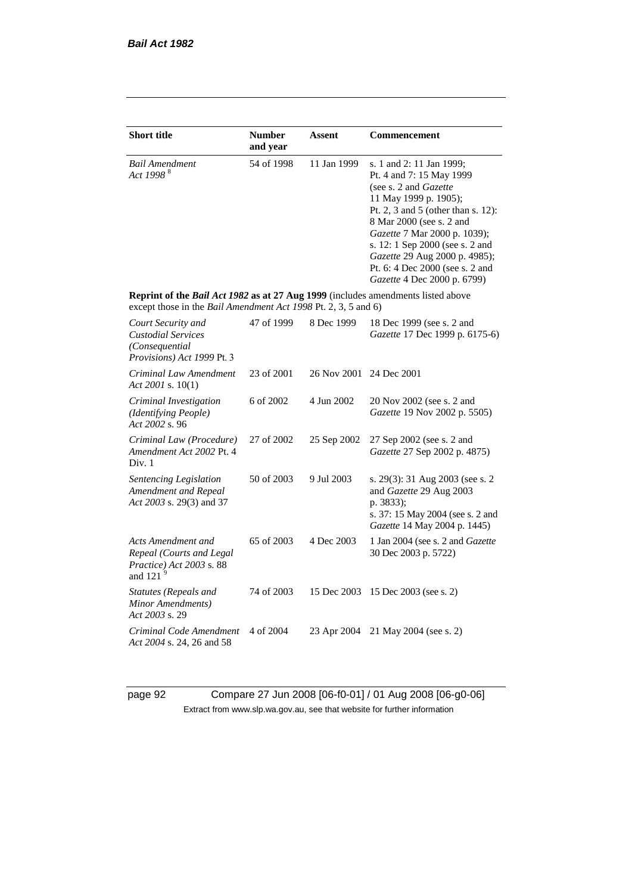| Short title | Number and year | Assent | Commencement |
|---|---|---|---|
| *Bail Amendment Act 1998* [8] | 54 of 1998 | 11 Jan 1999 | s. 1 and 2: 11 Jan 1999; Pt. 4 and 7: 15 May 1999 (see s. 2 and *Gazette* 11 May 1999 p. 1905); Pt. 2, 3 and 5 (other than s. 12): 8 Mar 2000 (see s. 2 and *Gazette* 7 Mar 2000 p. 1039); s. 12: 1 Sep 2000 (see s. 2 and *Gazette* 29 Aug 2000 p. 4985); Pt. 6: 4 Dec 2000 (see s. 2 and *Gazette* 4 Dec 2000 p. 6799) |
| **Reprint of the *Bail Act 1982* as at 27 Aug 1999** (includes amendments listed above except those in the *Bail Amendment Act 1998* Pt. 2, 3, 5 and 6) | | | |
| *Court Security and Custodial Services (Consequential Provisions) Act 1999* Pt. 3 | 47 of 1999 | 8 Dec 1999 | 18 Dec 1999 (see s. 2 and *Gazette* 17 Dec 1999 p. 6175-6) |
| *Criminal Law Amendment Act 2001* s. 10(1) | 23 of 2001 | 26 Nov 2001 | 24 Dec 2001 |
| *Criminal Investigation (Identifying People) Act 2002* s. 96 | 6 of 2002 | 4 Jun 2002 | 20 Nov 2002 (see s. 2 and *Gazette* 19 Nov 2002 p. 5505) |
| *Criminal Law (Procedure) Amendment Act 2002* Pt. 4 Div. 1 | 27 of 2002 | 25 Sep 2002 | 27 Sep 2002 (see s. 2 and *Gazette* 27 Sep 2002 p. 4875) |
| *Sentencing Legislation Amendment and Repeal Act 2003* s. 29(3) and 37 | 50 of 2003 | 9 Jul 2003 | s. 29(3): 31 Aug 2003 (see s. 2 and *Gazette* 29 Aug 2003 p. 3833); s. 37: 15 May 2004 (see s. 2 and *Gazette* 14 May 2004 p. 1445) |
| *Acts Amendment and Repeal (Courts and Legal Practice) Act 2003* s. 88 and 121 [9] | 65 of 2003 | 4 Dec 2003 | 1 Jan 2004 (see s. 2 and *Gazette* 30 Dec 2003 p. 5722) |
| *Statutes (Repeals and Minor Amendments) Act 2003* s. 29 | 74 of 2003 | 15 Dec 2003 | 15 Dec 2003 (see s. 2) |
| *Criminal Code Amendment Act 2004* s. 24, 26 and 58 | 4 of 2004 | 23 Apr 2004 | 21 May 2004 (see s. 2) |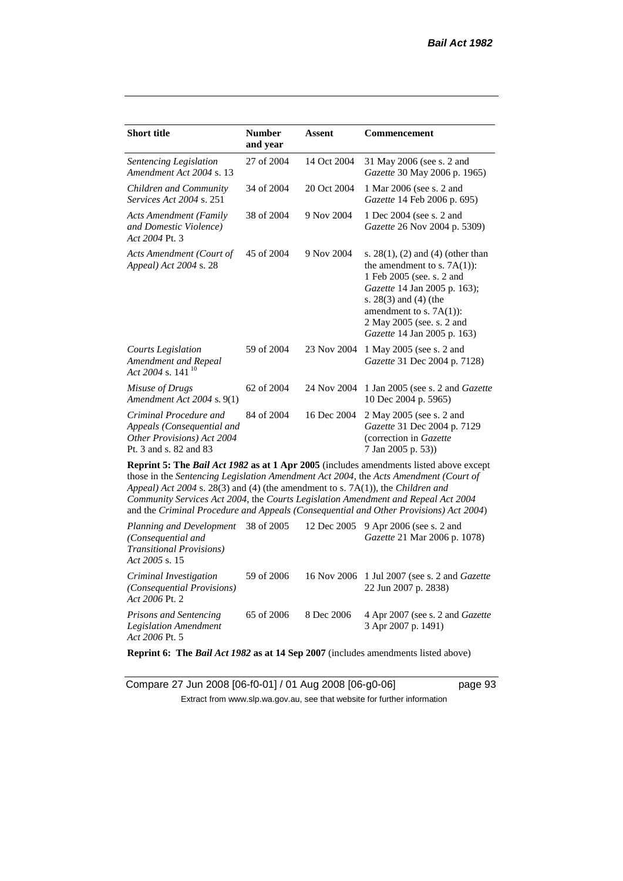| Short title | Number and year | Assent | Commencement |
|---|---|---|---|
| *Sentencing Legislation Amendment Act 2004* s. 13 | 27 of 2004 | 14 Oct 2004 | 31 May 2006 (see s. 2 and *Gazette* 30 May 2006 p. 1965) |
| *Children and Community Services Act 2004* s. 251 | 34 of 2004 | 20 Oct 2004 | 1 Mar 2006 (see s. 2 and *Gazette* 14 Feb 2006 p. 695) |
| *Acts Amendment (Family and Domestic Violence) Act 2004* Pt. 3 | 38 of 2004 | 9 Nov 2004 | 1 Dec 2004 (see s. 2 and *Gazette* 26 Nov 2004 p. 5309) |
| *Acts Amendment (Court of Appeal) Act 2004* s. 28 | 45 of 2004 | 9 Nov 2004 | s. 28(1), (2) and (4) (other than the amendment to s. 7A(1)): 1 Feb 2005 (see. s. 2 and *Gazette* 14 Jan 2005 p. 163); s. 28(3) and (4) (the amendment to s. 7A(1)): 2 May 2005 (see. s. 2 and *Gazette* 14 Jan 2005 p. 163) |
| *Courts Legislation Amendment and Repeal Act 2004* s. 141 [10] | 59 of 2004 | 23 Nov 2004 | 1 May 2005 (see s. 2 and *Gazette* 31 Dec 2004 p. 7128) |
| *Misuse of Drugs Amendment Act 2004* s. 9(1) | 62 of 2004 | 24 Nov 2004 | 1 Jan 2005 (see s. 2 and *Gazette* 10 Dec 2004 p. 5965) |
| *Criminal Procedure and Appeals (Consequential and Other Provisions) Act 2004* Pt. 3 and s. 82 and 83 | 84 of 2004 | 16 Dec 2004 | 2 May 2005 (see s. 2 and *Gazette* 31 Dec 2004 p. 7129 (correction in *Gazette* 7 Jan 2005 p. 53)) |
| **Reprint 5: The *Bail Act 1982* as at 1 Apr 2005** (includes amendments listed above except those in the *Sentencing Legislation Amendment Act 2004*, the *Acts Amendment (Court of Appeal) Act 2004* s. 28(3) and (4) (the amendment to s. 7A(1)), the *Children and Community Services Act 2004*, the *Courts Legislation Amendment and Repeal Act 2004* and the *Criminal Procedure and Appeals (Consequential and Other Provisions) Act 2004*) | | | |
| *Planning and Development (Consequential and Transitional Provisions) Act 2005* s. 15 | 38 of 2005 | 12 Dec 2005 | 9 Apr 2006 (see s. 2 and *Gazette* 21 Mar 2006 p. 1078) |
| *Criminal Investigation (Consequential Provisions) Act 2006* Pt. 2 | 59 of 2006 | 16 Nov 2006 | 1 Jul 2007 (see s. 2 and *Gazette* 22 Jun 2007 p. 2838) |
| *Prisons and Sentencing Legislation Amendment Act 2006* Pt. 5 | 65 of 2006 | 8 Dec 2006 | 4 Apr 2007 (see s. 2 and *Gazette* 3 Apr 2007 p. 1491) |
| **Reprint 6: The *Bail Act 1982* as at 14 Sep 2007** (includes amendments listed above) | | | |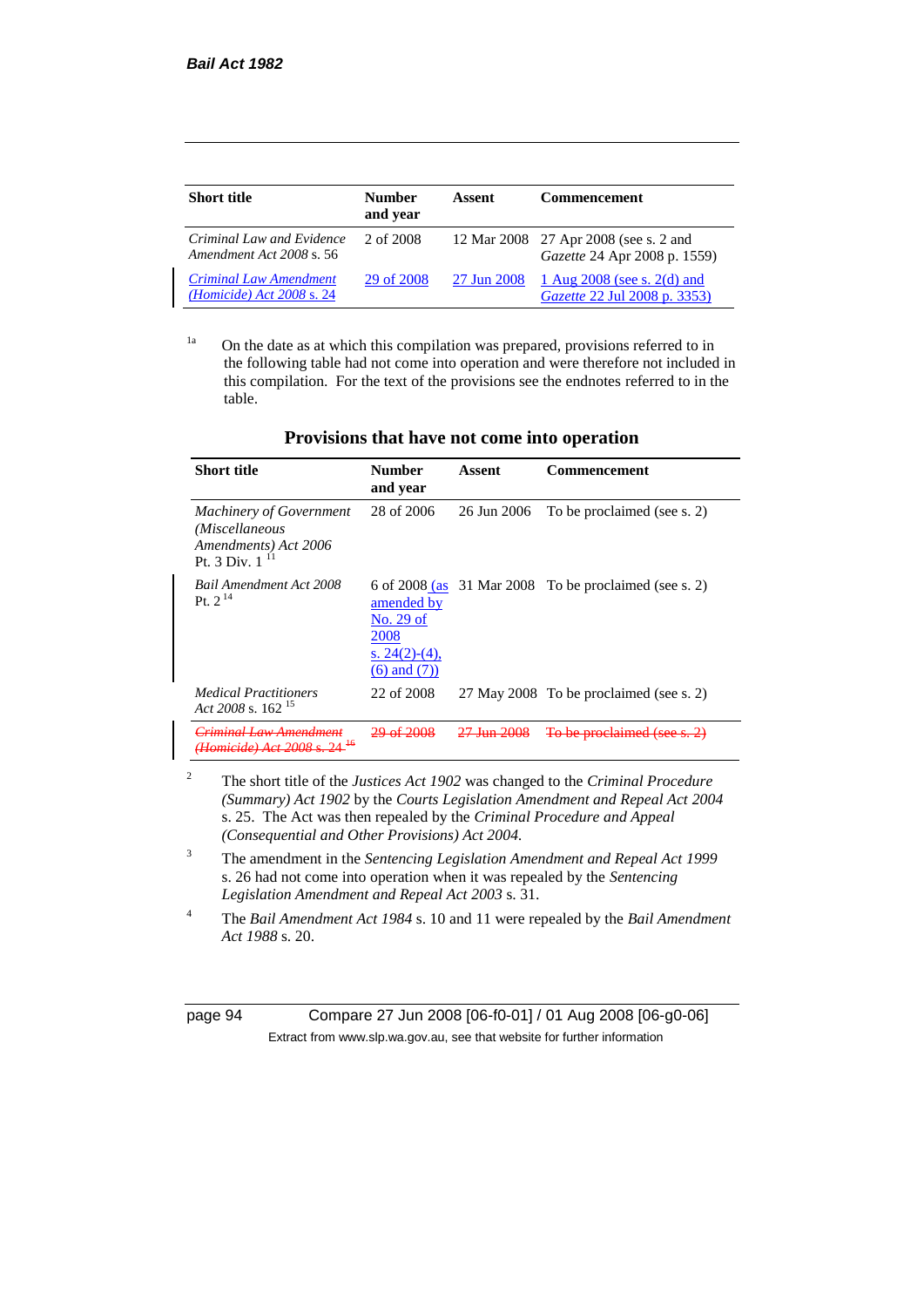| Short title | Number and year | Assent | Commencement |
|---|---|---|---|
| *Criminal Law and Evidence Amendment Act 2008* s. 56 | 2 of 2008 | 12 Mar 2008 | 27 Apr 2008 (see s. 2 and *Gazette* 24 Apr 2008 p. 1559) |
| *Criminal Law Amendment (Homicide) Act 2008* s. 24 | 29 of 2008 | 27 Jun 2008 | 1 Aug 2008 (see s. 2(d) and *Gazette* 22 Jul 2008 p. 3353) |

[1a] On the date as at which this compilation was prepared, provisions referred to in the following table had not come into operation and were therefore not included in this compilation. For the text of the provisions see the endnotes referred to in the table.

## Provisions that have not come into operation

| Short title | Number and year | Assent | Commencement |
|---|---|---|---|
| *Machinery of Government (Miscellaneous Amendments) Act 2006* Pt. 3 Div. 1 [11] | 28 of 2006 | 26 Jun 2006 | To be proclaimed (see s. 2) |
| *Bail Amendment Act 2008* Pt. 2 [14] | 6 of 2008 (as amended by No. 29 of 2008 s. 24(2)-(4), (6) and (7)) | 31 Mar 2008 | To be proclaimed (see s. 2) |
| *Medical Practitioners Act 2008* s. 162 [15] | 22 of 2008 | 27 May 2008 | To be proclaimed (see s. 2) |
| ~~*Criminal Law Amendment (Homicide) Act 2008* s. 24 [16]~~ | ~~29 of 2008~~ | ~~27 Jun 2008~~ | ~~To be proclaimed (see s. 2)~~ |

[2] The short title of the *Justices Act 1902* was changed to the *Criminal Procedure (Summary) Act 1902* by the *Courts Legislation Amendment and Repeal Act 2004* s. 25. The Act was then repealed by the *Criminal Procedure and Appeal (Consequential and Other Provisions) Act 2004*.

[3] The amendment in the *Sentencing Legislation Amendment and Repeal Act 1999* s. 26 had not come into operation when it was repealed by the *Sentencing Legislation Amendment and Repeal Act 2003* s. 31.

[4] The *Bail Amendment Act 1984* s. 10 and 11 were repealed by the *Bail Amendment Act 1988* s. 20.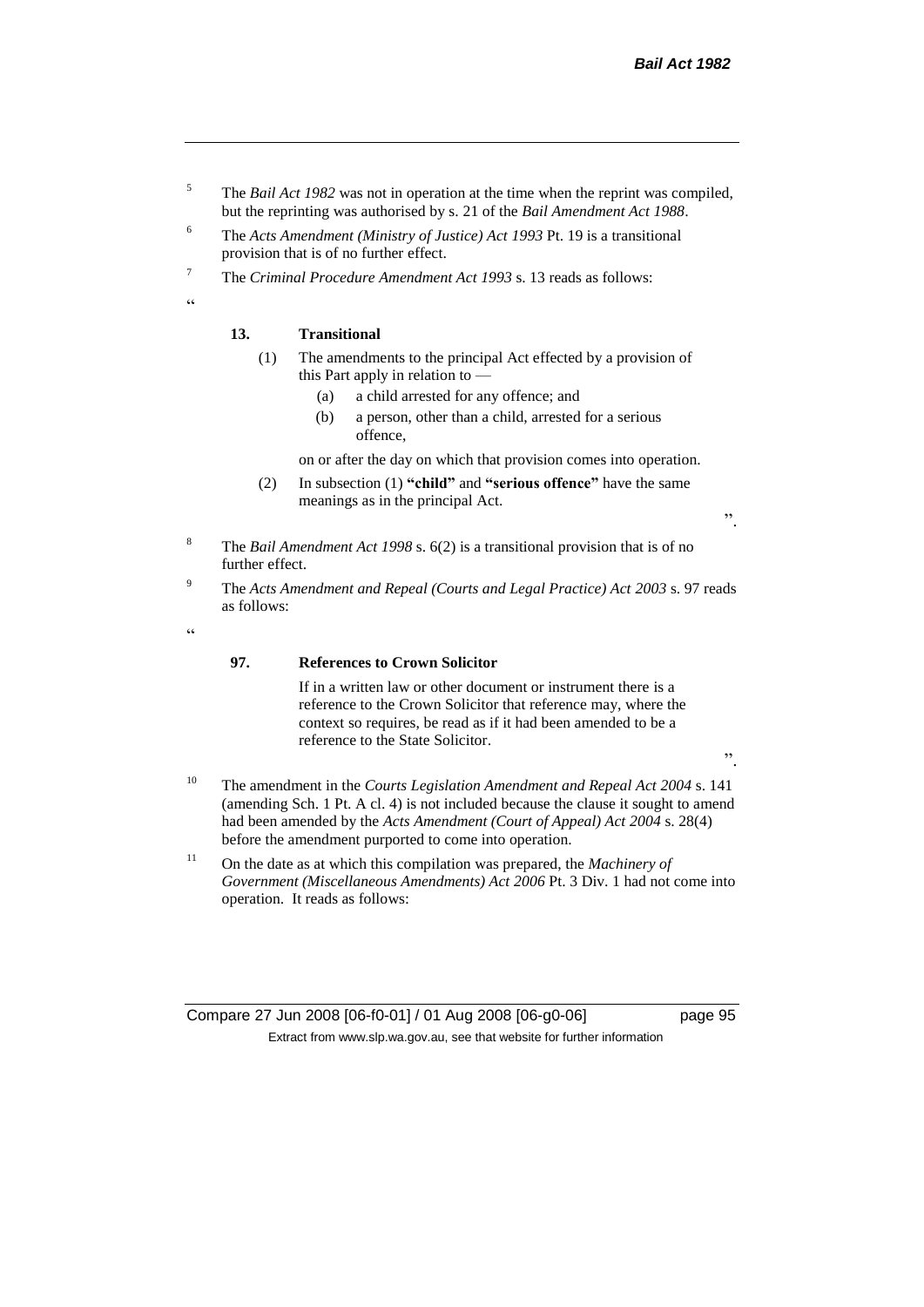[5] The *Bail Act 1982* was not in operation at the time when the reprint was compiled, but the reprinting was authorised by s. 21 of the *Bail Amendment Act 1988*.

[6] The *Acts Amendment (Ministry of Justice) Act 1993* Pt. 19 is a transitional provision that is of no further effect.

[7] The *Criminal Procedure Amendment Act 1993* s. 13 reads as follows:

"

**13. Transitional**

(1) The amendments to the principal Act effected by a provision of this Part apply in relation to —

  (a) a child arrested for any offence; and

  (b) a person, other than a child, arrested for a serious offence,

on or after the day on which that provision comes into operation.

(2) In subsection (1) **"child"** and **"serious offence"** have the same meanings as in the principal Act.

".

[8] The *Bail Amendment Act 1998* s. 6(2) is a transitional provision that is of no further effect.

[9] The *Acts Amendment and Repeal (Courts and Legal Practice) Act 2003* s. 97 reads as follows:

"

**97. References to Crown Solicitor**

If in a written law or other document or instrument there is a reference to the Crown Solicitor that reference may, where the context so requires, be read as if it had been amended to be a reference to the State Solicitor.

".

[10] The amendment in the *Courts Legislation Amendment and Repeal Act 2004* s. 141 (amending Sch. 1 Pt. A cl. 4) is not included because the clause it sought to amend had been amended by the *Acts Amendment (Court of Appeal) Act 2004* s. 28(4) before the amendment purported to come into operation.

[11] On the date as at which this compilation was prepared, the *Machinery of Government (Miscellaneous Amendments) Act 2006* Pt. 3 Div. 1 had not come into operation. It reads as follows: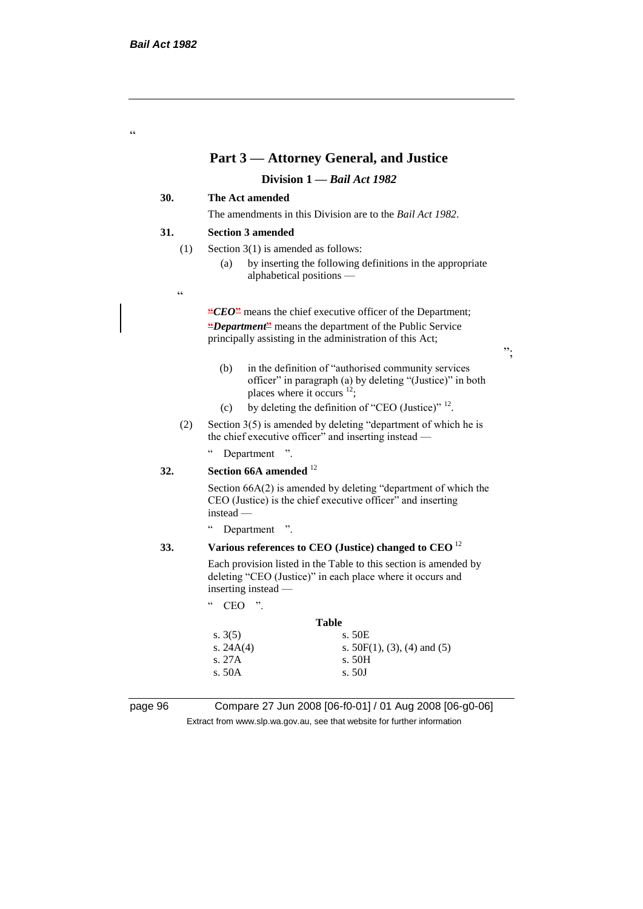"

## Part 3 — Attorney General, and Justice

### Division 1 — *Bail Act 1982*

**30. The Act amended**

The amendments in this Division are to the *Bail Act 1982*.

**31. Section 3 amended**

(1) Section 3(1) is amended as follows:

(a) by inserting the following definitions in the appropriate alphabetical positions —

"

***CEO*** means the chief executive officer of the Department;

***Department*** means the department of the Public Service principally assisting in the administration of this Act;

";

(b) in the definition of "authorised community services officer" in paragraph (a) by deleting "(Justice)" in both places where it occurs [12];

(c) by deleting the definition of "CEO (Justice)" [12].

(2) Section 3(5) is amended by deleting "department of which he is the chief executive officer" and inserting instead —

" Department ".

**32. Section 66A amended** [12]

Section 66A(2) is amended by deleting "department of which the CEO (Justice) is the chief executive officer" and inserting instead —

" Department ".

**33. Various references to CEO (Justice) changed to CEO** [12]

Each provision listed in the Table to this section is amended by deleting "CEO (Justice)" in each place where it occurs and inserting instead —

" CEO ".

**Table**

| | |
|---|---|
| s. 3(5) | s. 50E |
| s. 24A(4) | s. 50F(1), (3), (4) and (5) |
| s. 27A | s. 50H |
| s. 50A | s. 50J |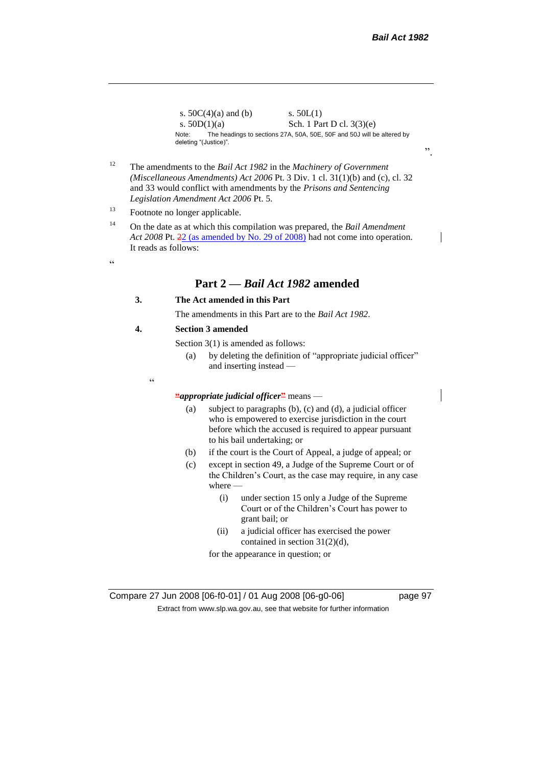| | |
|---|---|
| s. 50C(4)(a) and (b) | s. 50L(1) |
| s. 50D(1)(a) | Sch. 1 Part D cl. 3(3)(e) |

Note: The headings to sections 27A, 50A, 50E, 50F and 50J will be altered by deleting "(Justice)".

".

[12] The amendments to the *Bail Act 1982* in the *Machinery of Government (Miscellaneous Amendments) Act 2006* Pt. 3 Div. 1 cl. 31(1)(b) and (c), cl. 32 and 33 would conflict with amendments by the *Prisons and Sentencing Legislation Amendment Act 2006* Pt. 5.

[13] Footnote no longer applicable.

[14] On the date as at which this compilation was prepared, the *Bail Amendment Act 2008* Pt. 22 (as amended by No. 29 of 2008) had not come into operation. It reads as follows:

"

## Part 2 — *Bail Act 1982* amended

**3. The Act amended in this Part**

The amendments in this Part are to the *Bail Act 1982*.

**4. Section 3 amended**

Section 3(1) is amended as follows:

(a) by deleting the definition of "appropriate judicial officer" and inserting instead —

"

"***appropriate judicial officer***" means —

(a) subject to paragraphs (b), (c) and (d), a judicial officer who is empowered to exercise jurisdiction in the court before which the accused is required to appear pursuant to his bail undertaking; or

(b) if the court is the Court of Appeal, a judge of appeal; or

(c) except in section 49, a Judge of the Supreme Court or of the Children's Court, as the case may require, in any case where —

  (i) under section 15 only a Judge of the Supreme Court or of the Children's Court has power to grant bail; or

  (ii) a judicial officer has exercised the power contained in section 31(2)(d),

for the appearance in question; or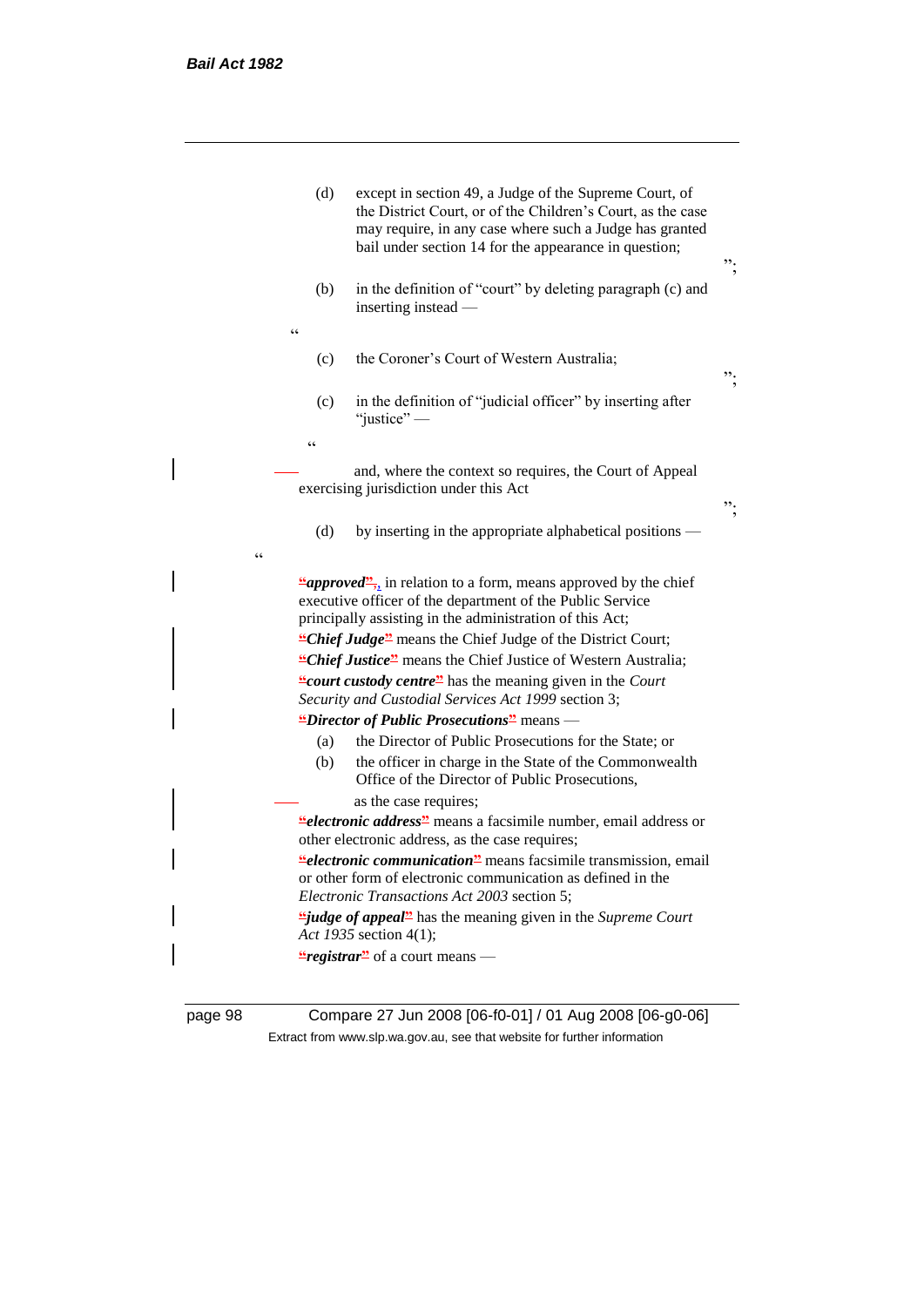(d) except in section 49, a Judge of the Supreme Court, of the District Court, or of the Children's Court, as the case may require, in any case where such a Judge has granted bail under section 14 for the appearance in question;

";

(b) in the definition of "court" by deleting paragraph (c) and inserting instead —

"

(c) the Coroner's Court of Western Australia;

";

(c) in the definition of "judicial officer" by inserting after "justice" —

"

and, where the context so requires, the Court of Appeal exercising jurisdiction under this Act

";

(d) by inserting in the appropriate alphabetical positions —

"

***approved***, in relation to a form, means approved by the chief executive officer of the department of the Public Service principally assisting in the administration of this Act;

***Chief Judge*** means the Chief Judge of the District Court;

***Chief Justice*** means the Chief Justice of Western Australia;

***court custody centre*** has the meaning given in the *Court Security and Custodial Services Act 1999* section 3;

***Director of Public Prosecutions*** means —

(a) the Director of Public Prosecutions for the State; or

(b) the officer in charge in the State of the Commonwealth Office of the Director of Public Prosecutions,

as the case requires;

***electronic address*** means a facsimile number, email address or other electronic address, as the case requires;

***electronic communication*** means facsimile transmission, email or other form of electronic communication as defined in the *Electronic Transactions Act 2003* section 5;

***judge of appeal*** has the meaning given in the *Supreme Court Act 1935* section 4(1);

***registrar*** of a court means —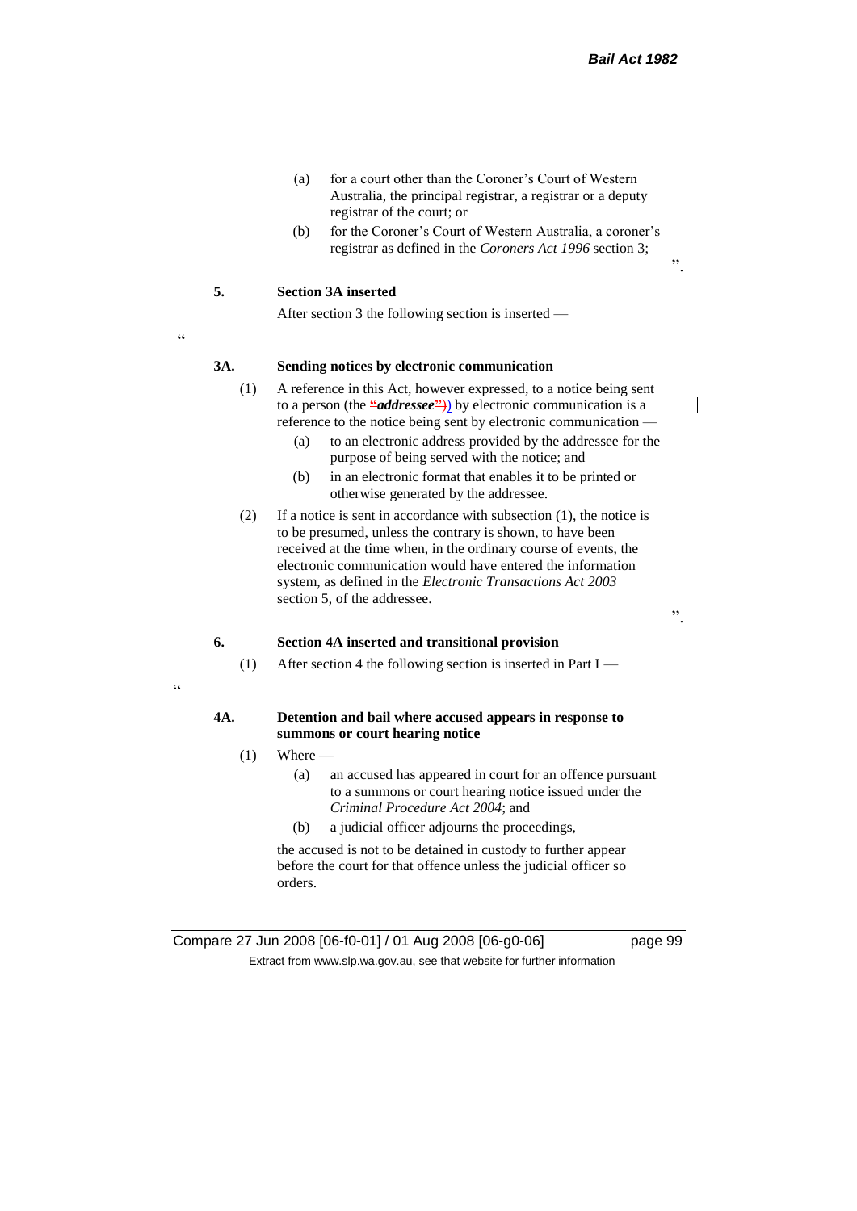(a) for a court other than the Coroner's Court of Western Australia, the principal registrar, a registrar or a deputy registrar of the court; or

(b) for the Coroner's Court of Western Australia, a coroner's registrar as defined in the *Coroners Act 1996* section 3;

".

**5. Section 3A inserted**

After section 3 the following section is inserted —

"

**3A. Sending notices by electronic communication**

(1) A reference in this Act, however expressed, to a notice being sent to a person (the "***addressee***") by electronic communication is a reference to the notice being sent by electronic communication —

(a) to an electronic address provided by the addressee for the purpose of being served with the notice; and

(b) in an electronic format that enables it to be printed or otherwise generated by the addressee.

(2) If a notice is sent in accordance with subsection (1), the notice is to be presumed, unless the contrary is shown, to have been received at the time when, in the ordinary course of events, the electronic communication would have entered the information system, as defined in the *Electronic Transactions Act 2003* section 5, of the addressee.

".

**6. Section 4A inserted and transitional provision**

(1) After section 4 the following section is inserted in Part I —

"

**4A. Detention and bail where accused appears in response to summons or court hearing notice**

(1) Where —

(a) an accused has appeared in court for an offence pursuant to a summons or court hearing notice issued under the *Criminal Procedure Act 2004*; and

(b) a judicial officer adjourns the proceedings,

the accused is not to be detained in custody to further appear before the court for that offence unless the judicial officer so orders.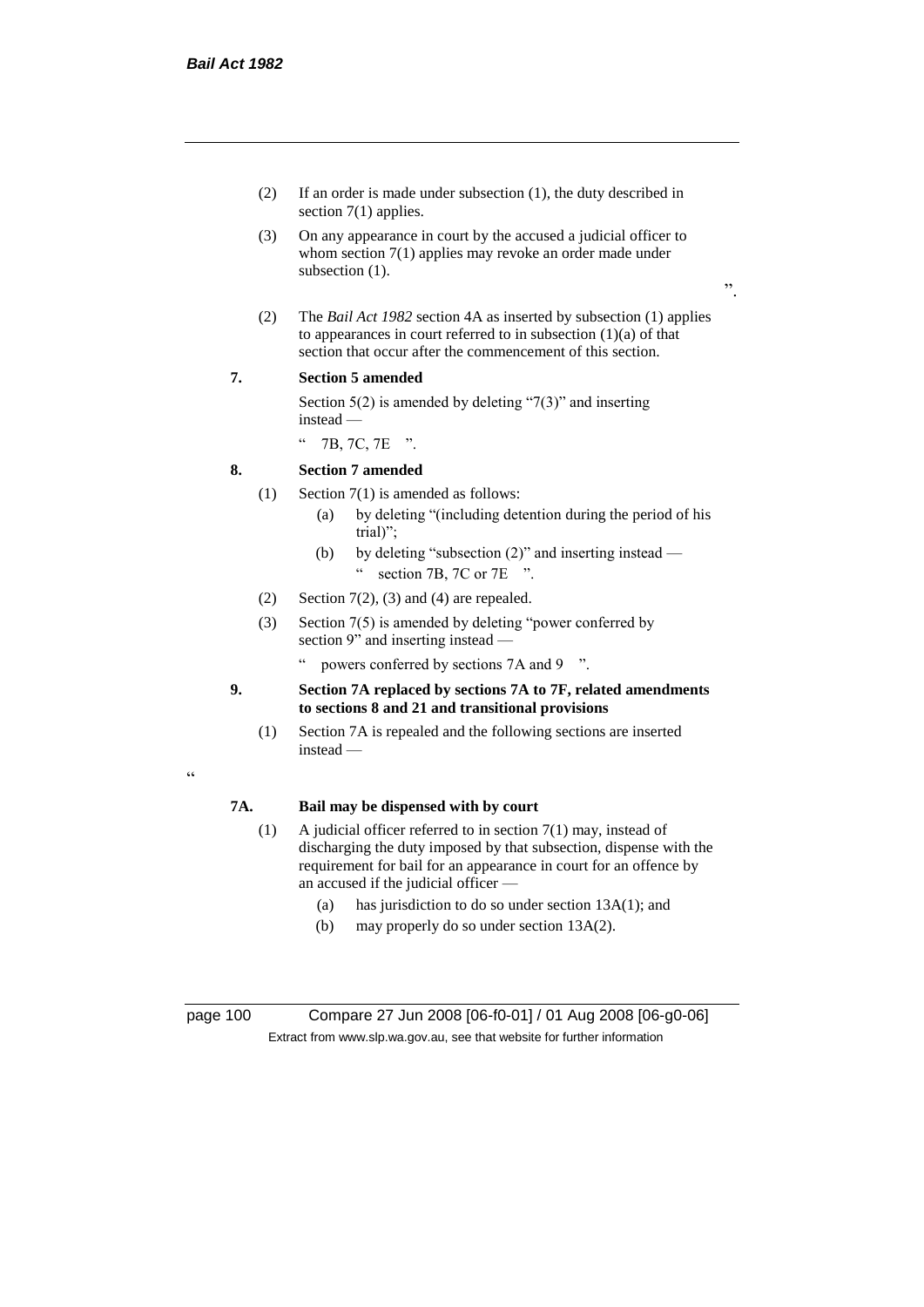(2) If an order is made under subsection (1), the duty described in section 7(1) applies.

(3) On any appearance in court by the accused a judicial officer to whom section 7(1) applies may revoke an order made under subsection (1).

".

(2) The *Bail Act 1982* section 4A as inserted by subsection (1) applies to appearances in court referred to in subsection (1)(a) of that section that occur after the commencement of this section.

**7. Section 5 amended**

Section 5(2) is amended by deleting "7(3)" and inserting instead —

" 7B, 7C, 7E ".

**8. Section 7 amended**

(1) Section 7(1) is amended as follows:

(a) by deleting "(including detention during the period of his trial)";

(b) by deleting "subsection (2)" and inserting instead —

" section 7B, 7C or 7E ".

(2) Section 7(2), (3) and (4) are repealed.

(3) Section 7(5) is amended by deleting "power conferred by section 9" and inserting instead —

" powers conferred by sections 7A and 9 ".

**9. Section 7A replaced by sections 7A to 7F, related amendments to sections 8 and 21 and transitional provisions**

(1) Section 7A is repealed and the following sections are inserted instead —

"

**7A. Bail may be dispensed with by court**

(1) A judicial officer referred to in section 7(1) may, instead of discharging the duty imposed by that subsection, dispense with the requirement for bail for an appearance in court for an offence by an accused if the judicial officer —

(a) has jurisdiction to do so under section 13A(1); and

(b) may properly do so under section 13A(2).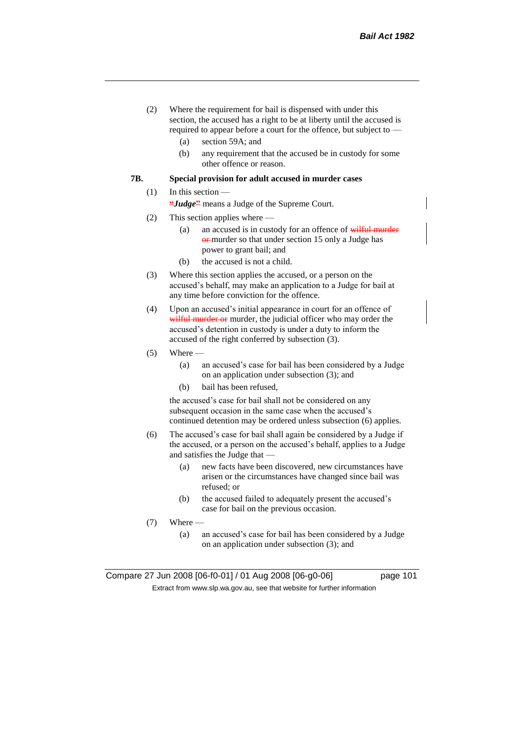(2) Where the requirement for bail is dispensed with under this section, the accused has a right to be at liberty until the accused is required to appear before a court for the offence, but subject to —

  (a) section 59A; and

  (b) any requirement that the accused be in custody for some other offence or reason.

**7B. Special provision for adult accused in murder cases**

(1) In this section —

"*Judge*" means a Judge of the Supreme Court.

(2) This section applies where —

  (a) an accused is in custody for an offence of wilful murder or murder so that under section 15 only a Judge has power to grant bail; and

  (b) the accused is not a child.

(3) Where this section applies the accused, or a person on the accused's behalf, may make an application to a Judge for bail at any time before conviction for the offence.

(4) Upon an accused's initial appearance in court for an offence of wilful murder or murder, the judicial officer who may order the accused's detention in custody is under a duty to inform the accused of the right conferred by subsection (3).

(5) Where —

  (a) an accused's case for bail has been considered by a Judge on an application under subsection (3); and

  (b) bail has been refused,

the accused's case for bail shall not be considered on any subsequent occasion in the same case when the accused's continued detention may be ordered unless subsection (6) applies.

(6) The accused's case for bail shall again be considered by a Judge if the accused, or a person on the accused's behalf, applies to a Judge and satisfies the Judge that —

  (a) new facts have been discovered, new circumstances have arisen or the circumstances have changed since bail was refused; or

  (b) the accused failed to adequately present the accused's case for bail on the previous occasion.

(7) Where —

  (a) an accused's case for bail has been considered by a Judge on an application under subsection (3); and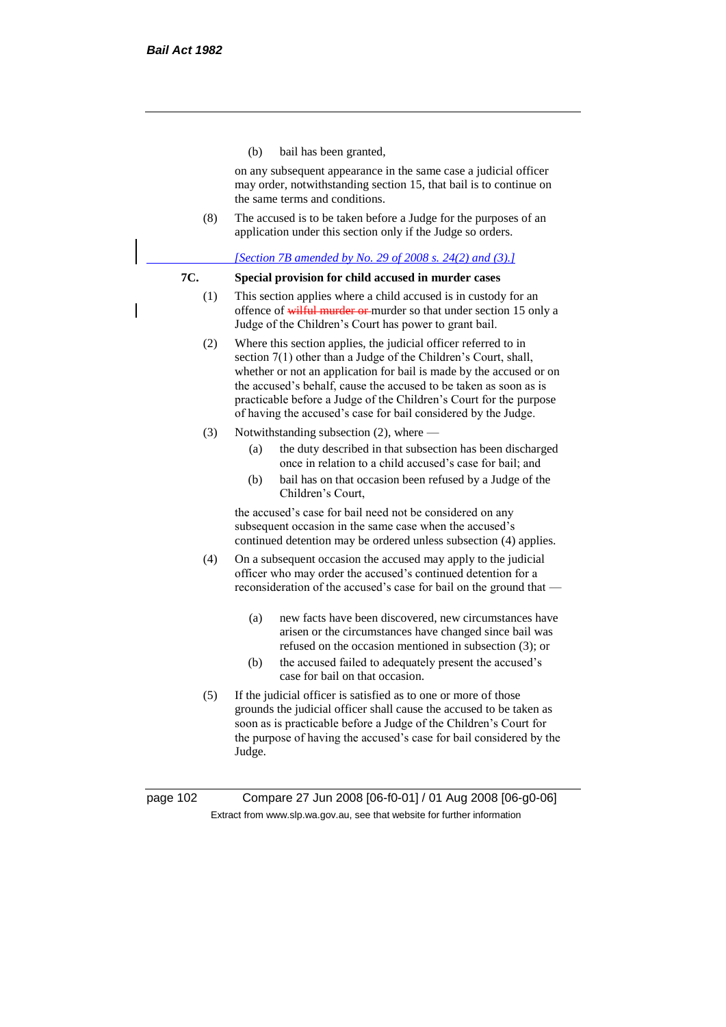(b) bail has been granted,

on any subsequent appearance in the same case a judicial officer may order, notwithstanding section 15, that bail is to continue on the same terms and conditions.

(8) The accused is to be taken before a Judge for the purposes of an application under this section only if the Judge so orders.

*[Section 7B amended by No. 29 of 2008 s. 24(2) and (3).]*

**7C. Special provision for child accused in murder cases**

(1) This section applies where a child accused is in custody for an offence of ~~wilful murder or~~ murder so that under section 15 only a Judge of the Children's Court has power to grant bail.

(2) Where this section applies, the judicial officer referred to in section 7(1) other than a Judge of the Children's Court, shall, whether or not an application for bail is made by the accused or on the accused's behalf, cause the accused to be taken as soon as is practicable before a Judge of the Children's Court for the purpose of having the accused's case for bail considered by the Judge.

(3) Notwithstanding subsection (2), where —

(a) the duty described in that subsection has been discharged once in relation to a child accused's case for bail; and

(b) bail has on that occasion been refused by a Judge of the Children's Court,

the accused's case for bail need not be considered on any subsequent occasion in the same case when the accused's continued detention may be ordered unless subsection (4) applies.

(4) On a subsequent occasion the accused may apply to the judicial officer who may order the accused's continued detention for a reconsideration of the accused's case for bail on the ground that —

(a) new facts have been discovered, new circumstances have arisen or the circumstances have changed since bail was refused on the occasion mentioned in subsection (3); or

(b) the accused failed to adequately present the accused's case for bail on that occasion.

(5) If the judicial officer is satisfied as to one or more of those grounds the judicial officer shall cause the accused to be taken as soon as is practicable before a Judge of the Children's Court for the purpose of having the accused's case for bail considered by the Judge.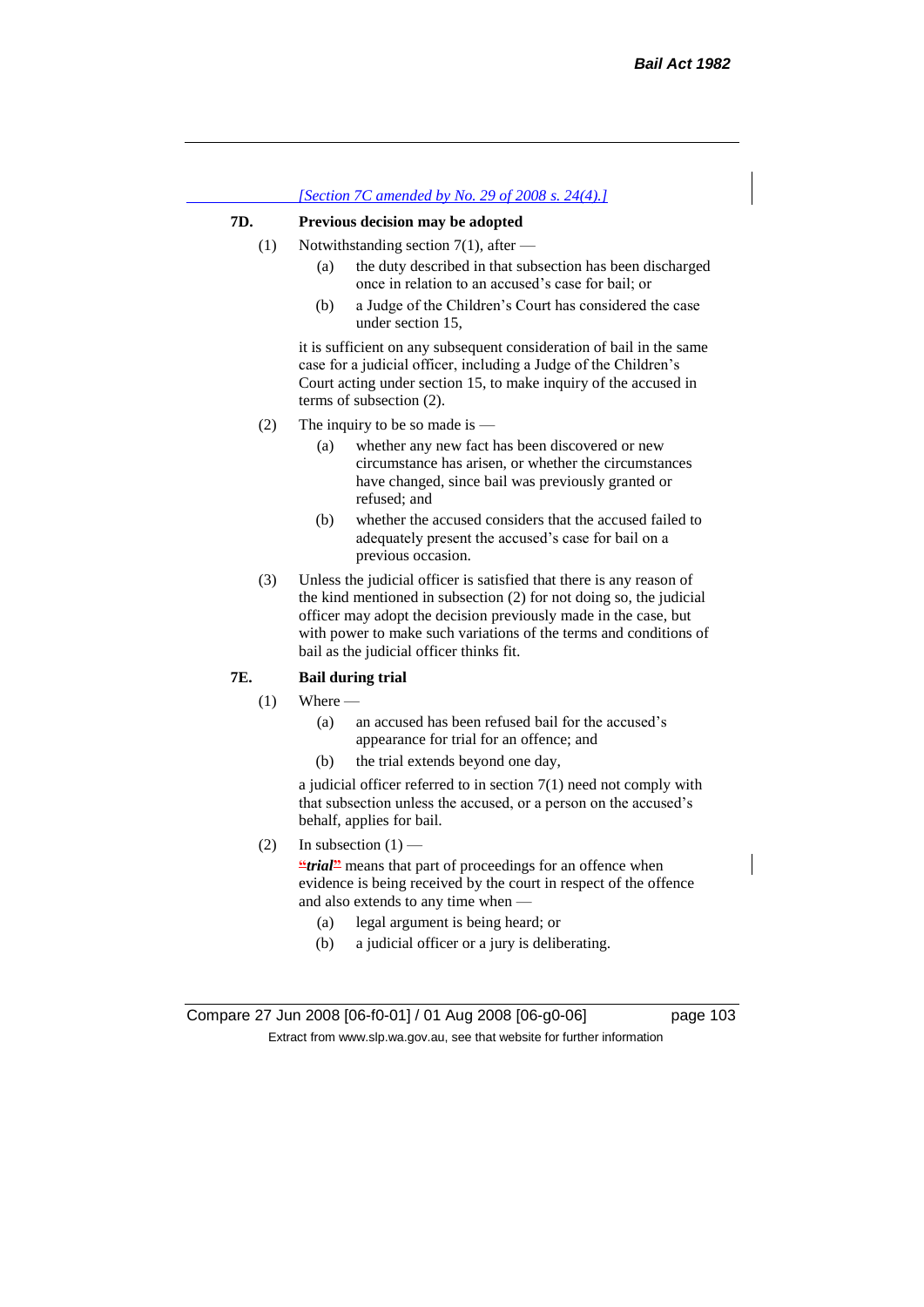*[Section 7C amended by No. 29 of 2008 s. 24(4).]*

**7D. Previous decision may be adopted**

(1) Notwithstanding section 7(1), after —

(a) the duty described in that subsection has been discharged once in relation to an accused's case for bail; or

(b) a Judge of the Children's Court has considered the case under section 15,

it is sufficient on any subsequent consideration of bail in the same case for a judicial officer, including a Judge of the Children's Court acting under section 15, to make inquiry of the accused in terms of subsection (2).

(2) The inquiry to be so made is —

(a) whether any new fact has been discovered or new circumstance has arisen, or whether the circumstances have changed, since bail was previously granted or refused; and

(b) whether the accused considers that the accused failed to adequately present the accused's case for bail on a previous occasion.

(3) Unless the judicial officer is satisfied that there is any reason of the kind mentioned in subsection (2) for not doing so, the judicial officer may adopt the decision previously made in the case, but with power to make such variations of the terms and conditions of bail as the judicial officer thinks fit.

**7E. Bail during trial**

(1) Where —

(a) an accused has been refused bail for the accused's appearance for trial for an offence; and

(b) the trial extends beyond one day,

a judicial officer referred to in section 7(1) need not comply with that subsection unless the accused, or a person on the accused's behalf, applies for bail.

(2) In subsection (1) —

"***trial***" means that part of proceedings for an offence when evidence is being received by the court in respect of the offence and also extends to any time when —

(a) legal argument is being heard; or

(b) a judicial officer or a jury is deliberating.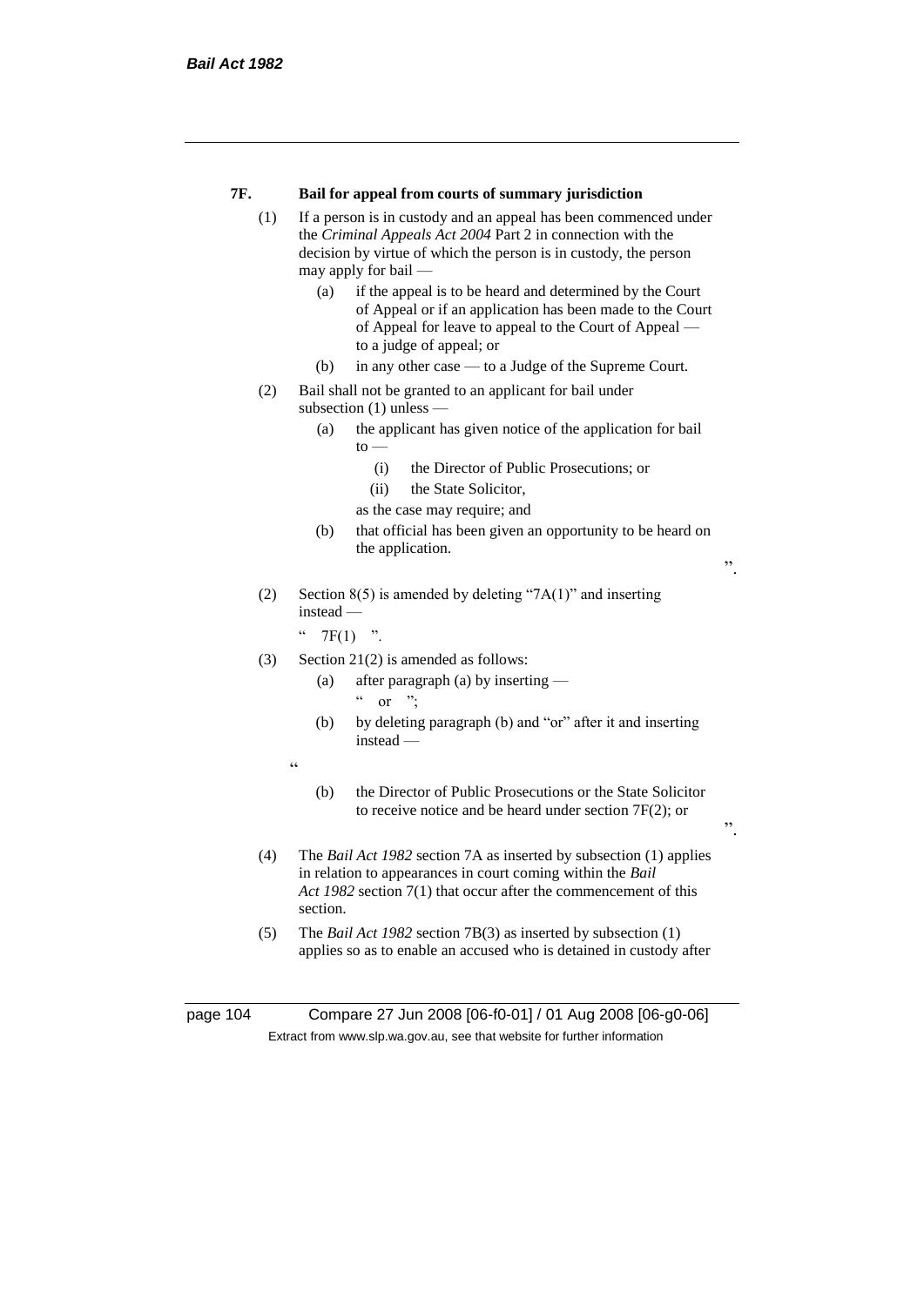**7F. Bail for appeal from courts of summary jurisdiction**

(1) If a person is in custody and an appeal has been commenced under the *Criminal Appeals Act 2004* Part 2 in connection with the decision by virtue of which the person is in custody, the person may apply for bail —

(a) if the appeal is to be heard and determined by the Court of Appeal or if an application has been made to the Court of Appeal for leave to appeal to the Court of Appeal — to a judge of appeal; or

(b) in any other case — to a Judge of the Supreme Court.

(2) Bail shall not be granted to an applicant for bail under subsection (1) unless —

(a) the applicant has given notice of the application for bail to —

(i) the Director of Public Prosecutions; or

(ii) the State Solicitor,

as the case may require; and

(b) that official has been given an opportunity to be heard on the application.

".

(2) Section 8(5) is amended by deleting "7A(1)" and inserting instead —

" 7F(1) ".

(3) Section 21(2) is amended as follows:

(a) after paragraph (a) by inserting —

" or ";

(b) by deleting paragraph (b) and "or" after it and inserting instead —

"

(b) the Director of Public Prosecutions or the State Solicitor to receive notice and be heard under section 7F(2); or

".

(4) The *Bail Act 1982* section 7A as inserted by subsection (1) applies in relation to appearances in court coming within the *Bail Act 1982* section 7(1) that occur after the commencement of this section.

(5) The *Bail Act 1982* section 7B(3) as inserted by subsection (1) applies so as to enable an accused who is detained in custody after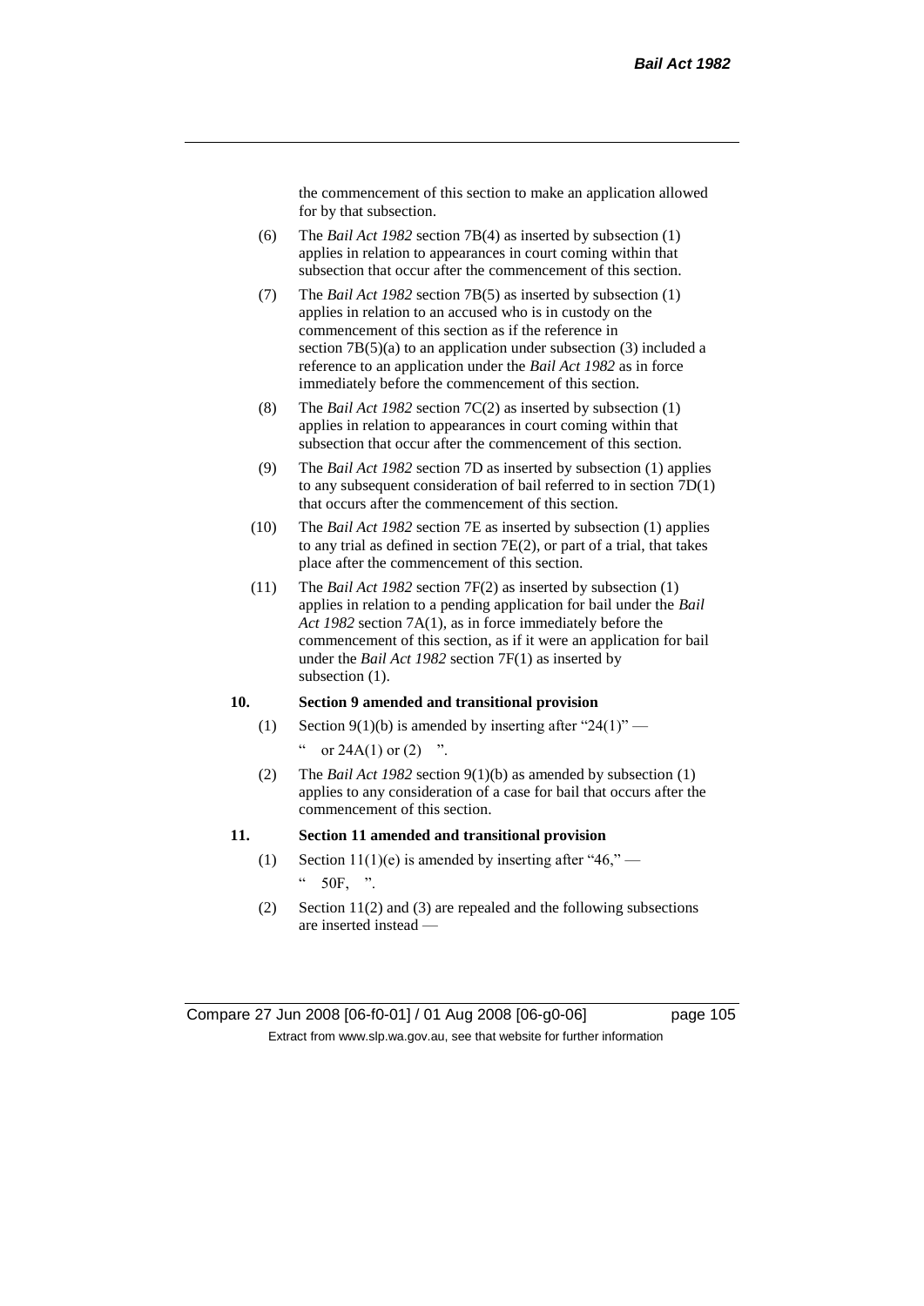the commencement of this section to make an application allowed for by that subsection.

(6) The *Bail Act 1982* section 7B(4) as inserted by subsection (1) applies in relation to appearances in court coming within that subsection that occur after the commencement of this section.

(7) The *Bail Act 1982* section 7B(5) as inserted by subsection (1) applies in relation to an accused who is in custody on the commencement of this section as if the reference in section 7B(5)(a) to an application under subsection (3) included a reference to an application under the *Bail Act 1982* as in force immediately before the commencement of this section.

(8) The *Bail Act 1982* section 7C(2) as inserted by subsection (1) applies in relation to appearances in court coming within that subsection that occur after the commencement of this section.

(9) The *Bail Act 1982* section 7D as inserted by subsection (1) applies to any subsequent consideration of bail referred to in section 7D(1) that occurs after the commencement of this section.

(10) The *Bail Act 1982* section 7E as inserted by subsection (1) applies to any trial as defined in section 7E(2), or part of a trial, that takes place after the commencement of this section.

(11) The *Bail Act 1982* section 7F(2) as inserted by subsection (1) applies in relation to a pending application for bail under the *Bail Act 1982* section 7A(1), as in force immediately before the commencement of this section, as if it were an application for bail under the *Bail Act 1982* section 7F(1) as inserted by subsection (1).

**10. Section 9 amended and transitional provision**

(1) Section 9(1)(b) is amended by inserting after "24(1)" —

" or 24A(1) or (2) ".

(2) The *Bail Act 1982* section 9(1)(b) as amended by subsection (1) applies to any consideration of a case for bail that occurs after the commencement of this section.

**11. Section 11 amended and transitional provision**

(1) Section 11(1)(e) is amended by inserting after "46," —

" 50F, ".

(2) Section 11(2) and (3) are repealed and the following subsections are inserted instead —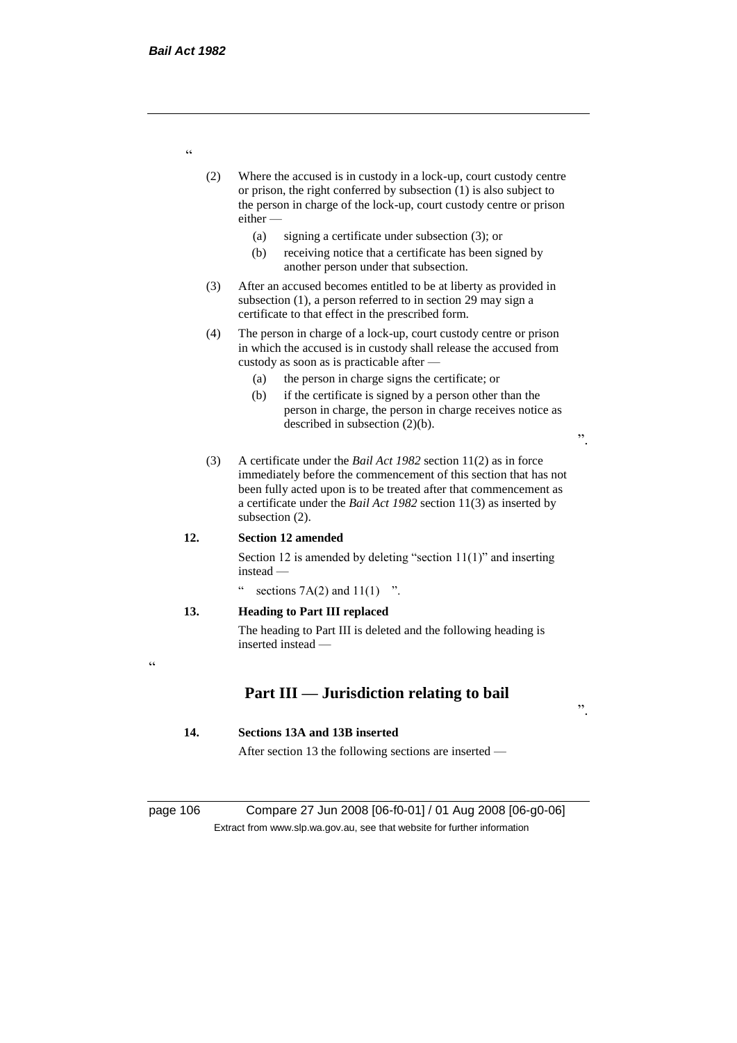"

(2) Where the accused is in custody in a lock-up, court custody centre or prison, the right conferred by subsection (1) is also subject to the person in charge of the lock-up, court custody centre or prison either —

(a) signing a certificate under subsection (3); or

(b) receiving notice that a certificate has been signed by another person under that subsection.

(3) After an accused becomes entitled to be at liberty as provided in subsection (1), a person referred to in section 29 may sign a certificate to that effect in the prescribed form.

(4) The person in charge of a lock-up, court custody centre or prison in which the accused is in custody shall release the accused from custody as soon as is practicable after —

(a) the person in charge signs the certificate; or

(b) if the certificate is signed by a person other than the person in charge, the person in charge receives notice as described in subsection (2)(b).

".

(3) A certificate under the *Bail Act 1982* section 11(2) as in force immediately before the commencement of this section that has not been fully acted upon is to be treated after that commencement as a certificate under the *Bail Act 1982* section 11(3) as inserted by subsection (2).

**12. Section 12 amended**

Section 12 is amended by deleting "section 11(1)" and inserting instead —

" sections 7A(2) and 11(1) ".

**13. Heading to Part III replaced**

The heading to Part III is deleted and the following heading is inserted instead —

"

## Part III — Jurisdiction relating to bail

".

**14. Sections 13A and 13B inserted**

After section 13 the following sections are inserted —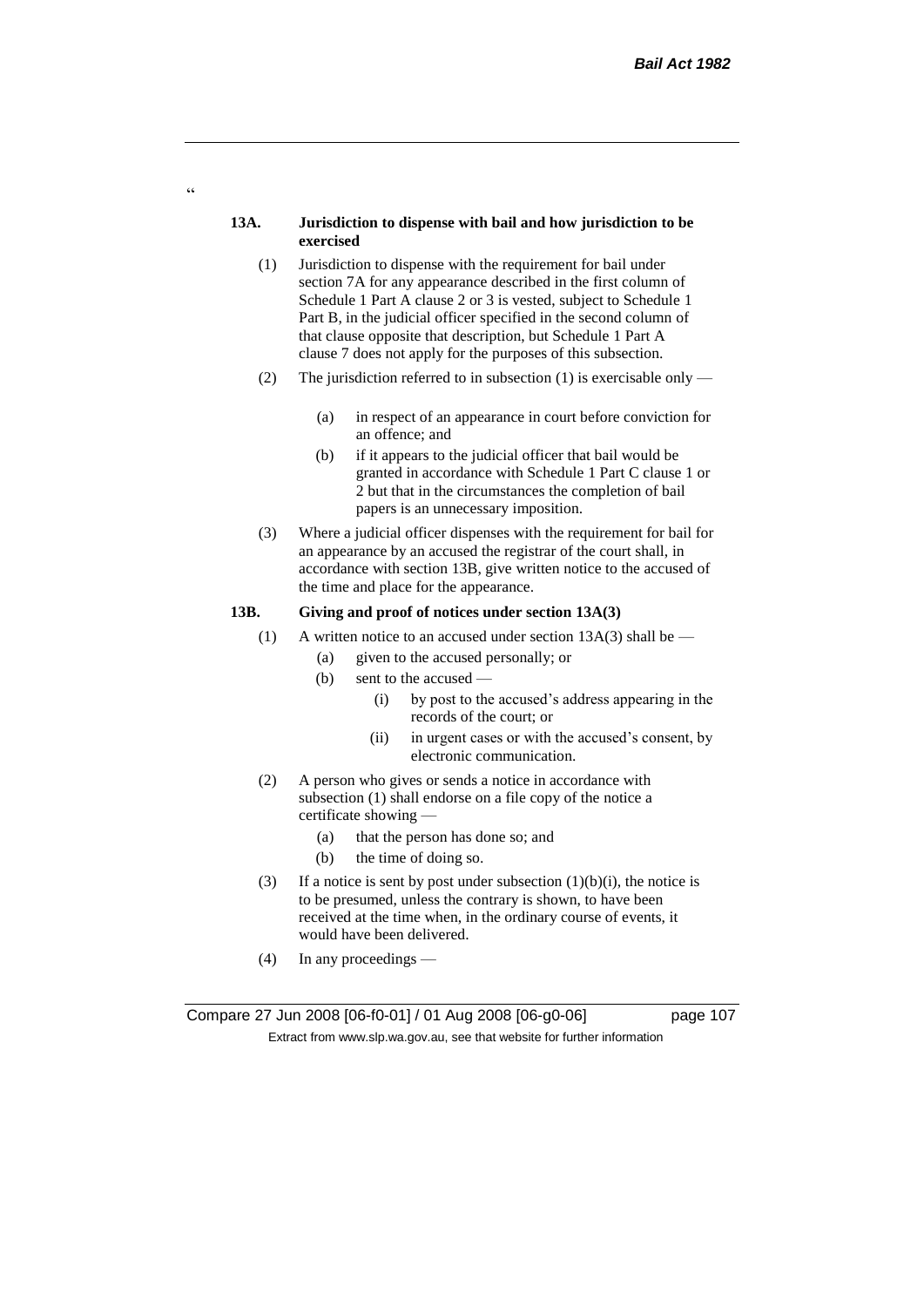"

**13A. Jurisdiction to dispense with bail and how jurisdiction to be exercised**

(1) Jurisdiction to dispense with the requirement for bail under section 7A for any appearance described in the first column of Schedule 1 Part A clause 2 or 3 is vested, subject to Schedule 1 Part B, in the judicial officer specified in the second column of that clause opposite that description, but Schedule 1 Part A clause 7 does not apply for the purposes of this subsection.

(2) The jurisdiction referred to in subsection (1) is exercisable only —

(a) in respect of an appearance in court before conviction for an offence; and

(b) if it appears to the judicial officer that bail would be granted in accordance with Schedule 1 Part C clause 1 or 2 but that in the circumstances the completion of bail papers is an unnecessary imposition.

(3) Where a judicial officer dispenses with the requirement for bail for an appearance by an accused the registrar of the court shall, in accordance with section 13B, give written notice to the accused of the time and place for the appearance.

**13B. Giving and proof of notices under section 13A(3)**

(1) A written notice to an accused under section 13A(3) shall be —

(a) given to the accused personally; or

(b) sent to the accused —

(i) by post to the accused's address appearing in the records of the court; or

(ii) in urgent cases or with the accused's consent, by electronic communication.

(2) A person who gives or sends a notice in accordance with subsection (1) shall endorse on a file copy of the notice a certificate showing —

(a) that the person has done so; and

(b) the time of doing so.

(3) If a notice is sent by post under subsection (1)(b)(i), the notice is to be presumed, unless the contrary is shown, to have been received at the time when, in the ordinary course of events, it would have been delivered.

(4) In any proceedings —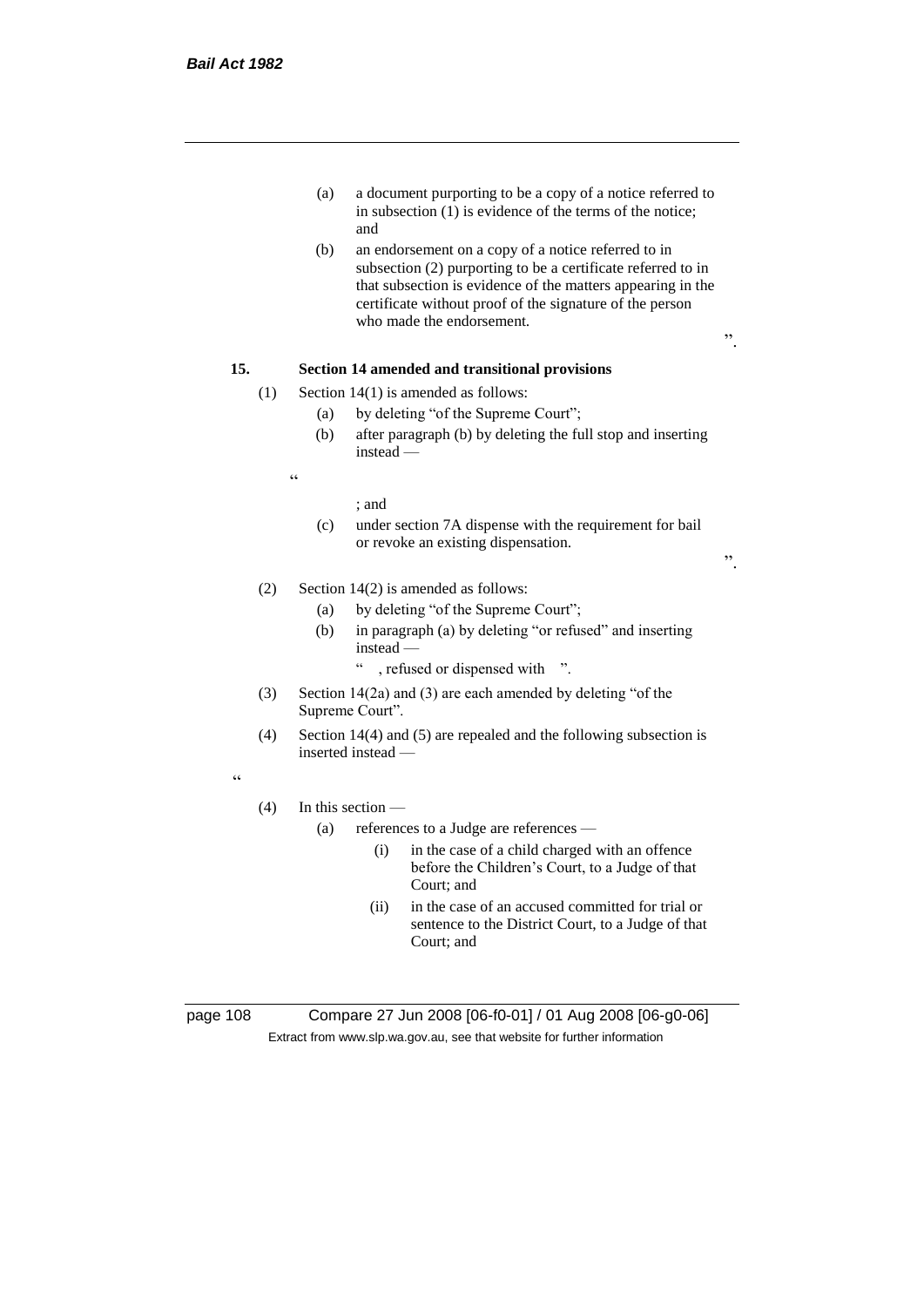(a) a document purporting to be a copy of a notice referred to in subsection (1) is evidence of the terms of the notice; and

(b) an endorsement on a copy of a notice referred to in subsection (2) purporting to be a certificate referred to in that subsection is evidence of the matters appearing in the certificate without proof of the signature of the person who made the endorsement.

".

**15. Section 14 amended and transitional provisions**

(1) Section 14(1) is amended as follows:

(a) by deleting "of the Supreme Court";

(b) after paragraph (b) by deleting the full stop and inserting instead —

"

; and

(c) under section 7A dispense with the requirement for bail or revoke an existing dispensation.

".

(2) Section 14(2) is amended as follows:

(a) by deleting "of the Supreme Court";

(b) in paragraph (a) by deleting "or refused" and inserting instead —

" , refused or dispensed with ".

(3) Section 14(2a) and (3) are each amended by deleting "of the Supreme Court".

(4) Section 14(4) and (5) are repealed and the following subsection is inserted instead —

"

(4) In this section —

(a) references to a Judge are references —

(i) in the case of a child charged with an offence before the Children's Court, to a Judge of that Court; and

(ii) in the case of an accused committed for trial or sentence to the District Court, to a Judge of that Court; and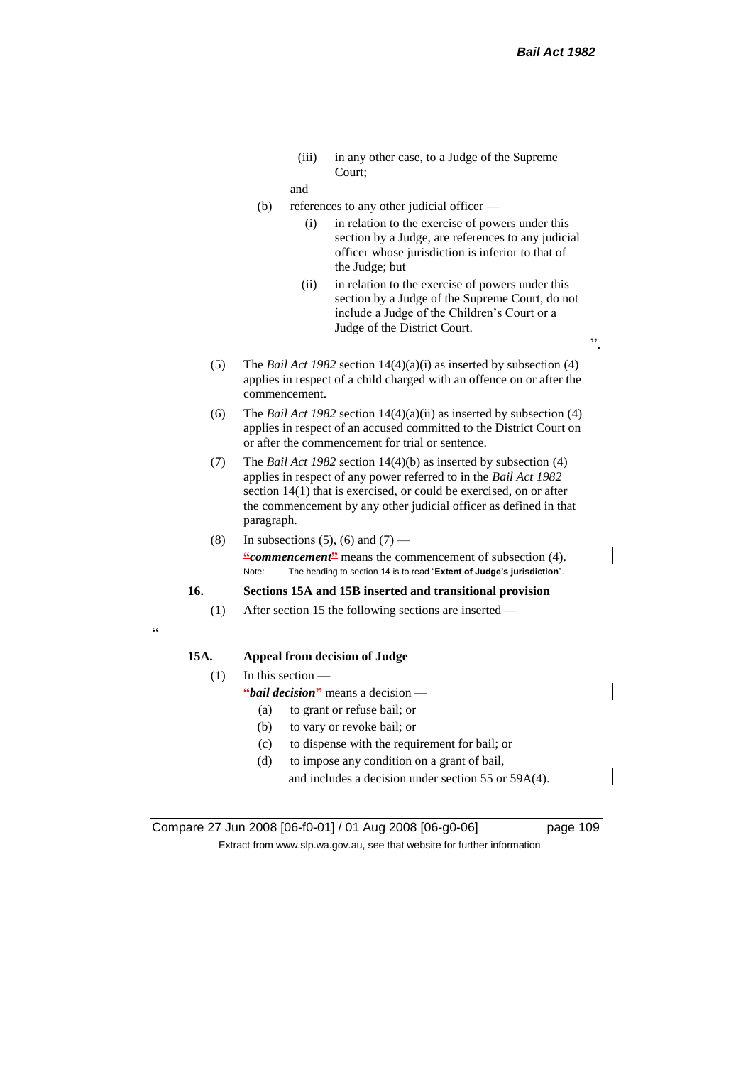(iii) in any other case, to a Judge of the Supreme Court;

and

(b) references to any other judicial officer —

(i) in relation to the exercise of powers under this section by a Judge, are references to any judicial officer whose jurisdiction is inferior to that of the Judge; but

(ii) in relation to the exercise of powers under this section by a Judge of the Supreme Court, do not include a Judge of the Children's Court or a Judge of the District Court.

".

(5) The *Bail Act 1982* section 14(4)(a)(i) as inserted by subsection (4) applies in respect of a child charged with an offence on or after the commencement.

(6) The *Bail Act 1982* section 14(4)(a)(ii) as inserted by subsection (4) applies in respect of an accused committed to the District Court on or after the commencement for trial or sentence.

(7) The *Bail Act 1982* section 14(4)(b) as inserted by subsection (4) applies in respect of any power referred to in the *Bail Act 1982* section 14(1) that is exercised, or could be exercised, on or after the commencement by any other judicial officer as defined in that paragraph.

(8) In subsections (5), (6) and (7) —

"***commencement***" means the commencement of subsection (4).

Note: The heading to section 14 is to read "**Extent of Judge's jurisdiction**".

**16. Sections 15A and 15B inserted and transitional provision**

(1) After section 15 the following sections are inserted —

"

**15A. Appeal from decision of Judge**

(1) In this section —

"***bail decision***" means a decision —

(a) to grant or refuse bail; or

(b) to vary or revoke bail; or

(c) to dispense with the requirement for bail; or

(d) to impose any condition on a grant of bail,

and includes a decision under section 55 or 59A(4).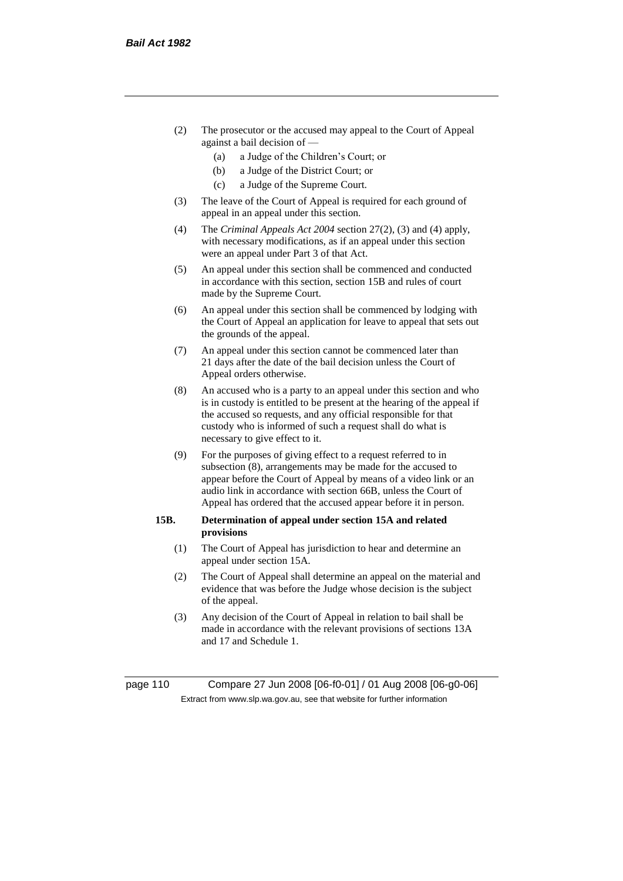(2) The prosecutor or the accused may appeal to the Court of Appeal against a bail decision of —

   (a) a Judge of the Children's Court; or

   (b) a Judge of the District Court; or

   (c) a Judge of the Supreme Court.

(3) The leave of the Court of Appeal is required for each ground of appeal in an appeal under this section.

(4) The *Criminal Appeals Act 2004* section 27(2), (3) and (4) apply, with necessary modifications, as if an appeal under this section were an appeal under Part 3 of that Act.

(5) An appeal under this section shall be commenced and conducted in accordance with this section, section 15B and rules of court made by the Supreme Court.

(6) An appeal under this section shall be commenced by lodging with the Court of Appeal an application for leave to appeal that sets out the grounds of the appeal.

(7) An appeal under this section cannot be commenced later than 21 days after the date of the bail decision unless the Court of Appeal orders otherwise.

(8) An accused who is a party to an appeal under this section and who is in custody is entitled to be present at the hearing of the appeal if the accused so requests, and any official responsible for that custody who is informed of such a request shall do what is necessary to give effect to it.

(9) For the purposes of giving effect to a request referred to in subsection (8), arrangements may be made for the accused to appear before the Court of Appeal by means of a video link or an audio link in accordance with section 66B, unless the Court of Appeal has ordered that the accused appear before it in person.

**15B. Determination of appeal under section 15A and related provisions**

(1) The Court of Appeal has jurisdiction to hear and determine an appeal under section 15A.

(2) The Court of Appeal shall determine an appeal on the material and evidence that was before the Judge whose decision is the subject of the appeal.

(3) Any decision of the Court of Appeal in relation to bail shall be made in accordance with the relevant provisions of sections 13A and 17 and Schedule 1.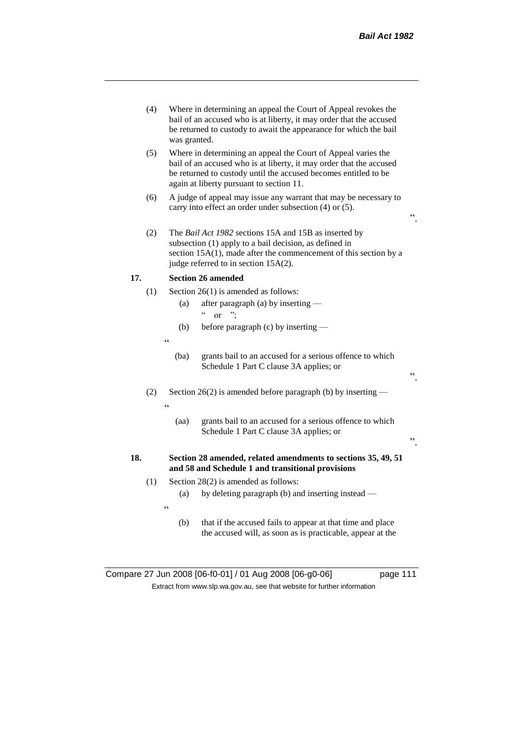(4) Where in determining an appeal the Court of Appeal revokes the bail of an accused who is at liberty, it may order that the accused be returned to custody to await the appearance for which the bail was granted.

(5) Where in determining an appeal the Court of Appeal varies the bail of an accused who is at liberty, it may order that the accused be returned to custody until the accused becomes entitled to be again at liberty pursuant to section 11.

(6) A judge of appeal may issue any warrant that may be necessary to carry into effect an order under subsection (4) or (5).

".

(2) The *Bail Act 1982* sections 15A and 15B as inserted by subsection (1) apply to a bail decision, as defined in section 15A(1), made after the commencement of this section by a judge referred to in section 15A(2).

**17. Section 26 amended**

(1) Section 26(1) is amended as follows:

(a) after paragraph (a) by inserting —

" or ";

(b) before paragraph (c) by inserting —

"

(ba) grants bail to an accused for a serious offence to which Schedule 1 Part C clause 3A applies; or

".

(2) Section 26(2) is amended before paragraph (b) by inserting —

"

(aa) grants bail to an accused for a serious offence to which Schedule 1 Part C clause 3A applies; or

".

**18. Section 28 amended, related amendments to sections 35, 49, 51 and 58 and Schedule 1 and transitional provisions**

(1) Section 28(2) is amended as follows:

(a) by deleting paragraph (b) and inserting instead —

"

(b) that if the accused fails to appear at that time and place the accused will, as soon as is practicable, appear at the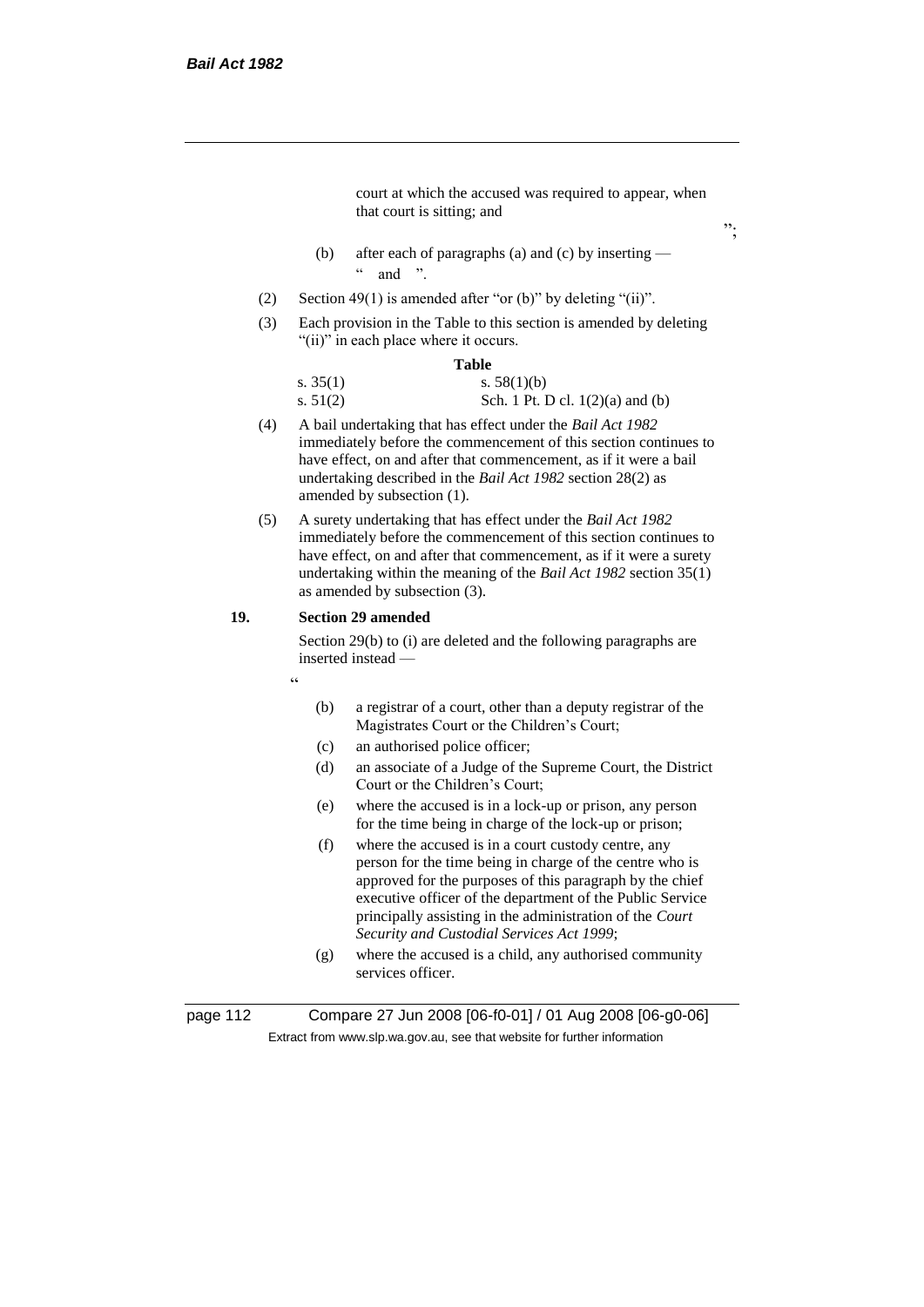court at which the accused was required to appear, when that court is sitting; and

";

(b) after each of paragraphs (a) and (c) by inserting —

" and ".

(2) Section 49(1) is amended after "or (b)" by deleting "(ii)".

(3) Each provision in the Table to this section is amended by deleting "(ii)" in each place where it occurs.

**Table**

| | |
|---|---|
| s. 35(1) | s. 58(1)(b) |
| s. 51(2) | Sch. 1 Pt. D cl. 1(2)(a) and (b) |

(4) A bail undertaking that has effect under the *Bail Act 1982* immediately before the commencement of this section continues to have effect, on and after that commencement, as if it were a bail undertaking described in the *Bail Act 1982* section 28(2) as amended by subsection (1).

(5) A surety undertaking that has effect under the *Bail Act 1982* immediately before the commencement of this section continues to have effect, on and after that commencement, as if it were a surety undertaking within the meaning of the *Bail Act 1982* section 35(1) as amended by subsection (3).

**19. Section 29 amended**

Section 29(b) to (i) are deleted and the following paragraphs are inserted instead —

"

(b) a registrar of a court, other than a deputy registrar of the Magistrates Court or the Children's Court;

(c) an authorised police officer;

(d) an associate of a Judge of the Supreme Court, the District Court or the Children's Court;

(e) where the accused is in a lock-up or prison, any person for the time being in charge of the lock-up or prison;

(f) where the accused is in a court custody centre, any person for the time being in charge of the centre who is approved for the purposes of this paragraph by the chief executive officer of the department of the Public Service principally assisting in the administration of the *Court Security and Custodial Services Act 1999*;

(g) where the accused is a child, any authorised community services officer.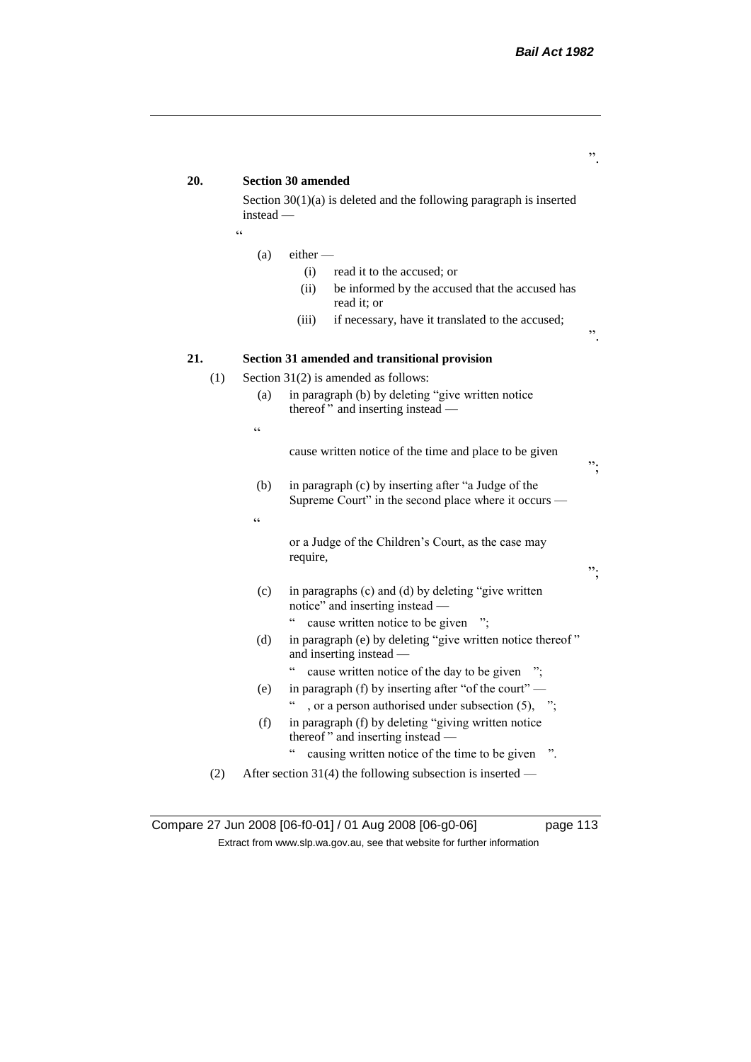".

**20. Section 30 amended**

Section 30(1)(a) is deleted and the following paragraph is inserted instead —

"

(a) either —

(i) read it to the accused; or

(ii) be informed by the accused that the accused has read it; or

(iii) if necessary, have it translated to the accused;

".

**21. Section 31 amended and transitional provision**

(1) Section 31(2) is amended as follows:

(a) in paragraph (b) by deleting "give written notice thereof " and inserting instead —

"

cause written notice of the time and place to be given

";

(b) in paragraph (c) by inserting after "a Judge of the Supreme Court" in the second place where it occurs —

"

or a Judge of the Children's Court, as the case may require,

";

(c) in paragraphs (c) and (d) by deleting "give written notice" and inserting instead —

" cause written notice to be given ";

(d) in paragraph (e) by deleting "give written notice thereof " and inserting instead —

" cause written notice of the day to be given ";

(e) in paragraph (f) by inserting after "of the court" —

" , or a person authorised under subsection (5), ";

(f) in paragraph (f) by deleting "giving written notice thereof " and inserting instead —

" causing written notice of the time to be given ".

(2) After section 31(4) the following subsection is inserted —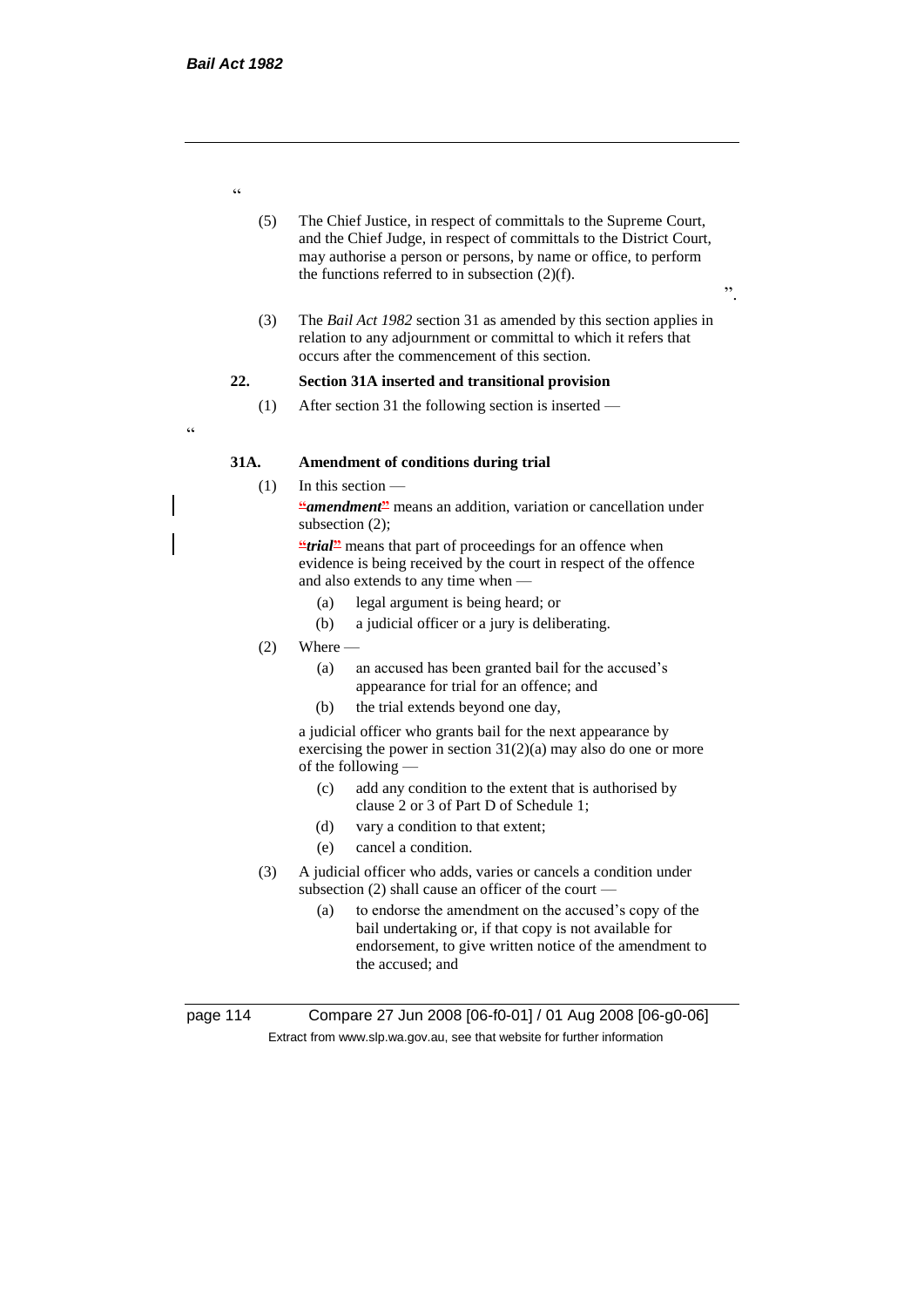"

(5) The Chief Justice, in respect of committals to the Supreme Court, and the Chief Judge, in respect of committals to the District Court, may authorise a person or persons, by name or office, to perform the functions referred to in subsection (2)(f).

".

(3) The *Bail Act 1982* section 31 as amended by this section applies in relation to any adjournment or committal to which it refers that occurs after the commencement of this section.

**22. Section 31A inserted and transitional provision**

(1) After section 31 the following section is inserted —

"

**31A. Amendment of conditions during trial**

(1) In this section —

"***amendment***" means an addition, variation or cancellation under subsection (2);

"***trial***" means that part of proceedings for an offence when evidence is being received by the court in respect of the offence and also extends to any time when —

(a) legal argument is being heard; or

(b) a judicial officer or a jury is deliberating.

(2) Where —

(a) an accused has been granted bail for the accused's appearance for trial for an offence; and

(b) the trial extends beyond one day,

a judicial officer who grants bail for the next appearance by exercising the power in section 31(2)(a) may also do one or more of the following —

(c) add any condition to the extent that is authorised by clause 2 or 3 of Part D of Schedule 1;

(d) vary a condition to that extent;

(e) cancel a condition.

(3) A judicial officer who adds, varies or cancels a condition under subsection (2) shall cause an officer of the court —

(a) to endorse the amendment on the accused's copy of the bail undertaking or, if that copy is not available for endorsement, to give written notice of the amendment to the accused; and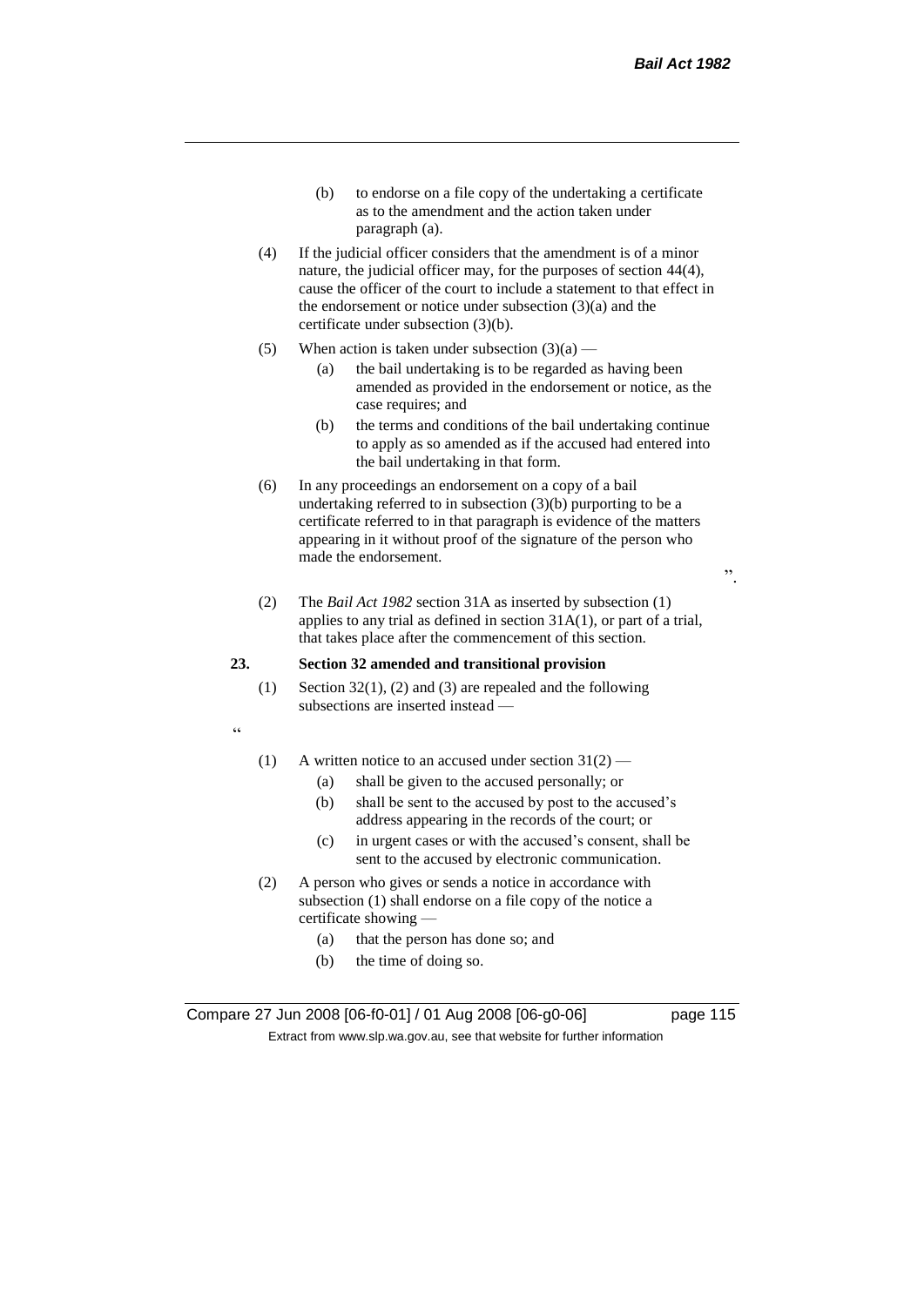(b) to endorse on a file copy of the undertaking a certificate as to the amendment and the action taken under paragraph (a).

(4) If the judicial officer considers that the amendment is of a minor nature, the judicial officer may, for the purposes of section 44(4), cause the officer of the court to include a statement to that effect in the endorsement or notice under subsection (3)(a) and the certificate under subsection (3)(b).

(5) When action is taken under subsection (3)(a) —

(a) the bail undertaking is to be regarded as having been amended as provided in the endorsement or notice, as the case requires; and

(b) the terms and conditions of the bail undertaking continue to apply as so amended as if the accused had entered into the bail undertaking in that form.

(6) In any proceedings an endorsement on a copy of a bail undertaking referred to in subsection (3)(b) purporting to be a certificate referred to in that paragraph is evidence of the matters appearing in it without proof of the signature of the person who made the endorsement.

".

(2) The *Bail Act 1982* section 31A as inserted by subsection (1) applies to any trial as defined in section 31A(1), or part of a trial, that takes place after the commencement of this section.

**23. Section 32 amended and transitional provision**

(1) Section 32(1), (2) and (3) are repealed and the following subsections are inserted instead —

"

(1) A written notice to an accused under section 31(2) —

(a) shall be given to the accused personally; or

(b) shall be sent to the accused by post to the accused's address appearing in the records of the court; or

(c) in urgent cases or with the accused's consent, shall be sent to the accused by electronic communication.

(2) A person who gives or sends a notice in accordance with subsection (1) shall endorse on a file copy of the notice a certificate showing —

(a) that the person has done so; and

(b) the time of doing so.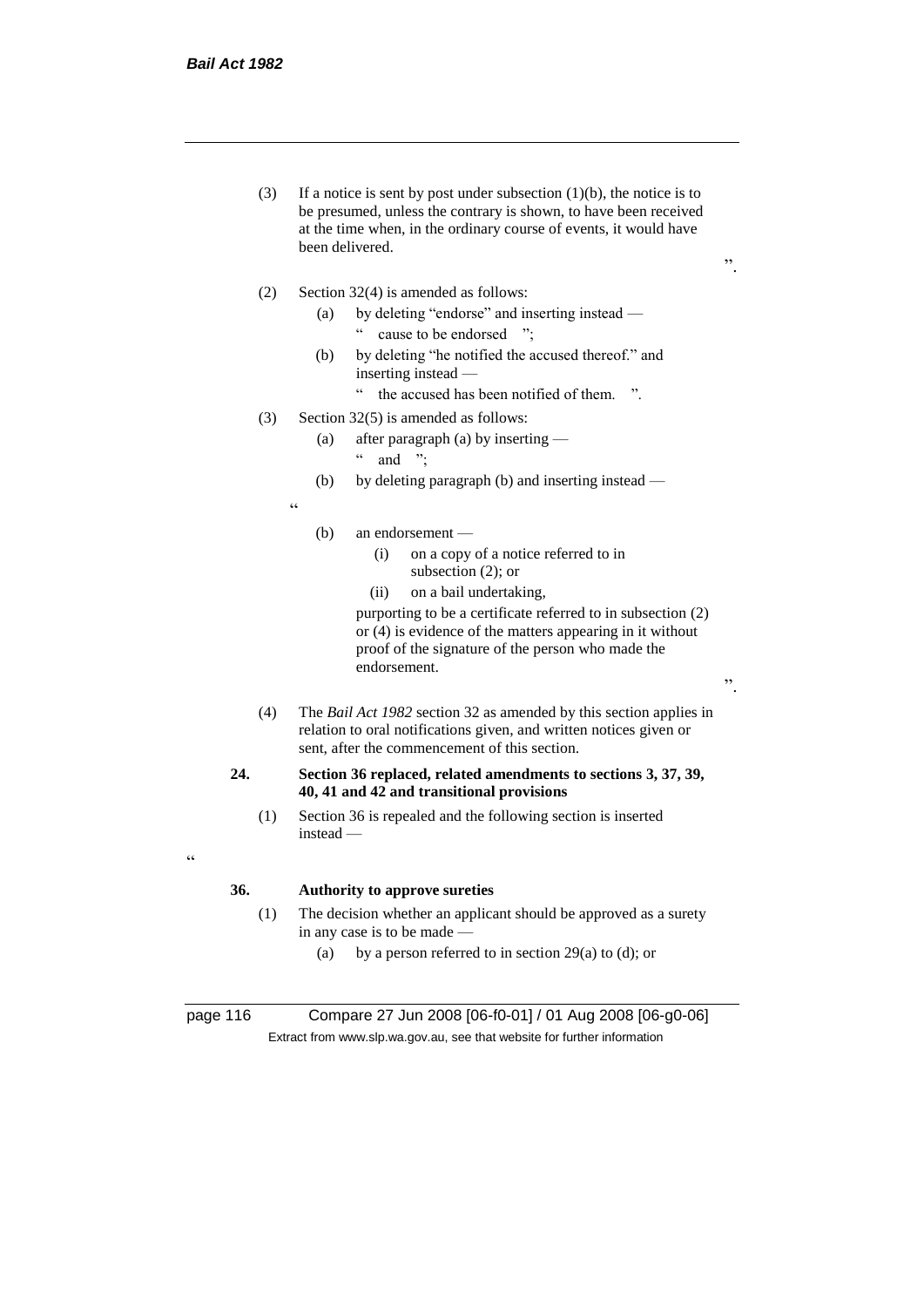(3) If a notice is sent by post under subsection (1)(b), the notice is to be presumed, unless the contrary is shown, to have been received at the time when, in the ordinary course of events, it would have been delivered.

".

(2) Section 32(4) is amended as follows:

(a) by deleting "endorse" and inserting instead —

" cause to be endorsed ";

(b) by deleting "he notified the accused thereof." and inserting instead —

" the accused has been notified of them. ".

(3) Section 32(5) is amended as follows:

(a) after paragraph (a) by inserting —

" and ";

(b) by deleting paragraph (b) and inserting instead —

"

(b) an endorsement —

(i) on a copy of a notice referred to in subsection (2); or

(ii) on a bail undertaking,

purporting to be a certificate referred to in subsection (2) or (4) is evidence of the matters appearing in it without proof of the signature of the person who made the endorsement.

".

(4) The *Bail Act 1982* section 32 as amended by this section applies in relation to oral notifications given, and written notices given or sent, after the commencement of this section.

**24. Section 36 replaced, related amendments to sections 3, 37, 39, 40, 41 and 42 and transitional provisions**

(1) Section 36 is repealed and the following section is inserted instead —

"

**36. Authority to approve sureties**

(1) The decision whether an applicant should be approved as a surety in any case is to be made —

(a) by a person referred to in section 29(a) to (d); or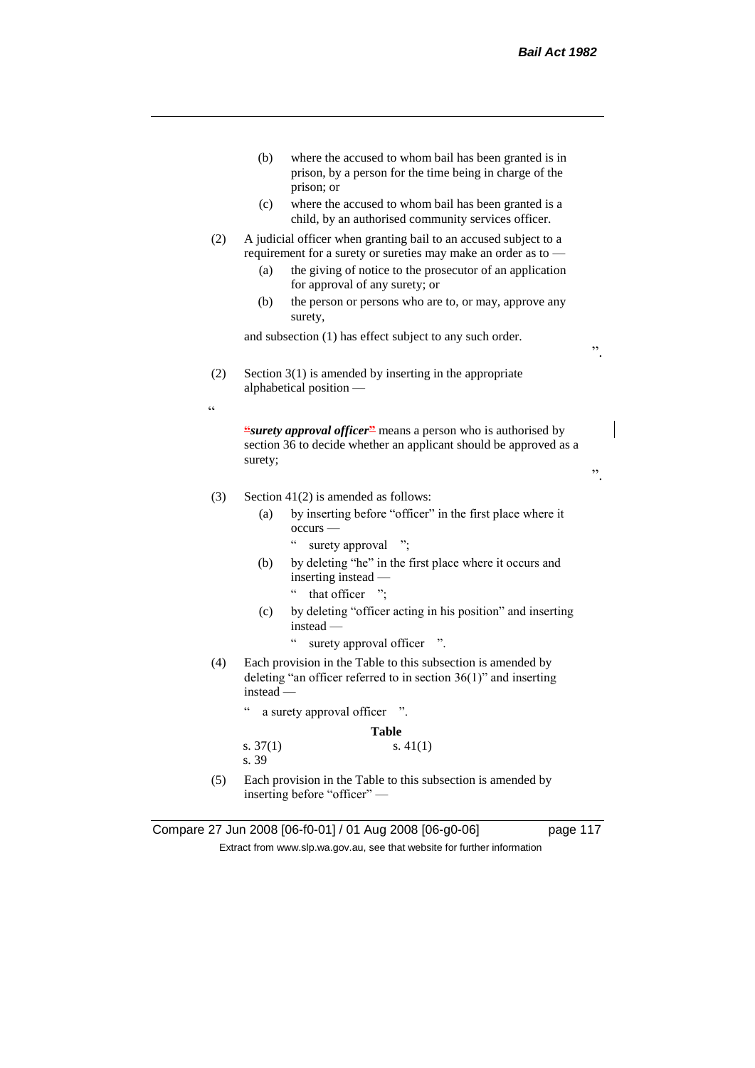(b) where the accused to whom bail has been granted is in prison, by a person for the time being in charge of the prison; or

(c) where the accused to whom bail has been granted is a child, by an authorised community services officer.

(2) A judicial officer when granting bail to an accused subject to a requirement for a surety or sureties may make an order as to —

(a) the giving of notice to the prosecutor of an application for approval of any surety; or

(b) the person or persons who are to, or may, approve any surety,

and subsection (1) has effect subject to any such order.

".

(2) Section 3(1) is amended by inserting in the appropriate alphabetical position —

"

"***surety approval officer***" means a person who is authorised by section 36 to decide whether an applicant should be approved as a surety;

".

(3) Section 41(2) is amended as follows:

(a) by inserting before "officer" in the first place where it occurs —

" surety approval ";

(b) by deleting "he" in the first place where it occurs and inserting instead —

" that officer ";

(c) by deleting "officer acting in his position" and inserting instead —

" surety approval officer ".

(4) Each provision in the Table to this subsection is amended by deleting "an officer referred to in section 36(1)" and inserting instead —

" a surety approval officer ".

**Table**

| | |
|---|---|
| s. 37(1) | s. 41(1) |
| s. 39 | |

(5) Each provision in the Table to this subsection is amended by inserting before "officer" —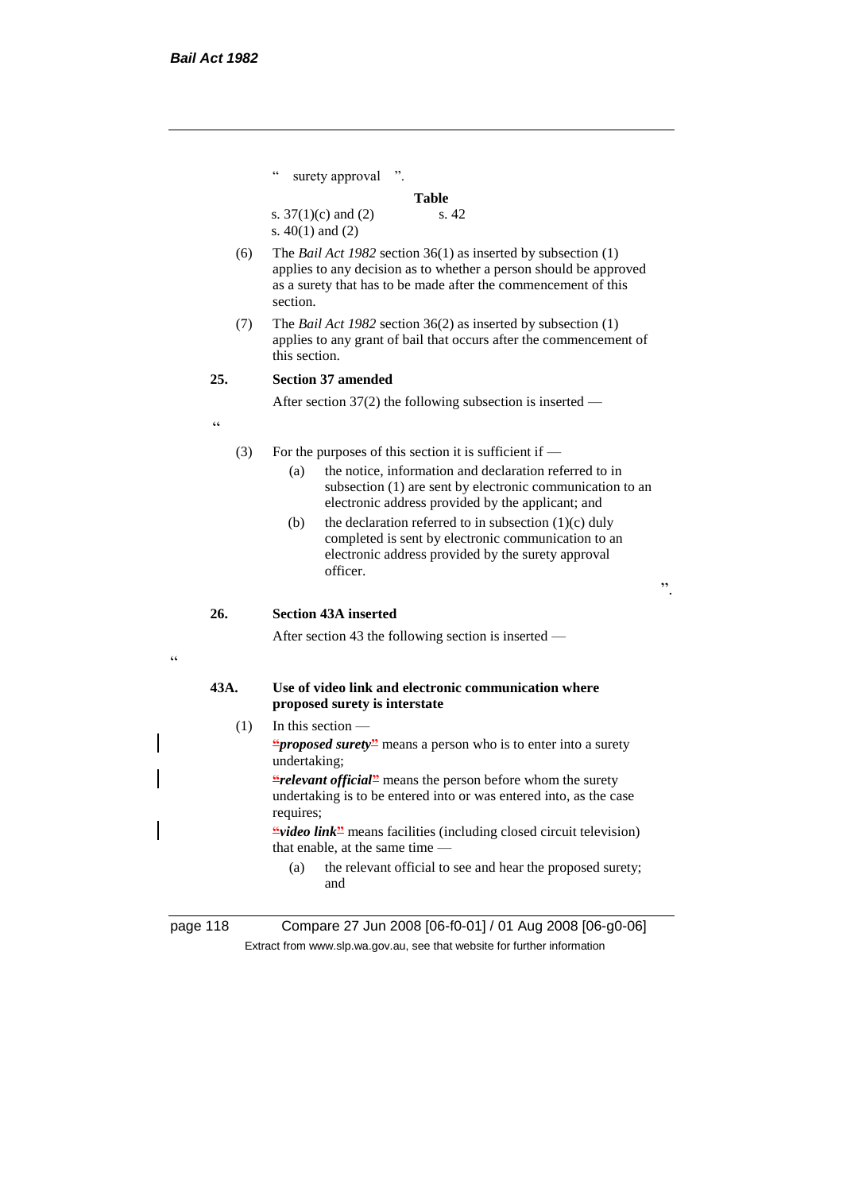" surety approval ".

**Table**

| | |
|---|---|
| s. 37(1)(c) and (2) | s. 42 |
| s. 40(1) and (2) | |

(6) The *Bail Act 1982* section 36(1) as inserted by subsection (1) applies to any decision as to whether a person should be approved as a surety that has to be made after the commencement of this section.

(7) The *Bail Act 1982* section 36(2) as inserted by subsection (1) applies to any grant of bail that occurs after the commencement of this section.

**25. Section 37 amended**

After section 37(2) the following subsection is inserted —

"

(3) For the purposes of this section it is sufficient if —

(a) the notice, information and declaration referred to in subsection (1) are sent by electronic communication to an electronic address provided by the applicant; and

(b) the declaration referred to in subsection (1)(c) duly completed is sent by electronic communication to an electronic address provided by the surety approval officer.

".

**26. Section 43A inserted**

After section 43 the following section is inserted —

"

**43A. Use of video link and electronic communication where proposed surety is interstate**

(1) In this section —

"***proposed surety***" means a person who is to enter into a surety undertaking;

"***relevant official***" means the person before whom the surety undertaking is to be entered into or was entered into, as the case requires;

"***video link***" means facilities (including closed circuit television) that enable, at the same time —

(a) the relevant official to see and hear the proposed surety; and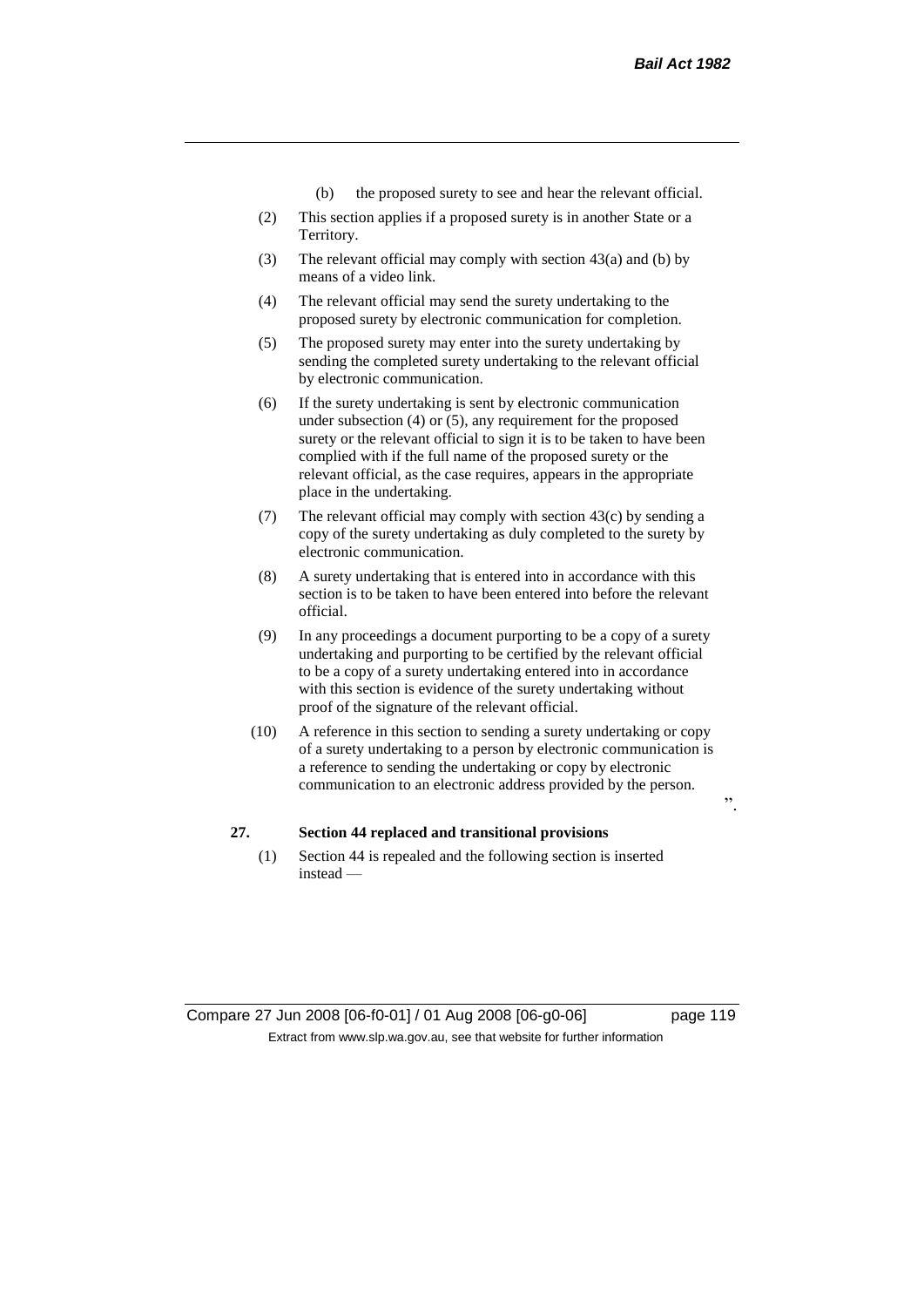(b) the proposed surety to see and hear the relevant official.

(2) This section applies if a proposed surety is in another State or a Territory.

(3) The relevant official may comply with section 43(a) and (b) by means of a video link.

(4) The relevant official may send the surety undertaking to the proposed surety by electronic communication for completion.

(5) The proposed surety may enter into the surety undertaking by sending the completed surety undertaking to the relevant official by electronic communication.

(6) If the surety undertaking is sent by electronic communication under subsection (4) or (5), any requirement for the proposed surety or the relevant official to sign it is to be taken to have been complied with if the full name of the proposed surety or the relevant official, as the case requires, appears in the appropriate place in the undertaking.

(7) The relevant official may comply with section 43(c) by sending a copy of the surety undertaking as duly completed to the surety by electronic communication.

(8) A surety undertaking that is entered into in accordance with this section is to be taken to have been entered into before the relevant official.

(9) In any proceedings a document purporting to be a copy of a surety undertaking and purporting to be certified by the relevant official to be a copy of a surety undertaking entered into in accordance with this section is evidence of the surety undertaking without proof of the signature of the relevant official.

(10) A reference in this section to sending a surety undertaking or copy of a surety undertaking to a person by electronic communication is a reference to sending the undertaking or copy by electronic communication to an electronic address provided by the person.

".

**27. Section 44 replaced and transitional provisions**

(1) Section 44 is repealed and the following section is inserted instead —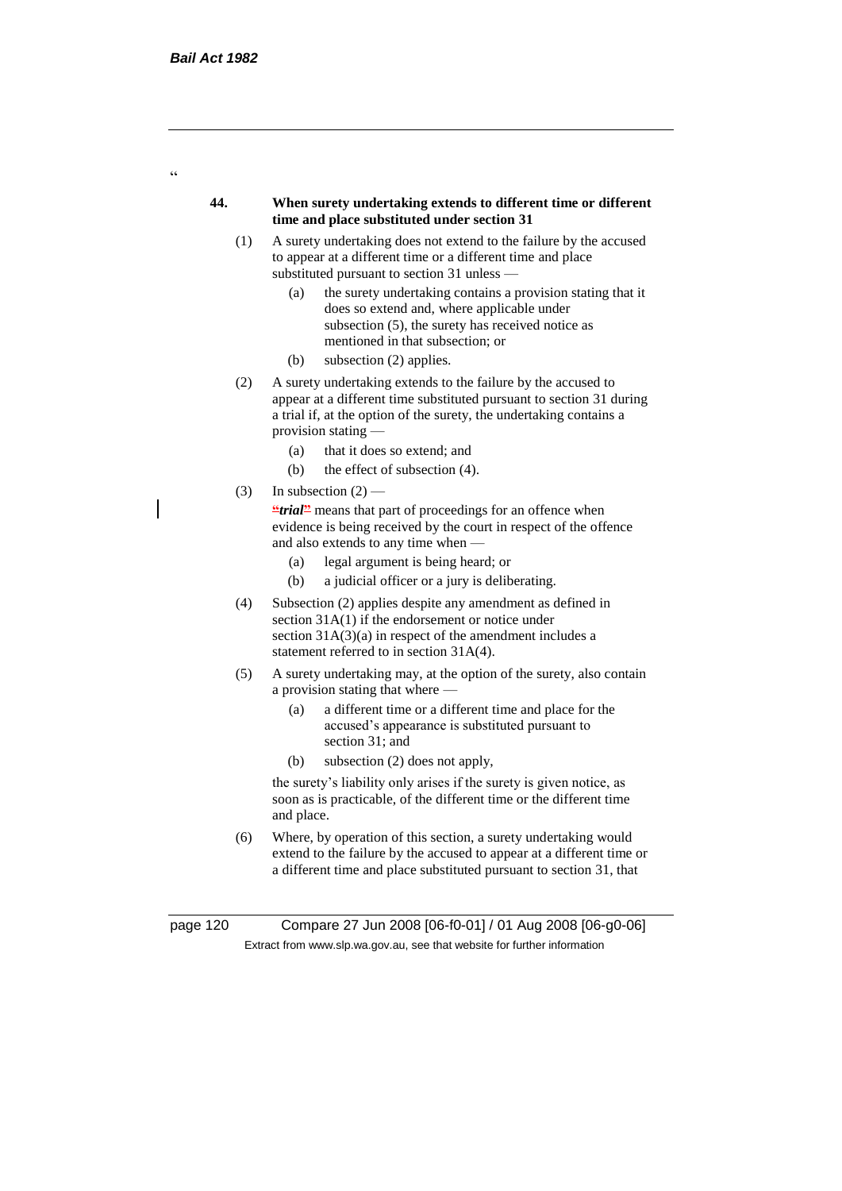"

**44. When surety undertaking extends to different time or different time and place substituted under section 31**

(1) A surety undertaking does not extend to the failure by the accused to appear at a different time or a different time and place substituted pursuant to section 31 unless —

  (a) the surety undertaking contains a provision stating that it does so extend and, where applicable under subsection (5), the surety has received notice as mentioned in that subsection; or

  (b) subsection (2) applies.

(2) A surety undertaking extends to the failure by the accused to appear at a different time substituted pursuant to section 31 during a trial if, at the option of the surety, the undertaking contains a provision stating —

  (a) that it does so extend; and

  (b) the effect of subsection (4).

(3) In subsection (2) —

**"*trial*"** means that part of proceedings for an offence when evidence is being received by the court in respect of the offence and also extends to any time when —

  (a) legal argument is being heard; or

  (b) a judicial officer or a jury is deliberating.

(4) Subsection (2) applies despite any amendment as defined in section 31A(1) if the endorsement or notice under section 31A(3)(a) in respect of the amendment includes a statement referred to in section 31A(4).

(5) A surety undertaking may, at the option of the surety, also contain a provision stating that where —

  (a) a different time or a different time and place for the accused's appearance is substituted pursuant to section 31; and

  (b) subsection (2) does not apply,

the surety's liability only arises if the surety is given notice, as soon as is practicable, of the different time or the different time and place.

(6) Where, by operation of this section, a surety undertaking would extend to the failure by the accused to appear at a different time or a different time and place substituted pursuant to section 31, that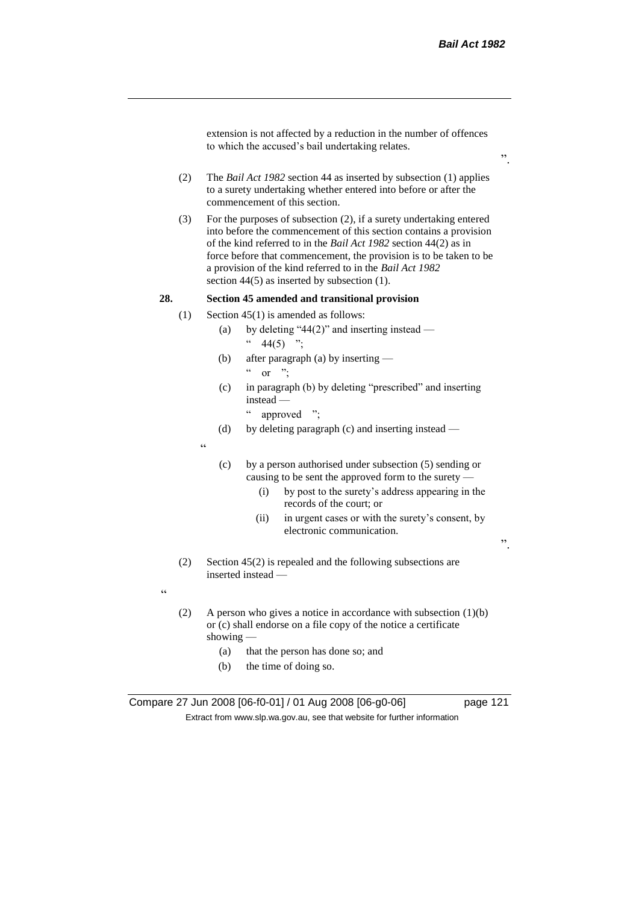extension is not affected by a reduction in the number of offences to which the accused's bail undertaking relates.

".

(2) The *Bail Act 1982* section 44 as inserted by subsection (1) applies to a surety undertaking whether entered into before or after the commencement of this section.

(3) For the purposes of subsection (2), if a surety undertaking entered into before the commencement of this section contains a provision of the kind referred to in the *Bail Act 1982* section 44(2) as in force before that commencement, the provision is to be taken to be a provision of the kind referred to in the *Bail Act 1982* section 44(5) as inserted by subsection (1).

**28. Section 45 amended and transitional provision**

(1) Section 45(1) is amended as follows:

(a) by deleting "44(2)" and inserting instead —

" 44(5) ";

(b) after paragraph (a) by inserting —

" or ";

(c) in paragraph (b) by deleting "prescribed" and inserting instead —

" approved ";

(d) by deleting paragraph (c) and inserting instead —

"

(c) by a person authorised under subsection (5) sending or causing to be sent the approved form to the surety —

(i) by post to the surety's address appearing in the records of the court; or

(ii) in urgent cases or with the surety's consent, by electronic communication.

".

(2) Section 45(2) is repealed and the following subsections are inserted instead —

"

(2) A person who gives a notice in accordance with subsection (1)(b) or (c) shall endorse on a file copy of the notice a certificate showing —

(a) that the person has done so; and

(b) the time of doing so.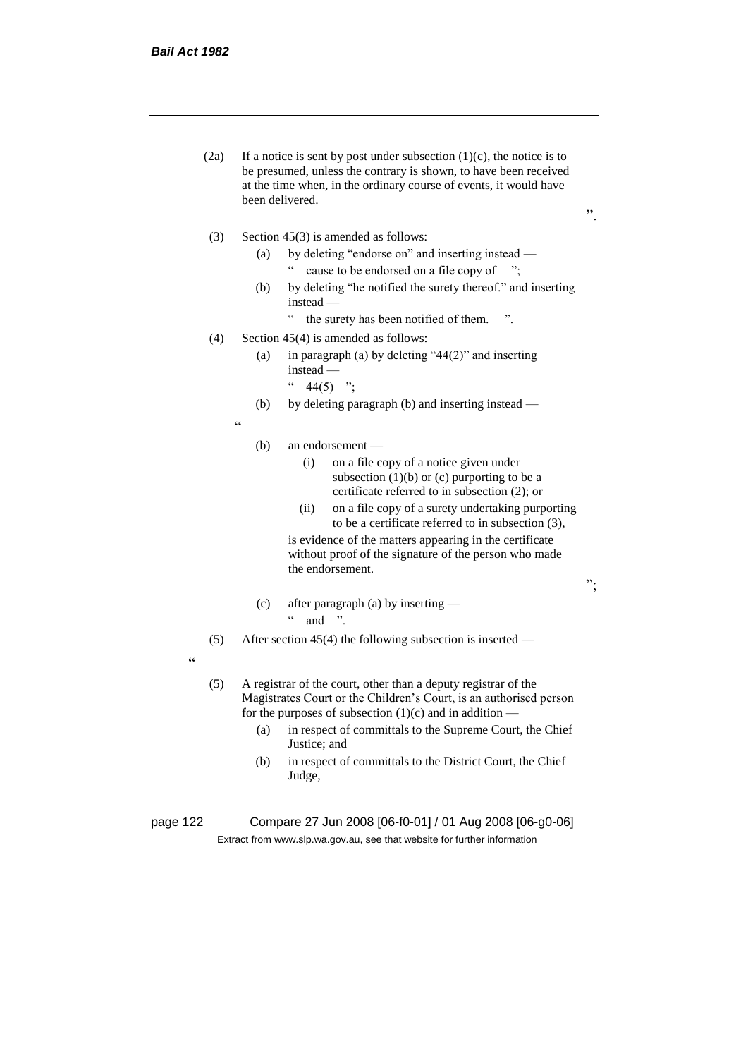(2a) If a notice is sent by post under subsection (1)(c), the notice is to be presumed, unless the contrary is shown, to have been received at the time when, in the ordinary course of events, it would have been delivered.

".

(3) Section 45(3) is amended as follows:

(a) by deleting "endorse on" and inserting instead —

" cause to be endorsed on a file copy of ";

(b) by deleting "he notified the surety thereof." and inserting instead —

" the surety has been notified of them. ".

(4) Section 45(4) is amended as follows:

(a) in paragraph (a) by deleting "44(2)" and inserting instead —

" 44(5) ";

(b) by deleting paragraph (b) and inserting instead —

"

(b) an endorsement —

(i) on a file copy of a notice given under subsection (1)(b) or (c) purporting to be a certificate referred to in subsection (2); or

(ii) on a file copy of a surety undertaking purporting to be a certificate referred to in subsection (3),

is evidence of the matters appearing in the certificate without proof of the signature of the person who made the endorsement.

";

(c) after paragraph (a) by inserting —

" and ".

(5) After section 45(4) the following subsection is inserted —

"

(5) A registrar of the court, other than a deputy registrar of the Magistrates Court or the Children's Court, is an authorised person for the purposes of subsection (1)(c) and in addition —

(a) in respect of committals to the Supreme Court, the Chief Justice; and

(b) in respect of committals to the District Court, the Chief Judge,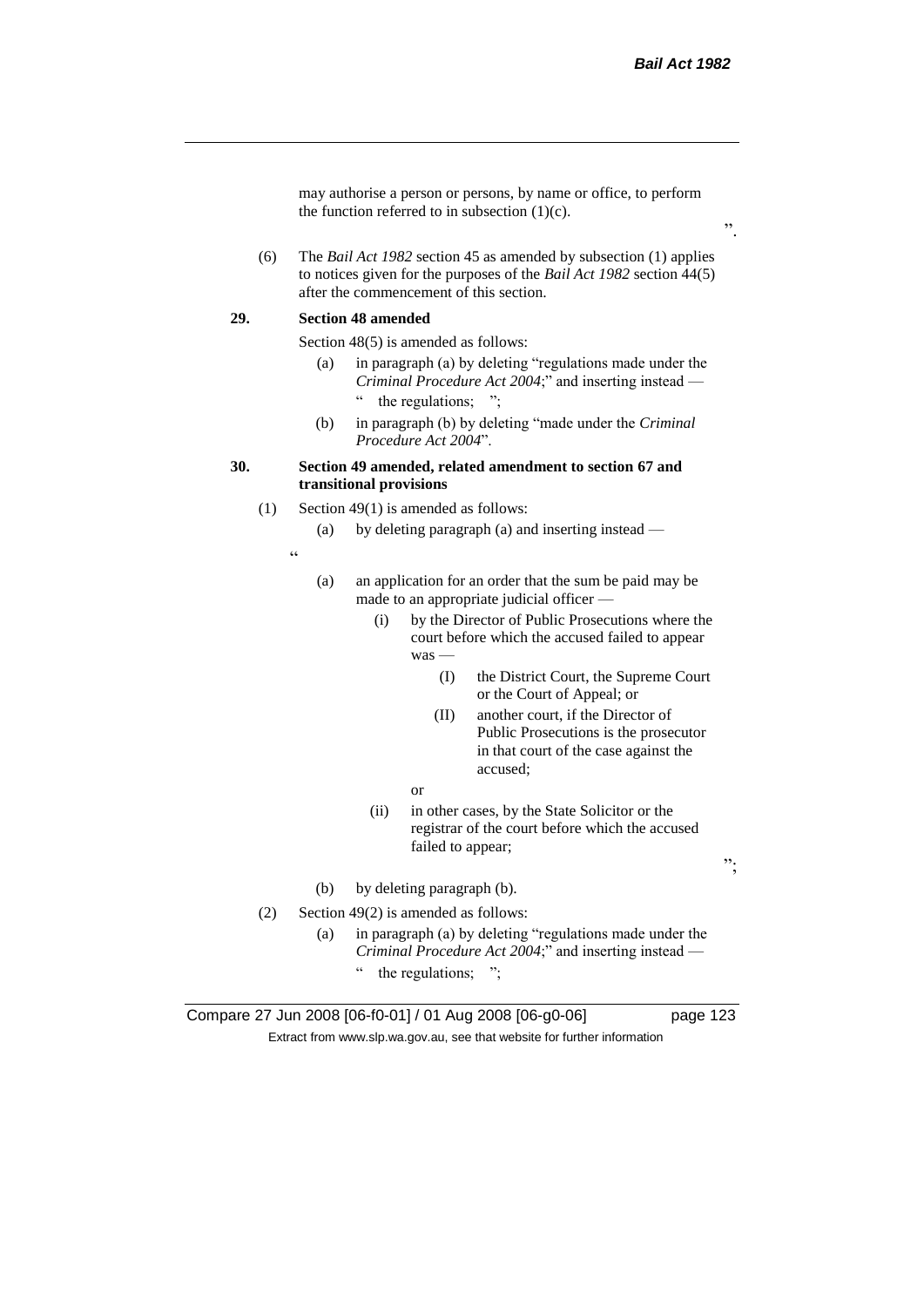may authorise a person or persons, by name or office, to perform the function referred to in subsection (1)(c).

".

(6) The *Bail Act 1982* section 45 as amended by subsection (1) applies to notices given for the purposes of the *Bail Act 1982* section 44(5) after the commencement of this section.

**29. Section 48 amended**

Section 48(5) is amended as follows:

(a) in paragraph (a) by deleting "regulations made under the *Criminal Procedure Act 2004*;" and inserting instead —

" the regulations; ";

(b) in paragraph (b) by deleting "made under the *Criminal Procedure Act 2004*".

**30. Section 49 amended, related amendment to section 67 and transitional provisions**

(1) Section 49(1) is amended as follows:

(a) by deleting paragraph (a) and inserting instead —

"

(a) an application for an order that the sum be paid may be made to an appropriate judicial officer —

(i) by the Director of Public Prosecutions where the court before which the accused failed to appear was —

(I) the District Court, the Supreme Court or the Court of Appeal; or

(II) another court, if the Director of Public Prosecutions is the prosecutor in that court of the case against the accused;

or

(ii) in other cases, by the State Solicitor or the registrar of the court before which the accused failed to appear;

";

(b) by deleting paragraph (b).

(2) Section 49(2) is amended as follows:

(a) in paragraph (a) by deleting "regulations made under the *Criminal Procedure Act 2004*;" and inserting instead —

" the regulations; ";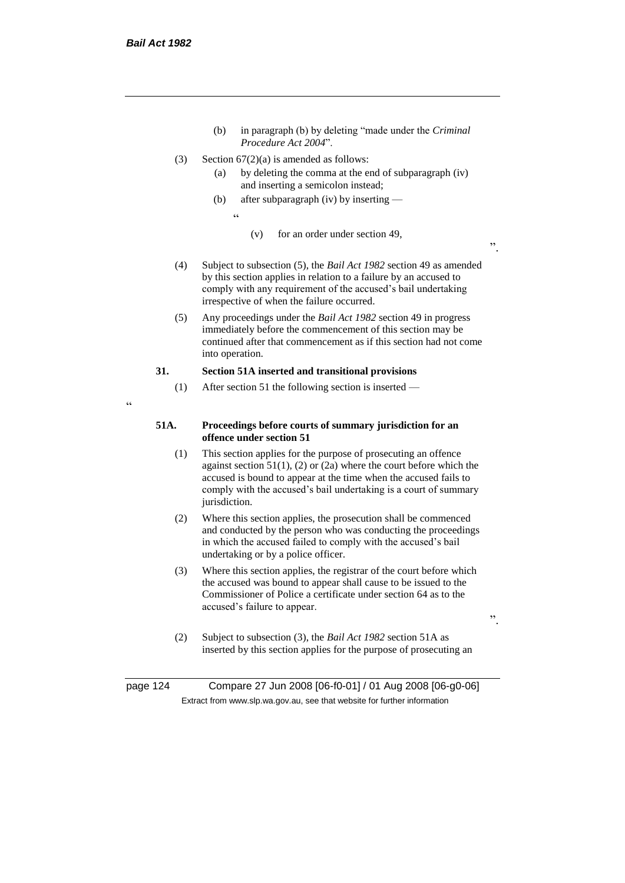(b) in paragraph (b) by deleting "made under the *Criminal Procedure Act 2004*".

(3) Section 67(2)(a) is amended as follows:

(a) by deleting the comma at the end of subparagraph (iv) and inserting a semicolon instead;

(b) after subparagraph (iv) by inserting —

"

(v) for an order under section 49,

".

(4) Subject to subsection (5), the *Bail Act 1982* section 49 as amended by this section applies in relation to a failure by an accused to comply with any requirement of the accused's bail undertaking irrespective of when the failure occurred.

(5) Any proceedings under the *Bail Act 1982* section 49 in progress immediately before the commencement of this section may be continued after that commencement as if this section had not come into operation.

**31. Section 51A inserted and transitional provisions**

(1) After section 51 the following section is inserted —

"

**51A. Proceedings before courts of summary jurisdiction for an offence under section 51**

(1) This section applies for the purpose of prosecuting an offence against section 51(1), (2) or (2a) where the court before which the accused is bound to appear at the time when the accused fails to comply with the accused's bail undertaking is a court of summary jurisdiction.

(2) Where this section applies, the prosecution shall be commenced and conducted by the person who was conducting the proceedings in which the accused failed to comply with the accused's bail undertaking or by a police officer.

(3) Where this section applies, the registrar of the court before which the accused was bound to appear shall cause to be issued to the Commissioner of Police a certificate under section 64 as to the accused's failure to appear.

".

(2) Subject to subsection (3), the *Bail Act 1982* section 51A as inserted by this section applies for the purpose of prosecuting an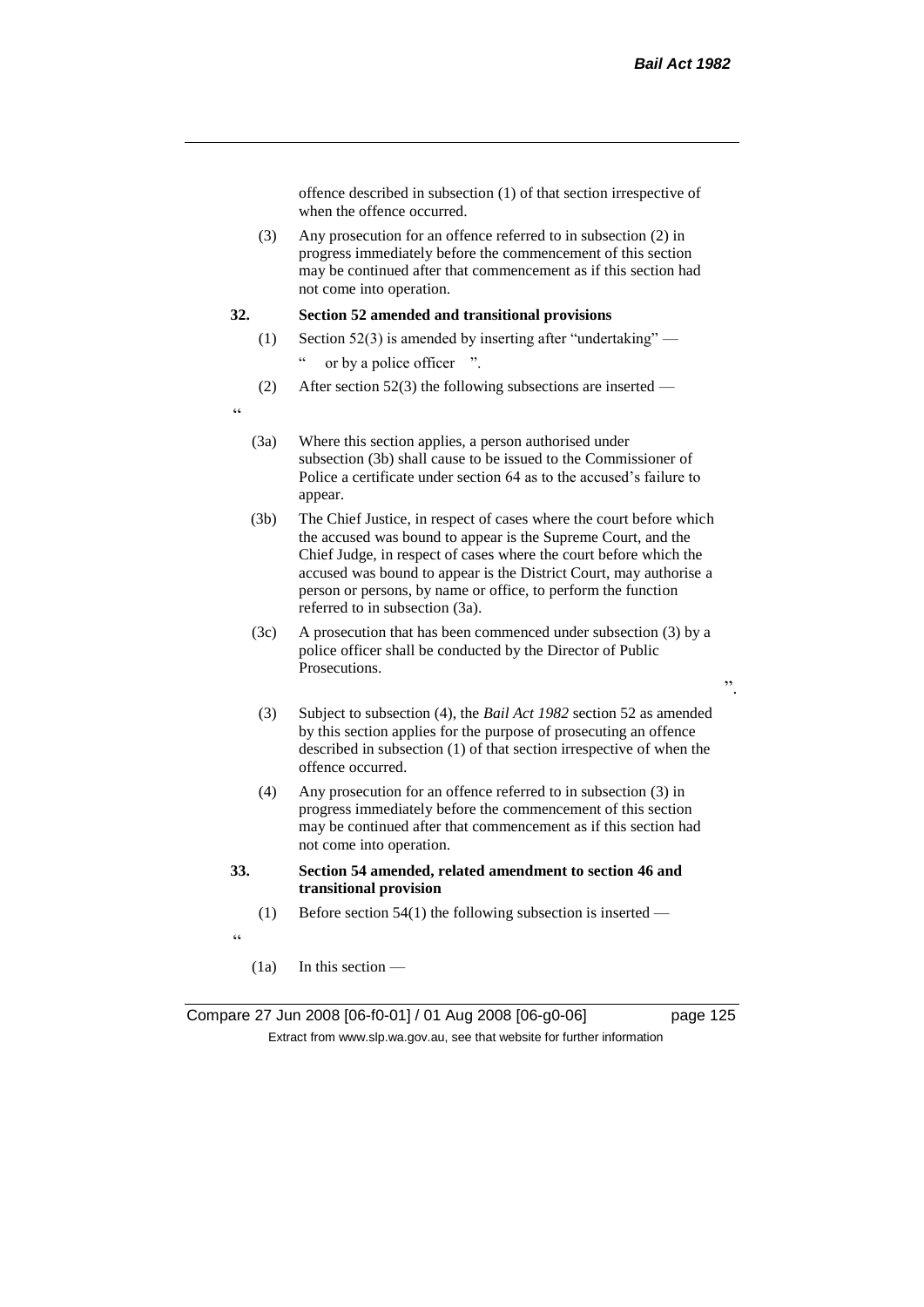offence described in subsection (1) of that section irrespective of when the offence occurred.

(3) Any prosecution for an offence referred to in subsection (2) in progress immediately before the commencement of this section may be continued after that commencement as if this section had not come into operation.

**32. Section 52 amended and transitional provisions**

(1) Section 52(3) is amended by inserting after "undertaking" —

" or by a police officer ".

(2) After section 52(3) the following subsections are inserted —

"

(3a) Where this section applies, a person authorised under subsection (3b) shall cause to be issued to the Commissioner of Police a certificate under section 64 as to the accused's failure to appear.

(3b) The Chief Justice, in respect of cases where the court before which the accused was bound to appear is the Supreme Court, and the Chief Judge, in respect of cases where the court before which the accused was bound to appear is the District Court, may authorise a person or persons, by name or office, to perform the function referred to in subsection (3a).

(3c) A prosecution that has been commenced under subsection (3) by a police officer shall be conducted by the Director of Public Prosecutions.

".

(3) Subject to subsection (4), the *Bail Act 1982* section 52 as amended by this section applies for the purpose of prosecuting an offence described in subsection (1) of that section irrespective of when the offence occurred.

(4) Any prosecution for an offence referred to in subsection (3) in progress immediately before the commencement of this section may be continued after that commencement as if this section had not come into operation.

**33. Section 54 amended, related amendment to section 46 and transitional provision**

(1) Before section 54(1) the following subsection is inserted —

"

(1a) In this section —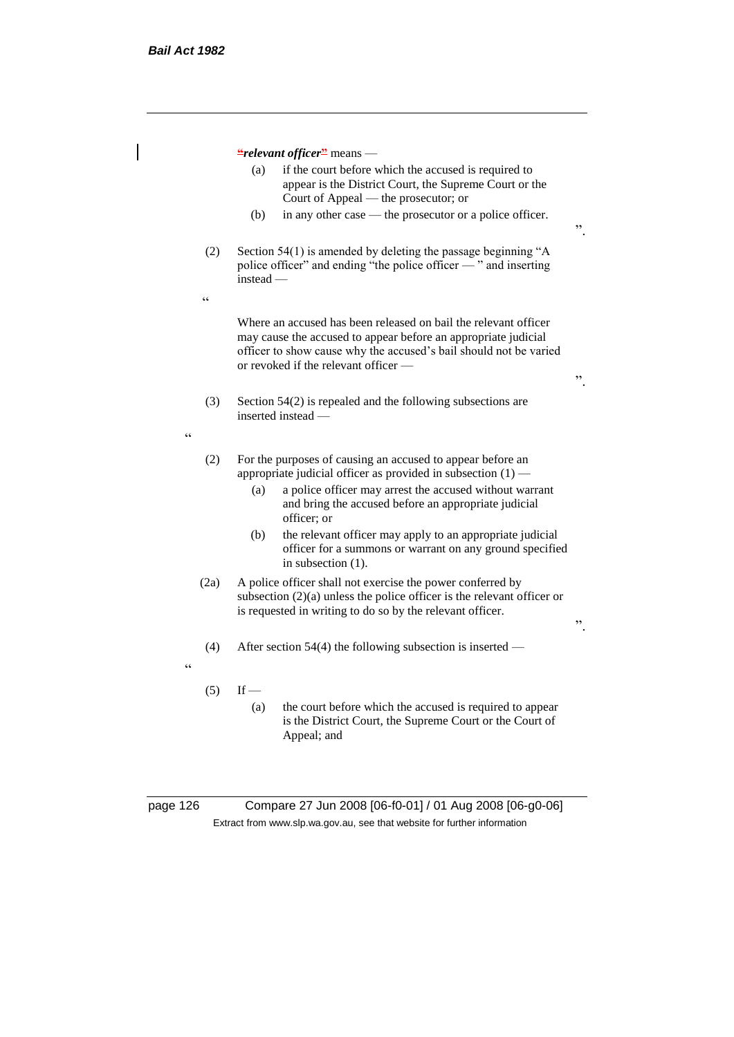"***relevant officer***" means —

(a) if the court before which the accused is required to appear is the District Court, the Supreme Court or the Court of Appeal — the prosecutor; or

(b) in any other case — the prosecutor or a police officer.

".

(2) Section 54(1) is amended by deleting the passage beginning "A police officer" and ending "the police officer — " and inserting instead —

"

Where an accused has been released on bail the relevant officer may cause the accused to appear before an appropriate judicial officer to show cause why the accused's bail should not be varied or revoked if the relevant officer —

".

(3) Section 54(2) is repealed and the following subsections are inserted instead —

"

(2) For the purposes of causing an accused to appear before an appropriate judicial officer as provided in subsection (1) —

(a) a police officer may arrest the accused without warrant and bring the accused before an appropriate judicial officer; or

(b) the relevant officer may apply to an appropriate judicial officer for a summons or warrant on any ground specified in subsection (1).

(2a) A police officer shall not exercise the power conferred by subsection (2)(a) unless the police officer is the relevant officer or is requested in writing to do so by the relevant officer.

".

(4) After section 54(4) the following subsection is inserted —

"

(5) If —

(a) the court before which the accused is required to appear is the District Court, the Supreme Court or the Court of Appeal; and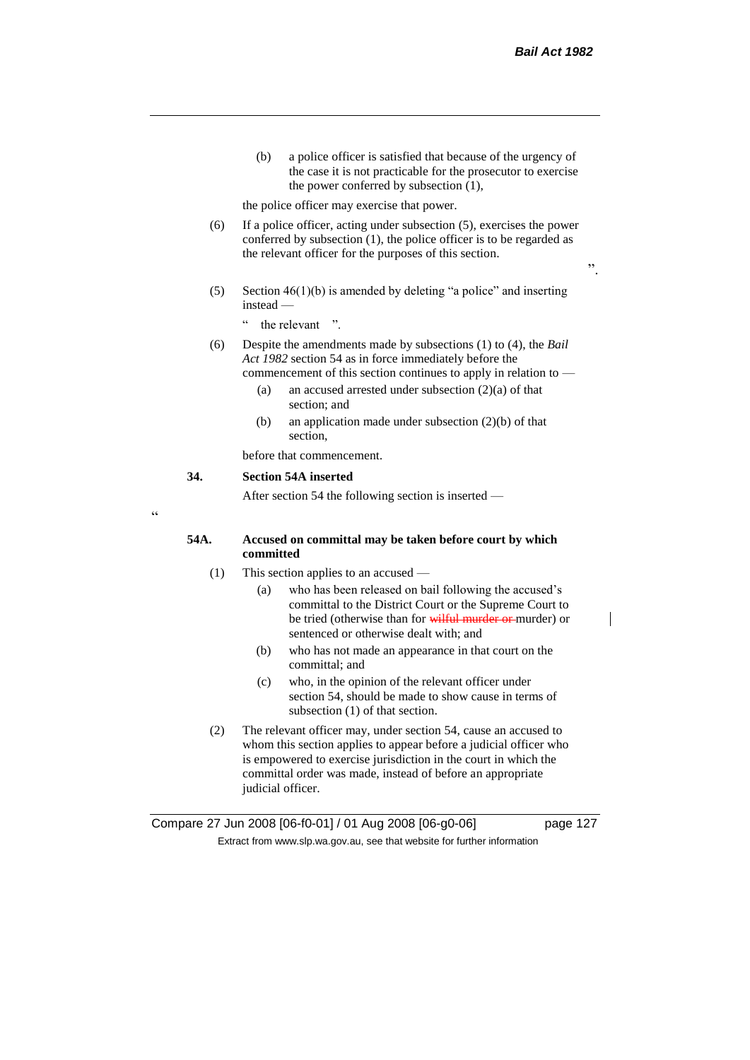(b) a police officer is satisfied that because of the urgency of the case it is not practicable for the prosecutor to exercise the power conferred by subsection (1),

the police officer may exercise that power.

(6) If a police officer, acting under subsection (5), exercises the power conferred by subsection (1), the police officer is to be regarded as the relevant officer for the purposes of this section.

".

(5) Section 46(1)(b) is amended by deleting "a police" and inserting instead —

" the relevant ".

(6) Despite the amendments made by subsections (1) to (4), the *Bail Act 1982* section 54 as in force immediately before the commencement of this section continues to apply in relation to —

(a) an accused arrested under subsection (2)(a) of that section; and

(b) an application made under subsection (2)(b) of that section,

before that commencement.

**34. Section 54A inserted**

After section 54 the following section is inserted —

"

**54A. Accused on committal may be taken before court by which committed**

(1) This section applies to an accused —

(a) who has been released on bail following the accused's committal to the District Court or the Supreme Court to be tried (otherwise than for ~~wilful murder or~~ murder) or sentenced or otherwise dealt with; and

(b) who has not made an appearance in that court on the committal; and

(c) who, in the opinion of the relevant officer under section 54, should be made to show cause in terms of subsection (1) of that section.

(2) The relevant officer may, under section 54, cause an accused to whom this section applies to appear before a judicial officer who is empowered to exercise jurisdiction in the court in which the committal order was made, instead of before an appropriate judicial officer.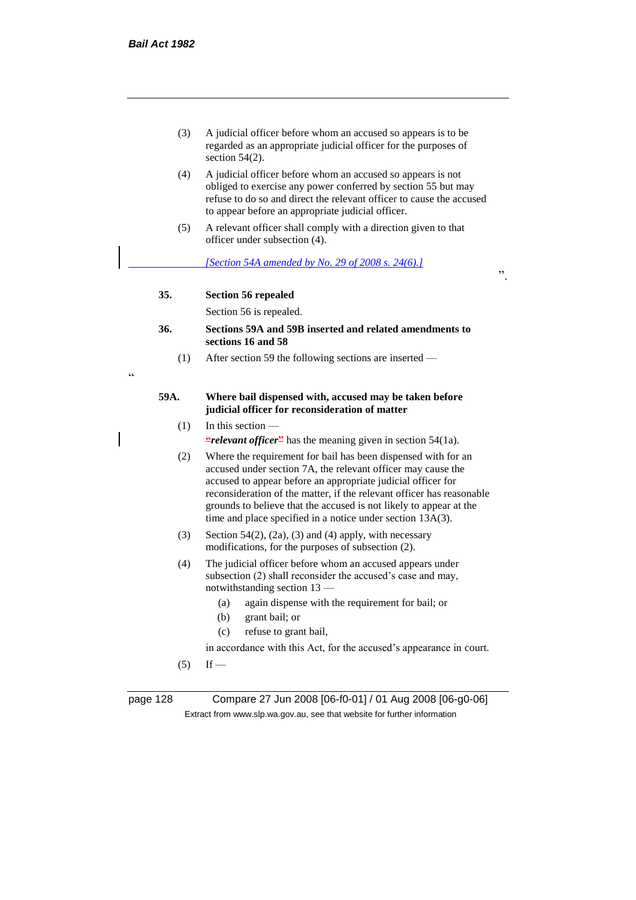(3) A judicial officer before whom an accused so appears is to be regarded as an appropriate judicial officer for the purposes of section 54(2).

(4) A judicial officer before whom an accused so appears is not obliged to exercise any power conferred by section 55 but may refuse to do so and direct the relevant officer to cause the accused to appear before an appropriate judicial officer.

(5) A relevant officer shall comply with a direction given to that officer under subsection (4).

*[Section 54A amended by No. 29 of 2008 s. 24(6).]*

".

**35. Section 56 repealed**

Section 56 is repealed.

**36. Sections 59A and 59B inserted and related amendments to sections 16 and 58**

(1) After section 59 the following sections are inserted —

"

**59A. Where bail dispensed with, accused may be taken before judicial officer for reconsideration of matter**

(1) In this section —

"***relevant officer***" has the meaning given in section 54(1a).

(2) Where the requirement for bail has been dispensed with for an accused under section 7A, the relevant officer may cause the accused to appear before an appropriate judicial officer for reconsideration of the matter, if the relevant officer has reasonable grounds to believe that the accused is not likely to appear at the time and place specified in a notice under section 13A(3).

(3) Section 54(2), (2a), (3) and (4) apply, with necessary modifications, for the purposes of subsection (2).

(4) The judicial officer before whom an accused appears under subsection (2) shall reconsider the accused's case and may, notwithstanding section 13 —

- (a) again dispense with the requirement for bail; or
- (b) grant bail; or
- (c) refuse to grant bail,

in accordance with this Act, for the accused's appearance in court.

(5) If —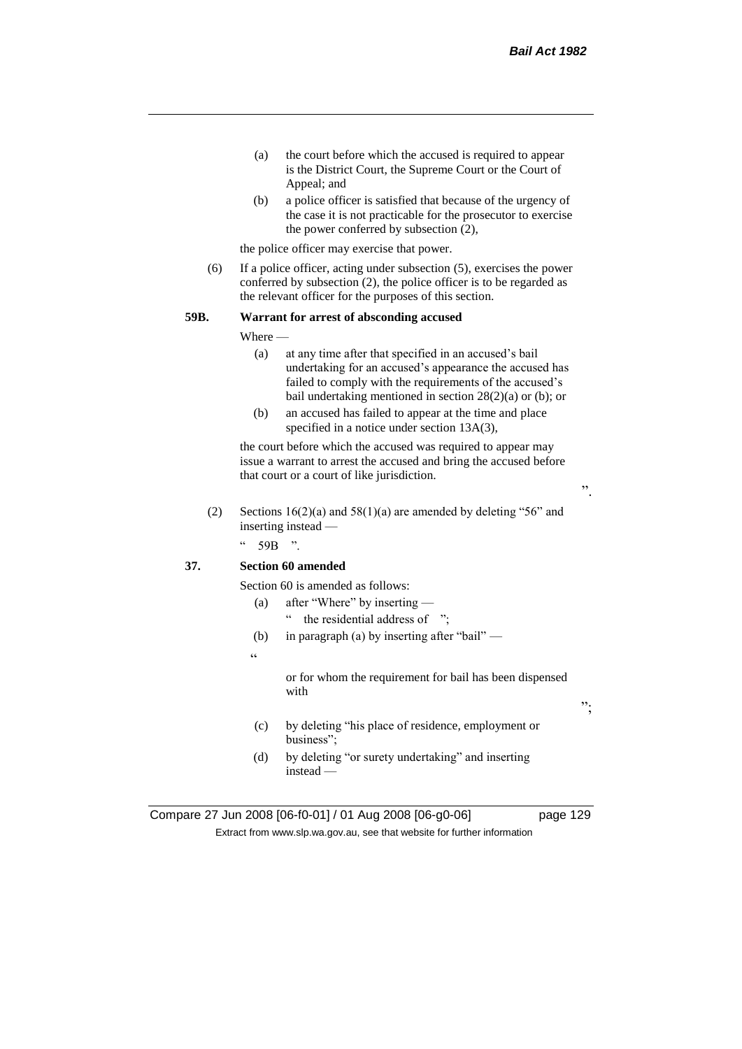(a) the court before which the accused is required to appear is the District Court, the Supreme Court or the Court of Appeal; and

(b) a police officer is satisfied that because of the urgency of the case it is not practicable for the prosecutor to exercise the power conferred by subsection (2),

the police officer may exercise that power.

(6) If a police officer, acting under subsection (5), exercises the power conferred by subsection (2), the police officer is to be regarded as the relevant officer for the purposes of this section.

**59B. Warrant for arrest of absconding accused**

Where —

(a) at any time after that specified in an accused's bail undertaking for an accused's appearance the accused has failed to comply with the requirements of the accused's bail undertaking mentioned in section 28(2)(a) or (b); or

(b) an accused has failed to appear at the time and place specified in a notice under section 13A(3),

the court before which the accused was required to appear may issue a warrant to arrest the accused and bring the accused before that court or a court of like jurisdiction.

".

(2) Sections 16(2)(a) and 58(1)(a) are amended by deleting "56" and inserting instead —

" 59B ".

**37. Section 60 amended**

Section 60 is amended as follows:

(a) after "Where" by inserting —

" the residential address of ";

(b) in paragraph (a) by inserting after "bail" —

"

or for whom the requirement for bail has been dispensed with

";

(c) by deleting "his place of residence, employment or business";

(d) by deleting "or surety undertaking" and inserting instead —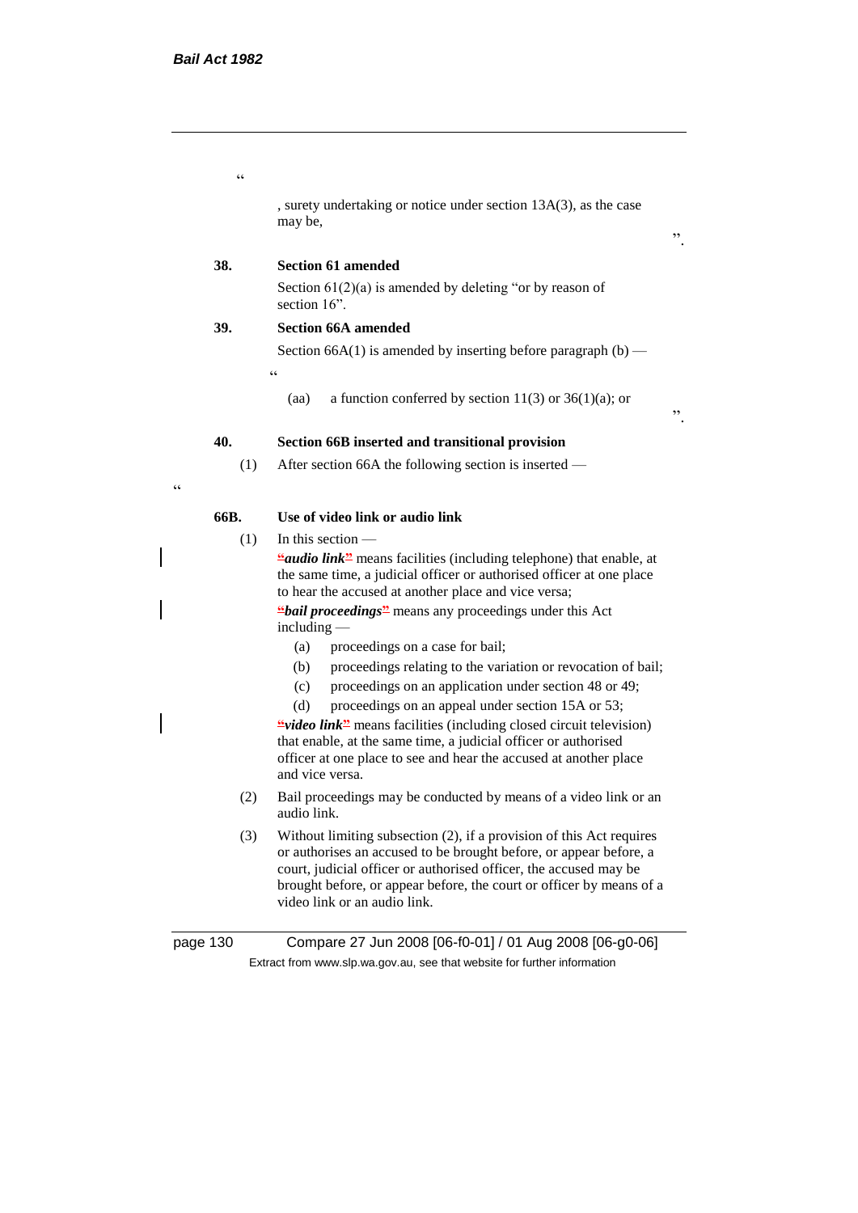"

, surety undertaking or notice under section 13A(3), as the case may be,

".

**38. Section 61 amended**

Section 61(2)(a) is amended by deleting "or by reason of section 16".

**39. Section 66A amended**

Section 66A(1) is amended by inserting before paragraph (b) —

"

(aa) a function conferred by section 11(3) or 36(1)(a); or

".

**40. Section 66B inserted and transitional provision**

(1) After section 66A the following section is inserted —

"

**66B. Use of video link or audio link**

(1) In this section —

"***audio link***" means facilities (including telephone) that enable, at the same time, a judicial officer or authorised officer at one place to hear the accused at another place and vice versa;

"***bail proceedings***" means any proceedings under this Act including —

(a) proceedings on a case for bail;

(b) proceedings relating to the variation or revocation of bail;

(c) proceedings on an application under section 48 or 49;

(d) proceedings on an appeal under section 15A or 53;

"***video link***" means facilities (including closed circuit television) that enable, at the same time, a judicial officer or authorised officer at one place to see and hear the accused at another place and vice versa.

(2) Bail proceedings may be conducted by means of a video link or an audio link.

(3) Without limiting subsection (2), if a provision of this Act requires or authorises an accused to be brought before, or appear before, a court, judicial officer or authorised officer, the accused may be brought before, or appear before, the court or officer by means of a video link or an audio link.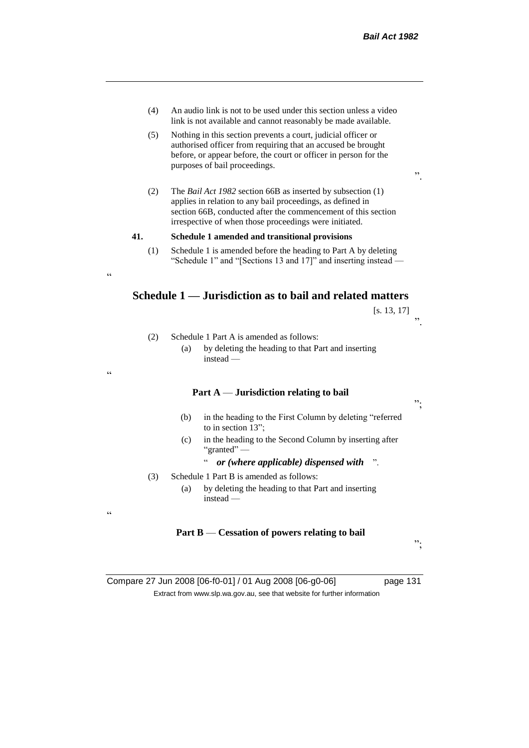(4) An audio link is not to be used under this section unless a video link is not available and cannot reasonably be made available.

(5) Nothing in this section prevents a court, judicial officer or authorised officer from requiring that an accused be brought before, or appear before, the court or officer in person for the purposes of bail proceedings.

".

(2) The *Bail Act 1982* section 66B as inserted by subsection (1) applies in relation to any bail proceedings, as defined in section 66B, conducted after the commencement of this section irrespective of when those proceedings were initiated.

**41. Schedule 1 amended and transitional provisions**

(1) Schedule 1 is amended before the heading to Part A by deleting "Schedule 1" and "[Sections 13 and 17]" and inserting instead —

"

## Schedule 1 — Jurisdiction as to bail and related matters

[s. 13, 17]

".

(2) Schedule 1 Part A is amended as follows:

(a) by deleting the heading to that Part and inserting instead —

"

**Part A — Jurisdiction relating to bail**

";

(b) in the heading to the First Column by deleting "referred to in section 13";

(c) in the heading to the Second Column by inserting after "granted" —

" ***or (where applicable) dispensed with*** ".

(3) Schedule 1 Part B is amended as follows:

(a) by deleting the heading to that Part and inserting instead —

"

**Part B — Cessation of powers relating to bail**

";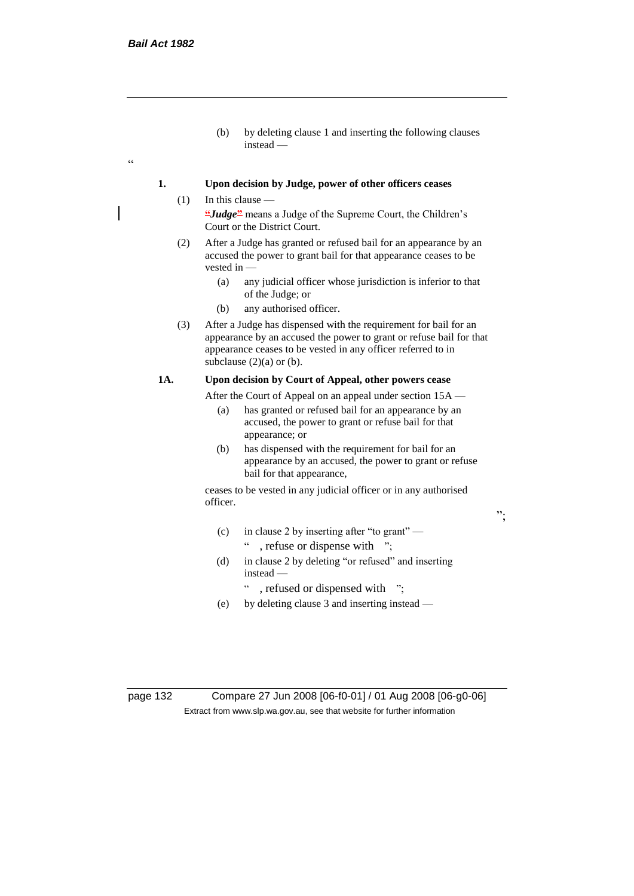(b) by deleting clause 1 and inserting the following clauses instead —

"

**1. Upon decision by Judge, power of other officers ceases**

(1) In this clause —

"***Judge***" means a Judge of the Supreme Court, the Children's Court or the District Court.

(2) After a Judge has granted or refused bail for an appearance by an accused the power to grant bail for that appearance ceases to be vested in —

(a) any judicial officer whose jurisdiction is inferior to that of the Judge; or

(b) any authorised officer.

(3) After a Judge has dispensed with the requirement for bail for an appearance by an accused the power to grant or refuse bail for that appearance ceases to be vested in any officer referred to in subclause (2)(a) or (b).

**1A. Upon decision by Court of Appeal, other powers cease**

After the Court of Appeal on an appeal under section 15A —

(a) has granted or refused bail for an appearance by an accused, the power to grant or refuse bail for that appearance; or

(b) has dispensed with the requirement for bail for an appearance by an accused, the power to grant or refuse bail for that appearance,

ceases to be vested in any judicial officer or in any authorised officer.

";

(c) in clause 2 by inserting after "to grant" —

" , refuse or dispense with ";

(d) in clause 2 by deleting "or refused" and inserting instead —

" , refused or dispensed with ";

(e) by deleting clause 3 and inserting instead —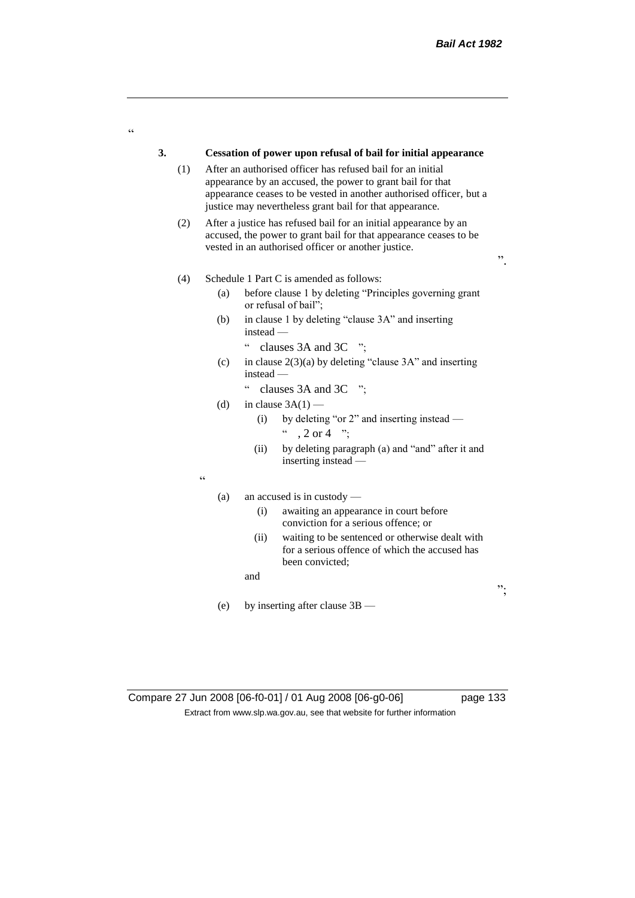"

**3. Cessation of power upon refusal of bail for initial appearance**

(1) After an authorised officer has refused bail for an initial appearance by an accused, the power to grant bail for that appearance ceases to be vested in another authorised officer, but a justice may nevertheless grant bail for that appearance.

(2) After a justice has refused bail for an initial appearance by an accused, the power to grant bail for that appearance ceases to be vested in an authorised officer or another justice.

".

(4) Schedule 1 Part C is amended as follows:

(a) before clause 1 by deleting "Principles governing grant or refusal of bail";

(b) in clause 1 by deleting "clause 3A" and inserting instead —

" clauses 3A and 3C ";

(c) in clause 2(3)(a) by deleting "clause 3A" and inserting instead —

" clauses 3A and 3C ";

(d) in clause 3A(1) —

(i) by deleting "or 2" and inserting instead —

" , 2 or 4 ";

(ii) by deleting paragraph (a) and "and" after it and inserting instead —

"

(a) an accused is in custody —

(i) awaiting an appearance in court before conviction for a serious offence; or

(ii) waiting to be sentenced or otherwise dealt with for a serious offence of which the accused has been convicted;

and

";

(e) by inserting after clause 3B —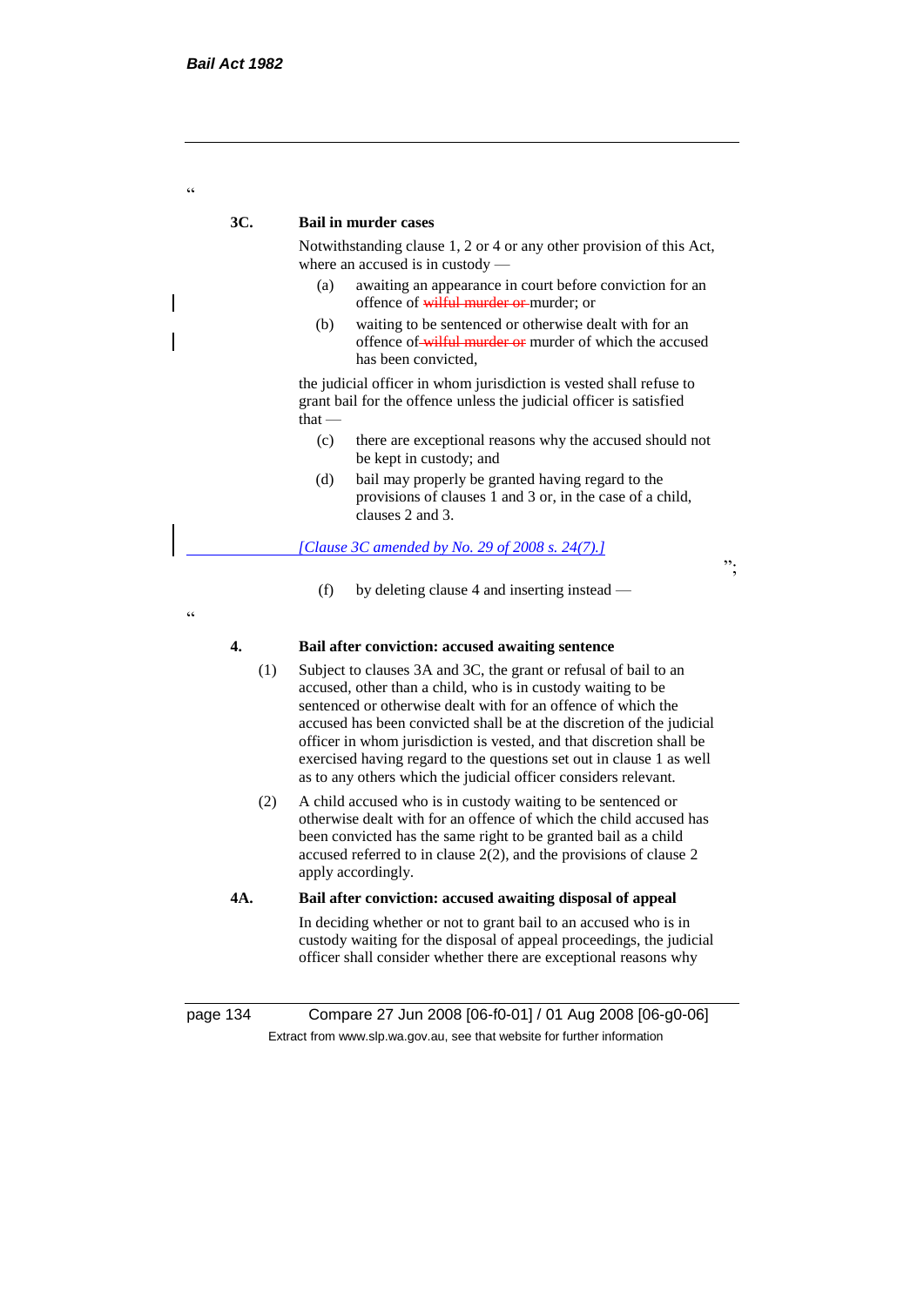"

**3C. Bail in murder cases**

Notwithstanding clause 1, 2 or 4 or any other provision of this Act, where an accused is in custody —

(a) awaiting an appearance in court before conviction for an offence of ~~wilful murder or~~ murder; or

(b) waiting to be sentenced or otherwise dealt with for an offence of ~~wilful murder or~~ murder of which the accused has been convicted,

the judicial officer in whom jurisdiction is vested shall refuse to grant bail for the offence unless the judicial officer is satisfied that —

(c) there are exceptional reasons why the accused should not be kept in custody; and

(d) bail may properly be granted having regard to the provisions of clauses 1 and 3 or, in the case of a child, clauses 2 and 3.

*[Clause 3C amended by No. 29 of 2008 s. 24(7).]*

";

(f) by deleting clause 4 and inserting instead —

"

**4. Bail after conviction: accused awaiting sentence**

(1) Subject to clauses 3A and 3C, the grant or refusal of bail to an accused, other than a child, who is in custody waiting to be sentenced or otherwise dealt with for an offence of which the accused has been convicted shall be at the discretion of the judicial officer in whom jurisdiction is vested, and that discretion shall be exercised having regard to the questions set out in clause 1 as well as to any others which the judicial officer considers relevant.

(2) A child accused who is in custody waiting to be sentenced or otherwise dealt with for an offence of which the child accused has been convicted has the same right to be granted bail as a child accused referred to in clause 2(2), and the provisions of clause 2 apply accordingly.

**4A. Bail after conviction: accused awaiting disposal of appeal**

In deciding whether or not to grant bail to an accused who is in custody waiting for the disposal of appeal proceedings, the judicial officer shall consider whether there are exceptional reasons why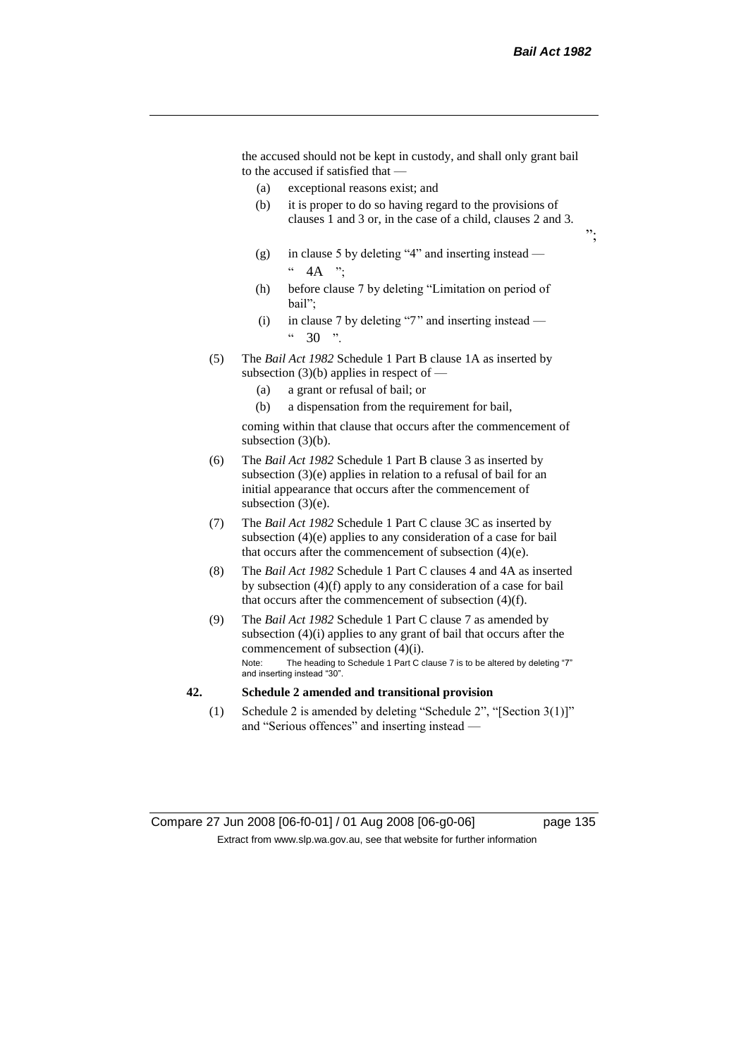the accused should not be kept in custody, and shall only grant bail to the accused if satisfied that —

(a) exceptional reasons exist; and

(b) it is proper to do so having regard to the provisions of clauses 1 and 3 or, in the case of a child, clauses 2 and 3.

";

(g) in clause 5 by deleting "4" and inserting instead —

" 4A ";

(h) before clause 7 by deleting "Limitation on period of bail";

(i) in clause 7 by deleting "7" and inserting instead —

" 30 ".

(5) The *Bail Act 1982* Schedule 1 Part B clause 1A as inserted by subsection (3)(b) applies in respect of —

(a) a grant or refusal of bail; or

(b) a dispensation from the requirement for bail,

coming within that clause that occurs after the commencement of subsection (3)(b).

(6) The *Bail Act 1982* Schedule 1 Part B clause 3 as inserted by subsection (3)(e) applies in relation to a refusal of bail for an initial appearance that occurs after the commencement of subsection (3)(e).

(7) The *Bail Act 1982* Schedule 1 Part C clause 3C as inserted by subsection (4)(e) applies to any consideration of a case for bail that occurs after the commencement of subsection (4)(e).

(8) The *Bail Act 1982* Schedule 1 Part C clauses 4 and 4A as inserted by subsection (4)(f) apply to any consideration of a case for bail that occurs after the commencement of subsection (4)(f).

(9) The *Bail Act 1982* Schedule 1 Part C clause 7 as amended by subsection (4)(i) applies to any grant of bail that occurs after the commencement of subsection (4)(i).

Note: The heading to Schedule 1 Part C clause 7 is to be altered by deleting "7" and inserting instead "30".

**42. Schedule 2 amended and transitional provision**

(1) Schedule 2 is amended by deleting "Schedule 2", "[Section 3(1)]" and "Serious offences" and inserting instead —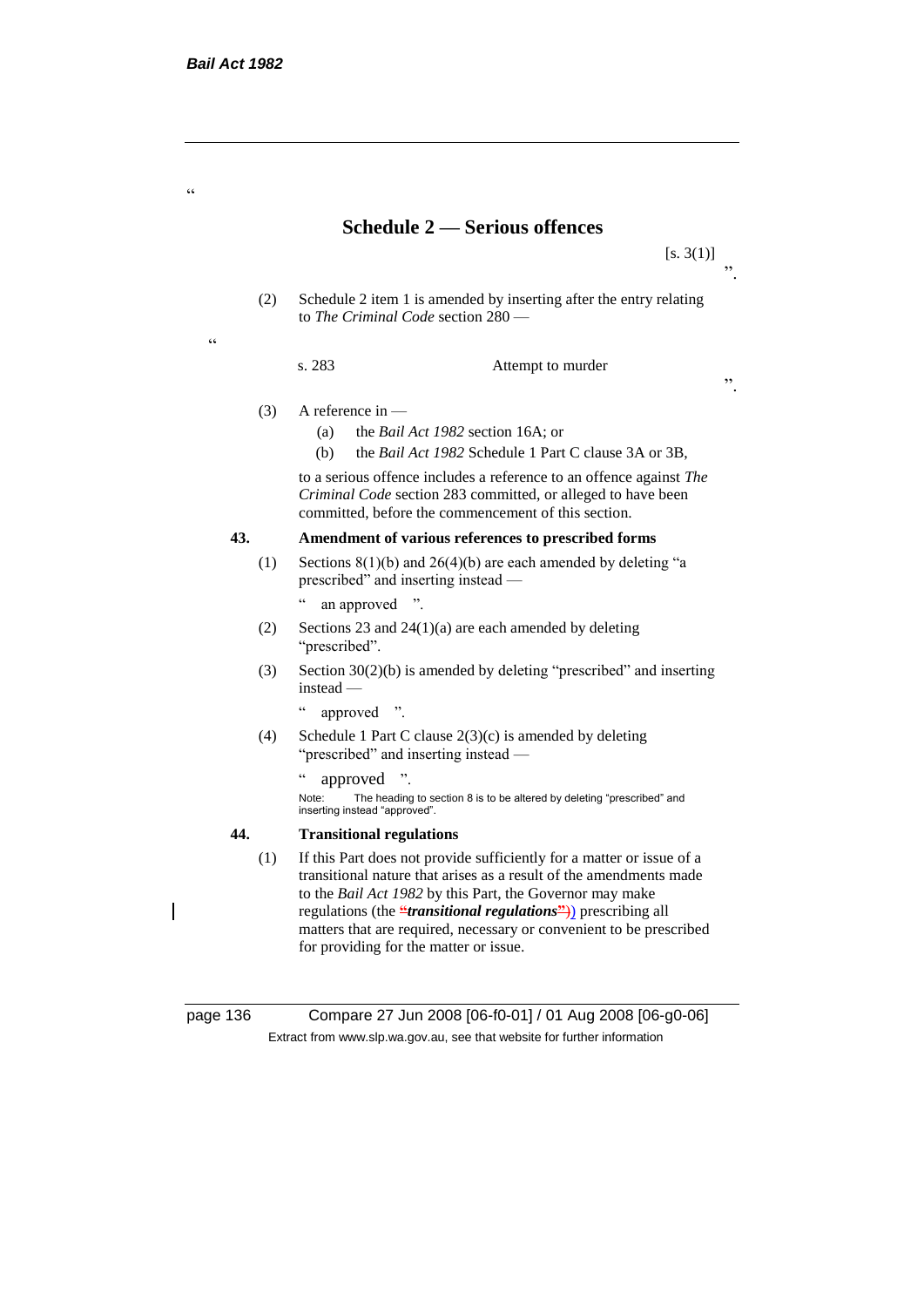"

## Schedule 2 — Serious offences

[s. 3(1)]

".

(2) Schedule 2 item 1 is amended by inserting after the entry relating to *The Criminal Code* section 280 —

"

| s. 283 | Attempt to murder |
|---|---|

".

(3) A reference in —

(a) the *Bail Act 1982* section 16A; or

(b) the *Bail Act 1982* Schedule 1 Part C clause 3A or 3B,

to a serious offence includes a reference to an offence against *The Criminal Code* section 283 committed, or alleged to have been committed, before the commencement of this section.

**43. Amendment of various references to prescribed forms**

(1) Sections 8(1)(b) and 26(4)(b) are each amended by deleting "a prescribed" and inserting instead —

" an approved ".

(2) Sections 23 and 24(1)(a) are each amended by deleting "prescribed".

(3) Section 30(2)(b) is amended by deleting "prescribed" and inserting instead —

" approved ".

(4) Schedule 1 Part C clause 2(3)(c) is amended by deleting "prescribed" and inserting instead —

" approved ".

Note: The heading to section 8 is to be altered by deleting "prescribed" and inserting instead "approved".

**44. Transitional regulations**

(1) If this Part does not provide sufficiently for a matter or issue of a transitional nature that arises as a result of the amendments made to the *Bail Act 1982* by this Part, the Governor may make regulations (the "***transitional regulations***")) prescribing all matters that are required, necessary or convenient to be prescribed for providing for the matter or issue.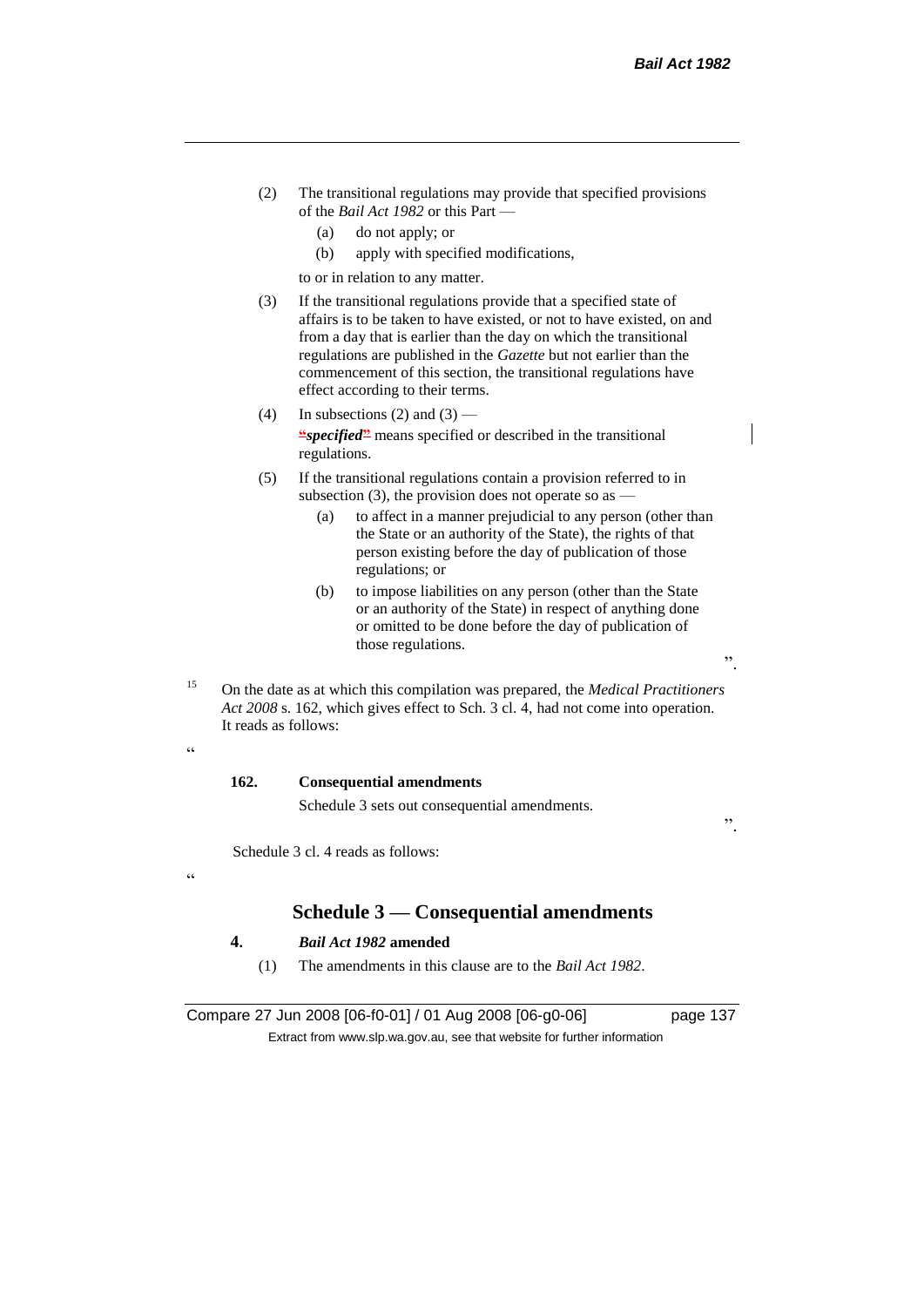(2) The transitional regulations may provide that specified provisions of the *Bail Act 1982* or this Part —

(a) do not apply; or

(b) apply with specified modifications,

to or in relation to any matter.

(3) If the transitional regulations provide that a specified state of affairs is to be taken to have existed, or not to have existed, on and from a day that is earlier than the day on which the transitional regulations are published in the *Gazette* but not earlier than the commencement of this section, the transitional regulations have effect according to their terms.

(4) In subsections (2) and (3) —

***specified*** means specified or described in the transitional regulations.

(5) If the transitional regulations contain a provision referred to in subsection (3), the provision does not operate so as —

(a) to affect in a manner prejudicial to any person (other than the State or an authority of the State), the rights of that person existing before the day of publication of those regulations; or

(b) to impose liabilities on any person (other than the State or an authority of the State) in respect of anything done or omitted to be done before the day of publication of those regulations.

".

[15] On the date as at which this compilation was prepared, the *Medical Practitioners Act 2008* s. 162, which gives effect to Sch. 3 cl. 4, had not come into operation. It reads as follows:

"

**162. Consequential amendments**

Schedule 3 sets out consequential amendments.

".

Schedule 3 cl. 4 reads as follows:

"

## Schedule 3 — Consequential amendments

**4. *Bail Act 1982* amended**

(1) The amendments in this clause are to the *Bail Act 1982*.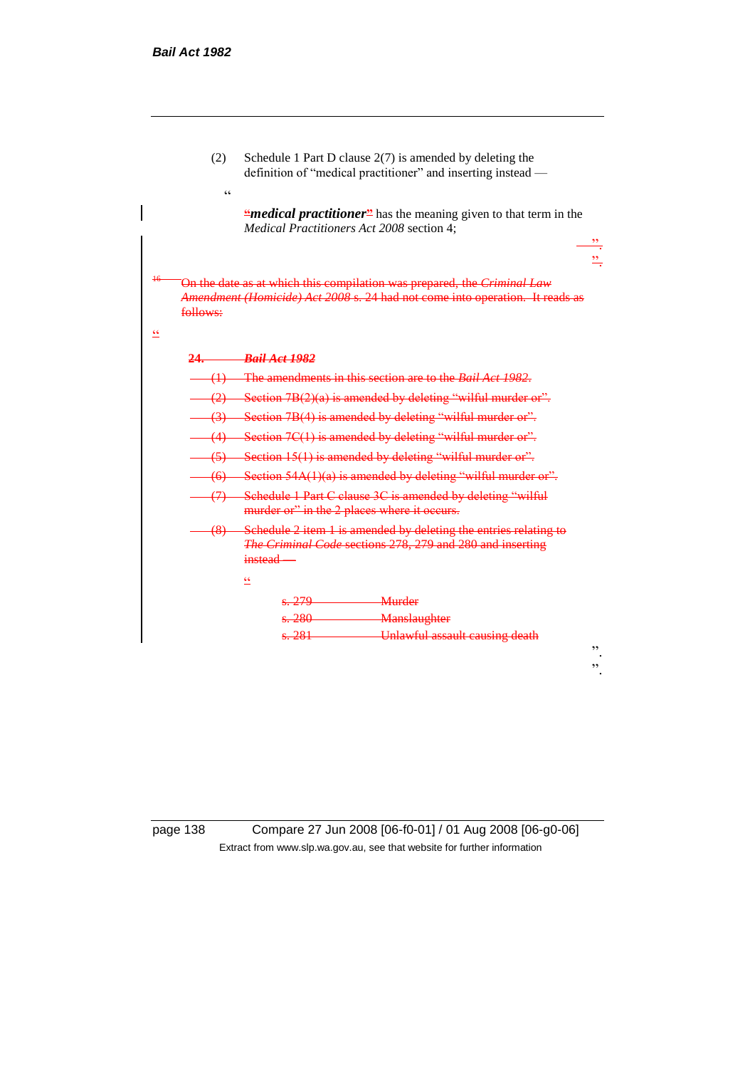(2) Schedule 1 Part D clause 2(7) is amended by deleting the definition of "medical practitioner" and inserting instead —

"

"***medical practitioner***" has the meaning given to that term in the *Medical Practitioners Act 2008* section 4;

".

".

[16] ~~On the date as at which this compilation was prepared, the *Criminal Law Amendment (Homicide) Act 2008* s. 24 had not come into operation. It reads as follows:~~

"

~~**24.** ***Bail Act 1982***~~

~~(1) The amendments in this section are to the *Bail Act 1982*.~~

~~(2) Section 7B(2)(a) is amended by deleting "wilful murder or".~~

~~(3) Section 7B(4) is amended by deleting "wilful murder or".~~

~~(4) Section 7C(1) is amended by deleting "wilful murder or".~~

~~(5) Section 15(1) is amended by deleting "wilful murder or".~~

~~(6) Section 54A(1)(a) is amended by deleting "wilful murder or".~~

~~(7) Schedule 1 Part C clause 3C is amended by deleting "wilful murder or" in the 2 places where it occurs.~~

~~(8) Schedule 2 item 1 is amended by deleting the entries relating to *The Criminal Code* sections 278, 279 and 280 and inserting instead —~~

"

| | |
|---|---|
| ~~s. 279~~ | ~~Murder~~ |
| ~~s. 280~~ | ~~Manslaughter~~ |
| ~~s. 281~~ | ~~Unlawful assault causing death~~ |

".

".